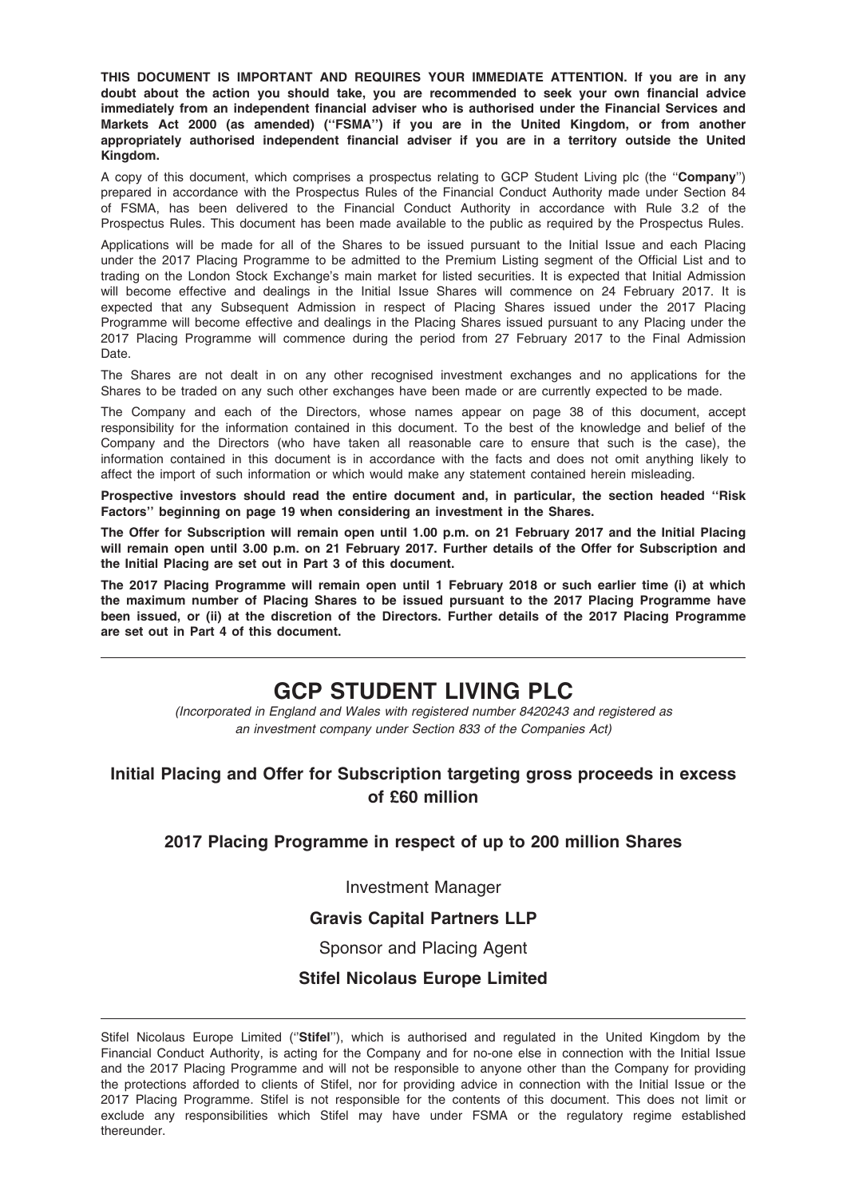**THIS DOCUMENT IS IMPORTANT AND REQUIRES YOUR IMMEDIATE ATTENTION. If you are in any doubt about the action you should take, you are recommended to seek your own financial advice immediately from an independent financial adviser who is authorised under the Financial Services and Markets Act 2000 (as amended) (''FSMA'') if you are in the United Kingdom, or from another appropriately authorised independent financial adviser if you are in a territory outside the United Kingdom.**

A copy of this document, which comprises a prospectus relating to GCP Student Living plc (the ''**Company**'') prepared in accordance with the Prospectus Rules of the Financial Conduct Authority made under Section 84 of FSMA, has been delivered to the Financial Conduct Authority in accordance with Rule 3.2 of the Prospectus Rules. This document has been made available to the public as required by the Prospectus Rules.

Applications will be made for all of the Shares to be issued pursuant to the Initial Issue and each Placing under the 2017 Placing Programme to be admitted to the Premium Listing segment of the Official List and to trading on the London Stock Exchange's main market for listed securities. It is expected that Initial Admission will become effective and dealings in the Initial Issue Shares will commence on 24 February 2017. It is expected that any Subsequent Admission in respect of Placing Shares issued under the 2017 Placing Programme will become effective and dealings in the Placing Shares issued pursuant to any Placing under the 2017 Placing Programme will commence during the period from 27 February 2017 to the Final Admission Date.

The Shares are not dealt in on any other recognised investment exchanges and no applications for the Shares to be traded on any such other exchanges have been made or are currently expected to be made.

The Company and each of the Directors, whose names appear on page 38 of this document, accept responsibility for the information contained in this document. To the best of the knowledge and belief of the Company and the Directors (who have taken all reasonable care to ensure that such is the case), the information contained in this document is in accordance with the facts and does not omit anything likely to affect the import of such information or which would make any statement contained herein misleading.

**Prospective investors should read the entire document and, in particular, the section headed ''Risk Factors'' beginning on page 19 when considering an investment in the Shares.**

**The Offer for Subscription will remain open until 1.00 p.m. on 21 February 2017 and the Initial Placing will remain open until 3.00 p.m. on 21 February 2017. Further details of the Offer for Subscription and the Initial Placing are set out in Part 3 of this document.**

**The 2017 Placing Programme will remain open until 1 February 2018 or such earlier time (i) at which the maximum number of Placing Shares to be issued pursuant to the 2017 Placing Programme have been issued, or (ii) at the discretion of the Directors. Further details of the 2017 Placing Programme are set out in Part 4 of this document.**

---

# GCP STUDENT LIVING PLC

*(Incorporated in England and Wales with registered number 8420243 and registered as an investment company under Section 833 of the Companies Act)*

## Initial Placing and Offer for Subscription targeting gross proceeds in excess of £60 million

### 2017 Placing Programme in respect of up to 200 million Shares

Investment Manager

**Gravis Capital Partners LLP**

Sponsor and Placing Agent

**Stifel Nicolaus Europe Limited**

---

Stifel Nicolaus Europe Limited (''**Stifel**''), which is authorised and regulated in the United Kingdom by the Financial Conduct Authority, is acting for the Company and for no-one else in connection with the Initial Issue and the 2017 Placing Programme and will not be responsible to anyone other than the Company for providing the protections afforded to clients of Stifel, nor for providing advice in connection with the Initial Issue or the 2017 Placing Programme. Stifel is not responsible for the contents of this document. This does not limit or exclude any responsibilities which Stifel may have under FSMA or the regulatory regime established thereunder.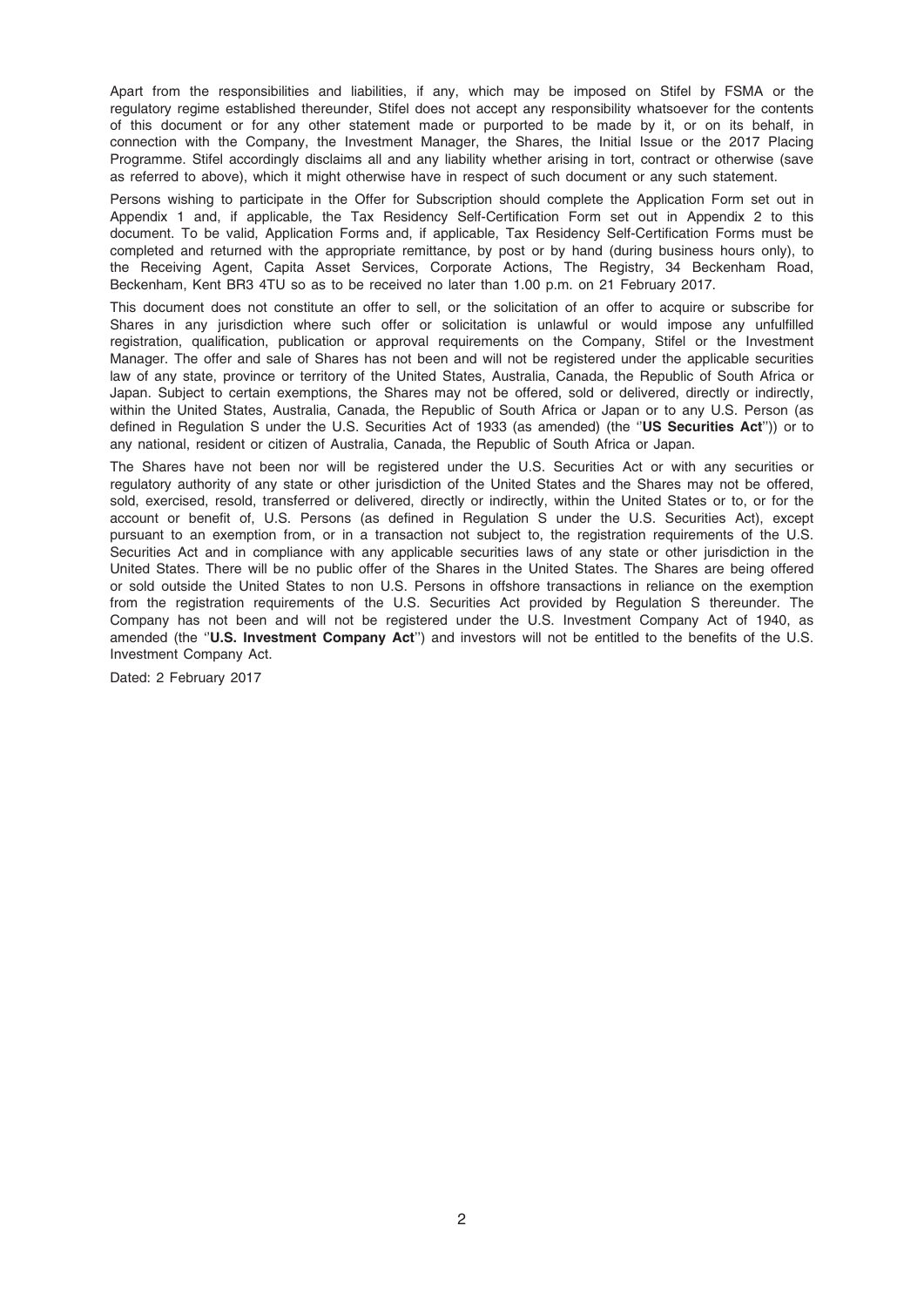Apart from the responsibilities and liabilities, if any, which may be imposed on Stifel by FSMA or the regulatory regime established thereunder, Stifel does not accept any responsibility whatsoever for the contents of this document or for any other statement made or purported to be made by it, or on its behalf, in connection with the Company, the Investment Manager, the Shares, the Initial Issue or the 2017 Placing Programme. Stifel accordingly disclaims all and any liability whether arising in tort, contract or otherwise (save as referred to above), which it might otherwise have in respect of such document or any such statement.

Persons wishing to participate in the Offer for Subscription should complete the Application Form set out in Appendix 1 and, if applicable, the Tax Residency Self-Certification Form set out in Appendix 2 to this document. To be valid, Application Forms and, if applicable, Tax Residency Self-Certification Forms must be completed and returned with the appropriate remittance, by post or by hand (during business hours only), to the Receiving Agent, Capita Asset Services, Corporate Actions, The Registry, 34 Beckenham Road, Beckenham, Kent BR3 4TU so as to be received no later than 1.00 p.m. on 21 February 2017.

This document does not constitute an offer to sell, or the solicitation of an offer to acquire or subscribe for Shares in any jurisdiction where such offer or solicitation is unlawful or would impose any unfulfilled registration, qualification, publication or approval requirements on the Company, Stifel or the Investment Manager. The offer and sale of Shares has not been and will not be registered under the applicable securities law of any state, province or territory of the United States, Australia, Canada, the Republic of South Africa or Japan. Subject to certain exemptions, the Shares may not be offered, sold or delivered, directly or indirectly, within the United States, Australia, Canada, the Republic of South Africa or Japan or to any U.S. Person (as defined in Regulation S under the U.S. Securities Act of 1933 (as amended) (the "**US Securities Act**")) or to any national, resident or citizen of Australia, Canada, the Republic of South Africa or Japan.

The Shares have not been nor will be registered under the U.S. Securities Act or with any securities or regulatory authority of any state or other jurisdiction of the United States and the Shares may not be offered, sold, exercised, resold, transferred or delivered, directly or indirectly, within the United States or to, or for the account or benefit of, U.S. Persons (as defined in Regulation S under the U.S. Securities Act), except pursuant to an exemption from, or in a transaction not subject to, the registration requirements of the U.S. Securities Act and in compliance with any applicable securities laws of any state or other jurisdiction in the United States. There will be no public offer of the Shares in the United States. The Shares are being offered or sold outside the United States to non U.S. Persons in offshore transactions in reliance on the exemption from the registration requirements of the U.S. Securities Act provided by Regulation S thereunder. The Company has not been and will not be registered under the U.S. Investment Company Act of 1940, as amended (the "**U.S. Investment Company Act**") and investors will not be entitled to the benefits of the U.S. Investment Company Act.

Dated: 2 February 2017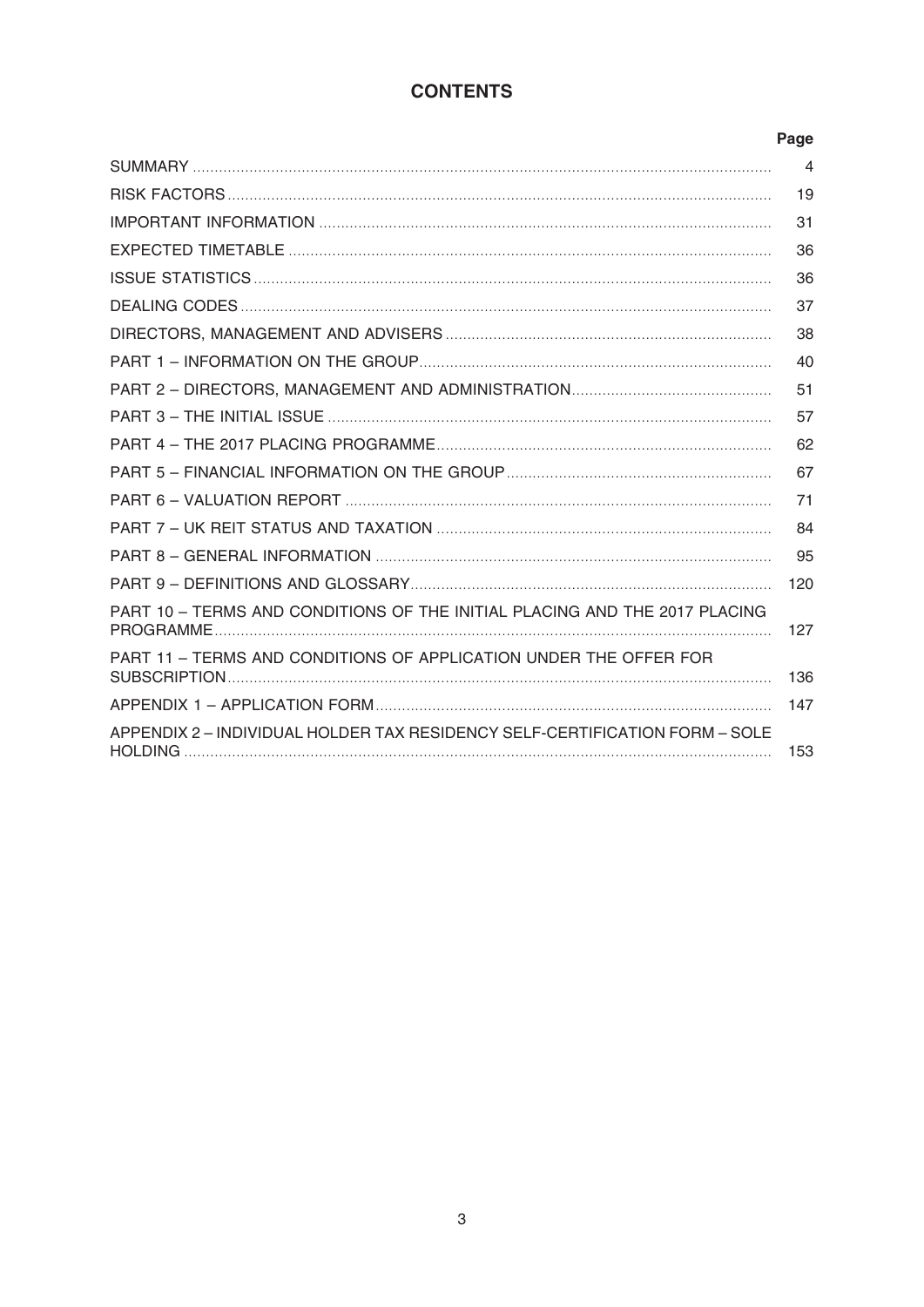# CONTENTS

| | Page |
|---|---|
| SUMMARY | 4 |
| RISK FACTORS | 19 |
| IMPORTANT INFORMATION | 31 |
| EXPECTED TIMETABLE | 36 |
| ISSUE STATISTICS | 36 |
| DEALING CODES | 37 |
| DIRECTORS, MANAGEMENT AND ADVISERS | 38 |
| PART 1 – INFORMATION ON THE GROUP | 40 |
| PART 2 – DIRECTORS, MANAGEMENT AND ADMINISTRATION | 51 |
| PART 3 – THE INITIAL ISSUE | 57 |
| PART 4 – THE 2017 PLACING PROGRAMME | 62 |
| PART 5 – FINANCIAL INFORMATION ON THE GROUP | 67 |
| PART 6 – VALUATION REPORT | 71 |
| PART 7 – UK REIT STATUS AND TAXATION | 84 |
| PART 8 – GENERAL INFORMATION | 95 |
| PART 9 – DEFINITIONS AND GLOSSARY | 120 |
| PART 10 – TERMS AND CONDITIONS OF THE INITIAL PLACING AND THE 2017 PLACING PROGRAMME | 127 |
| PART 11 – TERMS AND CONDITIONS OF APPLICATION UNDER THE OFFER FOR SUBSCRIPTION | 136 |
| APPENDIX 1 – APPLICATION FORM | 147 |
| APPENDIX 2 – INDIVIDUAL HOLDER TAX RESIDENCY SELF-CERTIFICATION FORM – SOLE HOLDING | 153 |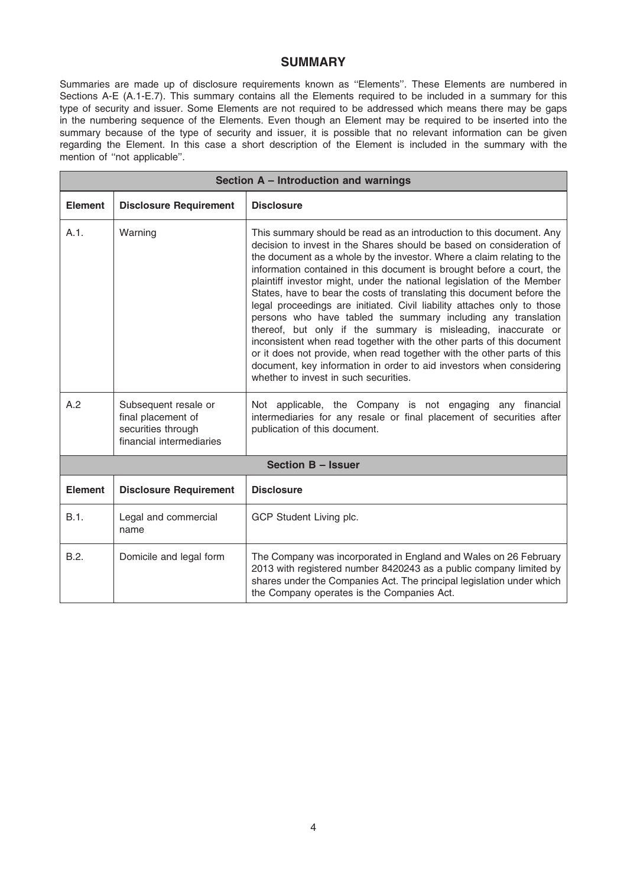# SUMMARY

Summaries are made up of disclosure requirements known as ''Elements''. These Elements are numbered in Sections A-E (A.1-E.7). This summary contains all the Elements required to be included in a summary for this type of security and issuer. Some Elements are not required to be addressed which means there may be gaps in the numbering sequence of the Elements. Even though an Element may be required to be inserted into the summary because of the type of security and issuer, it is possible that no relevant information can be given regarding the Element. In this case a short description of the Element is included in the summary with the mention of ''not applicable''.

| Section A – Introduction and warnings | | |
|---|---|---|
| **Element** | **Disclosure Requirement** | **Disclosure** |
| A.1. | Warning | This summary should be read as an introduction to this document. Any decision to invest in the Shares should be based on consideration of the document as a whole by the investor. Where a claim relating to the information contained in this document is brought before a court, the plaintiff investor might, under the national legislation of the Member States, have to bear the costs of translating this document before the legal proceedings are initiated. Civil liability attaches only to those persons who have tabled the summary including any translation thereof, but only if the summary is misleading, inaccurate or inconsistent when read together with the other parts of this document or it does not provide, when read together with the other parts of this document, key information in order to aid investors when considering whether to invest in such securities. |
| A.2 | Subsequent resale or final placement of securities through financial intermediaries | Not applicable, the Company is not engaging any financial intermediaries for any resale or final placement of securities after publication of this document. |

| Section B – Issuer | | |
|---|---|---|
| **Element** | **Disclosure Requirement** | **Disclosure** |
| B.1. | Legal and commercial name | GCP Student Living plc. |
| B.2. | Domicile and legal form | The Company was incorporated in England and Wales on 26 February 2013 with registered number 8420243 as a public company limited by shares under the Companies Act. The principal legislation under which the Company operates is the Companies Act. |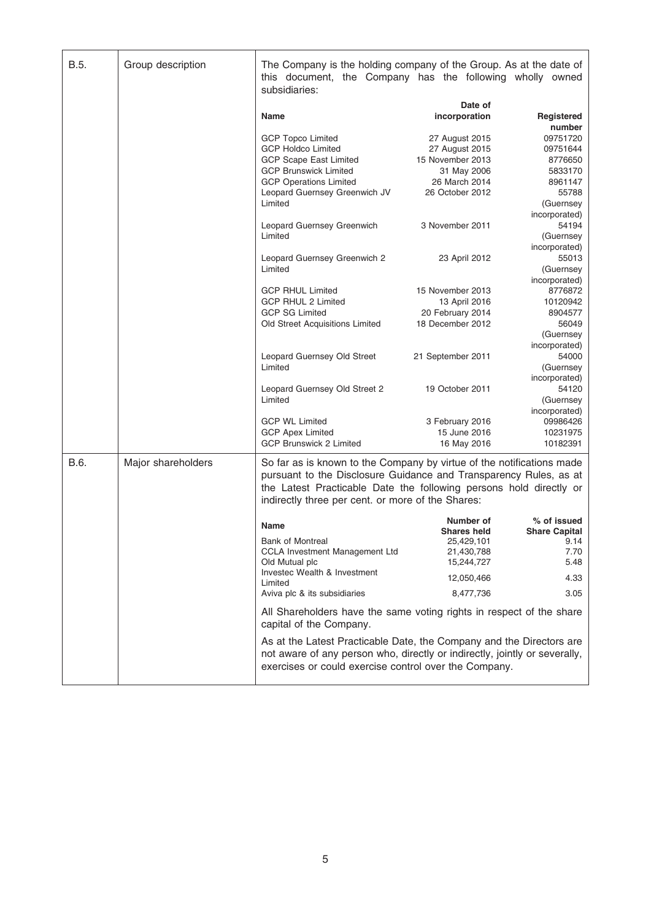| | | |
|---|---|---|
| B.5. | Group description | The Company is the holding company of the Group. As at the date of this document, the Company has the following wholly owned subsidiaries: |

| Name | Date of incorporation | Registered number |
|---|---|---|
| GCP Topco Limited | 27 August 2015 | 09751720 |
| GCP Holdco Limited | 27 August 2015 | 09751644 |
| GCP Scape East Limited | 15 November 2013 | 8776650 |
| GCP Brunswick Limited | 31 May 2006 | 5833170 |
| GCP Operations Limited | 26 March 2014 | 8961147 |
| Leopard Guernsey Greenwich JV Limited | 26 October 2012 | 55788 (Guernsey incorporated) |
| Leopard Guernsey Greenwich Limited | 3 November 2011 | 54194 (Guernsey incorporated) |
| Leopard Guernsey Greenwich 2 Limited | 23 April 2012 | 55013 (Guernsey incorporated) |
| GCP RHUL Limited | 15 November 2013 | 8776872 |
| GCP RHUL 2 Limited | 13 April 2016 | 10120942 |
| GCP SG Limited | 20 February 2014 | 8904577 |
| Old Street Acquisitions Limited | 18 December 2012 | 56049 (Guernsey incorporated) |
| Leopard Guernsey Old Street Limited | 21 September 2011 | 54000 (Guernsey incorporated) |
| Leopard Guernsey Old Street 2 Limited | 19 October 2011 | 54120 (Guernsey incorporated) |
| GCP WL Limited | 3 February 2016 | 09986426 |
| GCP Apex Limited | 15 June 2016 | 10231975 |
| GCP Brunswick 2 Limited | 16 May 2016 | 10182391 |

| | | |
|---|---|---|
| B.6. | Major shareholders | So far as is known to the Company by virtue of the notifications made pursuant to the Disclosure Guidance and Transparency Rules, as at the Latest Practicable Date the following persons hold directly or indirectly three per cent. or more of the Shares: |

| Name | Number of Shares held | % of issued Share Capital |
|---|---|---|
| Bank of Montreal | 25,429,101 | 9.14 |
| CCLA Investment Management Ltd | 21,430,788 | 7.70 |
| Old Mutual plc | 15,244,727 | 5.48 |
| Investec Wealth & Investment Limited | 12,050,466 | 4.33 |
| Aviva plc & its subsidiaries | 8,477,736 | 3.05 |

All Shareholders have the same voting rights in respect of the share capital of the Company.

As at the Latest Practicable Date, the Company and the Directors are not aware of any person who, directly or indirectly, jointly or severally, exercises or could exercise control over the Company.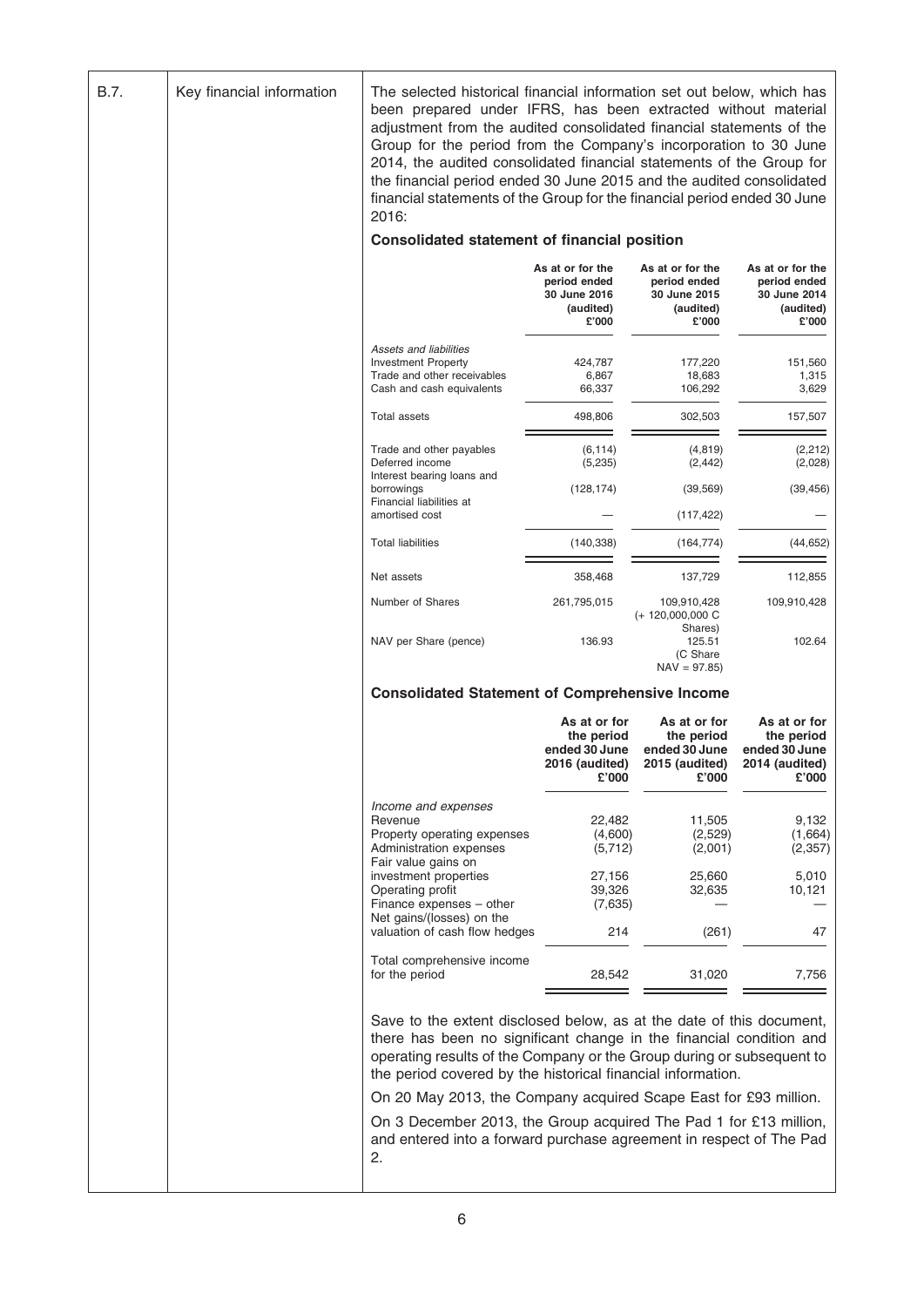| B.7. | Key financial information | The selected historical financial information set out below, which has been prepared under IFRS, has been extracted without material adjustment from the audited consolidated financial statements of the Group for the period from the Company's incorporation to 30 June 2014, the audited consolidated financial statements of the Group for the financial period ended 30 June 2015 and the audited consolidated financial statements of the Group for the financial period ended 30 June 2016: |
|---|---|---|

**Consolidated statement of financial position**

| | As at or for the period ended 30 June 2016 (audited) £'000 | As at or for the period ended 30 June 2015 (audited) £'000 | As at or for the period ended 30 June 2014 (audited) £'000 |
|---|---|---|---|
| *Assets and liabilities* | | | |
| Investment Property | 424,787 | 177,220 | 151,560 |
| Trade and other receivables | 6,867 | 18,683 | 1,315 |
| Cash and cash equivalents | 66,337 | 106,292 | 3,629 |
| Total assets | 498,806 | 302,503 | 157,507 |
| Trade and other payables | (6,114) | (4,819) | (2,212) |
| Deferred income | (5,235) | (2,442) | (2,028) |
| Interest bearing loans and borrowings | (128,174) | (39,569) | (39,456) |
| Financial liabilities at amortised cost | — | (117,422) | — |
| Total liabilities | (140,338) | (164,774) | (44,652) |
| Net assets | 358,468 | 137,729 | 112,855 |
| Number of Shares | 261,795,015 | 109,910,428 (+ 120,000,000 C Shares) | 109,910,428 |
| NAV per Share (pence) | 136.93 | 125.51 (C Share NAV = 97.85) | 102.64 |

**Consolidated Statement of Comprehensive Income**

| | As at or for the period ended 30 June 2016 (audited) £'000 | As at or for the period ended 30 June 2015 (audited) £'000 | As at or for the period ended 30 June 2014 (audited) £'000 |
|---|---|---|---|
| *Income and expenses* | | | |
| Revenue | 22,482 | 11,505 | 9,132 |
| Property operating expenses | (4,600) | (2,529) | (1,664) |
| Administration expenses | (5,712) | (2,001) | (2,357) |
| Fair value gains on investment properties | 27,156 | 25,660 | 5,010 |
| Operating profit | 39,326 | 32,635 | 10,121 |
| Finance expenses – other | (7,635) | — | — |
| Net gains/(losses) on the valuation of cash flow hedges | 214 | (261) | 47 |
| Total comprehensive income for the period | 28,542 | 31,020 | 7,756 |

Save to the extent disclosed below, as at the date of this document, there has been no significant change in the financial condition and operating results of the Company or the Group during or subsequent to the period covered by the historical financial information.

On 20 May 2013, the Company acquired Scape East for £93 million.

On 3 December 2013, the Group acquired The Pad 1 for £13 million, and entered into a forward purchase agreement in respect of The Pad 2.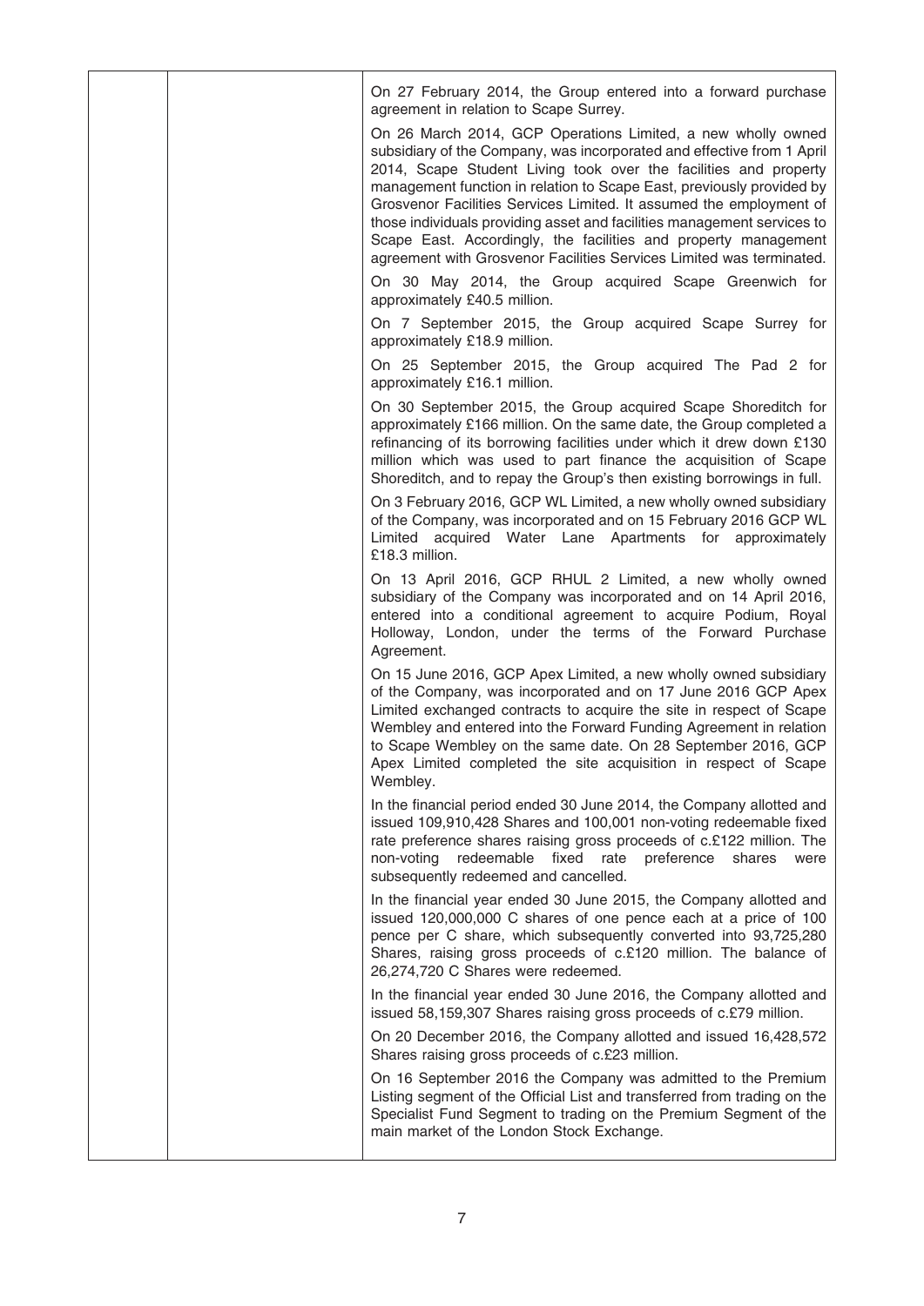|  |  | On 27 February 2014, the Group entered into a forward purchase agreement in relation to Scape Surrey.<br><br>On 26 March 2014, GCP Operations Limited, a new wholly owned subsidiary of the Company, was incorporated and effective from 1 April 2014, Scape Student Living took over the facilities and property management function in relation to Scape East, previously provided by Grosvenor Facilities Services Limited. It assumed the employment of those individuals providing asset and facilities management services to Scape East. Accordingly, the facilities and property management agreement with Grosvenor Facilities Services Limited was terminated.<br><br>On 30 May 2014, the Group acquired Scape Greenwich for approximately £40.5 million.<br><br>On 7 September 2015, the Group acquired Scape Surrey for approximately £18.9 million.<br><br>On 25 September 2015, the Group acquired The Pad 2 for approximately £16.1 million.<br><br>On 30 September 2015, the Group acquired Scape Shoreditch for approximately £166 million. On the same date, the Group completed a refinancing of its borrowing facilities under which it drew down £130 million which was used to part finance the acquisition of Scape Shoreditch, and to repay the Group's then existing borrowings in full.<br><br>On 3 February 2016, GCP WL Limited, a new wholly owned subsidiary of the Company, was incorporated and on 15 February 2016 GCP WL Limited acquired Water Lane Apartments for approximately £18.3 million.<br><br>On 13 April 2016, GCP RHUL 2 Limited, a new wholly owned subsidiary of the Company was incorporated and on 14 April 2016, entered into a conditional agreement to acquire Podium, Royal Holloway, London, under the terms of the Forward Purchase Agreement.<br><br>On 15 June 2016, GCP Apex Limited, a new wholly owned subsidiary of the Company, was incorporated and on 17 June 2016 GCP Apex Limited exchanged contracts to acquire the site in respect of Scape Wembley and entered into the Forward Funding Agreement in relation to Scape Wembley on the same date. On 28 September 2016, GCP Apex Limited completed the site acquisition in respect of Scape Wembley.<br><br>In the financial period ended 30 June 2014, the Company allotted and issued 109,910,428 Shares and 100,001 non-voting redeemable fixed rate preference shares raising gross proceeds of c.£122 million. The non-voting redeemable fixed rate preference shares were subsequently redeemed and cancelled.<br><br>In the financial year ended 30 June 2015, the Company allotted and issued 120,000,000 C shares of one pence each at a price of 100 pence per C share, which subsequently converted into 93,725,280 Shares, raising gross proceeds of c.£120 million. The balance of 26,274,720 C Shares were redeemed.<br><br>In the financial year ended 30 June 2016, the Company allotted and issued 58,159,307 Shares raising gross proceeds of c.£79 million.<br><br>On 20 December 2016, the Company allotted and issued 16,428,572 Shares raising gross proceeds of c.£23 million.<br><br>On 16 September 2016 the Company was admitted to the Premium Listing segment of the Official List and transferred from trading on the Specialist Fund Segment to trading on the Premium Segment of the main market of the London Stock Exchange. |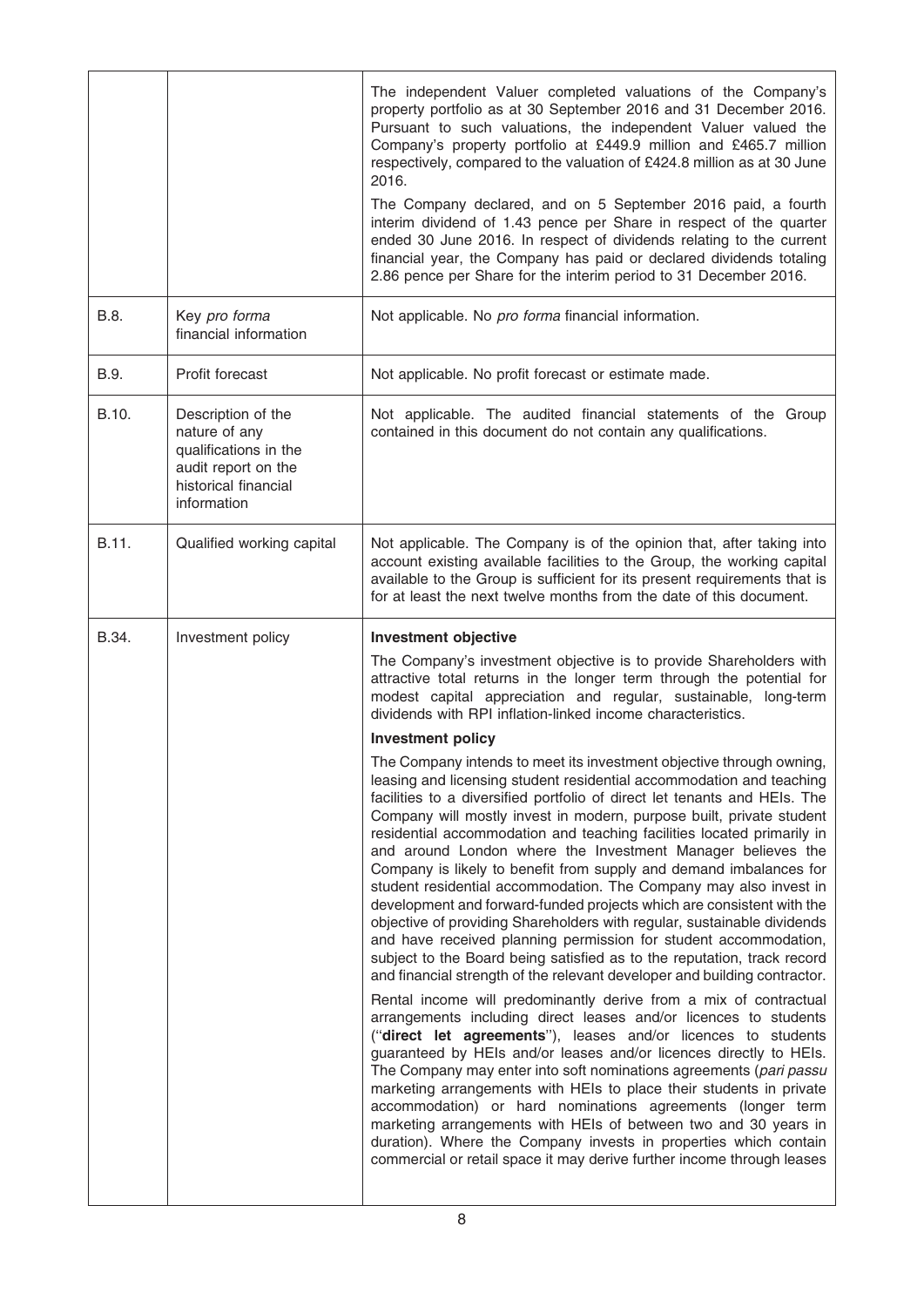| | | |
|---|---|---|
| | | The independent Valuer completed valuations of the Company's property portfolio as at 30 September 2016 and 31 December 2016. Pursuant to such valuations, the independent Valuer valued the Company's property portfolio at £449.9 million and £465.7 million respectively, compared to the valuation of £424.8 million as at 30 June 2016.<br><br>The Company declared, and on 5 September 2016 paid, a fourth interim dividend of 1.43 pence per Share in respect of the quarter ended 30 June 2016. In respect of dividends relating to the current financial year, the Company has paid or declared dividends totaling 2.86 pence per Share for the interim period to 31 December 2016. |
| B.8. | Key *pro forma* financial information | Not applicable. No *pro forma* financial information. |
| B.9. | Profit forecast | Not applicable. No profit forecast or estimate made. |
| B.10. | Description of the nature of any qualifications in the audit report on the historical financial information | Not applicable. The audited financial statements of the Group contained in this document do not contain any qualifications. |
| B.11. | Qualified working capital | Not applicable. The Company is of the opinion that, after taking into account existing available facilities to the Group, the working capital available to the Group is sufficient for its present requirements that is for at least the next twelve months from the date of this document. |
| B.34. | Investment policy | **Investment objective**<br><br>The Company's investment objective is to provide Shareholders with attractive total returns in the longer term through the potential for modest capital appreciation and regular, sustainable, long-term dividends with RPI inflation-linked income characteristics.<br><br>**Investment policy**<br><br>The Company intends to meet its investment objective through owning, leasing and licensing student residential accommodation and teaching facilities to a diversified portfolio of direct let tenants and HEIs. The Company will mostly invest in modern, purpose built, private student residential accommodation and teaching facilities located primarily in and around London where the Investment Manager believes the Company is likely to benefit from supply and demand imbalances for student residential accommodation. The Company may also invest in development and forward-funded projects which are consistent with the objective of providing Shareholders with regular, sustainable dividends and have received planning permission for student accommodation, subject to the Board being satisfied as to the reputation, track record and financial strength of the relevant developer and building contractor.<br><br>Rental income will predominantly derive from a mix of contractual arrangements including direct leases and/or licences to students ("**direct let agreements**"), leases and/or licences to students guaranteed by HEIs and/or leases and/or licences directly to HEIs. The Company may enter into soft nominations agreements (*pari passu* marketing arrangements with HEIs to place their students in private accommodation) or hard nominations agreements (longer term marketing arrangements with HEIs of between two and 30 years in duration). Where the Company invests in properties which contain commercial or retail space it may derive further income through leases |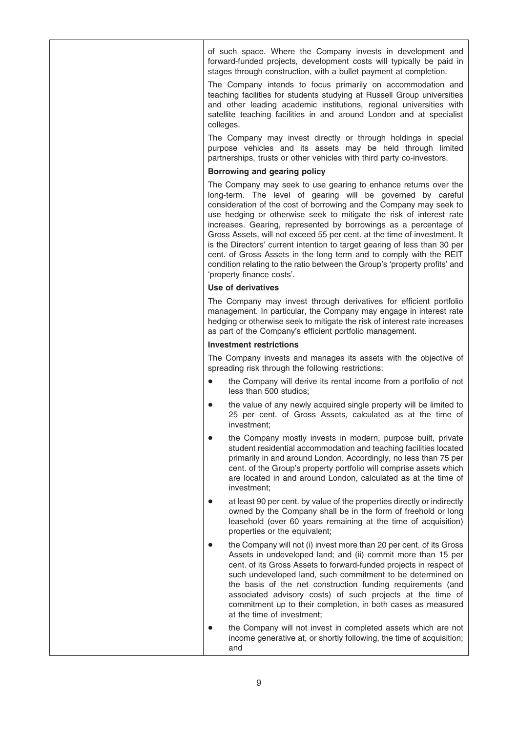of such space. Where the Company invests in development and forward-funded projects, development costs will typically be paid in stages through construction, with a bullet payment at completion.

The Company intends to focus primarily on accommodation and teaching facilities for students studying at Russell Group universities and other leading academic institutions, regional universities with satellite teaching facilities in and around London and at specialist colleges.

The Company may invest directly or through holdings in special purpose vehicles and its assets may be held through limited partnerships, trusts or other vehicles with third party co-investors.

**Borrowing and gearing policy**

The Company may seek to use gearing to enhance returns over the long-term. The level of gearing will be governed by careful consideration of the cost of borrowing and the Company may seek to use hedging or otherwise seek to mitigate the risk of interest rate increases. Gearing, represented by borrowings as a percentage of Gross Assets, will not exceed 55 per cent. at the time of investment. It is the Directors' current intention to target gearing of less than 30 per cent. of Gross Assets in the long term and to comply with the REIT condition relating to the ratio between the Group's 'property profits' and 'property finance costs'.

**Use of derivatives**

The Company may invest through derivatives for efficient portfolio management. In particular, the Company may engage in interest rate hedging or otherwise seek to mitigate the risk of interest rate increases as part of the Company's efficient portfolio management.

**Investment restrictions**

The Company invests and manages its assets with the objective of spreading risk through the following restrictions:

- the Company will derive its rental income from a portfolio of not less than 500 studios;
- the value of any newly acquired single property will be limited to 25 per cent. of Gross Assets, calculated as at the time of investment;
- the Company mostly invests in modern, purpose built, private student residential accommodation and teaching facilities located primarily in and around London. Accordingly, no less than 75 per cent. of the Group's property portfolio will comprise assets which are located in and around London, calculated as at the time of investment;
- at least 90 per cent. by value of the properties directly or indirectly owned by the Company shall be in the form of freehold or long leasehold (over 60 years remaining at the time of acquisition) properties or the equivalent;
- the Company will not (i) invest more than 20 per cent. of its Gross Assets in undeveloped land; and (ii) commit more than 15 per cent. of its Gross Assets to forward-funded projects in respect of such undeveloped land, such commitment to be determined on the basis of the net construction funding requirements (and associated advisory costs) of such projects at the time of commitment up to their completion, in both cases as measured at the time of investment;
- the Company will not invest in completed assets which are not income generative at, or shortly following, the time of acquisition; and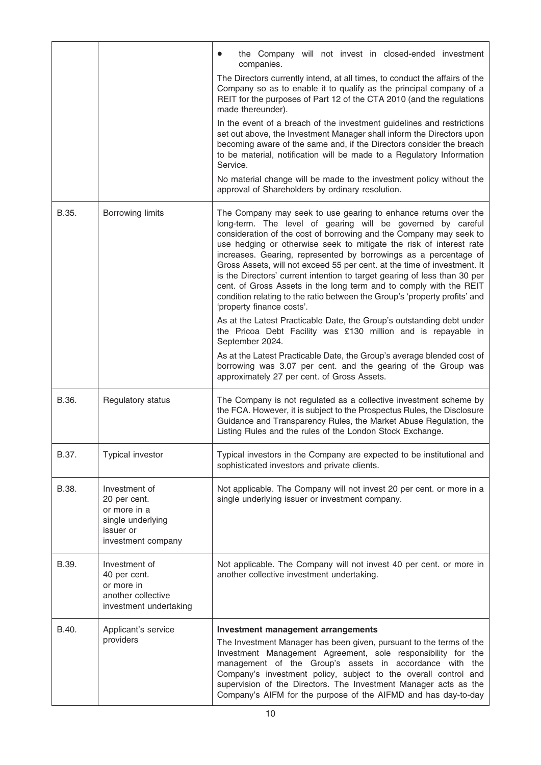| | | |
|---|---|---|
| | | • the Company will not invest in closed-ended investment companies.<br><br>The Directors currently intend, at all times, to conduct the affairs of the Company so as to enable it to qualify as the principal company of a REIT for the purposes of Part 12 of the CTA 2010 (and the regulations made thereunder).<br><br>In the event of a breach of the investment guidelines and restrictions set out above, the Investment Manager shall inform the Directors upon becoming aware of the same and, if the Directors consider the breach to be material, notification will be made to a Regulatory Information Service.<br><br>No material change will be made to the investment policy without the approval of Shareholders by ordinary resolution. |
| B.35. | Borrowing limits | The Company may seek to use gearing to enhance returns over the long-term. The level of gearing will be governed by careful consideration of the cost of borrowing and the Company may seek to use hedging or otherwise seek to mitigate the risk of interest rate increases. Gearing, represented by borrowings as a percentage of Gross Assets, will not exceed 55 per cent. at the time of investment. It is the Directors' current intention to target gearing of less than 30 per cent. of Gross Assets in the long term and to comply with the REIT condition relating to the ratio between the Group's 'property profits' and 'property finance costs'.<br><br>As at the Latest Practicable Date, the Group's outstanding debt under the Pricoa Debt Facility was £130 million and is repayable in September 2024.<br><br>As at the Latest Practicable Date, the Group's average blended cost of borrowing was 3.07 per cent. and the gearing of the Group was approximately 27 per cent. of Gross Assets. |
| B.36. | Regulatory status | The Company is not regulated as a collective investment scheme by the FCA. However, it is subject to the Prospectus Rules, the Disclosure Guidance and Transparency Rules, the Market Abuse Regulation, the Listing Rules and the rules of the London Stock Exchange. |
| B.37. | Typical investor | Typical investors in the Company are expected to be institutional and sophisticated investors and private clients. |
| B.38. | Investment of 20 per cent. or more in a single underlying issuer or investment company | Not applicable. The Company will not invest 20 per cent. or more in a single underlying issuer or investment company. |
| B.39. | Investment of 40 per cent. or more in another collective investment undertaking | Not applicable. The Company will not invest 40 per cent. or more in another collective investment undertaking. |
| B.40. | Applicant's service providers | **Investment management arrangements**<br><br>The Investment Manager has been given, pursuant to the terms of the Investment Management Agreement, sole responsibility for the management of the Group's assets in accordance with the Company's investment policy, subject to the overall control and supervision of the Directors. The Investment Manager acts as the Company's AIFM for the purpose of the AIFMD and has day-to-day |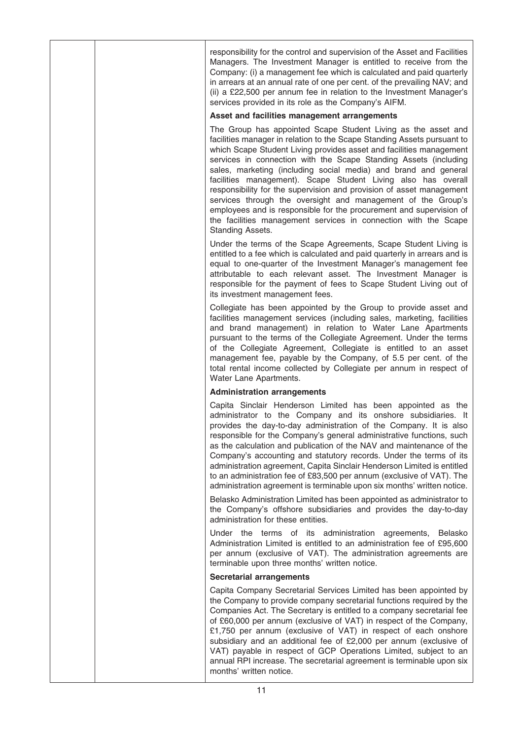responsibility for the control and supervision of the Asset and Facilities Managers. The Investment Manager is entitled to receive from the Company: (i) a management fee which is calculated and paid quarterly in arrears at an annual rate of one per cent. of the prevailing NAV; and (ii) a £22,500 per annum fee in relation to the Investment Manager's services provided in its role as the Company's AIFM.

**Asset and facilities management arrangements**

The Group has appointed Scape Student Living as the asset and facilities manager in relation to the Scape Standing Assets pursuant to which Scape Student Living provides asset and facilities management services in connection with the Scape Standing Assets (including sales, marketing (including social media) and brand and general facilities management). Scape Student Living also has overall responsibility for the supervision and provision of asset management services through the oversight and management of the Group's employees and is responsible for the procurement and supervision of the facilities management services in connection with the Scape Standing Assets.

Under the terms of the Scape Agreements, Scape Student Living is entitled to a fee which is calculated and paid quarterly in arrears and is equal to one-quarter of the Investment Manager's management fee attributable to each relevant asset. The Investment Manager is responsible for the payment of fees to Scape Student Living out of its investment management fees.

Collegiate has been appointed by the Group to provide asset and facilities management services (including sales, marketing, facilities and brand management) in relation to Water Lane Apartments pursuant to the terms of the Collegiate Agreement. Under the terms of the Collegiate Agreement, Collegiate is entitled to an asset management fee, payable by the Company, of 5.5 per cent. of the total rental income collected by Collegiate per annum in respect of Water Lane Apartments.

**Administration arrangements**

Capita Sinclair Henderson Limited has been appointed as the administrator to the Company and its onshore subsidiaries. It provides the day-to-day administration of the Company. It is also responsible for the Company's general administrative functions, such as the calculation and publication of the NAV and maintenance of the Company's accounting and statutory records. Under the terms of its administration agreement, Capita Sinclair Henderson Limited is entitled to an administration fee of £83,500 per annum (exclusive of VAT). The administration agreement is terminable upon six months' written notice.

Belasko Administration Limited has been appointed as administrator to the Company's offshore subsidiaries and provides the day-to-day administration for these entities.

Under the terms of its administration agreements, Belasko Administration Limited is entitled to an administration fee of £95,600 per annum (exclusive of VAT). The administration agreements are terminable upon three months' written notice.

**Secretarial arrangements**

Capita Company Secretarial Services Limited has been appointed by the Company to provide company secretarial functions required by the Companies Act. The Secretary is entitled to a company secretarial fee of £60,000 per annum (exclusive of VAT) in respect of the Company, £1,750 per annum (exclusive of VAT) in respect of each onshore subsidiary and an additional fee of £2,000 per annum (exclusive of VAT) payable in respect of GCP Operations Limited, subject to an annual RPI increase. The secretarial agreement is terminable upon six months' written notice.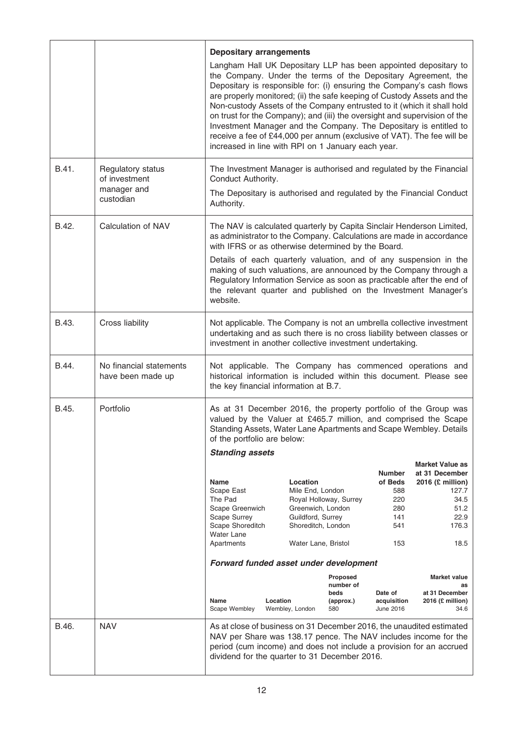| | | |
|---|---|---|
| | | **Depositary arrangements**<br>Langham Hall UK Depositary LLP has been appointed depositary to the Company. Under the terms of the Depositary Agreement, the Depositary is responsible for: (i) ensuring the Company's cash flows are properly monitored; (ii) the safe keeping of Custody Assets and the Non-custody Assets of the Company entrusted to it (which it shall hold on trust for the Company); and (iii) the oversight and supervision of the Investment Manager and the Company. The Depositary is entitled to receive a fee of £44,000 per annum (exclusive of VAT). The fee will be increased in line with RPI on 1 January each year. |
| B.41. | Regulatory status of investment manager and custodian | The Investment Manager is authorised and regulated by the Financial Conduct Authority.<br>The Depositary is authorised and regulated by the Financial Conduct Authority. |
| B.42. | Calculation of NAV | The NAV is calculated quarterly by Capita Sinclair Henderson Limited, as administrator to the Company. Calculations are made in accordance with IFRS or as otherwise determined by the Board.<br>Details of each quarterly valuation, and of any suspension in the making of such valuations, are announced by the Company through a Regulatory Information Service as soon as practicable after the end of the relevant quarter and published on the Investment Manager's website. |
| B.43. | Cross liability | Not applicable. The Company is not an umbrella collective investment undertaking and as such there is no cross liability between classes or investment in another collective investment undertaking. |
| B.44. | No financial statements have been made up | Not applicable. The Company has commenced operations and historical information is included within this document. Please see the key financial information at B.7. |
| B.45. | Portfolio | As at 31 December 2016, the property portfolio of the Group was valued by the Valuer at £465.7 million, and comprised the Scape Standing Assets, Water Lane Apartments and Scape Wembley. Details of the portfolio are below: |

***Standing assets***

| Name | Location | Number of Beds | Market Value as at 31 December 2016 (£ million) |
|---|---|---|---|
| Scape East | Mile End, London | 588 | 127.7 |
| The Pad | Royal Holloway, Surrey | 220 | 34.5 |
| Scape Greenwich | Greenwich, London | 280 | 51.2 |
| Scape Surrey | Guildford, Surrey | 141 | 22.9 |
| Scape Shoreditch | Shoreditch, London | 541 | 176.3 |
| Water Lane Apartments | Water Lane, Bristol | 153 | 18.5 |

***Forward funded asset under development***

| Name | Location | Proposed number of beds (approx.) | Date of acquisition | Market value as at 31 December 2016 (£ million) |
|---|---|---|---|---|
| Scape Wembley | Wembley, London | 580 | June 2016 | 34.6 |

| | | |
|---|---|---|
| B.46. | NAV | As at close of business on 31 December 2016, the unaudited estimated NAV per Share was 138.17 pence. The NAV includes income for the period (cum income) and does not include a provision for an accrued dividend for the quarter to 31 December 2016. |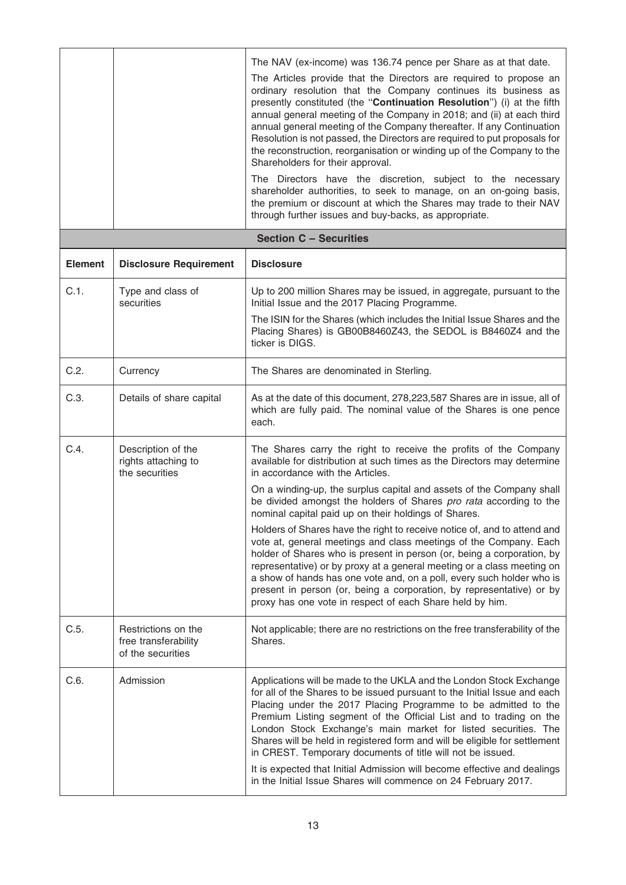| | | |
|---|---|---|
| | | The NAV (ex-income) was 136.74 pence per Share as at that date.<br><br>The Articles provide that the Directors are required to propose an ordinary resolution that the Company continues its business as presently constituted (the "**Continuation Resolution**") (i) at the fifth annual general meeting of the Company in 2018; and (ii) at each third annual general meeting of the Company thereafter. If any Continuation Resolution is not passed, the Directors are required to put proposals for the reconstruction, reorganisation or winding up of the Company to the Shareholders for their approval.<br><br>The Directors have the discretion, subject to the necessary shareholder authorities, to seek to manage, on an on-going basis, the premium or discount at which the Shares may trade to their NAV through further issues and buy-backs, as appropriate. |

**Section C – Securities**

| Element | Disclosure Requirement | Disclosure |
|---|---|---|
| C.1. | Type and class of securities | Up to 200 million Shares may be issued, in aggregate, pursuant to the Initial Issue and the 2017 Placing Programme.<br><br>The ISIN for the Shares (which includes the Initial Issue Shares and the Placing Shares) is GB00B8460Z43, the SEDOL is B8460Z4 and the ticker is DIGS. |
| C.2. | Currency | The Shares are denominated in Sterling. |
| C.3. | Details of share capital | As at the date of this document, 278,223,587 Shares are in issue, all of which are fully paid. The nominal value of the Shares is one pence each. |
| C.4. | Description of the rights attaching to the securities | The Shares carry the right to receive the profits of the Company available for distribution at such times as the Directors may determine in accordance with the Articles.<br><br>On a winding-up, the surplus capital and assets of the Company shall be divided amongst the holders of Shares *pro rata* according to the nominal capital paid up on their holdings of Shares.<br><br>Holders of Shares have the right to receive notice of, and to attend and vote at, general meetings and class meetings of the Company. Each holder of Shares who is present in person (or, being a corporation, by representative) or by proxy at a general meeting or a class meeting on a show of hands has one vote and, on a poll, every such holder who is present in person (or, being a corporation, by representative) or by proxy has one vote in respect of each Share held by him. |
| C.5. | Restrictions on the free transferability of the securities | Not applicable; there are no restrictions on the free transferability of the Shares. |
| C.6. | Admission | Applications will be made to the UKLA and the London Stock Exchange for all of the Shares to be issued pursuant to the Initial Issue and each Placing under the 2017 Placing Programme to be admitted to the Premium Listing segment of the Official List and to trading on the London Stock Exchange's main market for listed securities. The Shares will be held in registered form and will be eligible for settlement in CREST. Temporary documents of title will not be issued.<br><br>It is expected that Initial Admission will become effective and dealings in the Initial Issue Shares will commence on 24 February 2017. |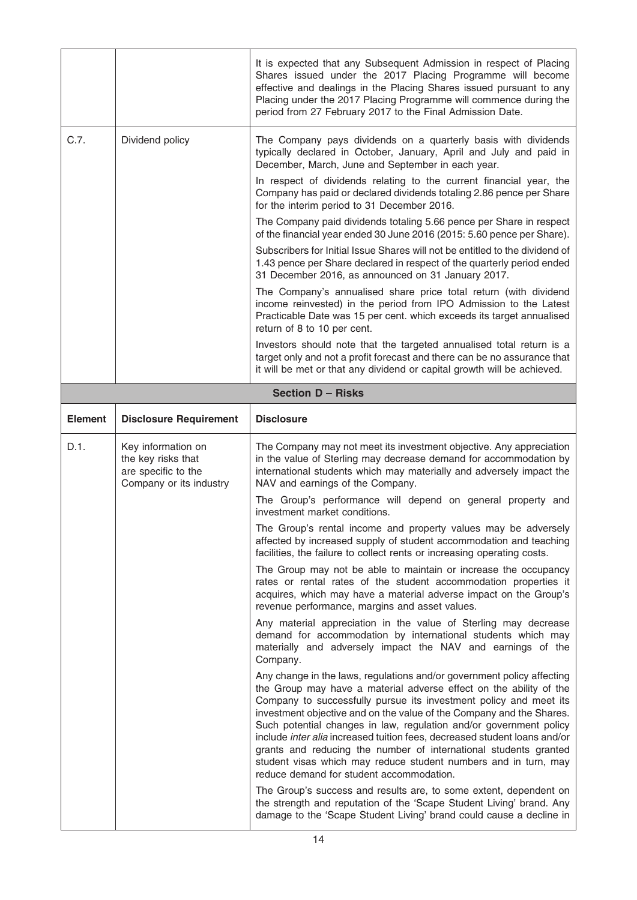| | | |
|---|---|---|
| | | It is expected that any Subsequent Admission in respect of Placing Shares issued under the 2017 Placing Programme will become effective and dealings in the Placing Shares issued pursuant to any Placing under the 2017 Placing Programme will commence during the period from 27 February 2017 to the Final Admission Date. |
| C.7. | Dividend policy | The Company pays dividends on a quarterly basis with dividends typically declared in October, January, April and July and paid in December, March, June and September in each year.<br><br>In respect of dividends relating to the current financial year, the Company has paid or declared dividends totaling 2.86 pence per Share for the interim period to 31 December 2016.<br><br>The Company paid dividends totaling 5.66 pence per Share in respect of the financial year ended 30 June 2016 (2015: 5.60 pence per Share).<br><br>Subscribers for Initial Issue Shares will not be entitled to the dividend of 1.43 pence per Share declared in respect of the quarterly period ended 31 December 2016, as announced on 31 January 2017.<br><br>The Company's annualised share price total return (with dividend income reinvested) in the period from IPO Admission to the Latest Practicable Date was 15 per cent. which exceeds its target annualised return of 8 to 10 per cent.<br><br>Investors should note that the targeted annualised total return is a target only and not a profit forecast and there can be no assurance that it will be met or that any dividend or capital growth will be achieved. |

**Section D – Risks**

| Element | Disclosure Requirement | Disclosure |
|---|---|---|
| D.1. | Key information on the key risks that are specific to the Company or its industry | The Company may not meet its investment objective. Any appreciation in the value of Sterling may decrease demand for accommodation by international students which may materially and adversely impact the NAV and earnings of the Company.<br><br>The Group's performance will depend on general property and investment market conditions.<br><br>The Group's rental income and property values may be adversely affected by increased supply of student accommodation and teaching facilities, the failure to collect rents or increasing operating costs.<br><br>The Group may not be able to maintain or increase the occupancy rates or rental rates of the student accommodation properties it acquires, which may have a material adverse impact on the Group's revenue performance, margins and asset values.<br><br>Any material appreciation in the value of Sterling may decrease demand for accommodation by international students which may materially and adversely impact the NAV and earnings of the Company.<br><br>Any change in the laws, regulations and/or government policy affecting the Group may have a material adverse effect on the ability of the Company to successfully pursue its investment policy and meet its investment objective and on the value of the Company and the Shares. Such potential changes in law, regulation and/or government policy include *inter alia* increased tuition fees, decreased student loans and/or grants and reducing the number of international students granted student visas which may reduce student numbers and in turn, may reduce demand for student accommodation.<br><br>The Group's success and results are, to some extent, dependent on the strength and reputation of the 'Scape Student Living' brand. Any damage to the 'Scape Student Living' brand could cause a decline in |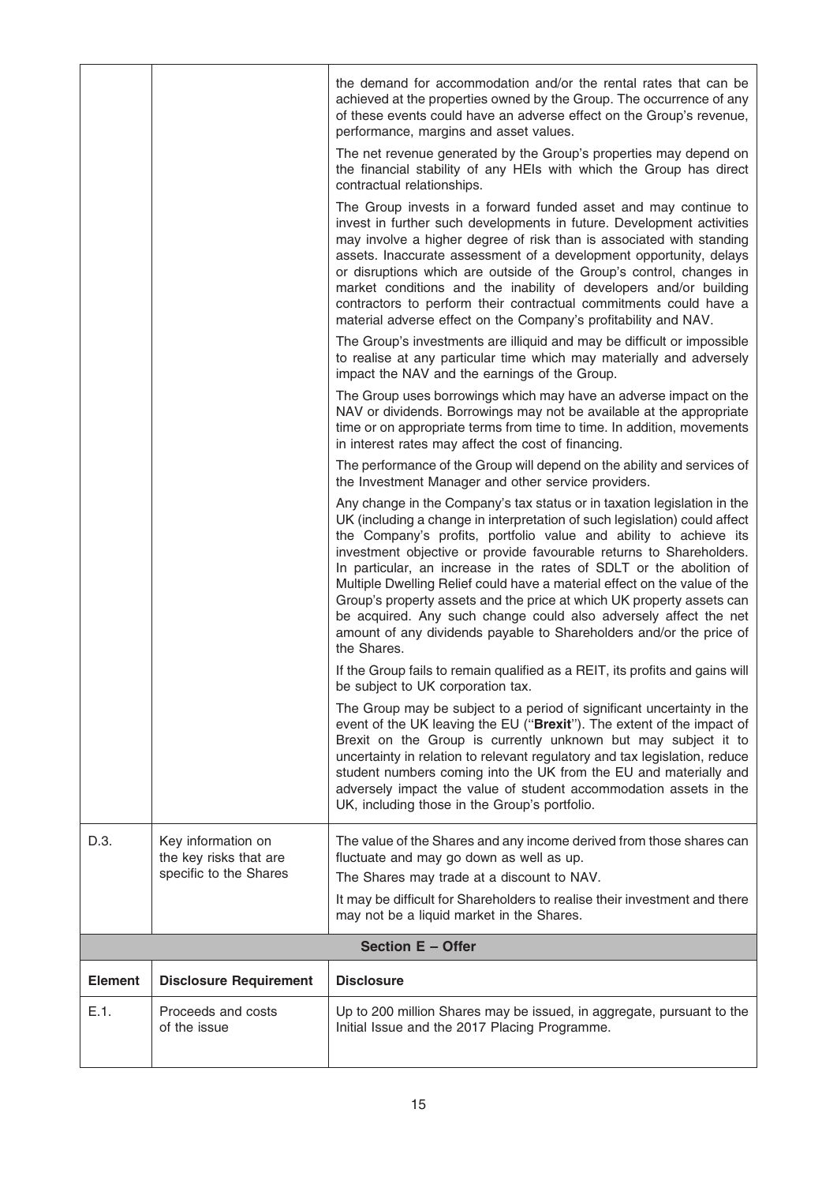| | | |
|---|---|---|
| | | the demand for accommodation and/or the rental rates that can be achieved at the properties owned by the Group. The occurrence of any of these events could have an adverse effect on the Group's revenue, performance, margins and asset values.<br><br>The net revenue generated by the Group's properties may depend on the financial stability of any HEIs with which the Group has direct contractual relationships.<br><br>The Group invests in a forward funded asset and may continue to invest in further such developments in future. Development activities may involve a higher degree of risk than is associated with standing assets. Inaccurate assessment of a development opportunity, delays or disruptions which are outside of the Group's control, changes in market conditions and the inability of developers and/or building contractors to perform their contractual commitments could have a material adverse effect on the Company's profitability and NAV.<br><br>The Group's investments are illiquid and may be difficult or impossible to realise at any particular time which may materially and adversely impact the NAV and the earnings of the Group.<br><br>The Group uses borrowings which may have an adverse impact on the NAV or dividends. Borrowings may not be available at the appropriate time or on appropriate terms from time to time. In addition, movements in interest rates may affect the cost of financing.<br><br>The performance of the Group will depend on the ability and services of the Investment Manager and other service providers.<br><br>Any change in the Company's tax status or in taxation legislation in the UK (including a change in interpretation of such legislation) could affect the Company's profits, portfolio value and ability to achieve its investment objective or provide favourable returns to Shareholders. In particular, an increase in the rates of SDLT or the abolition of Multiple Dwelling Relief could have a material effect on the value of the Group's property assets and the price at which UK property assets can be acquired. Any such change could also adversely affect the net amount of any dividends payable to Shareholders and/or the price of the Shares.<br><br>If the Group fails to remain qualified as a REIT, its profits and gains will be subject to UK corporation tax.<br><br>The Group may be subject to a period of significant uncertainty in the event of the UK leaving the EU ("**Brexit**"). The extent of the impact of Brexit on the Group is currently unknown but may subject it to uncertainty in relation to relevant regulatory and tax legislation, reduce student numbers coming into the UK from the EU and materially and adversely impact the value of student accommodation assets in the UK, including those in the Group's portfolio. |
| D.3. | Key information on the key risks that are specific to the Shares | The value of the Shares and any income derived from those shares can fluctuate and may go down as well as up.<br><br>The Shares may trade at a discount to NAV.<br><br>It may be difficult for Shareholders to realise their investment and there may not be a liquid market in the Shares. |

**Section E – Offer**

| **Element** | **Disclosure Requirement** | **Disclosure** |
|---|---|---|
| E.1. | Proceeds and costs of the issue | Up to 200 million Shares may be issued, in aggregate, pursuant to the Initial Issue and the 2017 Placing Programme. |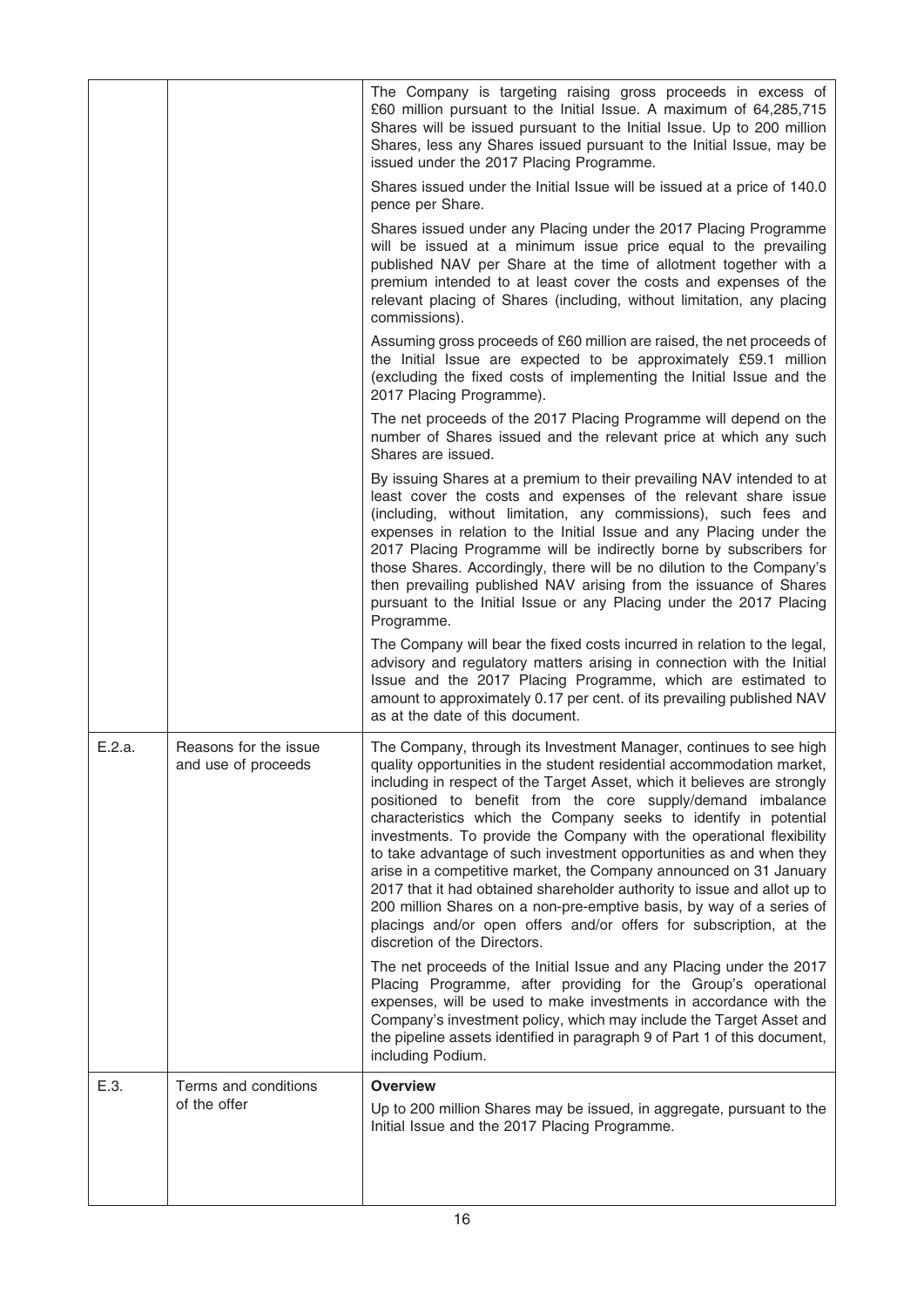| | | |
|---|---|---|
| | | The Company is targeting raising gross proceeds in excess of £60 million pursuant to the Initial Issue. A maximum of 64,285,715 Shares will be issued pursuant to the Initial Issue. Up to 200 million Shares, less any Shares issued pursuant to the Initial Issue, may be issued under the 2017 Placing Programme.<br><br>Shares issued under the Initial Issue will be issued at a price of 140.0 pence per Share.<br><br>Shares issued under any Placing under the 2017 Placing Programme will be issued at a minimum issue price equal to the prevailing published NAV per Share at the time of allotment together with a premium intended to at least cover the costs and expenses of the relevant placing of Shares (including, without limitation, any placing commissions).<br><br>Assuming gross proceeds of £60 million are raised, the net proceeds of the Initial Issue are expected to be approximately £59.1 million (excluding the fixed costs of implementing the Initial Issue and the 2017 Placing Programme).<br><br>The net proceeds of the 2017 Placing Programme will depend on the number of Shares issued and the relevant price at which any such Shares are issued.<br><br>By issuing Shares at a premium to their prevailing NAV intended to at least cover the costs and expenses of the relevant share issue (including, without limitation, any commissions), such fees and expenses in relation to the Initial Issue and any Placing under the 2017 Placing Programme will be indirectly borne by subscribers for those Shares. Accordingly, there will be no dilution to the Company's then prevailing published NAV arising from the issuance of Shares pursuant to the Initial Issue or any Placing under the 2017 Placing Programme.<br><br>The Company will bear the fixed costs incurred in relation to the legal, advisory and regulatory matters arising in connection with the Initial Issue and the 2017 Placing Programme, which are estimated to amount to approximately 0.17 per cent. of its prevailing published NAV as at the date of this document. |
| E.2.a. | Reasons for the issue and use of proceeds | The Company, through its Investment Manager, continues to see high quality opportunities in the student residential accommodation market, including in respect of the Target Asset, which it believes are strongly positioned to benefit from the core supply/demand imbalance characteristics which the Company seeks to identify in potential investments. To provide the Company with the operational flexibility to take advantage of such investment opportunities as and when they arise in a competitive market, the Company announced on 31 January 2017 that it had obtained shareholder authority to issue and allot up to 200 million Shares on a non-pre-emptive basis, by way of a series of placings and/or open offers and/or offers for subscription, at the discretion of the Directors.<br><br>The net proceeds of the Initial Issue and any Placing under the 2017 Placing Programme, after providing for the Group's operational expenses, will be used to make investments in accordance with the Company's investment policy, which may include the Target Asset and the pipeline assets identified in paragraph 9 of Part 1 of this document, including Podium. |
| E.3. | Terms and conditions of the offer | **Overview**<br><br>Up to 200 million Shares may be issued, in aggregate, pursuant to the Initial Issue and the 2017 Placing Programme. |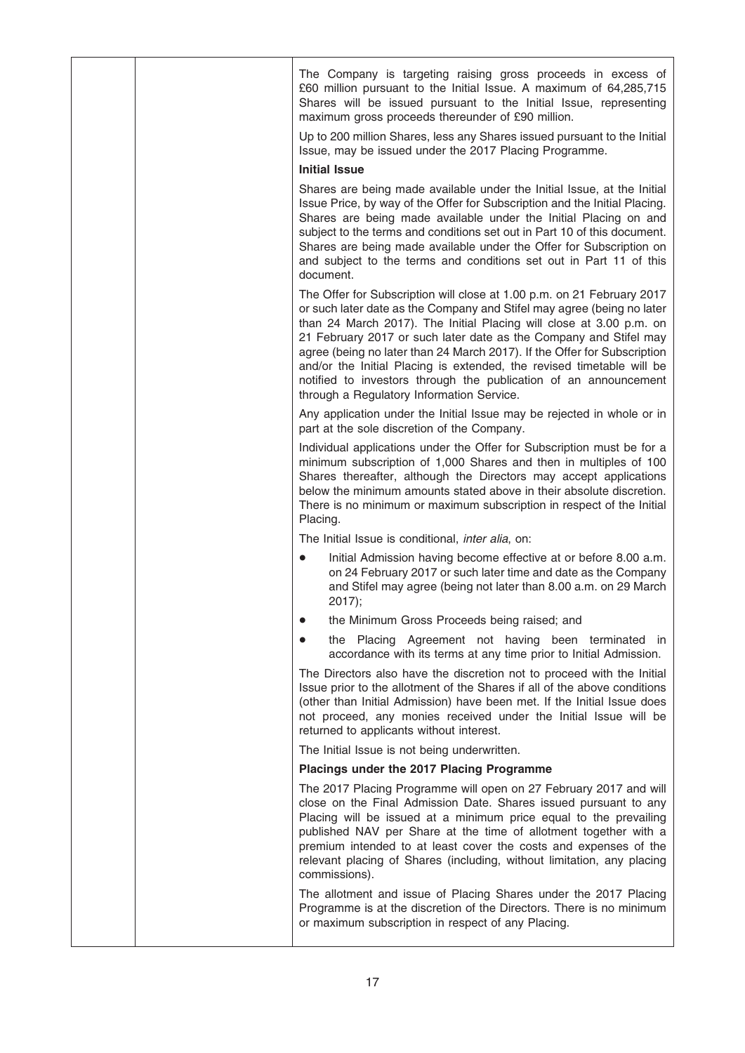The Company is targeting raising gross proceeds in excess of £60 million pursuant to the Initial Issue. A maximum of 64,285,715 Shares will be issued pursuant to the Initial Issue, representing maximum gross proceeds thereunder of £90 million.

Up to 200 million Shares, less any Shares issued pursuant to the Initial Issue, may be issued under the 2017 Placing Programme.

**Initial Issue**

Shares are being made available under the Initial Issue, at the Initial Issue Price, by way of the Offer for Subscription and the Initial Placing. Shares are being made available under the Initial Placing on and subject to the terms and conditions set out in Part 10 of this document. Shares are being made available under the Offer for Subscription on and subject to the terms and conditions set out in Part 11 of this document.

The Offer for Subscription will close at 1.00 p.m. on 21 February 2017 or such later date as the Company and Stifel may agree (being no later than 24 March 2017). The Initial Placing will close at 3.00 p.m. on 21 February 2017 or such later date as the Company and Stifel may agree (being no later than 24 March 2017). If the Offer for Subscription and/or the Initial Placing is extended, the revised timetable will be notified to investors through the publication of an announcement through a Regulatory Information Service.

Any application under the Initial Issue may be rejected in whole or in part at the sole discretion of the Company.

Individual applications under the Offer for Subscription must be for a minimum subscription of 1,000 Shares and then in multiples of 100 Shares thereafter, although the Directors may accept applications below the minimum amounts stated above in their absolute discretion. There is no minimum or maximum subscription in respect of the Initial Placing.

The Initial Issue is conditional, *inter alia*, on:

- Initial Admission having become effective at or before 8.00 a.m. on 24 February 2017 or such later time and date as the Company and Stifel may agree (being not later than 8.00 a.m. on 29 March 2017);
- the Minimum Gross Proceeds being raised; and
- the Placing Agreement not having been terminated in accordance with its terms at any time prior to Initial Admission.

The Directors also have the discretion not to proceed with the Initial Issue prior to the allotment of the Shares if all of the above conditions (other than Initial Admission) have been met. If the Initial Issue does not proceed, any monies received under the Initial Issue will be returned to applicants without interest.

The Initial Issue is not being underwritten.

**Placings under the 2017 Placing Programme**

The 2017 Placing Programme will open on 27 February 2017 and will close on the Final Admission Date. Shares issued pursuant to any Placing will be issued at a minimum price equal to the prevailing published NAV per Share at the time of allotment together with a premium intended to at least cover the costs and expenses of the relevant placing of Shares (including, without limitation, any placing commissions).

The allotment and issue of Placing Shares under the 2017 Placing Programme is at the discretion of the Directors. There is no minimum or maximum subscription in respect of any Placing.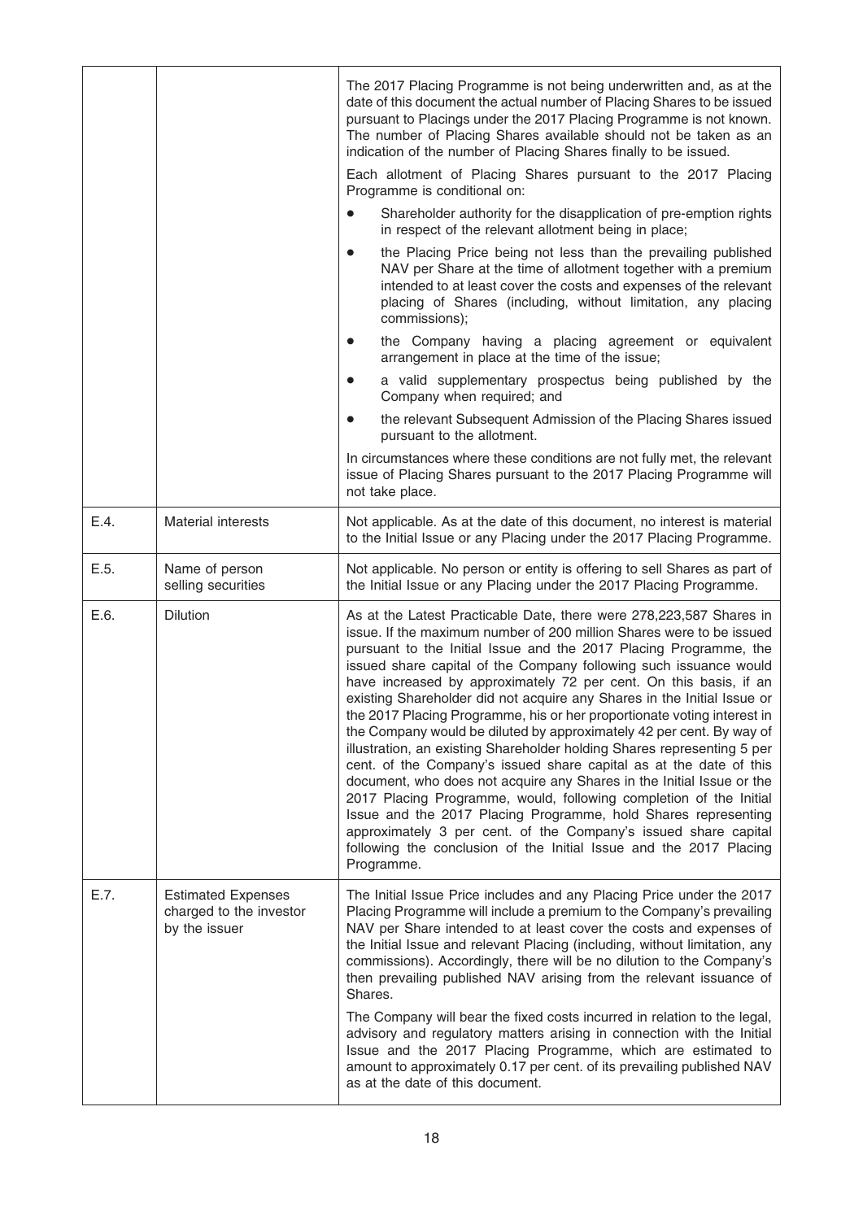| | | |
|---|---|---|
| | | The 2017 Placing Programme is not being underwritten and, as at the date of this document the actual number of Placing Shares to be issued pursuant to Placings under the 2017 Placing Programme is not known. The number of Placing Shares available should not be taken as an indication of the number of Placing Shares finally to be issued.<br><br>Each allotment of Placing Shares pursuant to the 2017 Placing Programme is conditional on:<br><br>• Shareholder authority for the disapplication of pre-emption rights in respect of the relevant allotment being in place;<br>• the Placing Price being not less than the prevailing published NAV per Share at the time of allotment together with a premium intended to at least cover the costs and expenses of the relevant placing of Shares (including, without limitation, any placing commissions);<br>• the Company having a placing agreement or equivalent arrangement in place at the time of the issue;<br>• a valid supplementary prospectus being published by the Company when required; and<br>• the relevant Subsequent Admission of the Placing Shares issued pursuant to the allotment.<br><br>In circumstances where these conditions are not fully met, the relevant issue of Placing Shares pursuant to the 2017 Placing Programme will not take place. |
| E.4. | Material interests | Not applicable. As at the date of this document, no interest is material to the Initial Issue or any Placing under the 2017 Placing Programme. |
| E.5. | Name of person selling securities | Not applicable. No person or entity is offering to sell Shares as part of the Initial Issue or any Placing under the 2017 Placing Programme. |
| E.6. | Dilution | As at the Latest Practicable Date, there were 278,223,587 Shares in issue. If the maximum number of 200 million Shares were to be issued pursuant to the Initial Issue and the 2017 Placing Programme, the issued share capital of the Company following such issuance would have increased by approximately 72 per cent. On this basis, if an existing Shareholder did not acquire any Shares in the Initial Issue or the 2017 Placing Programme, his or her proportionate voting interest in the Company would be diluted by approximately 42 per cent. By way of illustration, an existing Shareholder holding Shares representing 5 per cent. of the Company's issued share capital as at the date of this document, who does not acquire any Shares in the Initial Issue or the 2017 Placing Programme, would, following completion of the Initial Issue and the 2017 Placing Programme, hold Shares representing approximately 3 per cent. of the Company's issued share capital following the conclusion of the Initial Issue and the 2017 Placing Programme. |
| E.7. | Estimated Expenses charged to the investor by the issuer | The Initial Issue Price includes and any Placing Price under the 2017 Placing Programme will include a premium to the Company's prevailing NAV per Share intended to at least cover the costs and expenses of the Initial Issue and relevant Placing (including, without limitation, any commissions). Accordingly, there will be no dilution to the Company's then prevailing published NAV arising from the relevant issuance of Shares.<br><br>The Company will bear the fixed costs incurred in relation to the legal, advisory and regulatory matters arising in connection with the Initial Issue and the 2017 Placing Programme, which are estimated to amount to approximately 0.17 per cent. of its prevailing published NAV as at the date of this document. |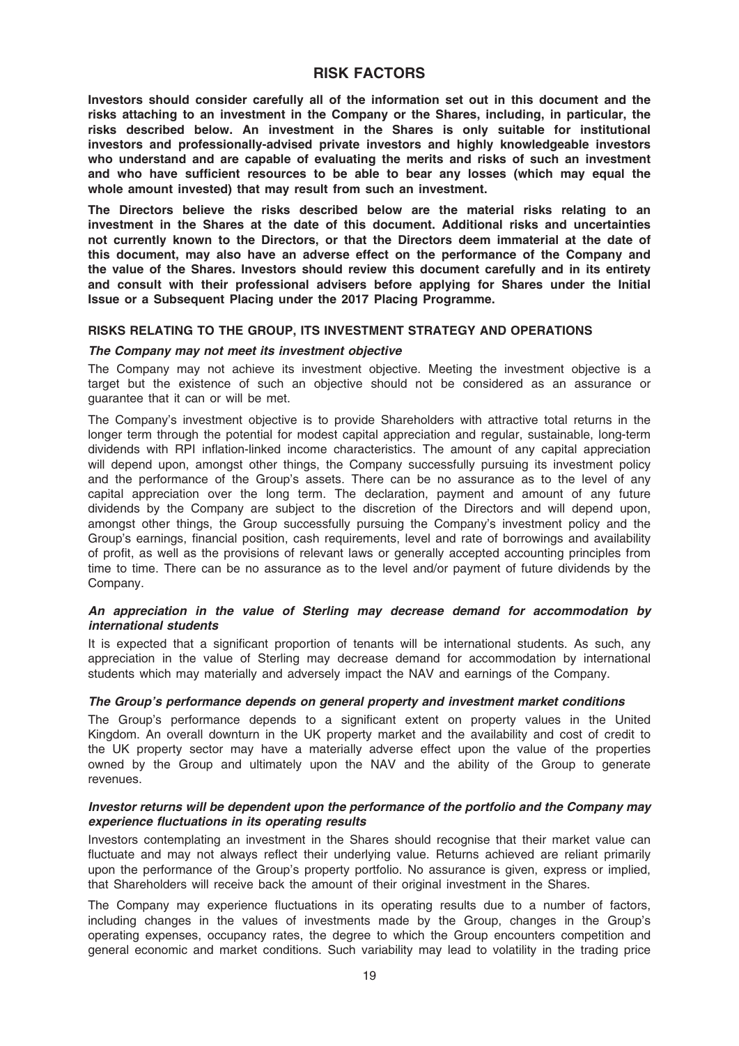# RISK FACTORS

**Investors should consider carefully all of the information set out in this document and the risks attaching to an investment in the Company or the Shares, including, in particular, the risks described below. An investment in the Shares is only suitable for institutional investors and professionally-advised private investors and highly knowledgeable investors who understand and are capable of evaluating the merits and risks of such an investment and who have sufficient resources to be able to bear any losses (which may equal the whole amount invested) that may result from such an investment.**

**The Directors believe the risks described below are the material risks relating to an investment in the Shares at the date of this document. Additional risks and uncertainties not currently known to the Directors, or that the Directors deem immaterial at the date of this document, may also have an adverse effect on the performance of the Company and the value of the Shares. Investors should review this document carefully and in its entirety and consult with their professional advisers before applying for Shares under the Initial Issue or a Subsequent Placing under the 2017 Placing Programme.**

## RISKS RELATING TO THE GROUP, ITS INVESTMENT STRATEGY AND OPERATIONS

### *The Company may not meet its investment objective*

The Company may not achieve its investment objective. Meeting the investment objective is a target but the existence of such an objective should not be considered as an assurance or guarantee that it can or will be met.

The Company's investment objective is to provide Shareholders with attractive total returns in the longer term through the potential for modest capital appreciation and regular, sustainable, long-term dividends with RPI inflation-linked income characteristics. The amount of any capital appreciation will depend upon, amongst other things, the Company successfully pursuing its investment policy and the performance of the Group's assets. There can be no assurance as to the level of any capital appreciation over the long term. The declaration, payment and amount of any future dividends by the Company are subject to the discretion of the Directors and will depend upon, amongst other things, the Group successfully pursuing the Company's investment policy and the Group's earnings, financial position, cash requirements, level and rate of borrowings and availability of profit, as well as the provisions of relevant laws or generally accepted accounting principles from time to time. There can be no assurance as to the level and/or payment of future dividends by the Company.

### *An appreciation in the value of Sterling may decrease demand for accommodation by international students*

It is expected that a significant proportion of tenants will be international students. As such, any appreciation in the value of Sterling may decrease demand for accommodation by international students which may materially and adversely impact the NAV and earnings of the Company.

### *The Group's performance depends on general property and investment market conditions*

The Group's performance depends to a significant extent on property values in the United Kingdom. An overall downturn in the UK property market and the availability and cost of credit to the UK property sector may have a materially adverse effect upon the value of the properties owned by the Group and ultimately upon the NAV and the ability of the Group to generate revenues.

### *Investor returns will be dependent upon the performance of the portfolio and the Company may experience fluctuations in its operating results*

Investors contemplating an investment in the Shares should recognise that their market value can fluctuate and may not always reflect their underlying value. Returns achieved are reliant primarily upon the performance of the Group's property portfolio. No assurance is given, express or implied, that Shareholders will receive back the amount of their original investment in the Shares.

The Company may experience fluctuations in its operating results due to a number of factors, including changes in the values of investments made by the Group, changes in the Group's operating expenses, occupancy rates, the degree to which the Group encounters competition and general economic and market conditions. Such variability may lead to volatility in the trading price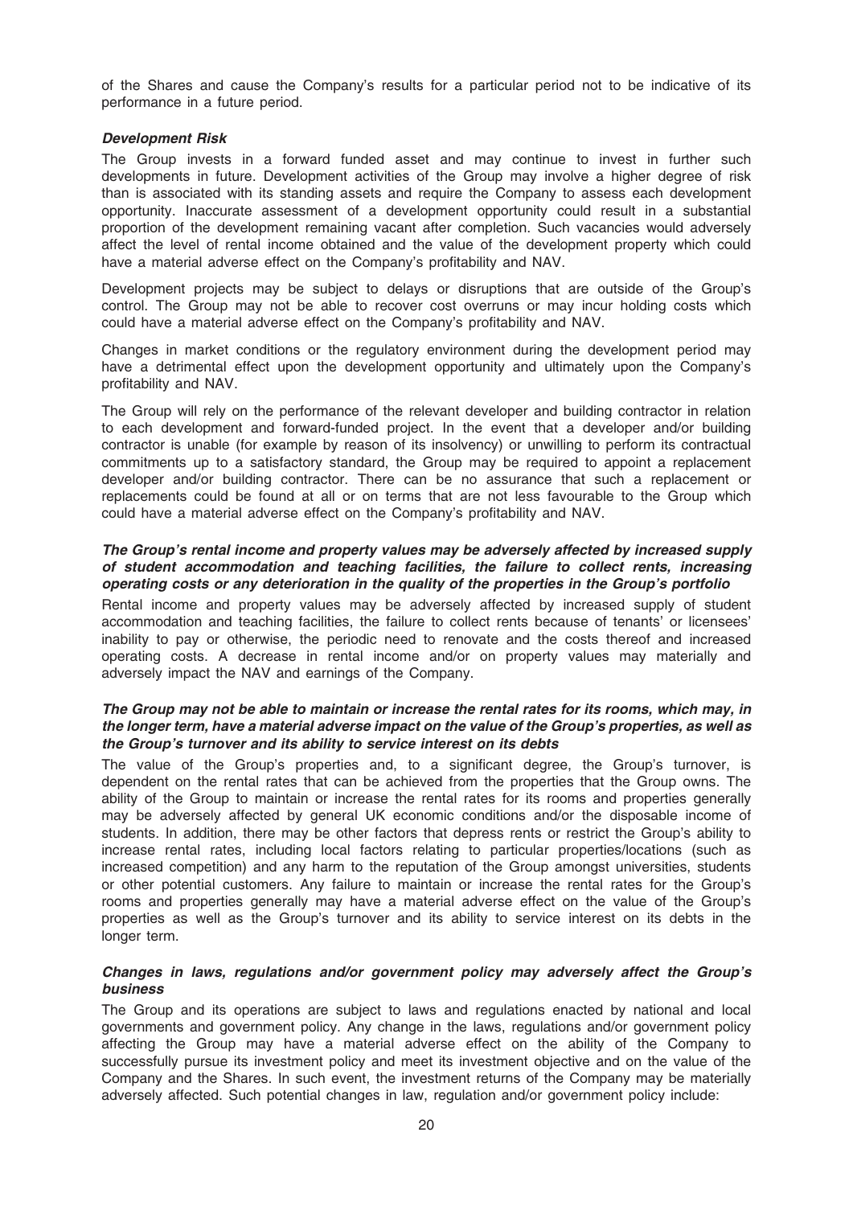of the Shares and cause the Company's results for a particular period not to be indicative of its performance in a future period.

***Development Risk***

The Group invests in a forward funded asset and may continue to invest in further such developments in future. Development activities of the Group may involve a higher degree of risk than is associated with its standing assets and require the Company to assess each development opportunity. Inaccurate assessment of a development opportunity could result in a substantial proportion of the development remaining vacant after completion. Such vacancies would adversely affect the level of rental income obtained and the value of the development property which could have a material adverse effect on the Company's profitability and NAV.

Development projects may be subject to delays or disruptions that are outside of the Group's control. The Group may not be able to recover cost overruns or may incur holding costs which could have a material adverse effect on the Company's profitability and NAV.

Changes in market conditions or the regulatory environment during the development period may have a detrimental effect upon the development opportunity and ultimately upon the Company's profitability and NAV.

The Group will rely on the performance of the relevant developer and building contractor in relation to each development and forward-funded project. In the event that a developer and/or building contractor is unable (for example by reason of its insolvency) or unwilling to perform its contractual commitments up to a satisfactory standard, the Group may be required to appoint a replacement developer and/or building contractor. There can be no assurance that such a replacement or replacements could be found at all or on terms that are not less favourable to the Group which could have a material adverse effect on the Company's profitability and NAV.

***The Group's rental income and property values may be adversely affected by increased supply of student accommodation and teaching facilities, the failure to collect rents, increasing operating costs or any deterioration in the quality of the properties in the Group's portfolio***

Rental income and property values may be adversely affected by increased supply of student accommodation and teaching facilities, the failure to collect rents because of tenants' or licensees' inability to pay or otherwise, the periodic need to renovate and the costs thereof and increased operating costs. A decrease in rental income and/or on property values may materially and adversely impact the NAV and earnings of the Company.

***The Group may not be able to maintain or increase the rental rates for its rooms, which may, in the longer term, have a material adverse impact on the value of the Group's properties, as well as the Group's turnover and its ability to service interest on its debts***

The value of the Group's properties and, to a significant degree, the Group's turnover, is dependent on the rental rates that can be achieved from the properties that the Group owns. The ability of the Group to maintain or increase the rental rates for its rooms and properties generally may be adversely affected by general UK economic conditions and/or the disposable income of students. In addition, there may be other factors that depress rents or restrict the Group's ability to increase rental rates, including local factors relating to particular properties/locations (such as increased competition) and any harm to the reputation of the Group amongst universities, students or other potential customers. Any failure to maintain or increase the rental rates for the Group's rooms and properties generally may have a material adverse effect on the value of the Group's properties as well as the Group's turnover and its ability to service interest on its debts in the longer term.

***Changes in laws, regulations and/or government policy may adversely affect the Group's business***

The Group and its operations are subject to laws and regulations enacted by national and local governments and government policy. Any change in the laws, regulations and/or government policy affecting the Group may have a material adverse effect on the ability of the Company to successfully pursue its investment policy and meet its investment objective and on the value of the Company and the Shares. In such event, the investment returns of the Company may be materially adversely affected. Such potential changes in law, regulation and/or government policy include: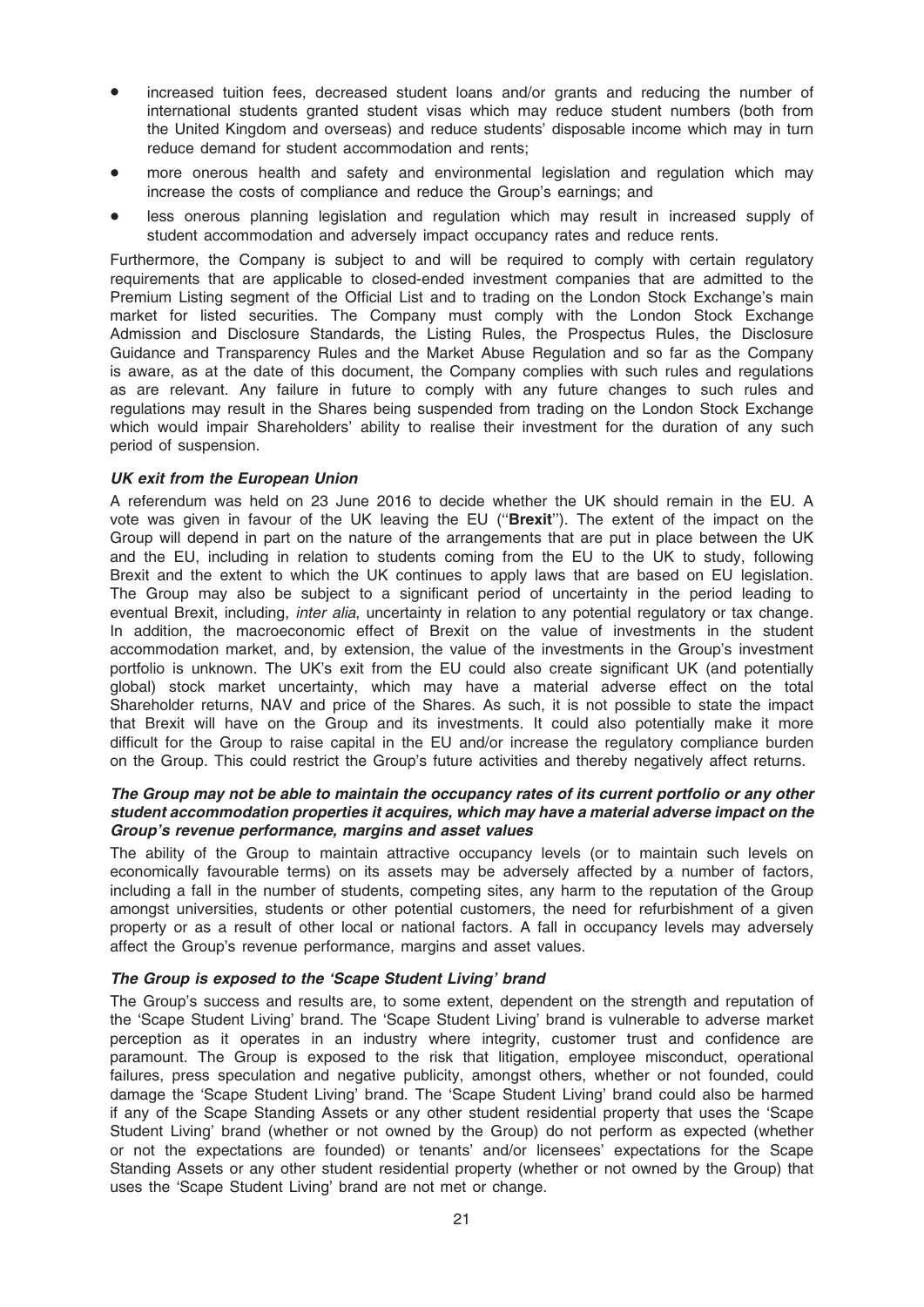- increased tuition fees, decreased student loans and/or grants and reducing the number of international students granted student visas which may reduce student numbers (both from the United Kingdom and overseas) and reduce students' disposable income which may in turn reduce demand for student accommodation and rents;
- more onerous health and safety and environmental legislation and regulation which may increase the costs of compliance and reduce the Group's earnings; and
- less onerous planning legislation and regulation which may result in increased supply of student accommodation and adversely impact occupancy rates and reduce rents.

Furthermore, the Company is subject to and will be required to comply with certain regulatory requirements that are applicable to closed-ended investment companies that are admitted to the Premium Listing segment of the Official List and to trading on the London Stock Exchange's main market for listed securities. The Company must comply with the London Stock Exchange Admission and Disclosure Standards, the Listing Rules, the Prospectus Rules, the Disclosure Guidance and Transparency Rules and the Market Abuse Regulation and so far as the Company is aware, as at the date of this document, the Company complies with such rules and regulations as are relevant. Any failure in future to comply with any future changes to such rules and regulations may result in the Shares being suspended from trading on the London Stock Exchange which would impair Shareholders' ability to realise their investment for the duration of any such period of suspension.

***UK exit from the European Union***

A referendum was held on 23 June 2016 to decide whether the UK should remain in the EU. A vote was given in favour of the UK leaving the EU ("**Brexit**"). The extent of the impact on the Group will depend in part on the nature of the arrangements that are put in place between the UK and the EU, including in relation to students coming from the EU to the UK to study, following Brexit and the extent to which the UK continues to apply laws that are based on EU legislation. The Group may also be subject to a significant period of uncertainty in the period leading to eventual Brexit, including, *inter alia*, uncertainty in relation to any potential regulatory or tax change. In addition, the macroeconomic effect of Brexit on the value of investments in the student accommodation market, and, by extension, the value of the investments in the Group's investment portfolio is unknown. The UK's exit from the EU could also create significant UK (and potentially global) stock market uncertainty, which may have a material adverse effect on the total Shareholder returns, NAV and price of the Shares. As such, it is not possible to state the impact that Brexit will have on the Group and its investments. It could also potentially make it more difficult for the Group to raise capital in the EU and/or increase the regulatory compliance burden on the Group. This could restrict the Group's future activities and thereby negatively affect returns.

***The Group may not be able to maintain the occupancy rates of its current portfolio or any other student accommodation properties it acquires, which may have a material adverse impact on the Group's revenue performance, margins and asset values***

The ability of the Group to maintain attractive occupancy levels (or to maintain such levels on economically favourable terms) on its assets may be adversely affected by a number of factors, including a fall in the number of students, competing sites, any harm to the reputation of the Group amongst universities, students or other potential customers, the need for refurbishment of a given property or as a result of other local or national factors. A fall in occupancy levels may adversely affect the Group's revenue performance, margins and asset values.

***The Group is exposed to the 'Scape Student Living' brand***

The Group's success and results are, to some extent, dependent on the strength and reputation of the 'Scape Student Living' brand. The 'Scape Student Living' brand is vulnerable to adverse market perception as it operates in an industry where integrity, customer trust and confidence are paramount. The Group is exposed to the risk that litigation, employee misconduct, operational failures, press speculation and negative publicity, amongst others, whether or not founded, could damage the 'Scape Student Living' brand. The 'Scape Student Living' brand could also be harmed if any of the Scape Standing Assets or any other student residential property that uses the 'Scape Student Living' brand (whether or not owned by the Group) do not perform as expected (whether or not the expectations are founded) or tenants' and/or licensees' expectations for the Scape Standing Assets or any other student residential property (whether or not owned by the Group) that uses the 'Scape Student Living' brand are not met or change.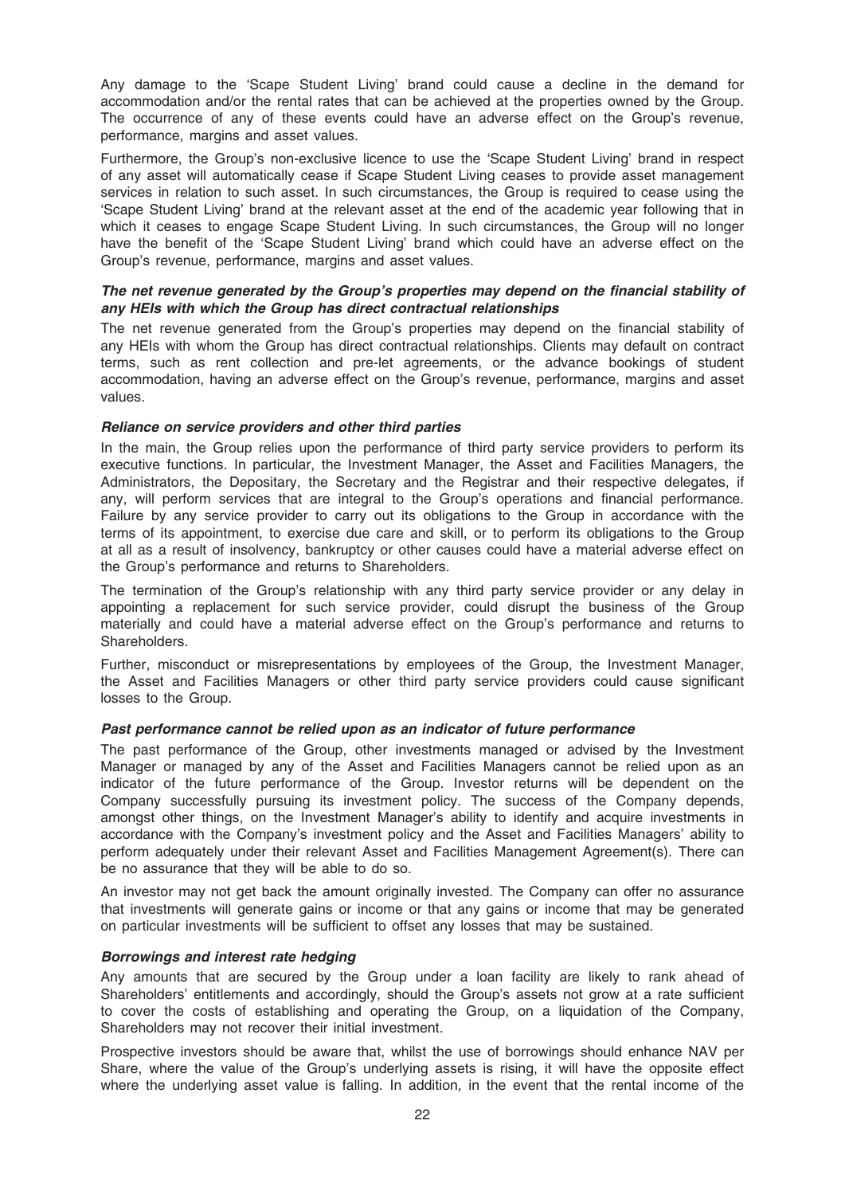Any damage to the 'Scape Student Living' brand could cause a decline in the demand for accommodation and/or the rental rates that can be achieved at the properties owned by the Group. The occurrence of any of these events could have an adverse effect on the Group's revenue, performance, margins and asset values.

Furthermore, the Group's non-exclusive licence to use the 'Scape Student Living' brand in respect of any asset will automatically cease if Scape Student Living ceases to provide asset management services in relation to such asset. In such circumstances, the Group is required to cease using the 'Scape Student Living' brand at the relevant asset at the end of the academic year following that in which it ceases to engage Scape Student Living. In such circumstances, the Group will no longer have the benefit of the 'Scape Student Living' brand which could have an adverse effect on the Group's revenue, performance, margins and asset values.

***The net revenue generated by the Group's properties may depend on the financial stability of any HEIs with which the Group has direct contractual relationships***

The net revenue generated from the Group's properties may depend on the financial stability of any HEIs with whom the Group has direct contractual relationships. Clients may default on contract terms, such as rent collection and pre-let agreements, or the advance bookings of student accommodation, having an adverse effect on the Group's revenue, performance, margins and asset values.

***Reliance on service providers and other third parties***

In the main, the Group relies upon the performance of third party service providers to perform its executive functions. In particular, the Investment Manager, the Asset and Facilities Managers, the Administrators, the Depositary, the Secretary and the Registrar and their respective delegates, if any, will perform services that are integral to the Group's operations and financial performance. Failure by any service provider to carry out its obligations to the Group in accordance with the terms of its appointment, to exercise due care and skill, or to perform its obligations to the Group at all as a result of insolvency, bankruptcy or other causes could have a material adverse effect on the Group's performance and returns to Shareholders.

The termination of the Group's relationship with any third party service provider or any delay in appointing a replacement for such service provider, could disrupt the business of the Group materially and could have a material adverse effect on the Group's performance and returns to Shareholders.

Further, misconduct or misrepresentations by employees of the Group, the Investment Manager, the Asset and Facilities Managers or other third party service providers could cause significant losses to the Group.

***Past performance cannot be relied upon as an indicator of future performance***

The past performance of the Group, other investments managed or advised by the Investment Manager or managed by any of the Asset and Facilities Managers cannot be relied upon as an indicator of the future performance of the Group. Investor returns will be dependent on the Company successfully pursuing its investment policy. The success of the Company depends, amongst other things, on the Investment Manager's ability to identify and acquire investments in accordance with the Company's investment policy and the Asset and Facilities Managers' ability to perform adequately under their relevant Asset and Facilities Management Agreement(s). There can be no assurance that they will be able to do so.

An investor may not get back the amount originally invested. The Company can offer no assurance that investments will generate gains or income or that any gains or income that may be generated on particular investments will be sufficient to offset any losses that may be sustained.

***Borrowings and interest rate hedging***

Any amounts that are secured by the Group under a loan facility are likely to rank ahead of Shareholders' entitlements and accordingly, should the Group's assets not grow at a rate sufficient to cover the costs of establishing and operating the Group, on a liquidation of the Company, Shareholders may not recover their initial investment.

Prospective investors should be aware that, whilst the use of borrowings should enhance NAV per Share, where the value of the Group's underlying assets is rising, it will have the opposite effect where the underlying asset value is falling. In addition, in the event that the rental income of the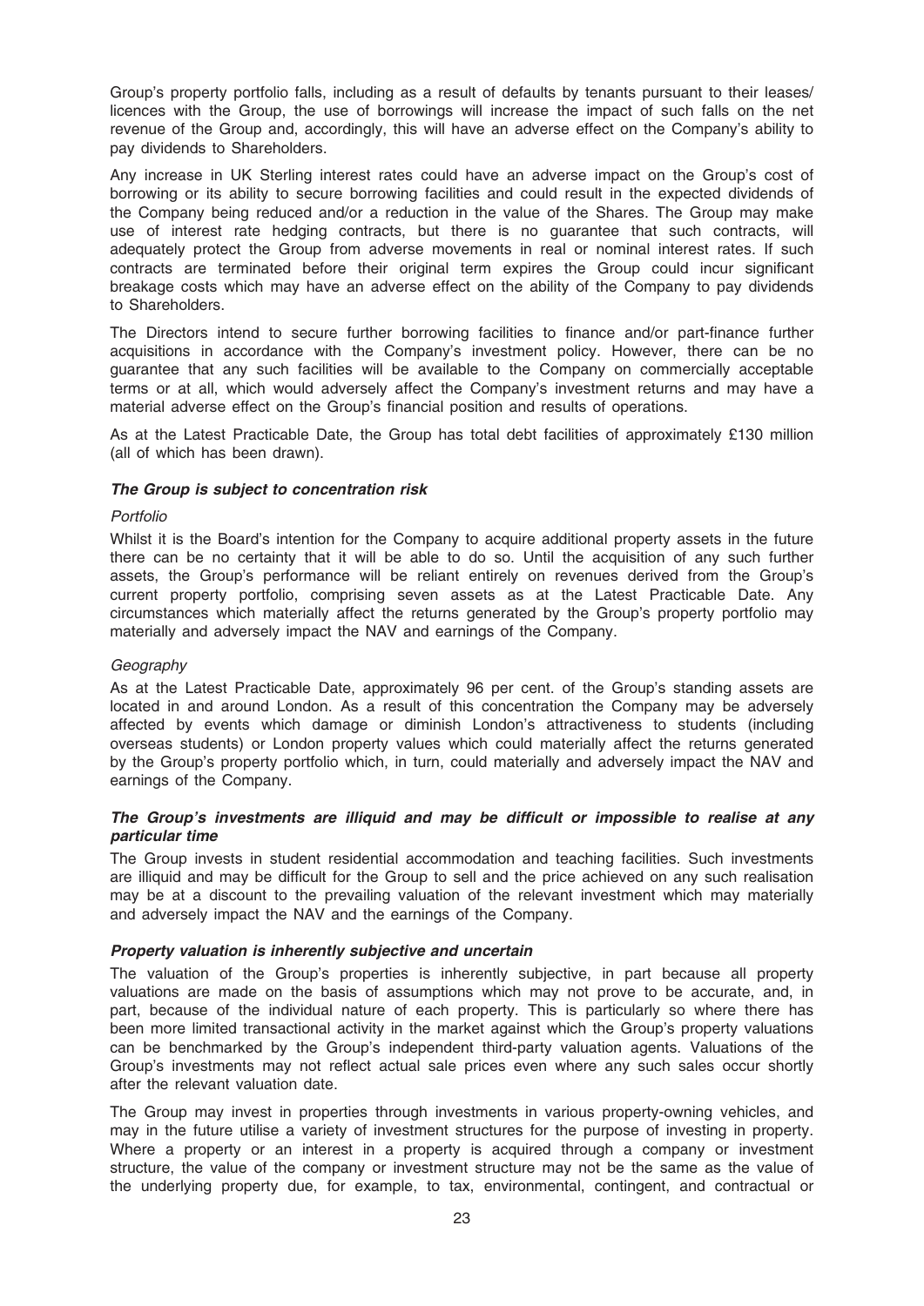Group's property portfolio falls, including as a result of defaults by tenants pursuant to their leases/ licences with the Group, the use of borrowings will increase the impact of such falls on the net revenue of the Group and, accordingly, this will have an adverse effect on the Company's ability to pay dividends to Shareholders.

Any increase in UK Sterling interest rates could have an adverse impact on the Group's cost of borrowing or its ability to secure borrowing facilities and could result in the expected dividends of the Company being reduced and/or a reduction in the value of the Shares. The Group may make use of interest rate hedging contracts, but there is no guarantee that such contracts, will adequately protect the Group from adverse movements in real or nominal interest rates. If such contracts are terminated before their original term expires the Group could incur significant breakage costs which may have an adverse effect on the ability of the Company to pay dividends to Shareholders.

The Directors intend to secure further borrowing facilities to finance and/or part-finance further acquisitions in accordance with the Company's investment policy. However, there can be no guarantee that any such facilities will be available to the Company on commercially acceptable terms or at all, which would adversely affect the Company's investment returns and may have a material adverse effect on the Group's financial position and results of operations.

As at the Latest Practicable Date, the Group has total debt facilities of approximately £130 million (all of which has been drawn).

***The Group is subject to concentration risk***

*Portfolio*

Whilst it is the Board's intention for the Company to acquire additional property assets in the future there can be no certainty that it will be able to do so. Until the acquisition of any such further assets, the Group's performance will be reliant entirely on revenues derived from the Group's current property portfolio, comprising seven assets as at the Latest Practicable Date. Any circumstances which materially affect the returns generated by the Group's property portfolio may materially and adversely impact the NAV and earnings of the Company.

*Geography*

As at the Latest Practicable Date, approximately 96 per cent. of the Group's standing assets are located in and around London. As a result of this concentration the Company may be adversely affected by events which damage or diminish London's attractiveness to students (including overseas students) or London property values which could materially affect the returns generated by the Group's property portfolio which, in turn, could materially and adversely impact the NAV and earnings of the Company.

***The Group's investments are illiquid and may be difficult or impossible to realise at any particular time***

The Group invests in student residential accommodation and teaching facilities. Such investments are illiquid and may be difficult for the Group to sell and the price achieved on any such realisation may be at a discount to the prevailing valuation of the relevant investment which may materially and adversely impact the NAV and the earnings of the Company.

***Property valuation is inherently subjective and uncertain***

The valuation of the Group's properties is inherently subjective, in part because all property valuations are made on the basis of assumptions which may not prove to be accurate, and, in part, because of the individual nature of each property. This is particularly so where there has been more limited transactional activity in the market against which the Group's property valuations can be benchmarked by the Group's independent third-party valuation agents. Valuations of the Group's investments may not reflect actual sale prices even where any such sales occur shortly after the relevant valuation date.

The Group may invest in properties through investments in various property-owning vehicles, and may in the future utilise a variety of investment structures for the purpose of investing in property. Where a property or an interest in a property is acquired through a company or investment structure, the value of the company or investment structure may not be the same as the value of the underlying property due, for example, to tax, environmental, contingent, and contractual or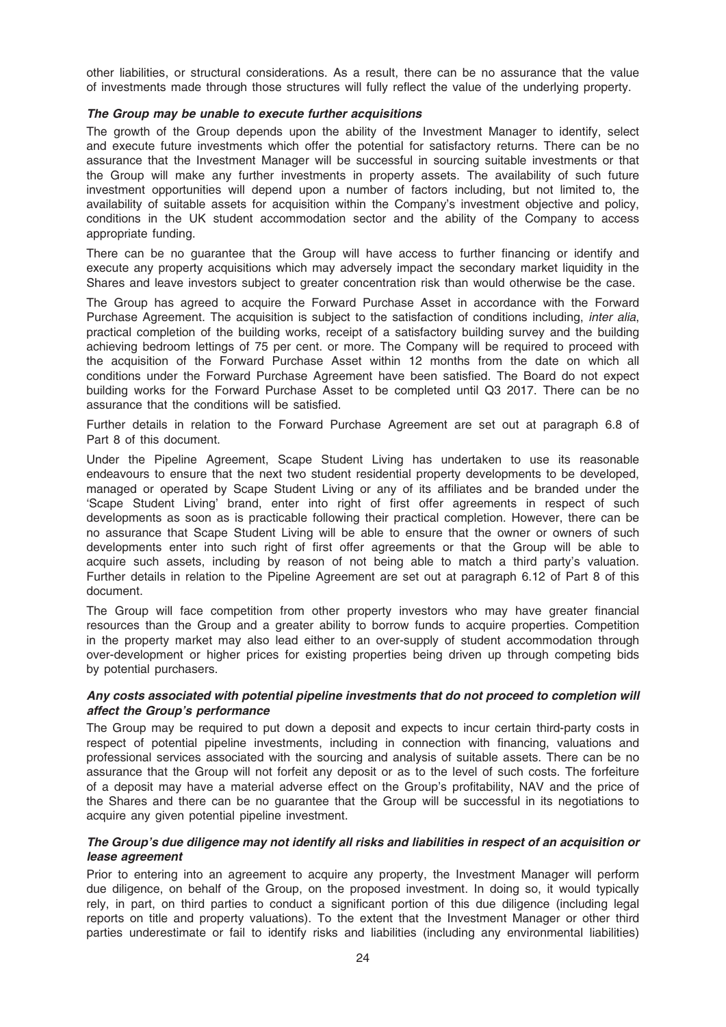other liabilities, or structural considerations. As a result, there can be no assurance that the value of investments made through those structures will fully reflect the value of the underlying property.

***The Group may be unable to execute further acquisitions***

The growth of the Group depends upon the ability of the Investment Manager to identify, select and execute future investments which offer the potential for satisfactory returns. There can be no assurance that the Investment Manager will be successful in sourcing suitable investments or that the Group will make any further investments in property assets. The availability of such future investment opportunities will depend upon a number of factors including, but not limited to, the availability of suitable assets for acquisition within the Company's investment objective and policy, conditions in the UK student accommodation sector and the ability of the Company to access appropriate funding.

There can be no guarantee that the Group will have access to further financing or identify and execute any property acquisitions which may adversely impact the secondary market liquidity in the Shares and leave investors subject to greater concentration risk than would otherwise be the case.

The Group has agreed to acquire the Forward Purchase Asset in accordance with the Forward Purchase Agreement. The acquisition is subject to the satisfaction of conditions including, *inter alia*, practical completion of the building works, receipt of a satisfactory building survey and the building achieving bedroom lettings of 75 per cent. or more. The Company will be required to proceed with the acquisition of the Forward Purchase Asset within 12 months from the date on which all conditions under the Forward Purchase Agreement have been satisfied. The Board do not expect building works for the Forward Purchase Asset to be completed until Q3 2017. There can be no assurance that the conditions will be satisfied.

Further details in relation to the Forward Purchase Agreement are set out at paragraph 6.8 of Part 8 of this document.

Under the Pipeline Agreement, Scape Student Living has undertaken to use its reasonable endeavours to ensure that the next two student residential property developments to be developed, managed or operated by Scape Student Living or any of its affiliates and be branded under the 'Scape Student Living' brand, enter into right of first offer agreements in respect of such developments as soon as is practicable following their practical completion. However, there can be no assurance that Scape Student Living will be able to ensure that the owner or owners of such developments enter into such right of first offer agreements or that the Group will be able to acquire such assets, including by reason of not being able to match a third party's valuation. Further details in relation to the Pipeline Agreement are set out at paragraph 6.12 of Part 8 of this document.

The Group will face competition from other property investors who may have greater financial resources than the Group and a greater ability to borrow funds to acquire properties. Competition in the property market may also lead either to an over-supply of student accommodation through over-development or higher prices for existing properties being driven up through competing bids by potential purchasers.

***Any costs associated with potential pipeline investments that do not proceed to completion will affect the Group's performance***

The Group may be required to put down a deposit and expects to incur certain third-party costs in respect of potential pipeline investments, including in connection with financing, valuations and professional services associated with the sourcing and analysis of suitable assets. There can be no assurance that the Group will not forfeit any deposit or as to the level of such costs. The forfeiture of a deposit may have a material adverse effect on the Group's profitability, NAV and the price of the Shares and there can be no guarantee that the Group will be successful in its negotiations to acquire any given potential pipeline investment.

***The Group's due diligence may not identify all risks and liabilities in respect of an acquisition or lease agreement***

Prior to entering into an agreement to acquire any property, the Investment Manager will perform due diligence, on behalf of the Group, on the proposed investment. In doing so, it would typically rely, in part, on third parties to conduct a significant portion of this due diligence (including legal reports on title and property valuations). To the extent that the Investment Manager or other third parties underestimate or fail to identify risks and liabilities (including any environmental liabilities)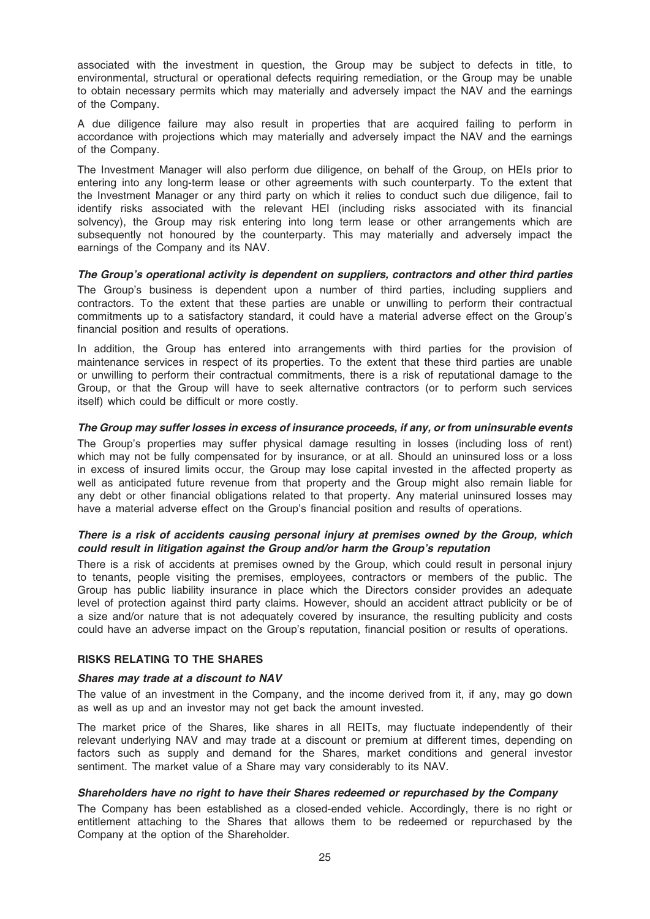associated with the investment in question, the Group may be subject to defects in title, to environmental, structural or operational defects requiring remediation, or the Group may be unable to obtain necessary permits which may materially and adversely impact the NAV and the earnings of the Company.

A due diligence failure may also result in properties that are acquired failing to perform in accordance with projections which may materially and adversely impact the NAV and the earnings of the Company.

The Investment Manager will also perform due diligence, on behalf of the Group, on HEIs prior to entering into any long-term lease or other agreements with such counterparty. To the extent that the Investment Manager or any third party on which it relies to conduct such due diligence, fail to identify risks associated with the relevant HEI (including risks associated with its financial solvency), the Group may risk entering into long term lease or other arrangements which are subsequently not honoured by the counterparty. This may materially and adversely impact the earnings of the Company and its NAV.

***The Group's operational activity is dependent on suppliers, contractors and other third parties***

The Group's business is dependent upon a number of third parties, including suppliers and contractors. To the extent that these parties are unable or unwilling to perform their contractual commitments up to a satisfactory standard, it could have a material adverse effect on the Group's financial position and results of operations.

In addition, the Group has entered into arrangements with third parties for the provision of maintenance services in respect of its properties. To the extent that these third parties are unable or unwilling to perform their contractual commitments, there is a risk of reputational damage to the Group, or that the Group will have to seek alternative contractors (or to perform such services itself) which could be difficult or more costly.

***The Group may suffer losses in excess of insurance proceeds, if any, or from uninsurable events***

The Group's properties may suffer physical damage resulting in losses (including loss of rent) which may not be fully compensated for by insurance, or at all. Should an uninsured loss or a loss in excess of insured limits occur, the Group may lose capital invested in the affected property as well as anticipated future revenue from that property and the Group might also remain liable for any debt or other financial obligations related to that property. Any material uninsured losses may have a material adverse effect on the Group's financial position and results of operations.

***There is a risk of accidents causing personal injury at premises owned by the Group, which could result in litigation against the Group and/or harm the Group's reputation***

There is a risk of accidents at premises owned by the Group, which could result in personal injury to tenants, people visiting the premises, employees, contractors or members of the public. The Group has public liability insurance in place which the Directors consider provides an adequate level of protection against third party claims. However, should an accident attract publicity or be of a size and/or nature that is not adequately covered by insurance, the resulting publicity and costs could have an adverse impact on the Group's reputation, financial position or results of operations.

## RISKS RELATING TO THE SHARES

***Shares may trade at a discount to NAV***

The value of an investment in the Company, and the income derived from it, if any, may go down as well as up and an investor may not get back the amount invested.

The market price of the Shares, like shares in all REITs, may fluctuate independently of their relevant underlying NAV and may trade at a discount or premium at different times, depending on factors such as supply and demand for the Shares, market conditions and general investor sentiment. The market value of a Share may vary considerably to its NAV.

***Shareholders have no right to have their Shares redeemed or repurchased by the Company***

The Company has been established as a closed-ended vehicle. Accordingly, there is no right or entitlement attaching to the Shares that allows them to be redeemed or repurchased by the Company at the option of the Shareholder.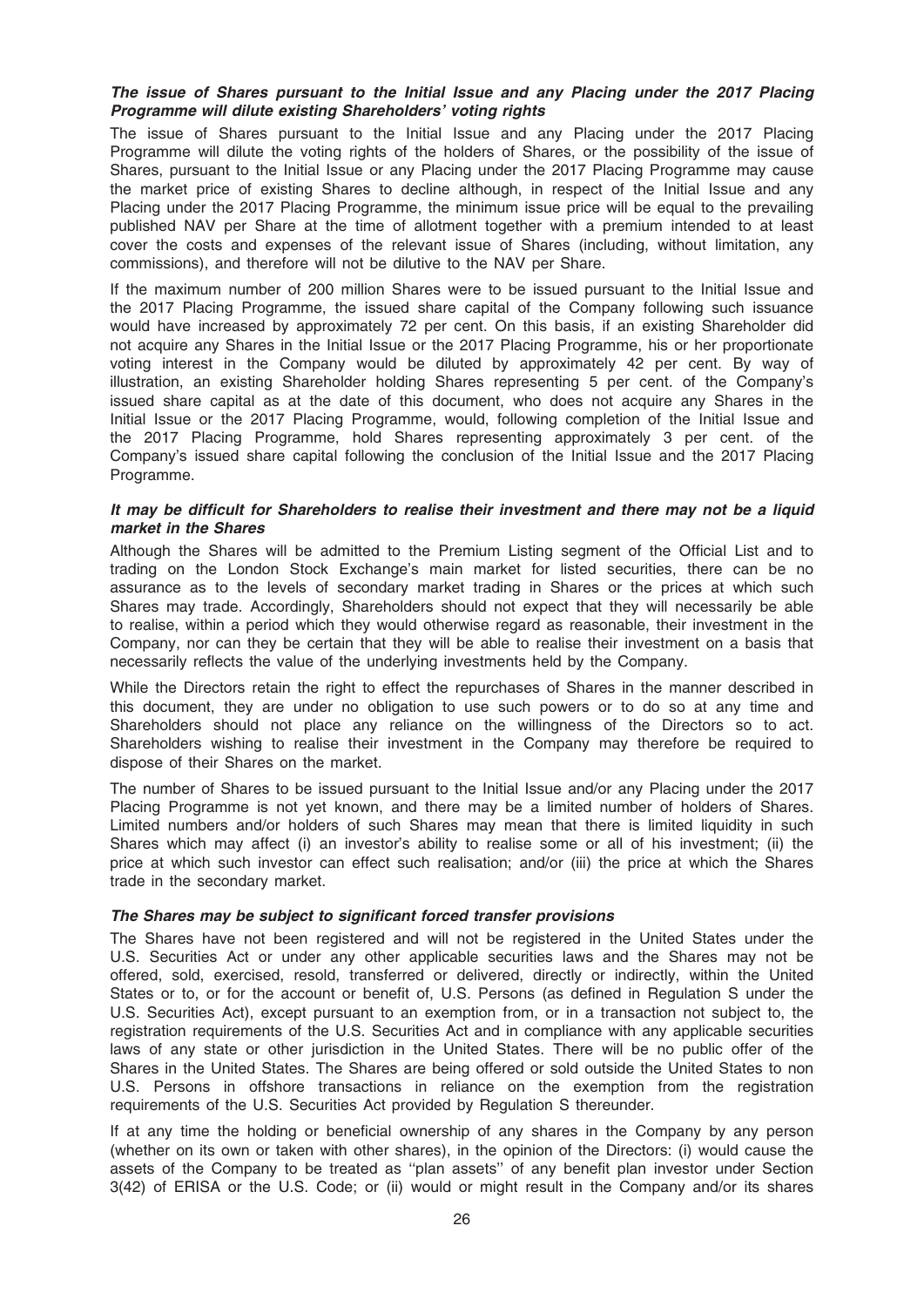***The issue of Shares pursuant to the Initial Issue and any Placing under the 2017 Placing Programme will dilute existing Shareholders' voting rights***

The issue of Shares pursuant to the Initial Issue and any Placing under the 2017 Placing Programme will dilute the voting rights of the holders of Shares, or the possibility of the issue of Shares, pursuant to the Initial Issue or any Placing under the 2017 Placing Programme may cause the market price of existing Shares to decline although, in respect of the Initial Issue and any Placing under the 2017 Placing Programme, the minimum issue price will be equal to the prevailing published NAV per Share at the time of allotment together with a premium intended to at least cover the costs and expenses of the relevant issue of Shares (including, without limitation, any commissions), and therefore will not be dilutive to the NAV per Share.

If the maximum number of 200 million Shares were to be issued pursuant to the Initial Issue and the 2017 Placing Programme, the issued share capital of the Company following such issuance would have increased by approximately 72 per cent. On this basis, if an existing Shareholder did not acquire any Shares in the Initial Issue or the 2017 Placing Programme, his or her proportionate voting interest in the Company would be diluted by approximately 42 per cent. By way of illustration, an existing Shareholder holding Shares representing 5 per cent. of the Company's issued share capital as at the date of this document, who does not acquire any Shares in the Initial Issue or the 2017 Placing Programme, would, following completion of the Initial Issue and the 2017 Placing Programme, hold Shares representing approximately 3 per cent. of the Company's issued share capital following the conclusion of the Initial Issue and the 2017 Placing Programme.

***It may be difficult for Shareholders to realise their investment and there may not be a liquid market in the Shares***

Although the Shares will be admitted to the Premium Listing segment of the Official List and to trading on the London Stock Exchange's main market for listed securities, there can be no assurance as to the levels of secondary market trading in Shares or the prices at which such Shares may trade. Accordingly, Shareholders should not expect that they will necessarily be able to realise, within a period which they would otherwise regard as reasonable, their investment in the Company, nor can they be certain that they will be able to realise their investment on a basis that necessarily reflects the value of the underlying investments held by the Company.

While the Directors retain the right to effect the repurchases of Shares in the manner described in this document, they are under no obligation to use such powers or to do so at any time and Shareholders should not place any reliance on the willingness of the Directors so to act. Shareholders wishing to realise their investment in the Company may therefore be required to dispose of their Shares on the market.

The number of Shares to be issued pursuant to the Initial Issue and/or any Placing under the 2017 Placing Programme is not yet known, and there may be a limited number of holders of Shares. Limited numbers and/or holders of such Shares may mean that there is limited liquidity in such Shares which may affect (i) an investor's ability to realise some or all of his investment; (ii) the price at which such investor can effect such realisation; and/or (iii) the price at which the Shares trade in the secondary market.

***The Shares may be subject to significant forced transfer provisions***

The Shares have not been registered and will not be registered in the United States under the U.S. Securities Act or under any other applicable securities laws and the Shares may not be offered, sold, exercised, resold, transferred or delivered, directly or indirectly, within the United States or to, or for the account or benefit of, U.S. Persons (as defined in Regulation S under the U.S. Securities Act), except pursuant to an exemption from, or in a transaction not subject to, the registration requirements of the U.S. Securities Act and in compliance with any applicable securities laws of any state or other jurisdiction in the United States. There will be no public offer of the Shares in the United States. The Shares are being offered or sold outside the United States to non U.S. Persons in offshore transactions in reliance on the exemption from the registration requirements of the U.S. Securities Act provided by Regulation S thereunder.

If at any time the holding or beneficial ownership of any shares in the Company by any person (whether on its own or taken with other shares), in the opinion of the Directors: (i) would cause the assets of the Company to be treated as ''plan assets'' of any benefit plan investor under Section 3(42) of ERISA or the U.S. Code; or (ii) would or might result in the Company and/or its shares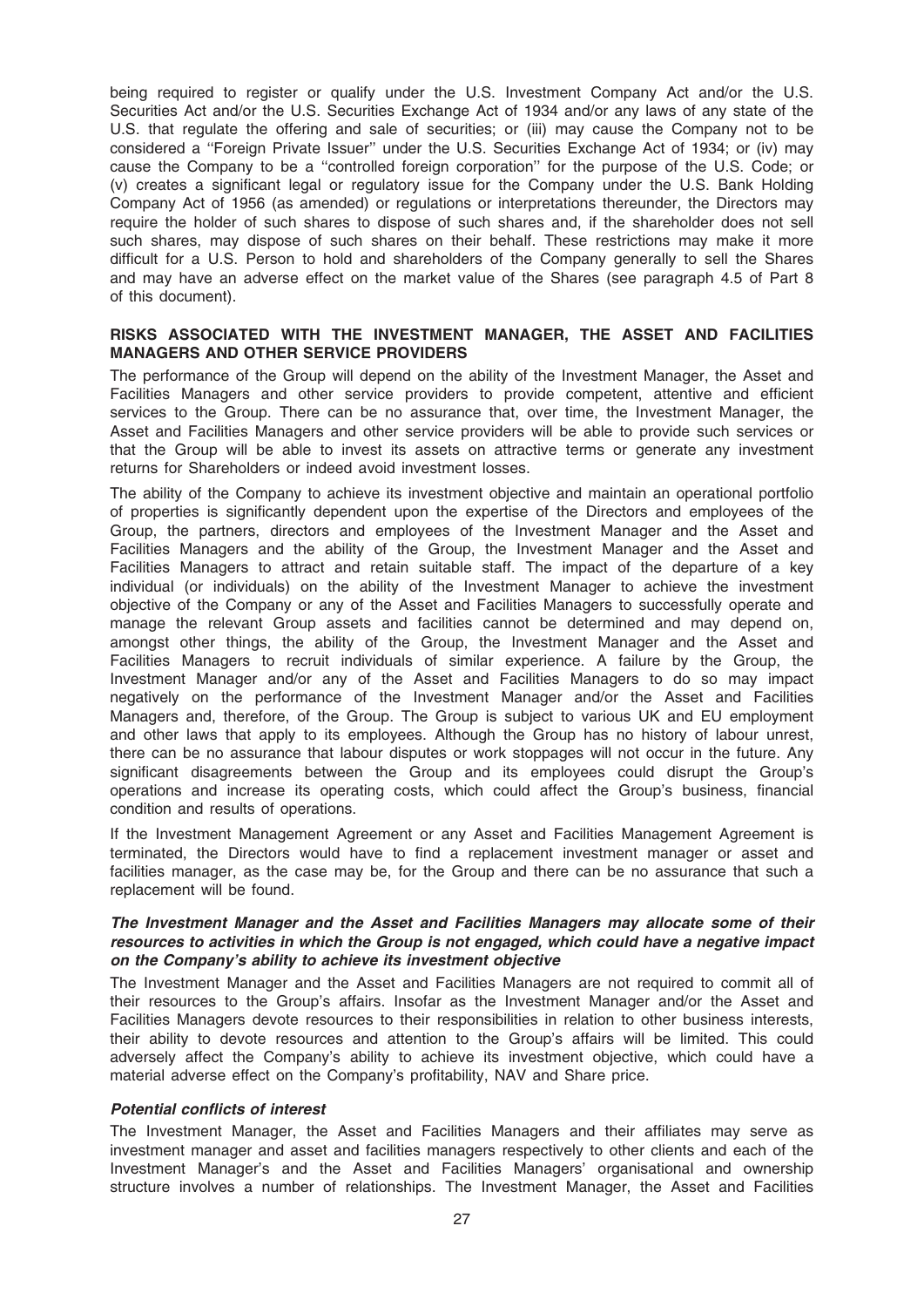being required to register or qualify under the U.S. Investment Company Act and/or the U.S. Securities Act and/or the U.S. Securities Exchange Act of 1934 and/or any laws of any state of the U.S. that regulate the offering and sale of securities; or (iii) may cause the Company not to be considered a ''Foreign Private Issuer'' under the U.S. Securities Exchange Act of 1934; or (iv) may cause the Company to be a ''controlled foreign corporation'' for the purpose of the U.S. Code; or (v) creates a significant legal or regulatory issue for the Company under the U.S. Bank Holding Company Act of 1956 (as amended) or regulations or interpretations thereunder, the Directors may require the holder of such shares to dispose of such shares and, if the shareholder does not sell such shares, may dispose of such shares on their behalf. These restrictions may make it more difficult for a U.S. Person to hold and shareholders of the Company generally to sell the Shares and may have an adverse effect on the market value of the Shares (see paragraph 4.5 of Part 8 of this document).

## RISKS ASSOCIATED WITH THE INVESTMENT MANAGER, THE ASSET AND FACILITIES MANAGERS AND OTHER SERVICE PROVIDERS

The performance of the Group will depend on the ability of the Investment Manager, the Asset and Facilities Managers and other service providers to provide competent, attentive and efficient services to the Group. There can be no assurance that, over time, the Investment Manager, the Asset and Facilities Managers and other service providers will be able to provide such services or that the Group will be able to invest its assets on attractive terms or generate any investment returns for Shareholders or indeed avoid investment losses.

The ability of the Company to achieve its investment objective and maintain an operational portfolio of properties is significantly dependent upon the expertise of the Directors and employees of the Group, the partners, directors and employees of the Investment Manager and the Asset and Facilities Managers and the ability of the Group, the Investment Manager and the Asset and Facilities Managers to attract and retain suitable staff. The impact of the departure of a key individual (or individuals) on the ability of the Investment Manager to achieve the investment objective of the Company or any of the Asset and Facilities Managers to successfully operate and manage the relevant Group assets and facilities cannot be determined and may depend on, amongst other things, the ability of the Group, the Investment Manager and the Asset and Facilities Managers to recruit individuals of similar experience. A failure by the Group, the Investment Manager and/or any of the Asset and Facilities Managers to do so may impact negatively on the performance of the Investment Manager and/or the Asset and Facilities Managers and, therefore, of the Group. The Group is subject to various UK and EU employment and other laws that apply to its employees. Although the Group has no history of labour unrest, there can be no assurance that labour disputes or work stoppages will not occur in the future. Any significant disagreements between the Group and its employees could disrupt the Group's operations and increase its operating costs, which could affect the Group's business, financial condition and results of operations.

If the Investment Management Agreement or any Asset and Facilities Management Agreement is terminated, the Directors would have to find a replacement investment manager or asset and facilities manager, as the case may be, for the Group and there can be no assurance that such a replacement will be found.

### *The Investment Manager and the Asset and Facilities Managers may allocate some of their resources to activities in which the Group is not engaged, which could have a negative impact on the Company's ability to achieve its investment objective*

The Investment Manager and the Asset and Facilities Managers are not required to commit all of their resources to the Group's affairs. Insofar as the Investment Manager and/or the Asset and Facilities Managers devote resources to their responsibilities in relation to other business interests, their ability to devote resources and attention to the Group's affairs will be limited. This could adversely affect the Company's ability to achieve its investment objective, which could have a material adverse effect on the Company's profitability, NAV and Share price.

### *Potential conflicts of interest*

The Investment Manager, the Asset and Facilities Managers and their affiliates may serve as investment manager and asset and facilities managers respectively to other clients and each of the Investment Manager's and the Asset and Facilities Managers' organisational and ownership structure involves a number of relationships. The Investment Manager, the Asset and Facilities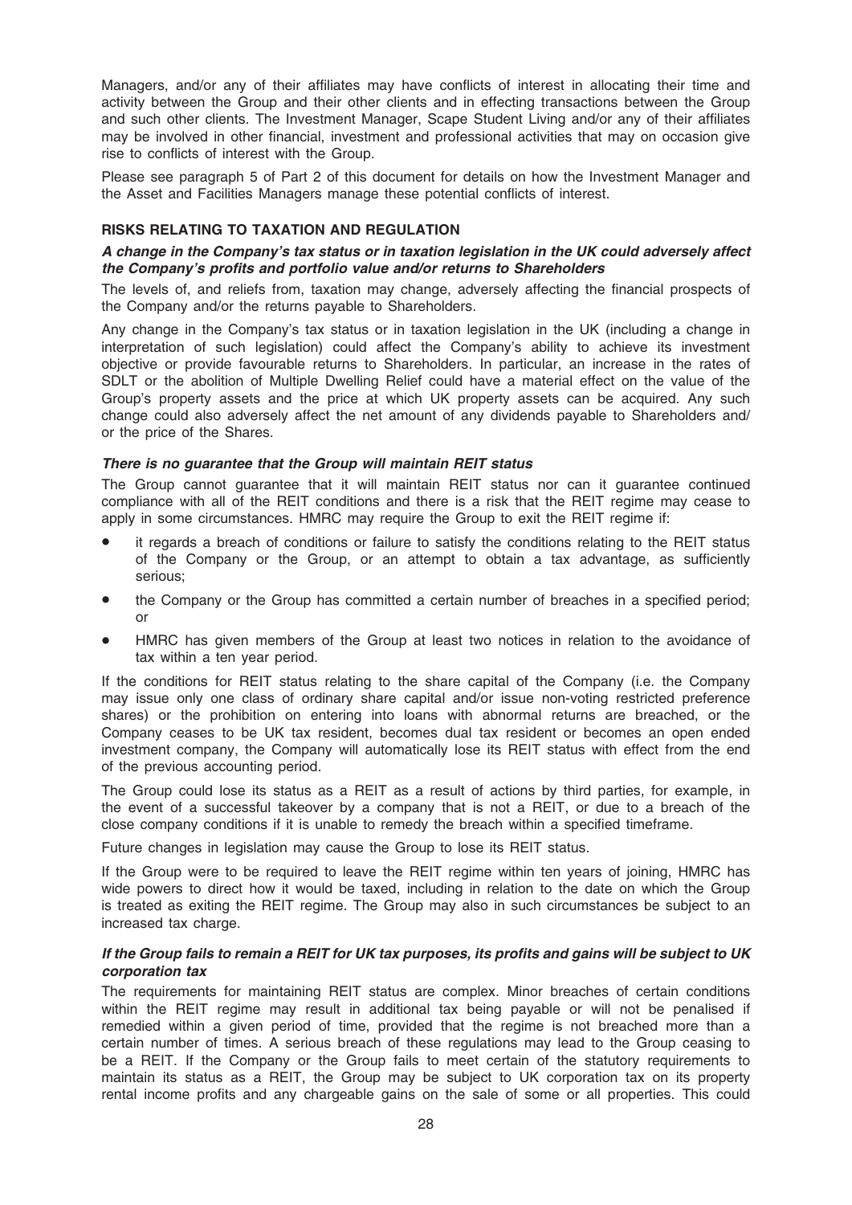Managers, and/or any of their affiliates may have conflicts of interest in allocating their time and activity between the Group and their other clients and in effecting transactions between the Group and such other clients. The Investment Manager, Scape Student Living and/or any of their affiliates may be involved in other financial, investment and professional activities that may on occasion give rise to conflicts of interest with the Group.

Please see paragraph 5 of Part 2 of this document for details on how the Investment Manager and the Asset and Facilities Managers manage these potential conflicts of interest.

## RISKS RELATING TO TAXATION AND REGULATION

### *A change in the Company's tax status or in taxation legislation in the UK could adversely affect the Company's profits and portfolio value and/or returns to Shareholders*

The levels of, and reliefs from, taxation may change, adversely affecting the financial prospects of the Company and/or the returns payable to Shareholders.

Any change in the Company's tax status or in taxation legislation in the UK (including a change in interpretation of such legislation) could affect the Company's ability to achieve its investment objective or provide favourable returns to Shareholders. In particular, an increase in the rates of SDLT or the abolition of Multiple Dwelling Relief could have a material effect on the value of the Group's property assets and the price at which UK property assets can be acquired. Any such change could also adversely affect the net amount of any dividends payable to Shareholders and/ or the price of the Shares.

### *There is no guarantee that the Group will maintain REIT status*

The Group cannot guarantee that it will maintain REIT status nor can it guarantee continued compliance with all of the REIT conditions and there is a risk that the REIT regime may cease to apply in some circumstances. HMRC may require the Group to exit the REIT regime if:

- it regards a breach of conditions or failure to satisfy the conditions relating to the REIT status of the Company or the Group, or an attempt to obtain a tax advantage, as sufficiently serious;
- the Company or the Group has committed a certain number of breaches in a specified period; or
- HMRC has given members of the Group at least two notices in relation to the avoidance of tax within a ten year period.

If the conditions for REIT status relating to the share capital of the Company (i.e. the Company may issue only one class of ordinary share capital and/or issue non-voting restricted preference shares) or the prohibition on entering into loans with abnormal returns are breached, or the Company ceases to be UK tax resident, becomes dual tax resident or becomes an open ended investment company, the Company will automatically lose its REIT status with effect from the end of the previous accounting period.

The Group could lose its status as a REIT as a result of actions by third parties, for example, in the event of a successful takeover by a company that is not a REIT, or due to a breach of the close company conditions if it is unable to remedy the breach within a specified timeframe.

Future changes in legislation may cause the Group to lose its REIT status.

If the Group were to be required to leave the REIT regime within ten years of joining, HMRC has wide powers to direct how it would be taxed, including in relation to the date on which the Group is treated as exiting the REIT regime. The Group may also in such circumstances be subject to an increased tax charge.

### *If the Group fails to remain a REIT for UK tax purposes, its profits and gains will be subject to UK corporation tax*

The requirements for maintaining REIT status are complex. Minor breaches of certain conditions within the REIT regime may result in additional tax being payable or will not be penalised if remedied within a given period of time, provided that the regime is not breached more than a certain number of times. A serious breach of these regulations may lead to the Group ceasing to be a REIT. If the Company or the Group fails to meet certain of the statutory requirements to maintain its status as a REIT, the Group may be subject to UK corporation tax on its property rental income profits and any chargeable gains on the sale of some or all properties. This could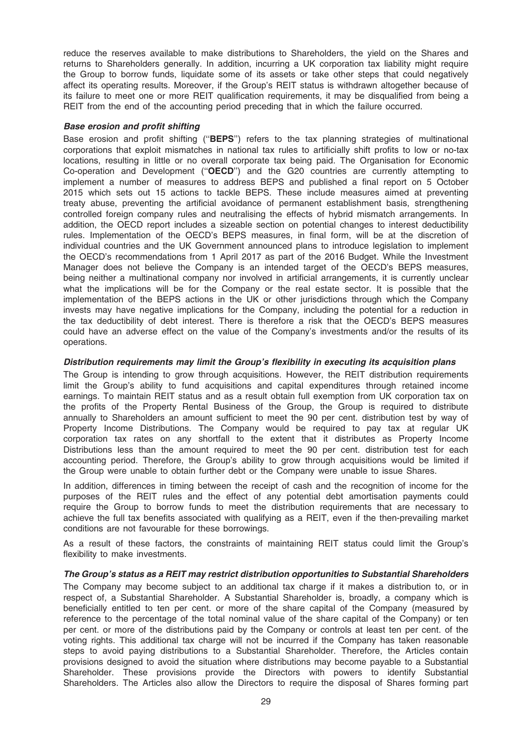reduce the reserves available to make distributions to Shareholders, the yield on the Shares and returns to Shareholders generally. In addition, incurring a UK corporation tax liability might require the Group to borrow funds, liquidate some of its assets or take other steps that could negatively affect its operating results. Moreover, if the Group's REIT status is withdrawn altogether because of its failure to meet one or more REIT qualification requirements, it may be disqualified from being a REIT from the end of the accounting period preceding that in which the failure occurred.

***Base erosion and profit shifting***

Base erosion and profit shifting (''**BEPS**'') refers to the tax planning strategies of multinational corporations that exploit mismatches in national tax rules to artificially shift profits to low or no-tax locations, resulting in little or no overall corporate tax being paid. The Organisation for Economic Co-operation and Development (''**OECD**'') and the G20 countries are currently attempting to implement a number of measures to address BEPS and published a final report on 5 October 2015 which sets out 15 actions to tackle BEPS. These include measures aimed at preventing treaty abuse, preventing the artificial avoidance of permanent establishment basis, strengthening controlled foreign company rules and neutralising the effects of hybrid mismatch arrangements. In addition, the OECD report includes a sizeable section on potential changes to interest deductibility rules. Implementation of the OECD's BEPS measures, in final form, will be at the discretion of individual countries and the UK Government announced plans to introduce legislation to implement the OECD's recommendations from 1 April 2017 as part of the 2016 Budget. While the Investment Manager does not believe the Company is an intended target of the OECD's BEPS measures, being neither a multinational company nor involved in artificial arrangements, it is currently unclear what the implications will be for the Company or the real estate sector. It is possible that the implementation of the BEPS actions in the UK or other jurisdictions through which the Company invests may have negative implications for the Company, including the potential for a reduction in the tax deductibility of debt interest. There is therefore a risk that the OECD's BEPS measures could have an adverse effect on the value of the Company's investments and/or the results of its operations.

***Distribution requirements may limit the Group's flexibility in executing its acquisition plans***

The Group is intending to grow through acquisitions. However, the REIT distribution requirements limit the Group's ability to fund acquisitions and capital expenditures through retained income earnings. To maintain REIT status and as a result obtain full exemption from UK corporation tax on the profits of the Property Rental Business of the Group, the Group is required to distribute annually to Shareholders an amount sufficient to meet the 90 per cent. distribution test by way of Property Income Distributions. The Company would be required to pay tax at regular UK corporation tax rates on any shortfall to the extent that it distributes as Property Income Distributions less than the amount required to meet the 90 per cent. distribution test for each accounting period. Therefore, the Group's ability to grow through acquisitions would be limited if the Group were unable to obtain further debt or the Company were unable to issue Shares.

In addition, differences in timing between the receipt of cash and the recognition of income for the purposes of the REIT rules and the effect of any potential debt amortisation payments could require the Group to borrow funds to meet the distribution requirements that are necessary to achieve the full tax benefits associated with qualifying as a REIT, even if the then-prevailing market conditions are not favourable for these borrowings.

As a result of these factors, the constraints of maintaining REIT status could limit the Group's flexibility to make investments.

***The Group's status as a REIT may restrict distribution opportunities to Substantial Shareholders***

The Company may become subject to an additional tax charge if it makes a distribution to, or in respect of, a Substantial Shareholder. A Substantial Shareholder is, broadly, a company which is beneficially entitled to ten per cent. or more of the share capital of the Company (measured by reference to the percentage of the total nominal value of the share capital of the Company) or ten per cent. or more of the distributions paid by the Company or controls at least ten per cent. of the voting rights. This additional tax charge will not be incurred if the Company has taken reasonable steps to avoid paying distributions to a Substantial Shareholder. Therefore, the Articles contain provisions designed to avoid the situation where distributions may become payable to a Substantial Shareholder. These provisions provide the Directors with powers to identify Substantial Shareholders. The Articles also allow the Directors to require the disposal of Shares forming part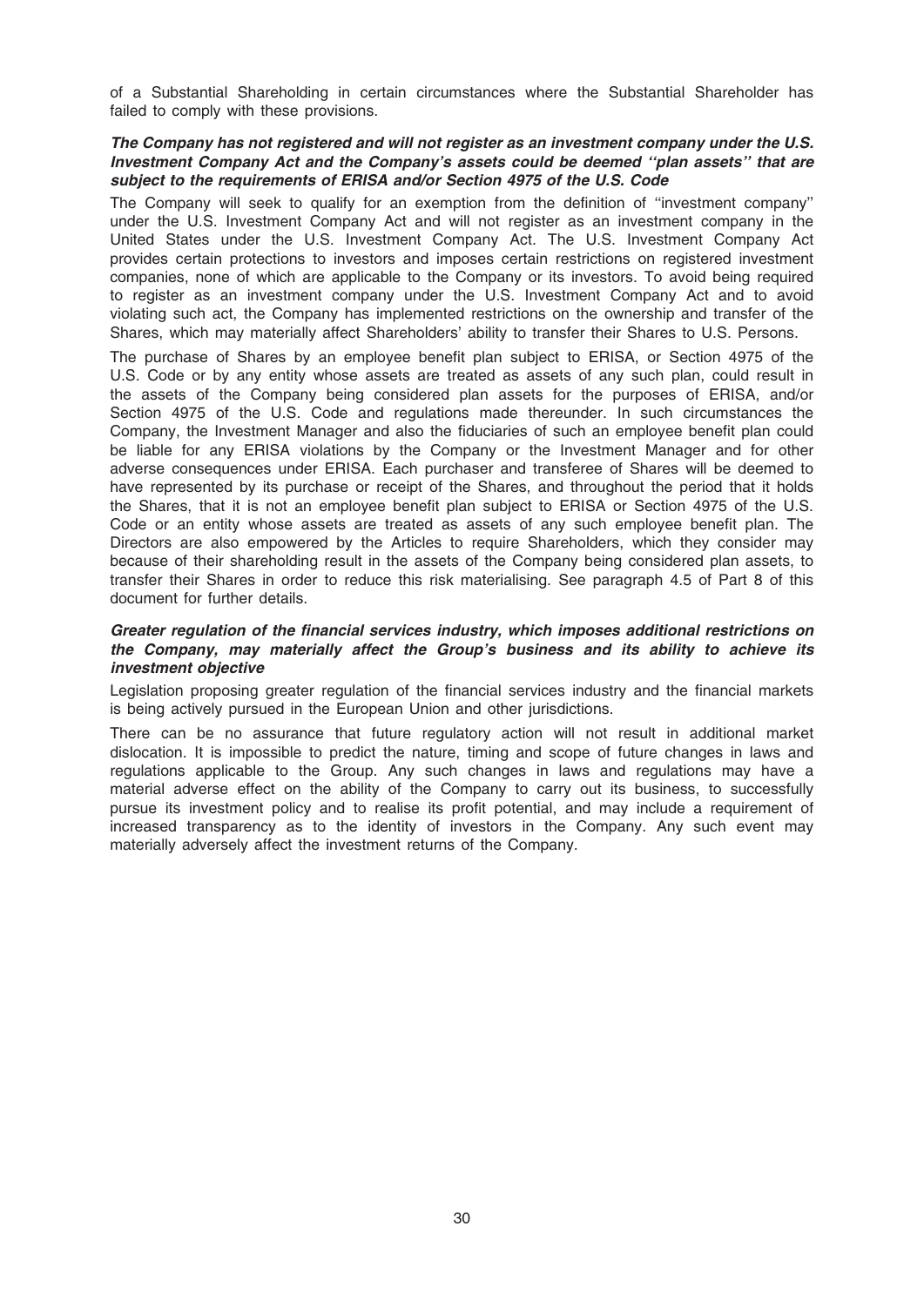of a Substantial Shareholding in certain circumstances where the Substantial Shareholder has failed to comply with these provisions.

***The Company has not registered and will not register as an investment company under the U.S. Investment Company Act and the Company's assets could be deemed ''plan assets'' that are subject to the requirements of ERISA and/or Section 4975 of the U.S. Code***

The Company will seek to qualify for an exemption from the definition of ''investment company'' under the U.S. Investment Company Act and will not register as an investment company in the United States under the U.S. Investment Company Act. The U.S. Investment Company Act provides certain protections to investors and imposes certain restrictions on registered investment companies, none of which are applicable to the Company or its investors. To avoid being required to register as an investment company under the U.S. Investment Company Act and to avoid violating such act, the Company has implemented restrictions on the ownership and transfer of the Shares, which may materially affect Shareholders' ability to transfer their Shares to U.S. Persons.

The purchase of Shares by an employee benefit plan subject to ERISA, or Section 4975 of the U.S. Code or by any entity whose assets are treated as assets of any such plan, could result in the assets of the Company being considered plan assets for the purposes of ERISA, and/or Section 4975 of the U.S. Code and regulations made thereunder. In such circumstances the Company, the Investment Manager and also the fiduciaries of such an employee benefit plan could be liable for any ERISA violations by the Company or the Investment Manager and for other adverse consequences under ERISA. Each purchaser and transferee of Shares will be deemed to have represented by its purchase or receipt of the Shares, and throughout the period that it holds the Shares, that it is not an employee benefit plan subject to ERISA or Section 4975 of the U.S. Code or an entity whose assets are treated as assets of any such employee benefit plan. The Directors are also empowered by the Articles to require Shareholders, which they consider may because of their shareholding result in the assets of the Company being considered plan assets, to transfer their Shares in order to reduce this risk materialising. See paragraph 4.5 of Part 8 of this document for further details.

***Greater regulation of the financial services industry, which imposes additional restrictions on the Company, may materially affect the Group's business and its ability to achieve its investment objective***

Legislation proposing greater regulation of the financial services industry and the financial markets is being actively pursued in the European Union and other jurisdictions.

There can be no assurance that future regulatory action will not result in additional market dislocation. It is impossible to predict the nature, timing and scope of future changes in laws and regulations applicable to the Group. Any such changes in laws and regulations may have a material adverse effect on the ability of the Company to carry out its business, to successfully pursue its investment policy and to realise its profit potential, and may include a requirement of increased transparency as to the identity of investors in the Company. Any such event may materially adversely affect the investment returns of the Company.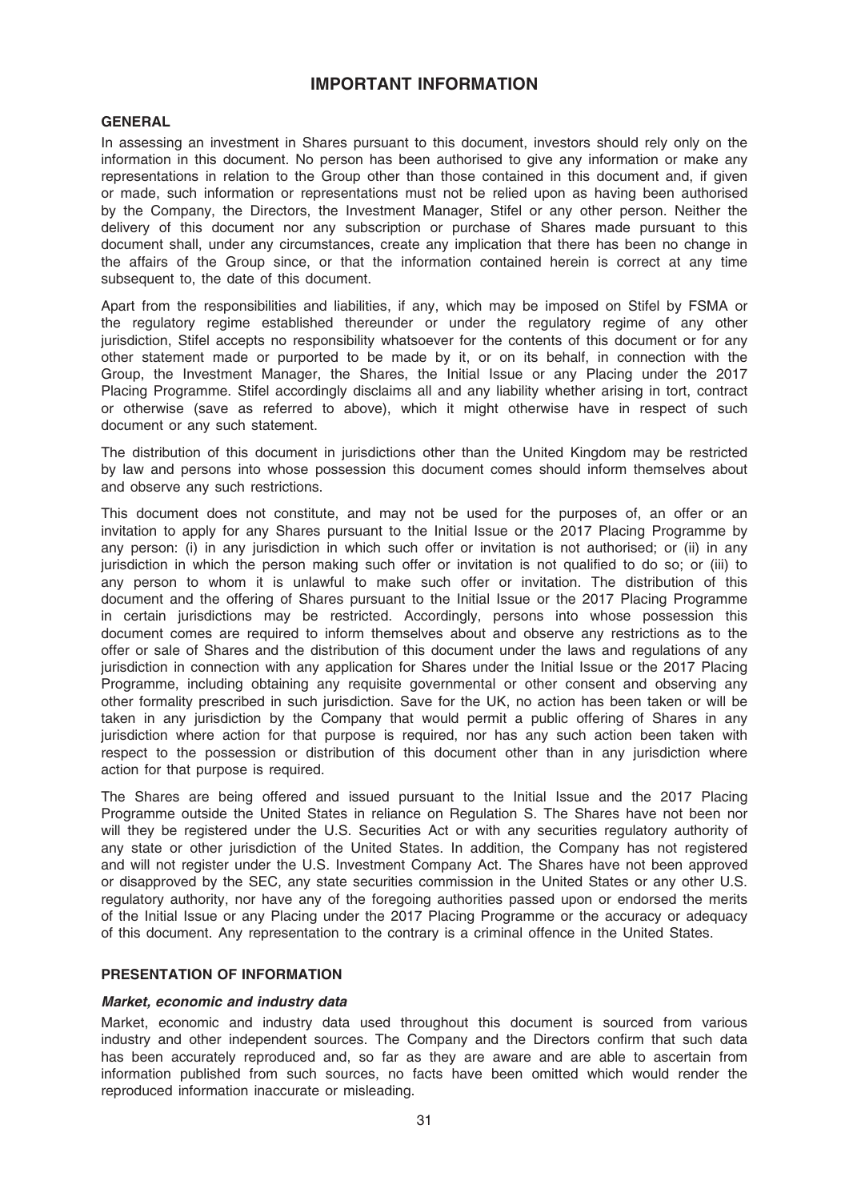# IMPORTANT INFORMATION

## GENERAL

In assessing an investment in Shares pursuant to this document, investors should rely only on the information in this document. No person has been authorised to give any information or make any representations in relation to the Group other than those contained in this document and, if given or made, such information or representations must not be relied upon as having been authorised by the Company, the Directors, the Investment Manager, Stifel or any other person. Neither the delivery of this document nor any subscription or purchase of Shares made pursuant to this document shall, under any circumstances, create any implication that there has been no change in the affairs of the Group since, or that the information contained herein is correct at any time subsequent to, the date of this document.

Apart from the responsibilities and liabilities, if any, which may be imposed on Stifel by FSMA or the regulatory regime established thereunder or under the regulatory regime of any other jurisdiction, Stifel accepts no responsibility whatsoever for the contents of this document or for any other statement made or purported to be made by it, or on its behalf, in connection with the Group, the Investment Manager, the Shares, the Initial Issue or any Placing under the 2017 Placing Programme. Stifel accordingly disclaims all and any liability whether arising in tort, contract or otherwise (save as referred to above), which it might otherwise have in respect of such document or any such statement.

The distribution of this document in jurisdictions other than the United Kingdom may be restricted by law and persons into whose possession this document comes should inform themselves about and observe any such restrictions.

This document does not constitute, and may not be used for the purposes of, an offer or an invitation to apply for any Shares pursuant to the Initial Issue or the 2017 Placing Programme by any person: (i) in any jurisdiction in which such offer or invitation is not authorised; or (ii) in any jurisdiction in which the person making such offer or invitation is not qualified to do so; or (iii) to any person to whom it is unlawful to make such offer or invitation. The distribution of this document and the offering of Shares pursuant to the Initial Issue or the 2017 Placing Programme in certain jurisdictions may be restricted. Accordingly, persons into whose possession this document comes are required to inform themselves about and observe any restrictions as to the offer or sale of Shares and the distribution of this document under the laws and regulations of any jurisdiction in connection with any application for Shares under the Initial Issue or the 2017 Placing Programme, including obtaining any requisite governmental or other consent and observing any other formality prescribed in such jurisdiction. Save for the UK, no action has been taken or will be taken in any jurisdiction by the Company that would permit a public offering of Shares in any jurisdiction where action for that purpose is required, nor has any such action been taken with respect to the possession or distribution of this document other than in any jurisdiction where action for that purpose is required.

The Shares are being offered and issued pursuant to the Initial Issue and the 2017 Placing Programme outside the United States in reliance on Regulation S. The Shares have not been nor will they be registered under the U.S. Securities Act or with any securities regulatory authority of any state or other jurisdiction of the United States. In addition, the Company has not registered and will not register under the U.S. Investment Company Act. The Shares have not been approved or disapproved by the SEC, any state securities commission in the United States or any other U.S. regulatory authority, nor have any of the foregoing authorities passed upon or endorsed the merits of the Initial Issue or any Placing under the 2017 Placing Programme or the accuracy or adequacy of this document. Any representation to the contrary is a criminal offence in the United States.

## PRESENTATION OF INFORMATION

### *Market, economic and industry data*

Market, economic and industry data used throughout this document is sourced from various industry and other independent sources. The Company and the Directors confirm that such data has been accurately reproduced and, so far as they are aware and are able to ascertain from information published from such sources, no facts have been omitted which would render the reproduced information inaccurate or misleading.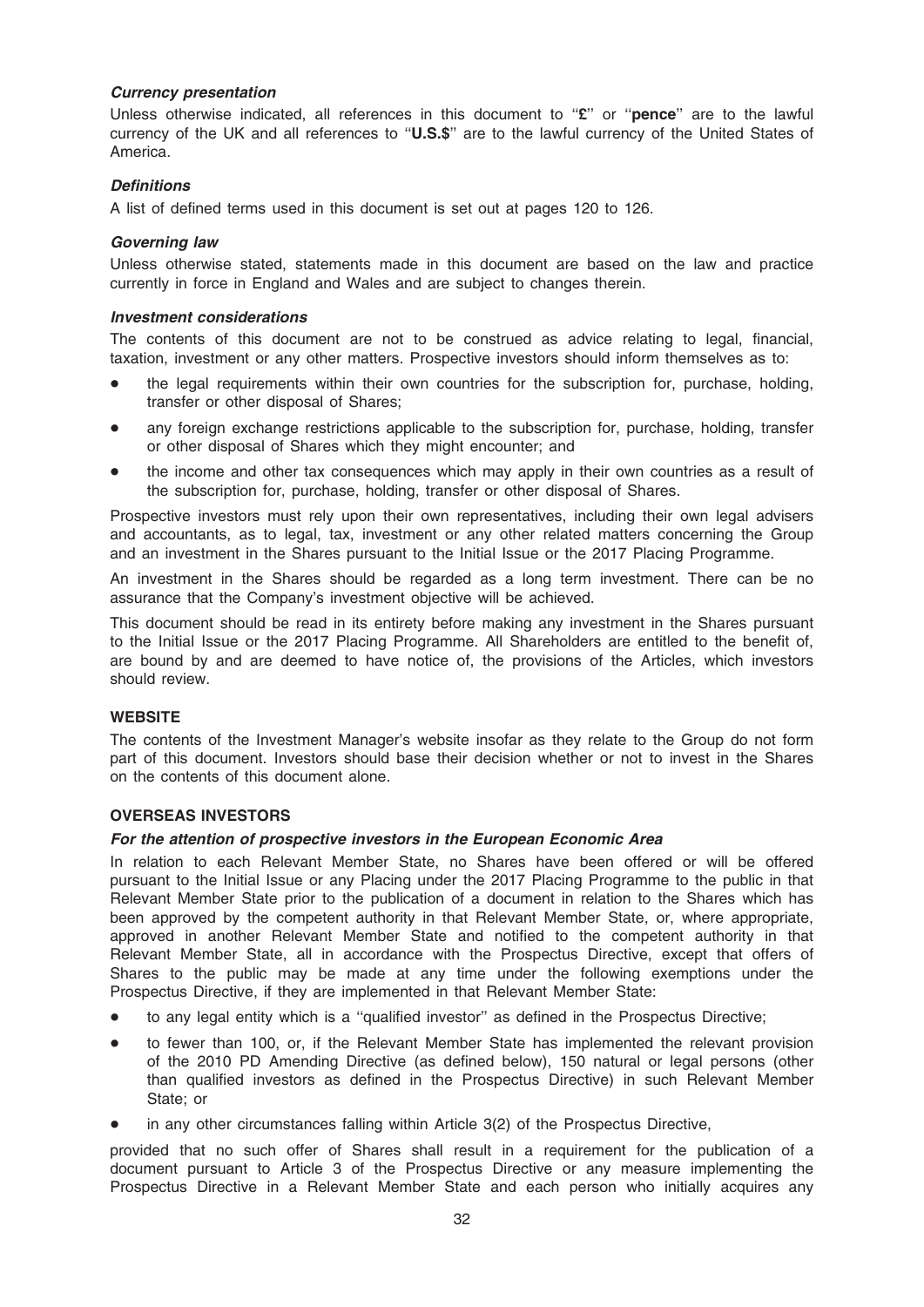### *Currency presentation*

Unless otherwise indicated, all references in this document to "**£**" or "**pence**" are to the lawful currency of the UK and all references to "**U.S.$**" are to the lawful currency of the United States of America.

### *Definitions*

A list of defined terms used in this document is set out at pages 120 to 126.

### *Governing law*

Unless otherwise stated, statements made in this document are based on the law and practice currently in force in England and Wales and are subject to changes therein.

### *Investment considerations*

The contents of this document are not to be construed as advice relating to legal, financial, taxation, investment or any other matters. Prospective investors should inform themselves as to:

- the legal requirements within their own countries for the subscription for, purchase, holding, transfer or other disposal of Shares;
- any foreign exchange restrictions applicable to the subscription for, purchase, holding, transfer or other disposal of Shares which they might encounter; and
- the income and other tax consequences which may apply in their own countries as a result of the subscription for, purchase, holding, transfer or other disposal of Shares.

Prospective investors must rely upon their own representatives, including their own legal advisers and accountants, as to legal, tax, investment or any other related matters concerning the Group and an investment in the Shares pursuant to the Initial Issue or the 2017 Placing Programme.

An investment in the Shares should be regarded as a long term investment. There can be no assurance that the Company's investment objective will be achieved.

This document should be read in its entirety before making any investment in the Shares pursuant to the Initial Issue or the 2017 Placing Programme. All Shareholders are entitled to the benefit of, are bound by and are deemed to have notice of, the provisions of the Articles, which investors should review.

## WEBSITE

The contents of the Investment Manager's website insofar as they relate to the Group do not form part of this document. Investors should base their decision whether or not to invest in the Shares on the contents of this document alone.

## OVERSEAS INVESTORS

### *For the attention of prospective investors in the European Economic Area*

In relation to each Relevant Member State, no Shares have been offered or will be offered pursuant to the Initial Issue or any Placing under the 2017 Placing Programme to the public in that Relevant Member State prior to the publication of a document in relation to the Shares which has been approved by the competent authority in that Relevant Member State, or, where appropriate, approved in another Relevant Member State and notified to the competent authority in that Relevant Member State, all in accordance with the Prospectus Directive, except that offers of Shares to the public may be made at any time under the following exemptions under the Prospectus Directive, if they are implemented in that Relevant Member State:

- to any legal entity which is a "qualified investor" as defined in the Prospectus Directive;
- to fewer than 100, or, if the Relevant Member State has implemented the relevant provision of the 2010 PD Amending Directive (as defined below), 150 natural or legal persons (other than qualified investors as defined in the Prospectus Directive) in such Relevant Member State; or
- in any other circumstances falling within Article 3(2) of the Prospectus Directive,

provided that no such offer of Shares shall result in a requirement for the publication of a document pursuant to Article 3 of the Prospectus Directive or any measure implementing the Prospectus Directive in a Relevant Member State and each person who initially acquires any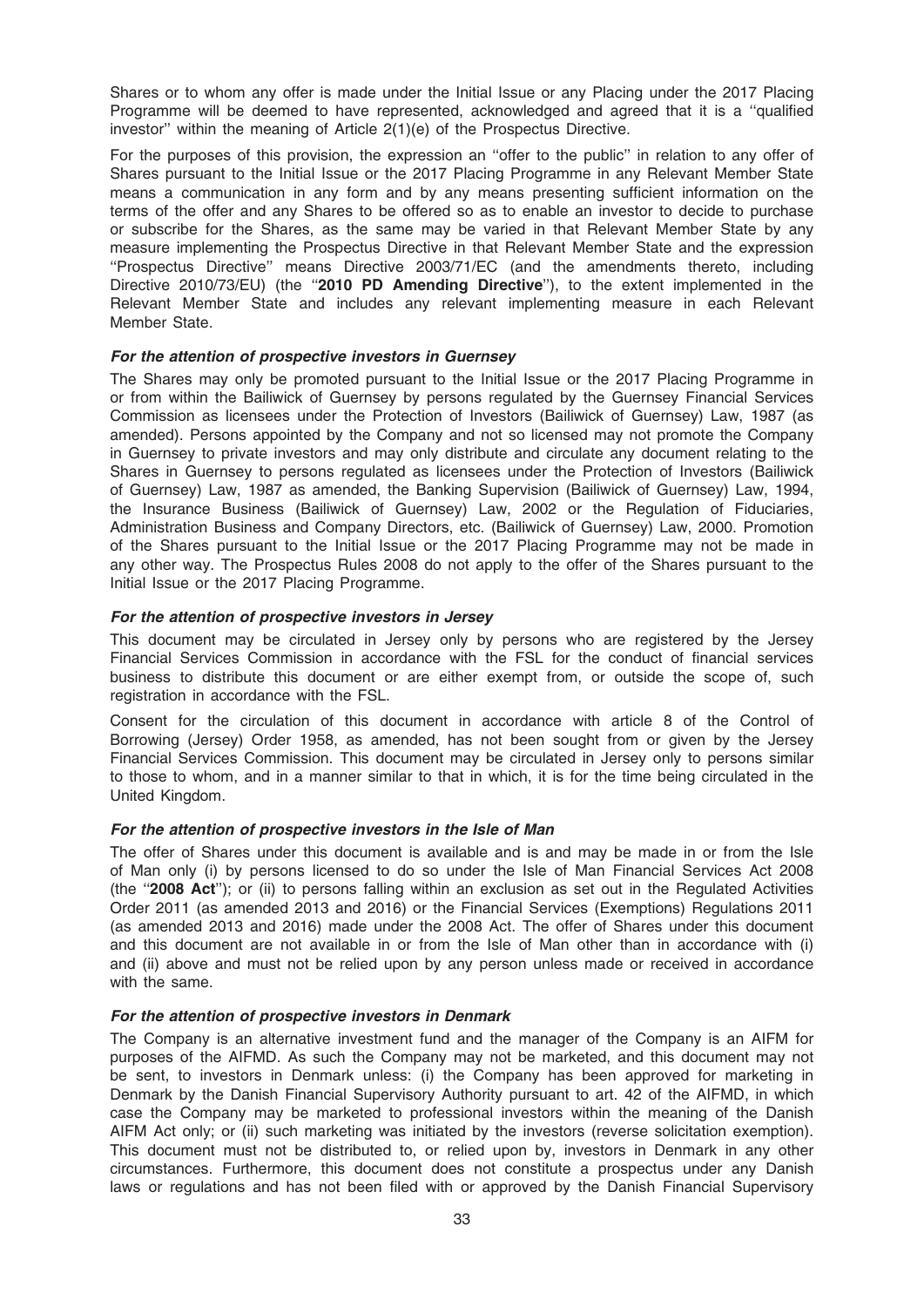Shares or to whom any offer is made under the Initial Issue or any Placing under the 2017 Placing Programme will be deemed to have represented, acknowledged and agreed that it is a ''qualified investor'' within the meaning of Article 2(1)(e) of the Prospectus Directive.

For the purposes of this provision, the expression an ''offer to the public'' in relation to any offer of Shares pursuant to the Initial Issue or the 2017 Placing Programme in any Relevant Member State means a communication in any form and by any means presenting sufficient information on the terms of the offer and any Shares to be offered so as to enable an investor to decide to purchase or subscribe for the Shares, as the same may be varied in that Relevant Member State by any measure implementing the Prospectus Directive in that Relevant Member State and the expression ''Prospectus Directive'' means Directive 2003/71/EC (and the amendments thereto, including Directive 2010/73/EU) (the ''**2010 PD Amending Directive**''), to the extent implemented in the Relevant Member State and includes any relevant implementing measure in each Relevant Member State.

***For the attention of prospective investors in Guernsey***

The Shares may only be promoted pursuant to the Initial Issue or the 2017 Placing Programme in or from within the Bailiwick of Guernsey by persons regulated by the Guernsey Financial Services Commission as licensees under the Protection of Investors (Bailiwick of Guernsey) Law, 1987 (as amended). Persons appointed by the Company and not so licensed may not promote the Company in Guernsey to private investors and may only distribute and circulate any document relating to the Shares in Guernsey to persons regulated as licensees under the Protection of Investors (Bailiwick of Guernsey) Law, 1987 as amended, the Banking Supervision (Bailiwick of Guernsey) Law, 1994, the Insurance Business (Bailiwick of Guernsey) Law, 2002 or the Regulation of Fiduciaries, Administration Business and Company Directors, etc. (Bailiwick of Guernsey) Law, 2000. Promotion of the Shares pursuant to the Initial Issue or the 2017 Placing Programme may not be made in any other way. The Prospectus Rules 2008 do not apply to the offer of the Shares pursuant to the Initial Issue or the 2017 Placing Programme.

***For the attention of prospective investors in Jersey***

This document may be circulated in Jersey only by persons who are registered by the Jersey Financial Services Commission in accordance with the FSL for the conduct of financial services business to distribute this document or are either exempt from, or outside the scope of, such registration in accordance with the FSL.

Consent for the circulation of this document in accordance with article 8 of the Control of Borrowing (Jersey) Order 1958, as amended, has not been sought from or given by the Jersey Financial Services Commission. This document may be circulated in Jersey only to persons similar to those to whom, and in a manner similar to that in which, it is for the time being circulated in the United Kingdom.

***For the attention of prospective investors in the Isle of Man***

The offer of Shares under this document is available and is and may be made in or from the Isle of Man only (i) by persons licensed to do so under the Isle of Man Financial Services Act 2008 (the ''**2008 Act**''); or (ii) to persons falling within an exclusion as set out in the Regulated Activities Order 2011 (as amended 2013 and 2016) or the Financial Services (Exemptions) Regulations 2011 (as amended 2013 and 2016) made under the 2008 Act. The offer of Shares under this document and this document are not available in or from the Isle of Man other than in accordance with (i) and (ii) above and must not be relied upon by any person unless made or received in accordance with the same.

***For the attention of prospective investors in Denmark***

The Company is an alternative investment fund and the manager of the Company is an AIFM for purposes of the AIFMD. As such the Company may not be marketed, and this document may not be sent, to investors in Denmark unless: (i) the Company has been approved for marketing in Denmark by the Danish Financial Supervisory Authority pursuant to art. 42 of the AIFMD, in which case the Company may be marketed to professional investors within the meaning of the Danish AIFM Act only; or (ii) such marketing was initiated by the investors (reverse solicitation exemption). This document must not be distributed to, or relied upon by, investors in Denmark in any other circumstances. Furthermore, this document does not constitute a prospectus under any Danish laws or regulations and has not been filed with or approved by the Danish Financial Supervisory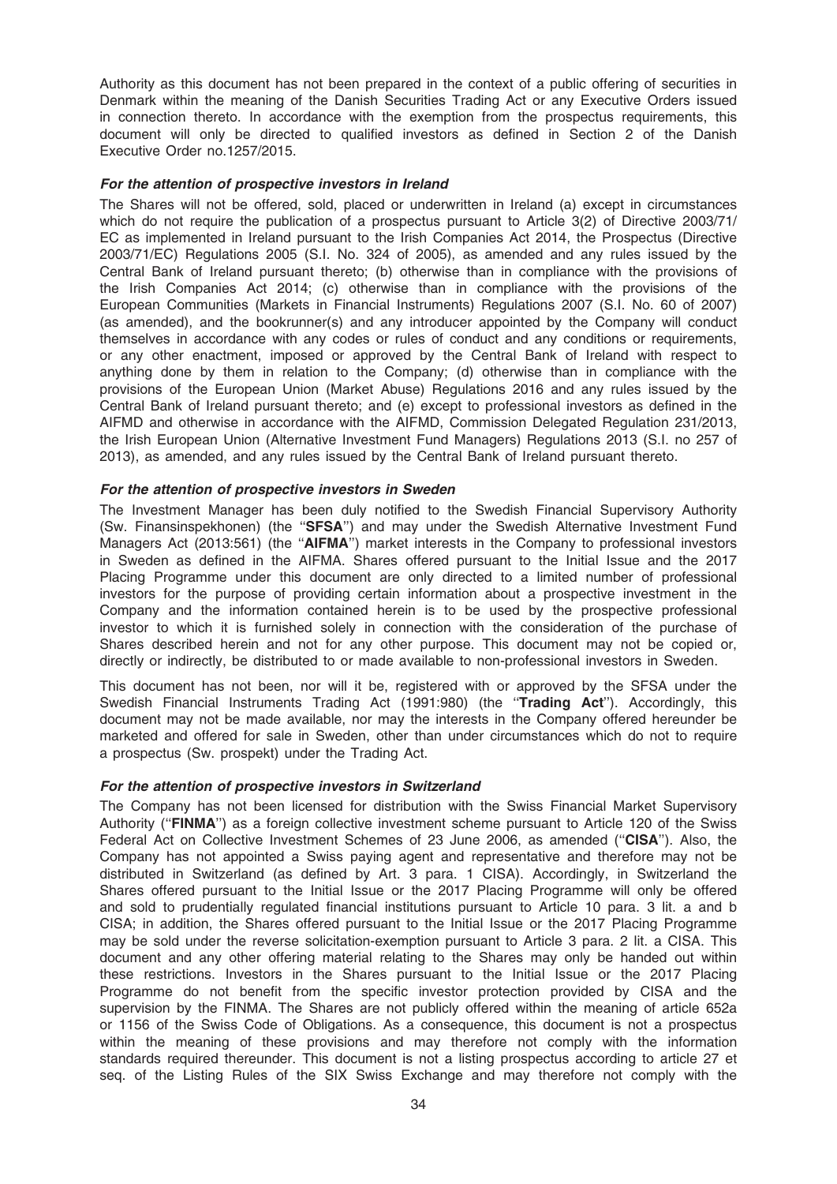Authority as this document has not been prepared in the context of a public offering of securities in Denmark within the meaning of the Danish Securities Trading Act or any Executive Orders issued in connection thereto. In accordance with the exemption from the prospectus requirements, this document will only be directed to qualified investors as defined in Section 2 of the Danish Executive Order no.1257/2015.

***For the attention of prospective investors in Ireland***

The Shares will not be offered, sold, placed or underwritten in Ireland (a) except in circumstances which do not require the publication of a prospectus pursuant to Article 3(2) of Directive 2003/71/EC as implemented in Ireland pursuant to the Irish Companies Act 2014, the Prospectus (Directive 2003/71/EC) Regulations 2005 (S.I. No. 324 of 2005), as amended and any rules issued by the Central Bank of Ireland pursuant thereto; (b) otherwise than in compliance with the provisions of the Irish Companies Act 2014; (c) otherwise than in compliance with the provisions of the European Communities (Markets in Financial Instruments) Regulations 2007 (S.I. No. 60 of 2007) (as amended), and the bookrunner(s) and any introducer appointed by the Company will conduct themselves in accordance with any codes or rules of conduct and any conditions or requirements, or any other enactment, imposed or approved by the Central Bank of Ireland with respect to anything done by them in relation to the Company; (d) otherwise than in compliance with the provisions of the European Union (Market Abuse) Regulations 2016 and any rules issued by the Central Bank of Ireland pursuant thereto; and (e) except to professional investors as defined in the AIFMD and otherwise in accordance with the AIFMD, Commission Delegated Regulation 231/2013, the Irish European Union (Alternative Investment Fund Managers) Regulations 2013 (S.I. no 257 of 2013), as amended, and any rules issued by the Central Bank of Ireland pursuant thereto.

***For the attention of prospective investors in Sweden***

The Investment Manager has been duly notified to the Swedish Financial Supervisory Authority (Sw. Finansinspekhonen) (the ''**SFSA**'') and may under the Swedish Alternative Investment Fund Managers Act (2013:561) (the ''**AIFMA**'') market interests in the Company to professional investors in Sweden as defined in the AIFMA. Shares offered pursuant to the Initial Issue and the 2017 Placing Programme under this document are only directed to a limited number of professional investors for the purpose of providing certain information about a prospective investment in the Company and the information contained herein is to be used by the prospective professional investor to which it is furnished solely in connection with the consideration of the purchase of Shares described herein and not for any other purpose. This document may not be copied or, directly or indirectly, be distributed to or made available to non-professional investors in Sweden.

This document has not been, nor will it be, registered with or approved by the SFSA under the Swedish Financial Instruments Trading Act (1991:980) (the ''**Trading Act**''). Accordingly, this document may not be made available, nor may the interests in the Company offered hereunder be marketed and offered for sale in Sweden, other than under circumstances which do not to require a prospectus (Sw. prospekt) under the Trading Act.

***For the attention of prospective investors in Switzerland***

The Company has not been licensed for distribution with the Swiss Financial Market Supervisory Authority (''**FINMA**'') as a foreign collective investment scheme pursuant to Article 120 of the Swiss Federal Act on Collective Investment Schemes of 23 June 2006, as amended (''**CISA**''). Also, the Company has not appointed a Swiss paying agent and representative and therefore may not be distributed in Switzerland (as defined by Art. 3 para. 1 CISA). Accordingly, in Switzerland the Shares offered pursuant to the Initial Issue or the 2017 Placing Programme will only be offered and sold to prudentially regulated financial institutions pursuant to Article 10 para. 3 lit. a and b CISA; in addition, the Shares offered pursuant to the Initial Issue or the 2017 Placing Programme may be sold under the reverse solicitation-exemption pursuant to Article 3 para. 2 lit. a CISA. This document and any other offering material relating to the Shares may only be handed out within these restrictions. Investors in the Shares pursuant to the Initial Issue or the 2017 Placing Programme do not benefit from the specific investor protection provided by CISA and the supervision by the FINMA. The Shares are not publicly offered within the meaning of article 652a or 1156 of the Swiss Code of Obligations. As a consequence, this document is not a prospectus within the meaning of these provisions and may therefore not comply with the information standards required thereunder. This document is not a listing prospectus according to article 27 et seq. of the Listing Rules of the SIX Swiss Exchange and may therefore not comply with the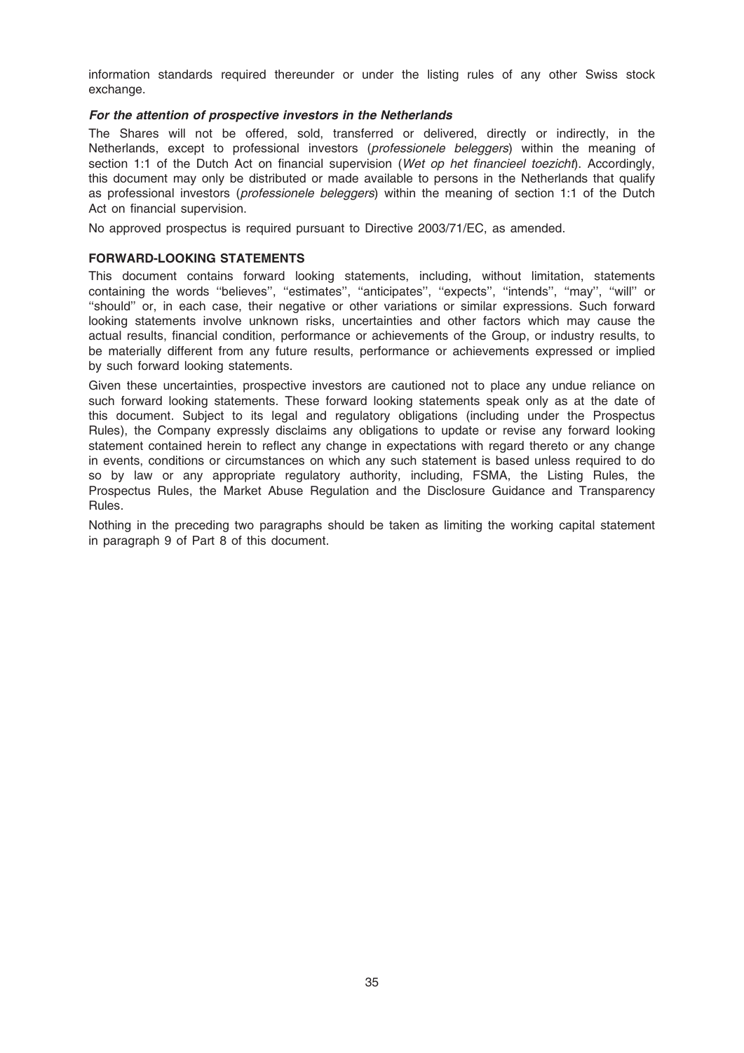information standards required thereunder or under the listing rules of any other Swiss stock exchange.

***For the attention of prospective investors in the Netherlands***

The Shares will not be offered, sold, transferred or delivered, directly or indirectly, in the Netherlands, except to professional investors (*professionele beleggers*) within the meaning of section 1:1 of the Dutch Act on financial supervision (*Wet op het financieel toezicht*). Accordingly, this document may only be distributed or made available to persons in the Netherlands that qualify as professional investors (*professionele beleggers*) within the meaning of section 1:1 of the Dutch Act on financial supervision.

No approved prospectus is required pursuant to Directive 2003/71/EC, as amended.

**FORWARD-LOOKING STATEMENTS**

This document contains forward looking statements, including, without limitation, statements containing the words ''believes'', ''estimates'', ''anticipates'', ''expects'', ''intends'', ''may'', ''will'' or ''should'' or, in each case, their negative or other variations or similar expressions. Such forward looking statements involve unknown risks, uncertainties and other factors which may cause the actual results, financial condition, performance or achievements of the Group, or industry results, to be materially different from any future results, performance or achievements expressed or implied by such forward looking statements.

Given these uncertainties, prospective investors are cautioned not to place any undue reliance on such forward looking statements. These forward looking statements speak only as at the date of this document. Subject to its legal and regulatory obligations (including under the Prospectus Rules), the Company expressly disclaims any obligations to update or revise any forward looking statement contained herein to reflect any change in expectations with regard thereto or any change in events, conditions or circumstances on which any such statement is based unless required to do so by law or any appropriate regulatory authority, including, FSMA, the Listing Rules, the Prospectus Rules, the Market Abuse Regulation and the Disclosure Guidance and Transparency Rules.

Nothing in the preceding two paragraphs should be taken as limiting the working capital statement in paragraph 9 of Part 8 of this document.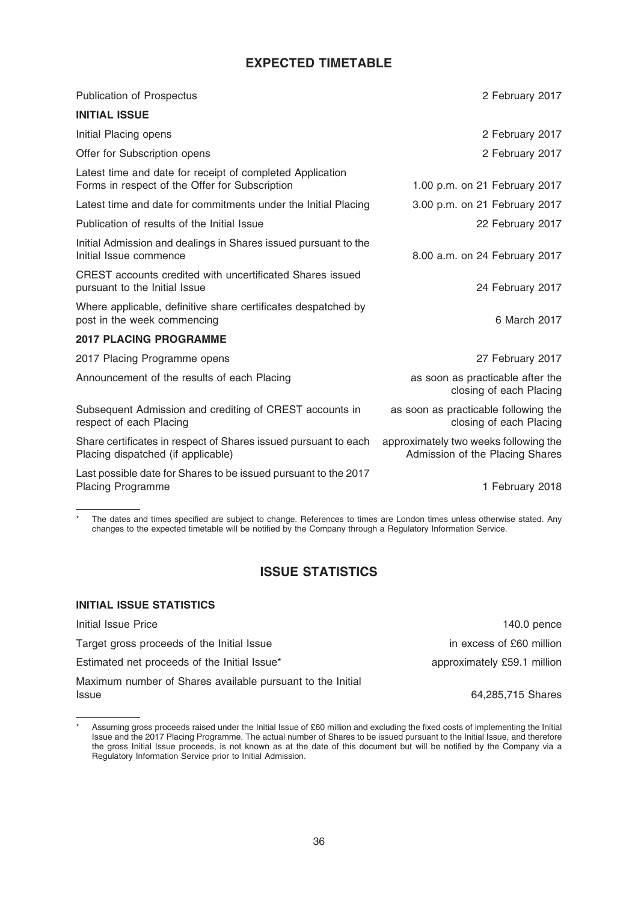## EXPECTED TIMETABLE

| | |
|---|---|
| Publication of Prospectus | 2 February 2017 |
| **INITIAL ISSUE** | |
| Initial Placing opens | 2 February 2017 |
| Offer for Subscription opens | 2 February 2017 |
| Latest time and date for receipt of completed Application Forms in respect of the Offer for Subscription | 1.00 p.m. on 21 February 2017 |
| Latest time and date for commitments under the Initial Placing | 3.00 p.m. on 21 February 2017 |
| Publication of results of the Initial Issue | 22 February 2017 |
| Initial Admission and dealings in Shares issued pursuant to the Initial Issue commence | 8.00 a.m. on 24 February 2017 |
| CREST accounts credited with uncertificated Shares issued pursuant to the Initial Issue | 24 February 2017 |
| Where applicable, definitive share certificates despatched by post in the week commencing | 6 March 2017 |
| **2017 PLACING PROGRAMME** | |
| 2017 Placing Programme opens | 27 February 2017 |
| Announcement of the results of each Placing | as soon as practicable after the closing of each Placing |
| Subsequent Admission and crediting of CREST accounts in respect of each Placing | as soon as practicable following the closing of each Placing |
| Share certificates in respect of Shares issued pursuant to each Placing dispatched (if applicable) | approximately two weeks following the Admission of the Placing Shares |
| Last possible date for Shares to be issued pursuant to the 2017 Placing Programme | 1 February 2018 |

\* The dates and times specified are subject to change. References to times are London times unless otherwise stated. Any changes to the expected timetable will be notified by the Company through a Regulatory Information Service.

## ISSUE STATISTICS

### INITIAL ISSUE STATISTICS

| | |
|---|---|
| Initial Issue Price | 140.0 pence |
| Target gross proceeds of the Initial Issue | in excess of £60 million |
| Estimated net proceeds of the Initial Issue* | approximately £59.1 million |
| Maximum number of Shares available pursuant to the Initial Issue | 64,285,715 Shares |

\* Assuming gross proceeds raised under the Initial Issue of £60 million and excluding the fixed costs of implementing the Initial Issue and the 2017 Placing Programme. The actual number of Shares to be issued pursuant to the Initial Issue, and therefore the gross Initial Issue proceeds, is not known as at the date of this document but will be notified by the Company via a Regulatory Information Service prior to Initial Admission.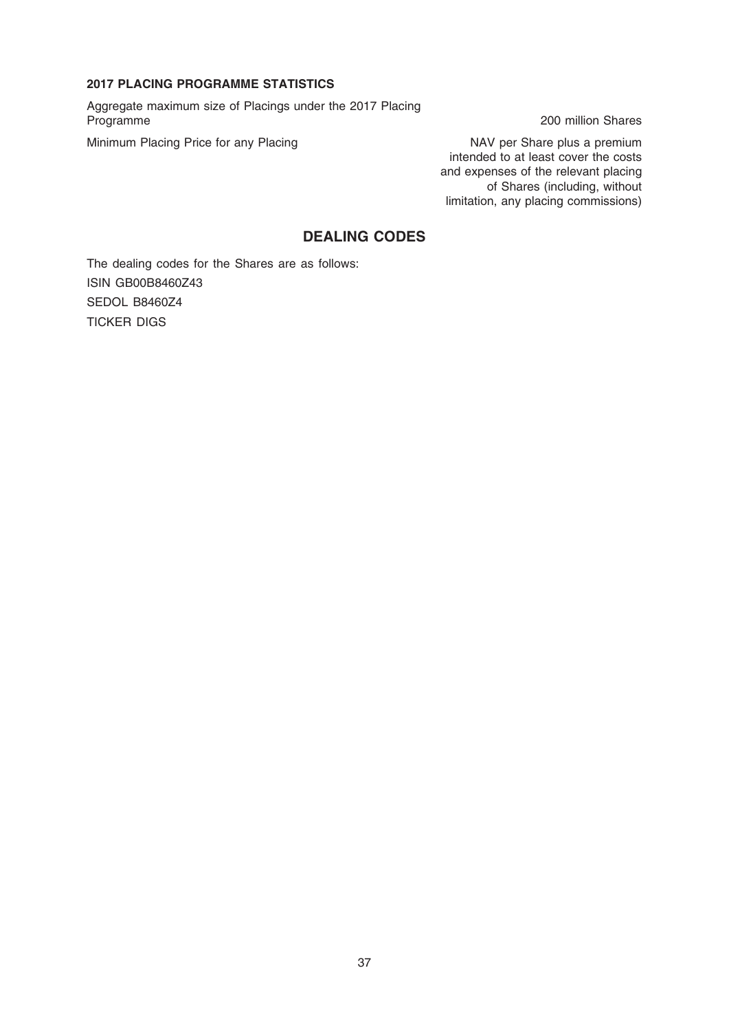**2017 PLACING PROGRAMME STATISTICS**

| | |
|---|---|
| Aggregate maximum size of Placings under the 2017 Placing Programme | 200 million Shares |
| Minimum Placing Price for any Placing | NAV per Share plus a premium intended to at least cover the costs and expenses of the relevant placing of Shares (including, without limitation, any placing commissions) |

## DEALING CODES

The dealing codes for the Shares are as follows:

ISIN GB00B8460Z43

SEDOL B8460Z4

TICKER DIGS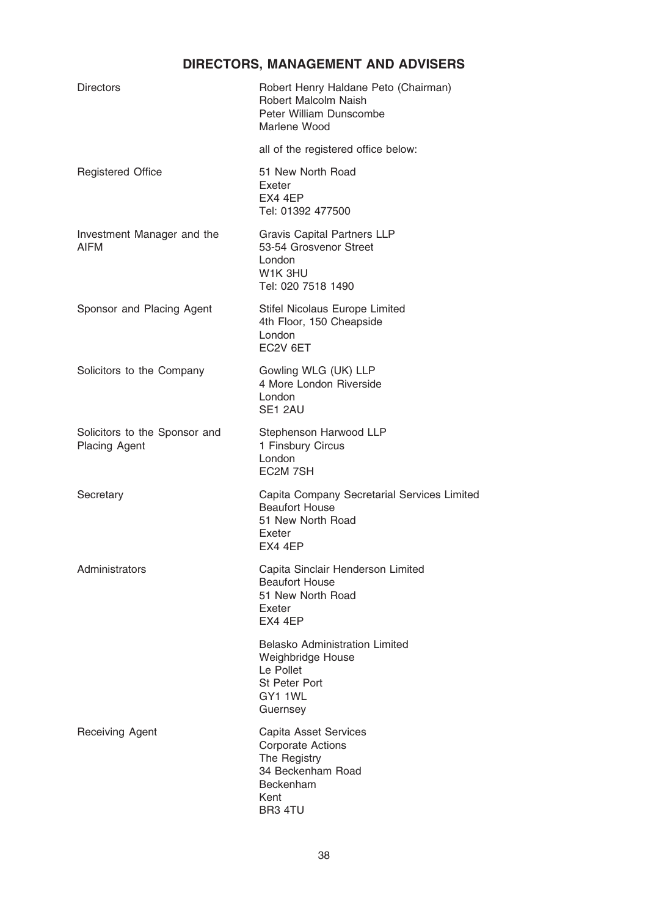# DIRECTORS, MANAGEMENT AND ADVISERS

| | |
|---|---|
| Directors | Robert Henry Haldane Peto (Chairman)<br>Robert Malcolm Naish<br>Peter William Dunscombe<br>Marlene Wood<br><br>all of the registered office below: |
| Registered Office | 51 New North Road<br>Exeter<br>EX4 4EP<br>Tel: 01392 477500 |
| Investment Manager and the AIFM | Gravis Capital Partners LLP<br>53-54 Grosvenor Street<br>London<br>W1K 3HU<br>Tel: 020 7518 1490 |
| Sponsor and Placing Agent | Stifel Nicolaus Europe Limited<br>4th Floor, 150 Cheapside<br>London<br>EC2V 6ET |
| Solicitors to the Company | Gowling WLG (UK) LLP<br>4 More London Riverside<br>London<br>SE1 2AU |
| Solicitors to the Sponsor and Placing Agent | Stephenson Harwood LLP<br>1 Finsbury Circus<br>London<br>EC2M 7SH |
| Secretary | Capita Company Secretarial Services Limited<br>Beaufort House<br>51 New North Road<br>Exeter<br>EX4 4EP |
| Administrators | Capita Sinclair Henderson Limited<br>Beaufort House<br>51 New North Road<br>Exeter<br>EX4 4EP<br><br>Belasko Administration Limited<br>Weighbridge House<br>Le Pollet<br>St Peter Port<br>GY1 1WL<br>Guernsey |
| Receiving Agent | Capita Asset Services<br>Corporate Actions<br>The Registry<br>34 Beckenham Road<br>Beckenham<br>Kent<br>BR3 4TU |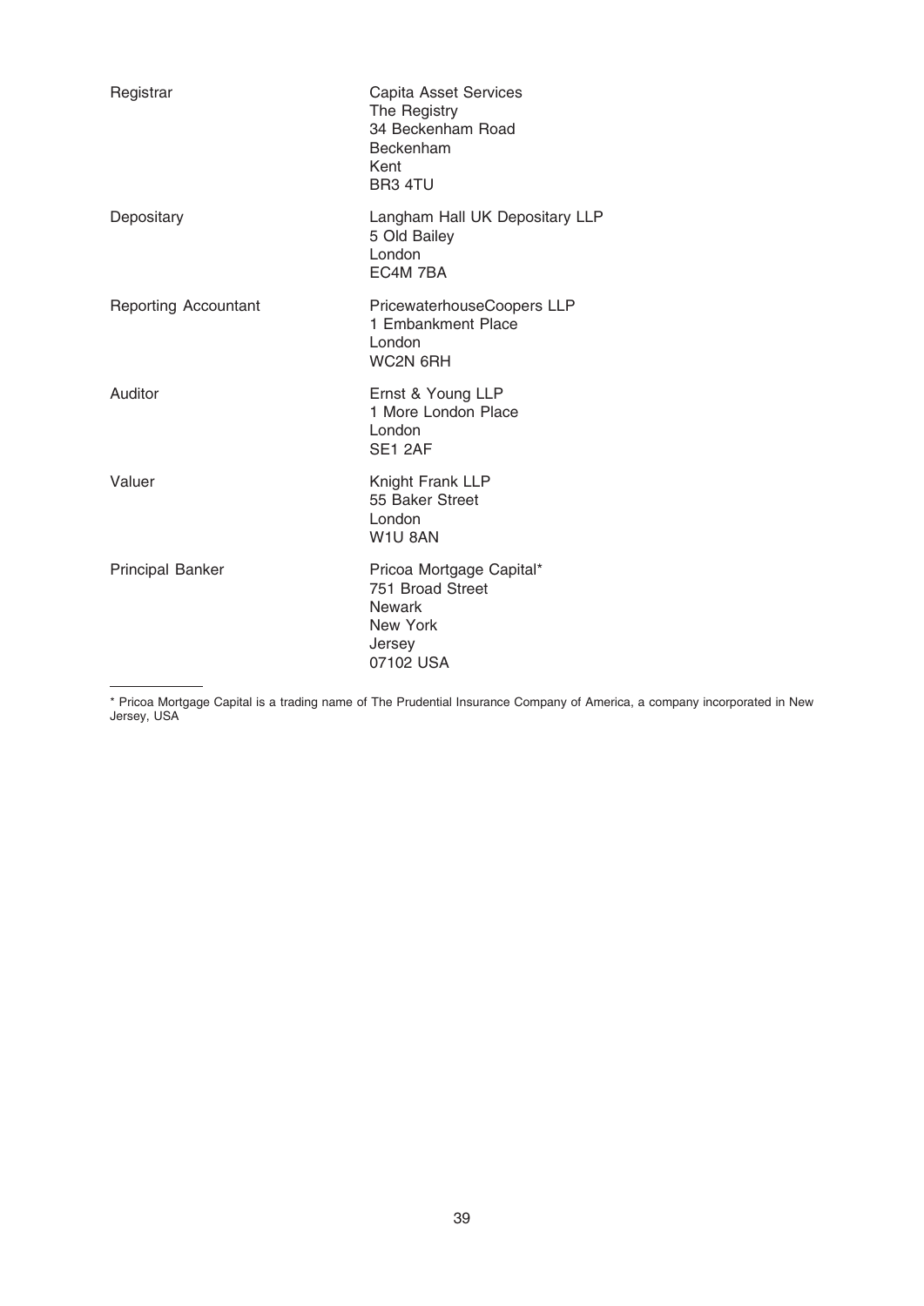| | |
|---|---|
| Registrar | Capita Asset Services<br>The Registry<br>34 Beckenham Road<br>Beckenham<br>Kent<br>BR3 4TU |
| Depositary | Langham Hall UK Depositary LLP<br>5 Old Bailey<br>London<br>EC4M 7BA |
| Reporting Accountant | PricewaterhouseCoopers LLP<br>1 Embankment Place<br>London<br>WC2N 6RH |
| Auditor | Ernst & Young LLP<br>1 More London Place<br>London<br>SE1 2AF |
| Valuer | Knight Frank LLP<br>55 Baker Street<br>London<br>W1U 8AN |
| Principal Banker | Pricoa Mortgage Capital*<br>751 Broad Street<br>Newark<br>New York<br>Jersey<br>07102 USA |

---

* Pricoa Mortgage Capital is a trading name of The Prudential Insurance Company of America, a company incorporated in New Jersey, USA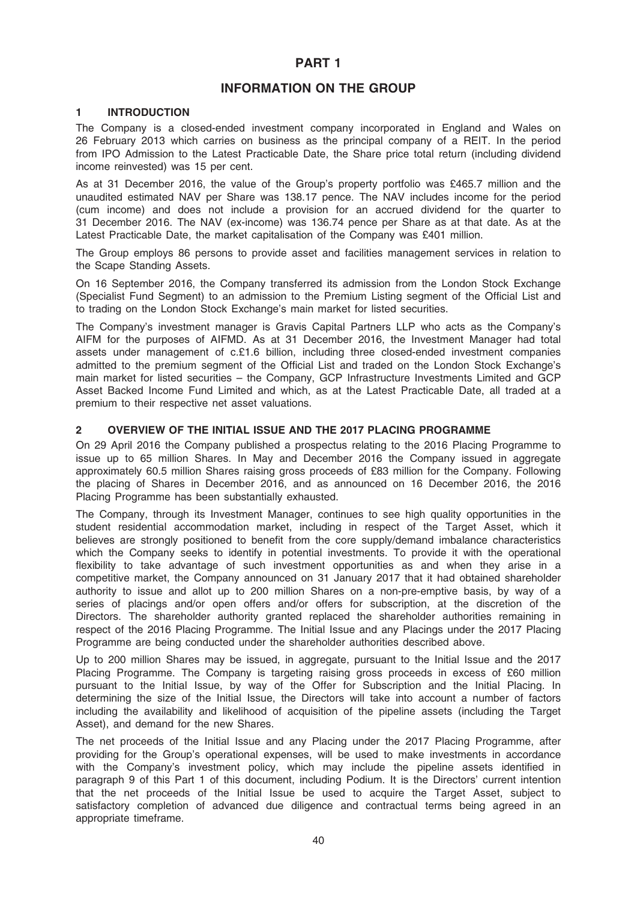# PART 1

## INFORMATION ON THE GROUP

### 1 INTRODUCTION

The Company is a closed-ended investment company incorporated in England and Wales on 26 February 2013 which carries on business as the principal company of a REIT. In the period from IPO Admission to the Latest Practicable Date, the Share price total return (including dividend income reinvested) was 15 per cent.

As at 31 December 2016, the value of the Group's property portfolio was £465.7 million and the unaudited estimated NAV per Share was 138.17 pence. The NAV includes income for the period (cum income) and does not include a provision for an accrued dividend for the quarter to 31 December 2016. The NAV (ex-income) was 136.74 pence per Share as at that date. As at the Latest Practicable Date, the market capitalisation of the Company was £401 million.

The Group employs 86 persons to provide asset and facilities management services in relation to the Scape Standing Assets.

On 16 September 2016, the Company transferred its admission from the London Stock Exchange (Specialist Fund Segment) to an admission to the Premium Listing segment of the Official List and to trading on the London Stock Exchange's main market for listed securities.

The Company's investment manager is Gravis Capital Partners LLP who acts as the Company's AIFM for the purposes of AIFMD. As at 31 December 2016, the Investment Manager had total assets under management of c.£1.6 billion, including three closed-ended investment companies admitted to the premium segment of the Official List and traded on the London Stock Exchange's main market for listed securities – the Company, GCP Infrastructure Investments Limited and GCP Asset Backed Income Fund Limited and which, as at the Latest Practicable Date, all traded at a premium to their respective net asset valuations.

### 2 OVERVIEW OF THE INITIAL ISSUE AND THE 2017 PLACING PROGRAMME

On 29 April 2016 the Company published a prospectus relating to the 2016 Placing Programme to issue up to 65 million Shares. In May and December 2016 the Company issued in aggregate approximately 60.5 million Shares raising gross proceeds of £83 million for the Company. Following the placing of Shares in December 2016, and as announced on 16 December 2016, the 2016 Placing Programme has been substantially exhausted.

The Company, through its Investment Manager, continues to see high quality opportunities in the student residential accommodation market, including in respect of the Target Asset, which it believes are strongly positioned to benefit from the core supply/demand imbalance characteristics which the Company seeks to identify in potential investments. To provide it with the operational flexibility to take advantage of such investment opportunities as and when they arise in a competitive market, the Company announced on 31 January 2017 that it had obtained shareholder authority to issue and allot up to 200 million Shares on a non-pre-emptive basis, by way of a series of placings and/or open offers and/or offers for subscription, at the discretion of the Directors. The shareholder authority granted replaced the shareholder authorities remaining in respect of the 2016 Placing Programme. The Initial Issue and any Placings under the 2017 Placing Programme are being conducted under the shareholder authorities described above.

Up to 200 million Shares may be issued, in aggregate, pursuant to the Initial Issue and the 2017 Placing Programme. The Company is targeting raising gross proceeds in excess of £60 million pursuant to the Initial Issue, by way of the Offer for Subscription and the Initial Placing. In determining the size of the Initial Issue, the Directors will take into account a number of factors including the availability and likelihood of acquisition of the pipeline assets (including the Target Asset), and demand for the new Shares.

The net proceeds of the Initial Issue and any Placing under the 2017 Placing Programme, after providing for the Group's operational expenses, will be used to make investments in accordance with the Company's investment policy, which may include the pipeline assets identified in paragraph 9 of this Part 1 of this document, including Podium. It is the Directors' current intention that the net proceeds of the Initial Issue be used to acquire the Target Asset, subject to satisfactory completion of advanced due diligence and contractual terms being agreed in an appropriate timeframe.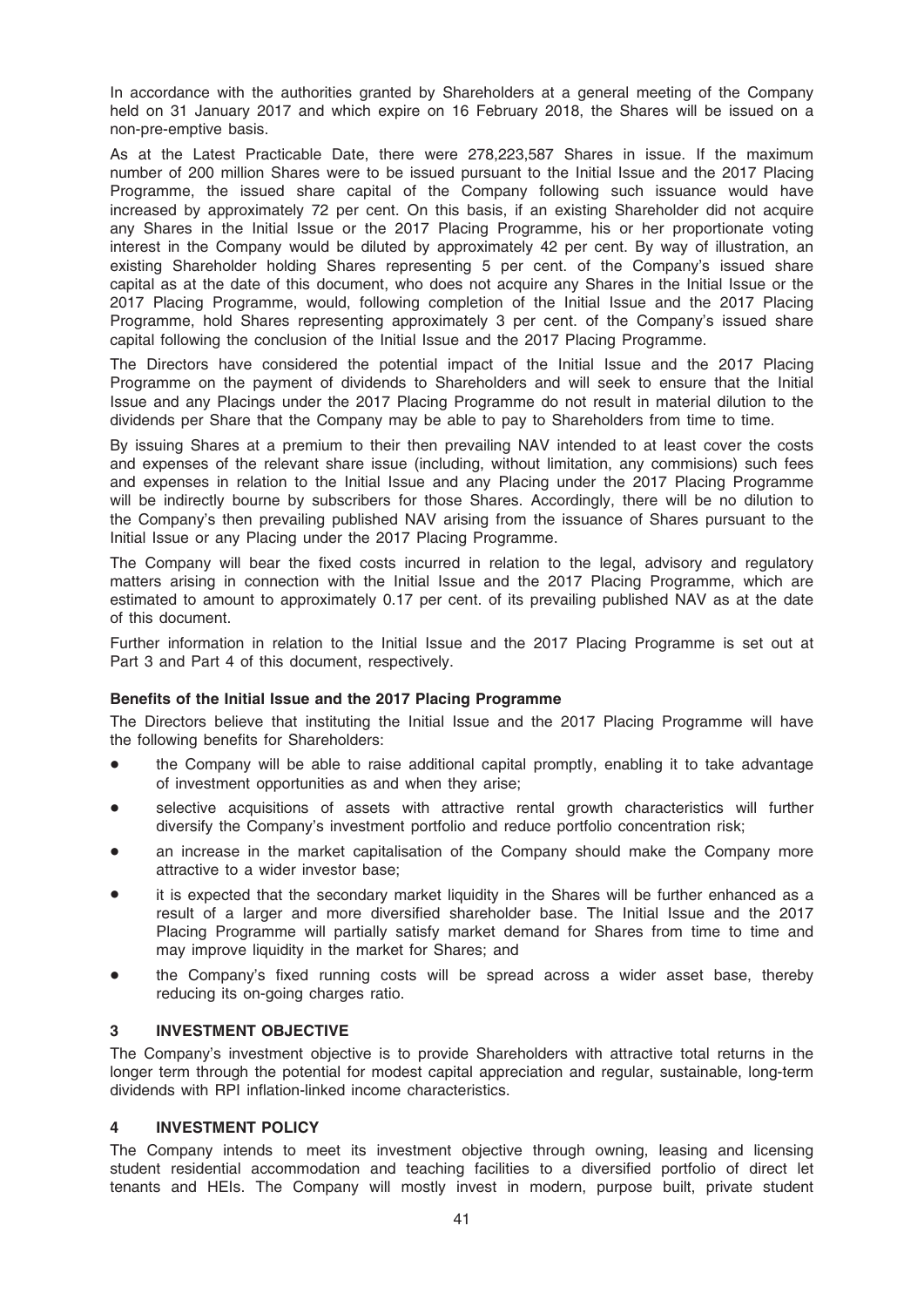In accordance with the authorities granted by Shareholders at a general meeting of the Company held on 31 January 2017 and which expire on 16 February 2018, the Shares will be issued on a non-pre-emptive basis.

As at the Latest Practicable Date, there were 278,223,587 Shares in issue. If the maximum number of 200 million Shares were to be issued pursuant to the Initial Issue and the 2017 Placing Programme, the issued share capital of the Company following such issuance would have increased by approximately 72 per cent. On this basis, if an existing Shareholder did not acquire any Shares in the Initial Issue or the 2017 Placing Programme, his or her proportionate voting interest in the Company would be diluted by approximately 42 per cent. By way of illustration, an existing Shareholder holding Shares representing 5 per cent. of the Company's issued share capital as at the date of this document, who does not acquire any Shares in the Initial Issue or the 2017 Placing Programme, would, following completion of the Initial Issue and the 2017 Placing Programme, hold Shares representing approximately 3 per cent. of the Company's issued share capital following the conclusion of the Initial Issue and the 2017 Placing Programme.

The Directors have considered the potential impact of the Initial Issue and the 2017 Placing Programme on the payment of dividends to Shareholders and will seek to ensure that the Initial Issue and any Placings under the 2017 Placing Programme do not result in material dilution to the dividends per Share that the Company may be able to pay to Shareholders from time to time.

By issuing Shares at a premium to their then prevailing NAV intended to at least cover the costs and expenses of the relevant share issue (including, without limitation, any commisions) such fees and expenses in relation to the Initial Issue and any Placing under the 2017 Placing Programme will be indirectly bourne by subscribers for those Shares. Accordingly, there will be no dilution to the Company's then prevailing published NAV arising from the issuance of Shares pursuant to the Initial Issue or any Placing under the 2017 Placing Programme.

The Company will bear the fixed costs incurred in relation to the legal, advisory and regulatory matters arising in connection with the Initial Issue and the 2017 Placing Programme, which are estimated to amount to approximately 0.17 per cent. of its prevailing published NAV as at the date of this document.

Further information in relation to the Initial Issue and the 2017 Placing Programme is set out at Part 3 and Part 4 of this document, respectively.

**Benefits of the Initial Issue and the 2017 Placing Programme**

The Directors believe that instituting the Initial Issue and the 2017 Placing Programme will have the following benefits for Shareholders:

- the Company will be able to raise additional capital promptly, enabling it to take advantage of investment opportunities as and when they arise;
- selective acquisitions of assets with attractive rental growth characteristics will further diversify the Company's investment portfolio and reduce portfolio concentration risk;
- an increase in the market capitalisation of the Company should make the Company more attractive to a wider investor base;
- it is expected that the secondary market liquidity in the Shares will be further enhanced as a result of a larger and more diversified shareholder base. The Initial Issue and the 2017 Placing Programme will partially satisfy market demand for Shares from time to time and may improve liquidity in the market for Shares; and
- the Company's fixed running costs will be spread across a wider asset base, thereby reducing its on-going charges ratio.

## 3 INVESTMENT OBJECTIVE

The Company's investment objective is to provide Shareholders with attractive total returns in the longer term through the potential for modest capital appreciation and regular, sustainable, long-term dividends with RPI inflation-linked income characteristics.

## 4 INVESTMENT POLICY

The Company intends to meet its investment objective through owning, leasing and licensing student residential accommodation and teaching facilities to a diversified portfolio of direct let tenants and HEIs. The Company will mostly invest in modern, purpose built, private student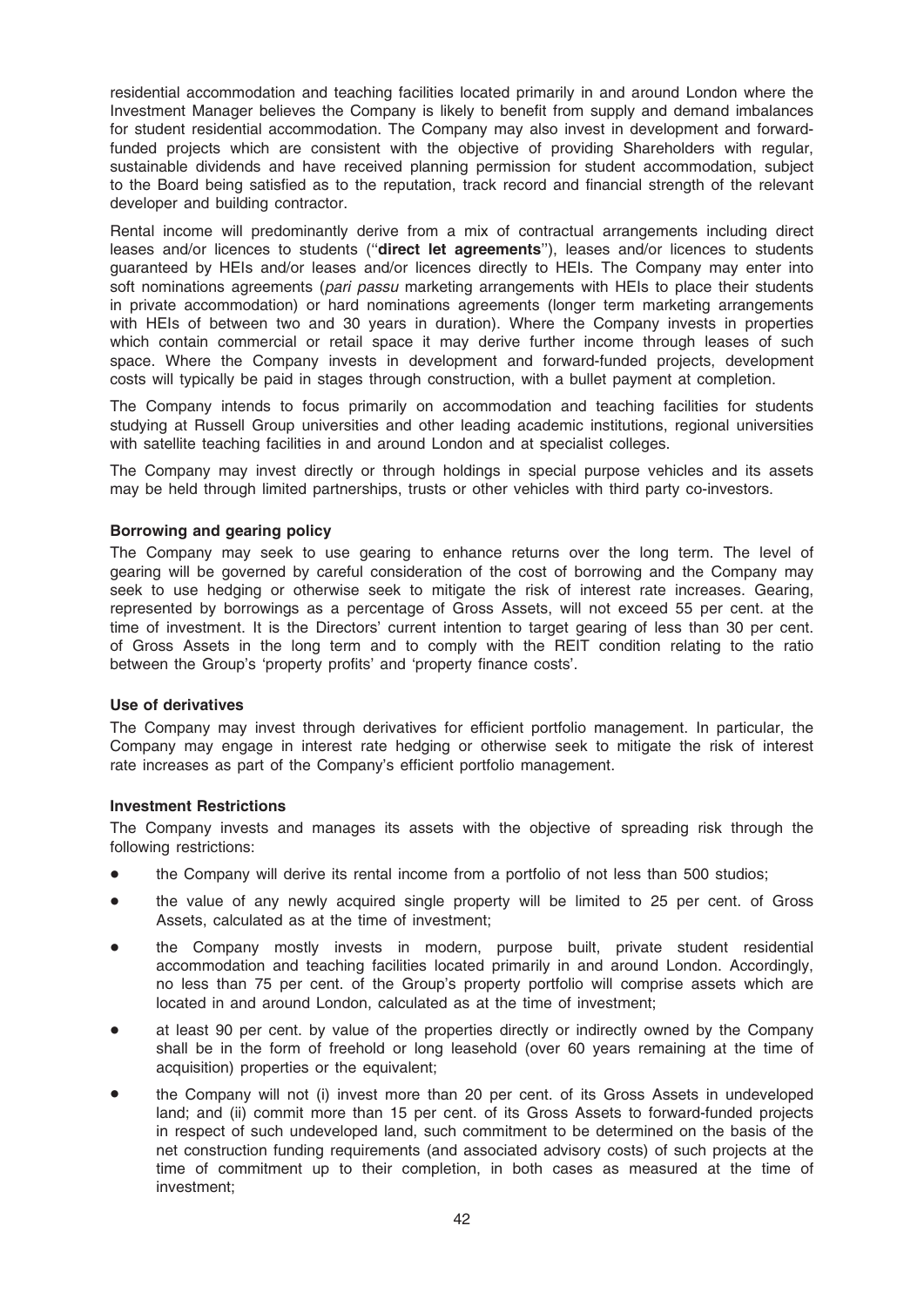residential accommodation and teaching facilities located primarily in and around London where the Investment Manager believes the Company is likely to benefit from supply and demand imbalances for student residential accommodation. The Company may also invest in development and forward-funded projects which are consistent with the objective of providing Shareholders with regular, sustainable dividends and have received planning permission for student accommodation, subject to the Board being satisfied as to the reputation, track record and financial strength of the relevant developer and building contractor.

Rental income will predominantly derive from a mix of contractual arrangements including direct leases and/or licences to students (''**direct let agreements**''), leases and/or licences to students guaranteed by HEIs and/or leases and/or licences directly to HEIs. The Company may enter into soft nominations agreements (*pari passu* marketing arrangements with HEIs to place their students in private accommodation) or hard nominations agreements (longer term marketing arrangements with HEIs of between two and 30 years in duration). Where the Company invests in properties which contain commercial or retail space it may derive further income through leases of such space. Where the Company invests in development and forward-funded projects, development costs will typically be paid in stages through construction, with a bullet payment at completion.

The Company intends to focus primarily on accommodation and teaching facilities for students studying at Russell Group universities and other leading academic institutions, regional universities with satellite teaching facilities in and around London and at specialist colleges.

The Company may invest directly or through holdings in special purpose vehicles and its assets may be held through limited partnerships, trusts or other vehicles with third party co-investors.

**Borrowing and gearing policy**

The Company may seek to use gearing to enhance returns over the long term. The level of gearing will be governed by careful consideration of the cost of borrowing and the Company may seek to use hedging or otherwise seek to mitigate the risk of interest rate increases. Gearing, represented by borrowings as a percentage of Gross Assets, will not exceed 55 per cent. at the time of investment. It is the Directors' current intention to target gearing of less than 30 per cent. of Gross Assets in the long term and to comply with the REIT condition relating to the ratio between the Group's 'property profits' and 'property finance costs'.

**Use of derivatives**

The Company may invest through derivatives for efficient portfolio management. In particular, the Company may engage in interest rate hedging or otherwise seek to mitigate the risk of interest rate increases as part of the Company's efficient portfolio management.

**Investment Restrictions**

The Company invests and manages its assets with the objective of spreading risk through the following restrictions:

- the Company will derive its rental income from a portfolio of not less than 500 studios;
- the value of any newly acquired single property will be limited to 25 per cent. of Gross Assets, calculated as at the time of investment;
- the Company mostly invests in modern, purpose built, private student residential accommodation and teaching facilities located primarily in and around London. Accordingly, no less than 75 per cent. of the Group's property portfolio will comprise assets which are located in and around London, calculated as at the time of investment;
- at least 90 per cent. by value of the properties directly or indirectly owned by the Company shall be in the form of freehold or long leasehold (over 60 years remaining at the time of acquisition) properties or the equivalent;
- the Company will not (i) invest more than 20 per cent. of its Gross Assets in undeveloped land; and (ii) commit more than 15 per cent. of its Gross Assets to forward-funded projects in respect of such undeveloped land, such commitment to be determined on the basis of the net construction funding requirements (and associated advisory costs) of such projects at the time of commitment up to their completion, in both cases as measured at the time of investment;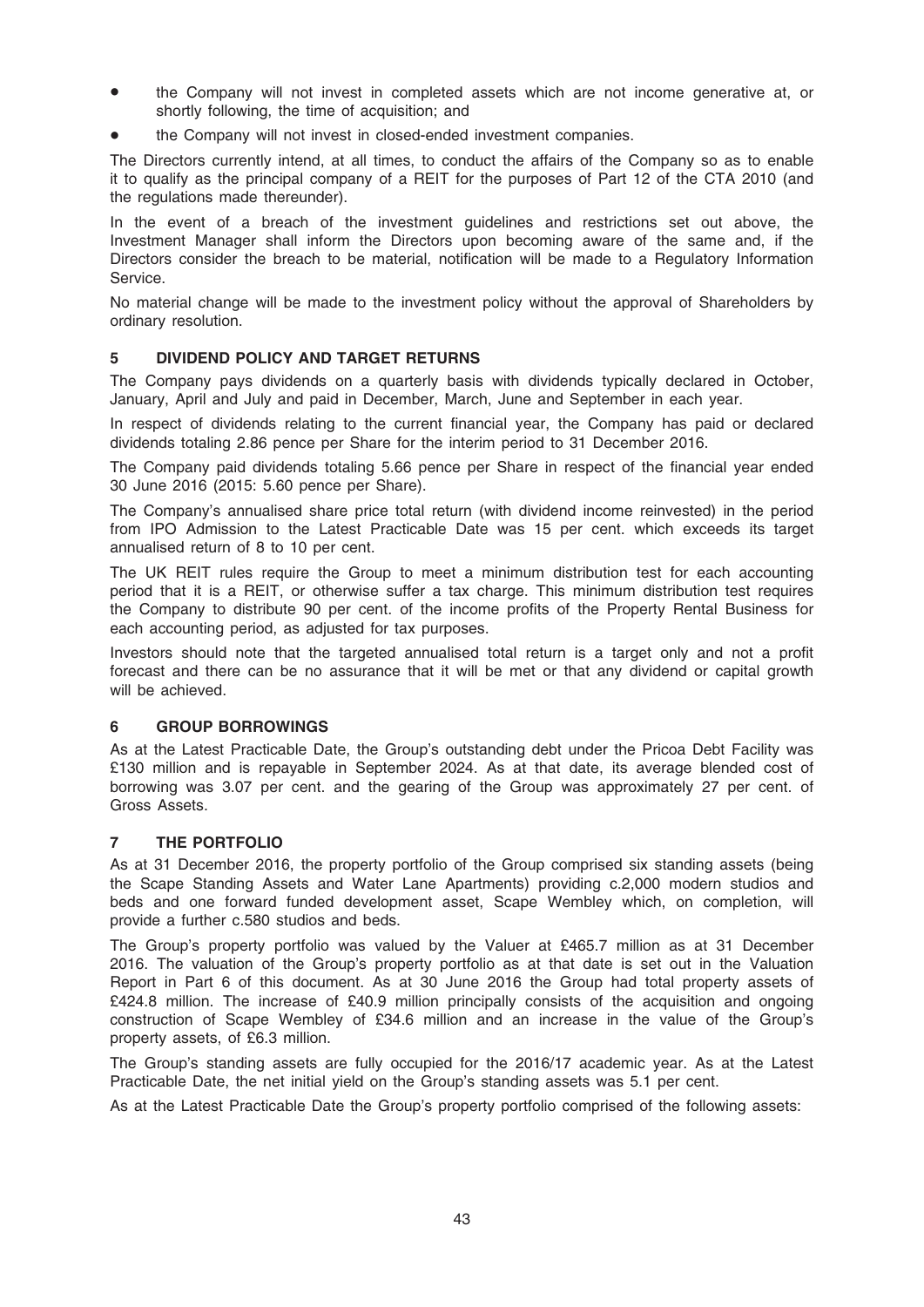- the Company will not invest in completed assets which are not income generative at, or shortly following, the time of acquisition; and
- the Company will not invest in closed-ended investment companies.

The Directors currently intend, at all times, to conduct the affairs of the Company so as to enable it to qualify as the principal company of a REIT for the purposes of Part 12 of the CTA 2010 (and the regulations made thereunder).

In the event of a breach of the investment guidelines and restrictions set out above, the Investment Manager shall inform the Directors upon becoming aware of the same and, if the Directors consider the breach to be material, notification will be made to a Regulatory Information Service.

No material change will be made to the investment policy without the approval of Shareholders by ordinary resolution.

## 5 DIVIDEND POLICY AND TARGET RETURNS

The Company pays dividends on a quarterly basis with dividends typically declared in October, January, April and July and paid in December, March, June and September in each year.

In respect of dividends relating to the current financial year, the Company has paid or declared dividends totaling 2.86 pence per Share for the interim period to 31 December 2016.

The Company paid dividends totaling 5.66 pence per Share in respect of the financial year ended 30 June 2016 (2015: 5.60 pence per Share).

The Company's annualised share price total return (with dividend income reinvested) in the period from IPO Admission to the Latest Practicable Date was 15 per cent. which exceeds its target annualised return of 8 to 10 per cent.

The UK REIT rules require the Group to meet a minimum distribution test for each accounting period that it is a REIT, or otherwise suffer a tax charge. This minimum distribution test requires the Company to distribute 90 per cent. of the income profits of the Property Rental Business for each accounting period, as adjusted for tax purposes.

Investors should note that the targeted annualised total return is a target only and not a profit forecast and there can be no assurance that it will be met or that any dividend or capital growth will be achieved.

## 6 GROUP BORROWINGS

As at the Latest Practicable Date, the Group's outstanding debt under the Pricoa Debt Facility was £130 million and is repayable in September 2024. As at that date, its average blended cost of borrowing was 3.07 per cent. and the gearing of the Group was approximately 27 per cent. of Gross Assets.

## 7 THE PORTFOLIO

As at 31 December 2016, the property portfolio of the Group comprised six standing assets (being the Scape Standing Assets and Water Lane Apartments) providing c.2,000 modern studios and beds and one forward funded development asset, Scape Wembley which, on completion, will provide a further c.580 studios and beds.

The Group's property portfolio was valued by the Valuer at £465.7 million as at 31 December 2016. The valuation of the Group's property portfolio as at that date is set out in the Valuation Report in Part 6 of this document. As at 30 June 2016 the Group had total property assets of £424.8 million. The increase of £40.9 million principally consists of the acquisition and ongoing construction of Scape Wembley of £34.6 million and an increase in the value of the Group's property assets, of £6.3 million.

The Group's standing assets are fully occupied for the 2016/17 academic year. As at the Latest Practicable Date, the net initial yield on the Group's standing assets was 5.1 per cent.

As at the Latest Practicable Date the Group's property portfolio comprised of the following assets: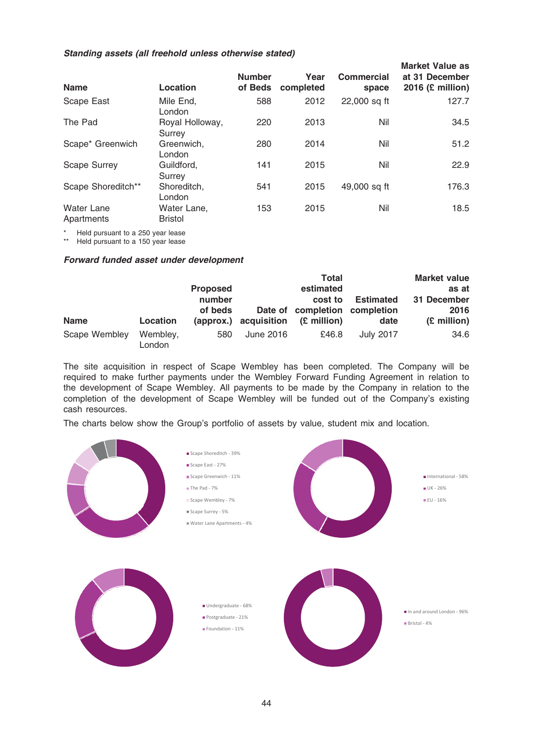***Standing assets (all freehold unless otherwise stated)***

| Name | Location | Number of Beds | Year completed | Commercial space | Market Value as at 31 December 2016 (£ million) |
|---|---|---|---|---|---|
| Scape East | Mile End, London | 588 | 2012 | 22,000 sq ft | 127.7 |
| The Pad | Royal Holloway, Surrey | 220 | 2013 | Nil | 34.5 |
| Scape* Greenwich | Greenwich, London | 280 | 2014 | Nil | 51.2 |
| Scape Surrey | Guildford, Surrey | 141 | 2015 | Nil | 22.9 |
| Scape Shoreditch** | Shoreditch, London | 541 | 2015 | 49,000 sq ft | 176.3 |
| Water Lane Apartments | Water Lane, Bristol | 153 | 2015 | Nil | 18.5 |

\* Held pursuant to a 250 year lease
\*\* Held pursuant to a 150 year lease

***Forward funded asset under development***

| Name | Location | Proposed number of beds (approx.) | Date of acquisition | Total estimated cost to completion (£ million) | Estimated completion date | Market value as at 31 December 2016 (£ million) |
|---|---|---|---|---|---|---|
| Scape Wembley | Wembley, London | 580 | June 2016 | £46.8 | July 2017 | 34.6 |

The site acquisition in respect of Scape Wembley has been completed. The Company will be required to make further payments under the Wembley Forward Funding Agreement in relation to the development of Scape Wembley. All payments to be made by the Company in relation to the completion of the development of Scape Wembley will be funded out of the Company's existing cash resources.

The charts below show the Group's portfolio of assets by value, student mix and location.

- Scape Shoreditch - 39%
- Scape East - 27%
- Scape Greenwich - 11%
- The Pad - 7%
- Scape Wembley - 7%
- Scape Surrey - 5%
- Water Lane Apartments - 4%

- International - 58%
- UK - 26%
- EU - 16%

- Undergraduate - 68%
- Postgraduate - 21%
- Foundation - 11%

- In and around London - 96%
- Bristol - 4%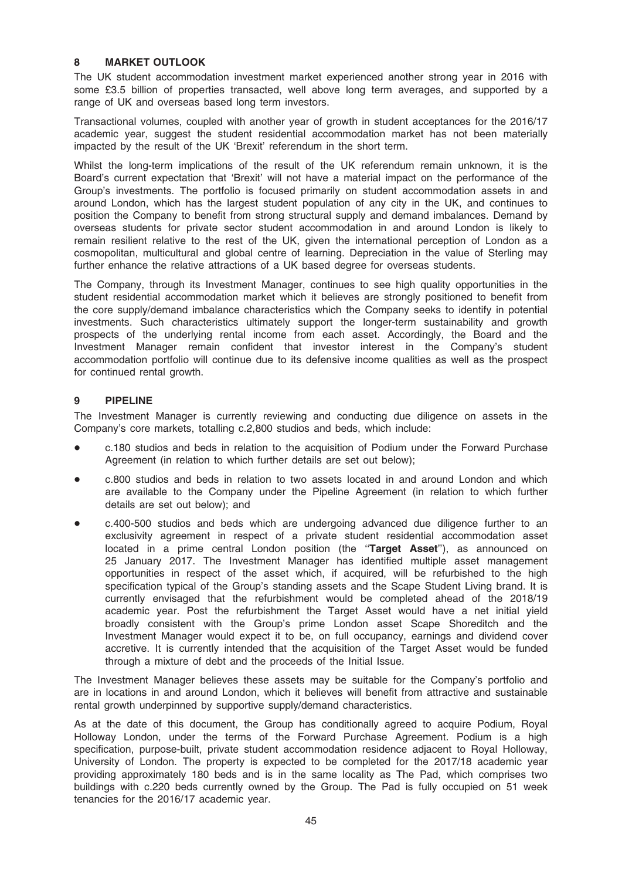## 8 MARKET OUTLOOK

The UK student accommodation investment market experienced another strong year in 2016 with some £3.5 billion of properties transacted, well above long term averages, and supported by a range of UK and overseas based long term investors.

Transactional volumes, coupled with another year of growth in student acceptances for the 2016/17 academic year, suggest the student residential accommodation market has not been materially impacted by the result of the UK 'Brexit' referendum in the short term.

Whilst the long-term implications of the result of the UK referendum remain unknown, it is the Board's current expectation that 'Brexit' will not have a material impact on the performance of the Group's investments. The portfolio is focused primarily on student accommodation assets in and around London, which has the largest student population of any city in the UK, and continues to position the Company to benefit from strong structural supply and demand imbalances. Demand by overseas students for private sector student accommodation in and around London is likely to remain resilient relative to the rest of the UK, given the international perception of London as a cosmopolitan, multicultural and global centre of learning. Depreciation in the value of Sterling may further enhance the relative attractions of a UK based degree for overseas students.

The Company, through its Investment Manager, continues to see high quality opportunities in the student residential accommodation market which it believes are strongly positioned to benefit from the core supply/demand imbalance characteristics which the Company seeks to identify in potential investments. Such characteristics ultimately support the longer-term sustainability and growth prospects of the underlying rental income from each asset. Accordingly, the Board and the Investment Manager remain confident that investor interest in the Company's student accommodation portfolio will continue due to its defensive income qualities as well as the prospect for continued rental growth.

## 9 PIPELINE

The Investment Manager is currently reviewing and conducting due diligence on assets in the Company's core markets, totalling c.2,800 studios and beds, which include:

- c.180 studios and beds in relation to the acquisition of Podium under the Forward Purchase Agreement (in relation to which further details are set out below);
- c.800 studios and beds in relation to two assets located in and around London and which are available to the Company under the Pipeline Agreement (in relation to which further details are set out below); and
- c.400-500 studios and beds which are undergoing advanced due diligence further to an exclusivity agreement in respect of a private student residential accommodation asset located in a prime central London position (the "**Target Asset**"), as announced on 25 January 2017. The Investment Manager has identified multiple asset management opportunities in respect of the asset which, if acquired, will be refurbished to the high specification typical of the Group's standing assets and the Scape Student Living brand. It is currently envisaged that the refurbishment would be completed ahead of the 2018/19 academic year. Post the refurbishment the Target Asset would have a net initial yield broadly consistent with the Group's prime London asset Scape Shoreditch and the Investment Manager would expect it to be, on full occupancy, earnings and dividend cover accretive. It is currently intended that the acquisition of the Target Asset would be funded through a mixture of debt and the proceeds of the Initial Issue.

The Investment Manager believes these assets may be suitable for the Company's portfolio and are in locations in and around London, which it believes will benefit from attractive and sustainable rental growth underpinned by supportive supply/demand characteristics.

As at the date of this document, the Group has conditionally agreed to acquire Podium, Royal Holloway London, under the terms of the Forward Purchase Agreement. Podium is a high specification, purpose-built, private student accommodation residence adjacent to Royal Holloway, University of London. The property is expected to be completed for the 2017/18 academic year providing approximately 180 beds and is in the same locality as The Pad, which comprises two buildings with c.220 beds currently owned by the Group. The Pad is fully occupied on 51 week tenancies for the 2016/17 academic year.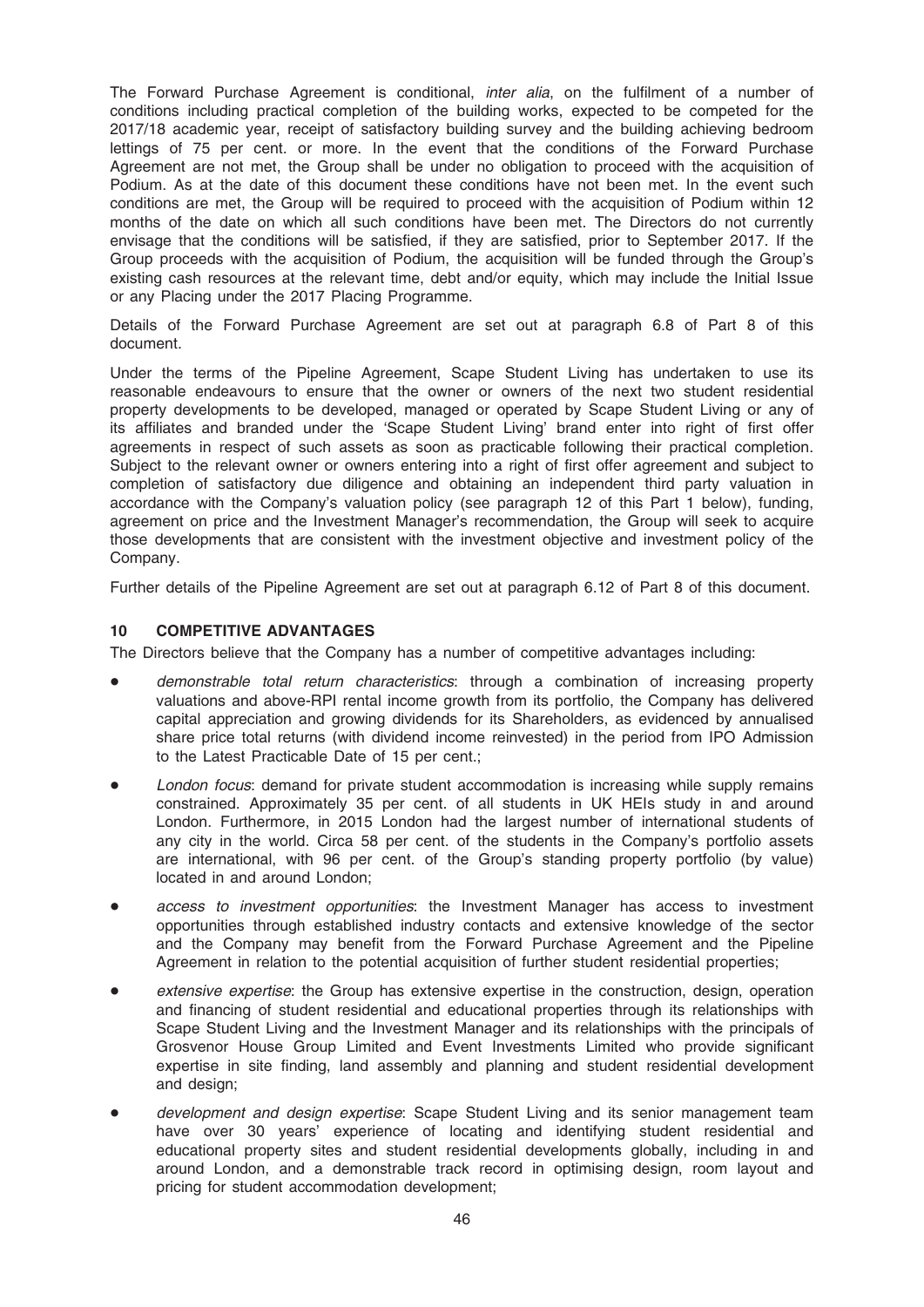The Forward Purchase Agreement is conditional, *inter alia*, on the fulfilment of a number of conditions including practical completion of the building works, expected to be competed for the 2017/18 academic year, receipt of satisfactory building survey and the building achieving bedroom lettings of 75 per cent. or more. In the event that the conditions of the Forward Purchase Agreement are not met, the Group shall be under no obligation to proceed with the acquisition of Podium. As at the date of this document these conditions have not been met. In the event such conditions are met, the Group will be required to proceed with the acquisition of Podium within 12 months of the date on which all such conditions have been met. The Directors do not currently envisage that the conditions will be satisfied, if they are satisfied, prior to September 2017. If the Group proceeds with the acquisition of Podium, the acquisition will be funded through the Group's existing cash resources at the relevant time, debt and/or equity, which may include the Initial Issue or any Placing under the 2017 Placing Programme.

Details of the Forward Purchase Agreement are set out at paragraph 6.8 of Part 8 of this document.

Under the terms of the Pipeline Agreement, Scape Student Living has undertaken to use its reasonable endeavours to ensure that the owner or owners of the next two student residential property developments to be developed, managed or operated by Scape Student Living or any of its affiliates and branded under the 'Scape Student Living' brand enter into right of first offer agreements in respect of such assets as soon as practicable following their practical completion. Subject to the relevant owner or owners entering into a right of first offer agreement and subject to completion of satisfactory due diligence and obtaining an independent third party valuation in accordance with the Company's valuation policy (see paragraph 12 of this Part 1 below), funding, agreement on price and the Investment Manager's recommendation, the Group will seek to acquire those developments that are consistent with the investment objective and investment policy of the Company.

Further details of the Pipeline Agreement are set out at paragraph 6.12 of Part 8 of this document.

## 10 COMPETITIVE ADVANTAGES

The Directors believe that the Company has a number of competitive advantages including:

- *demonstrable total return characteristics*: through a combination of increasing property valuations and above-RPI rental income growth from its portfolio, the Company has delivered capital appreciation and growing dividends for its Shareholders, as evidenced by annualised share price total returns (with dividend income reinvested) in the period from IPO Admission to the Latest Practicable Date of 15 per cent.;
- *London focus*: demand for private student accommodation is increasing while supply remains constrained. Approximately 35 per cent. of all students in UK HEIs study in and around London. Furthermore, in 2015 London had the largest number of international students of any city in the world. Circa 58 per cent. of the students in the Company's portfolio assets are international, with 96 per cent. of the Group's standing property portfolio (by value) located in and around London;
- *access to investment opportunities*: the Investment Manager has access to investment opportunities through established industry contacts and extensive knowledge of the sector and the Company may benefit from the Forward Purchase Agreement and the Pipeline Agreement in relation to the potential acquisition of further student residential properties;
- *extensive expertise*: the Group has extensive expertise in the construction, design, operation and financing of student residential and educational properties through its relationships with Scape Student Living and the Investment Manager and its relationships with the principals of Grosvenor House Group Limited and Event Investments Limited who provide significant expertise in site finding, land assembly and planning and student residential development and design;
- *development and design expertise*: Scape Student Living and its senior management team have over 30 years' experience of locating and identifying student residential and educational property sites and student residential developments globally, including in and around London, and a demonstrable track record in optimising design, room layout and pricing for student accommodation development;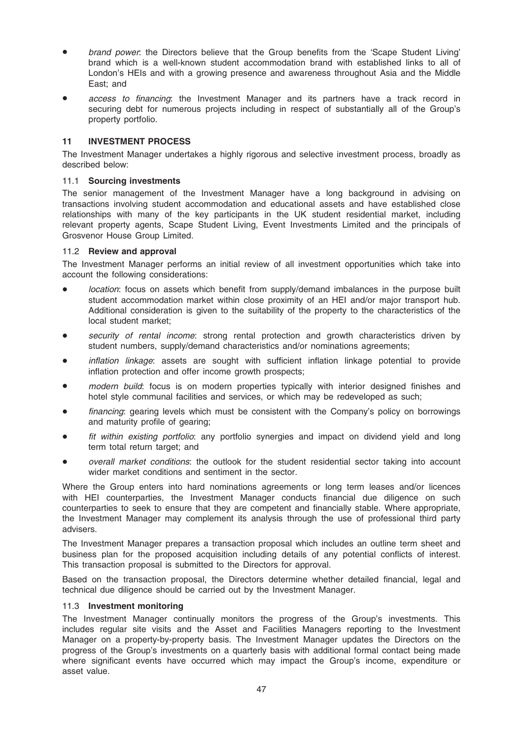- *brand power*: the Directors believe that the Group benefits from the 'Scape Student Living' brand which is a well-known student accommodation brand with established links to all of London's HEIs and with a growing presence and awareness throughout Asia and the Middle East; and
- *access to financing*: the Investment Manager and its partners have a track record in securing debt for numerous projects including in respect of substantially all of the Group's property portfolio.

## 11 INVESTMENT PROCESS

The Investment Manager undertakes a highly rigorous and selective investment process, broadly as described below:

### 11.1 Sourcing investments

The senior management of the Investment Manager have a long background in advising on transactions involving student accommodation and educational assets and have established close relationships with many of the key participants in the UK student residential market, including relevant property agents, Scape Student Living, Event Investments Limited and the principals of Grosvenor House Group Limited.

### 11.2 Review and approval

The Investment Manager performs an initial review of all investment opportunities which take into account the following considerations:

- *location*: focus on assets which benefit from supply/demand imbalances in the purpose built student accommodation market within close proximity of an HEI and/or major transport hub. Additional consideration is given to the suitability of the property to the characteristics of the local student market;
- *security of rental income*: strong rental protection and growth characteristics driven by student numbers, supply/demand characteristics and/or nominations agreements;
- *inflation linkage*: assets are sought with sufficient inflation linkage potential to provide inflation protection and offer income growth prospects;
- *modern build*: focus is on modern properties typically with interior designed finishes and hotel style communal facilities and services, or which may be redeveloped as such;
- *financing*: gearing levels which must be consistent with the Company's policy on borrowings and maturity profile of gearing;
- *fit within existing portfolio*: any portfolio synergies and impact on dividend yield and long term total return target; and
- *overall market conditions*: the outlook for the student residential sector taking into account wider market conditions and sentiment in the sector.

Where the Group enters into hard nominations agreements or long term leases and/or licences with HEI counterparties, the Investment Manager conducts financial due diligence on such counterparties to seek to ensure that they are competent and financially stable. Where appropriate, the Investment Manager may complement its analysis through the use of professional third party advisers.

The Investment Manager prepares a transaction proposal which includes an outline term sheet and business plan for the proposed acquisition including details of any potential conflicts of interest. This transaction proposal is submitted to the Directors for approval.

Based on the transaction proposal, the Directors determine whether detailed financial, legal and technical due diligence should be carried out by the Investment Manager.

### 11.3 Investment monitoring

The Investment Manager continually monitors the progress of the Group's investments. This includes regular site visits and the Asset and Facilities Managers reporting to the Investment Manager on a property-by-property basis. The Investment Manager updates the Directors on the progress of the Group's investments on a quarterly basis with additional formal contact being made where significant events have occurred which may impact the Group's income, expenditure or asset value.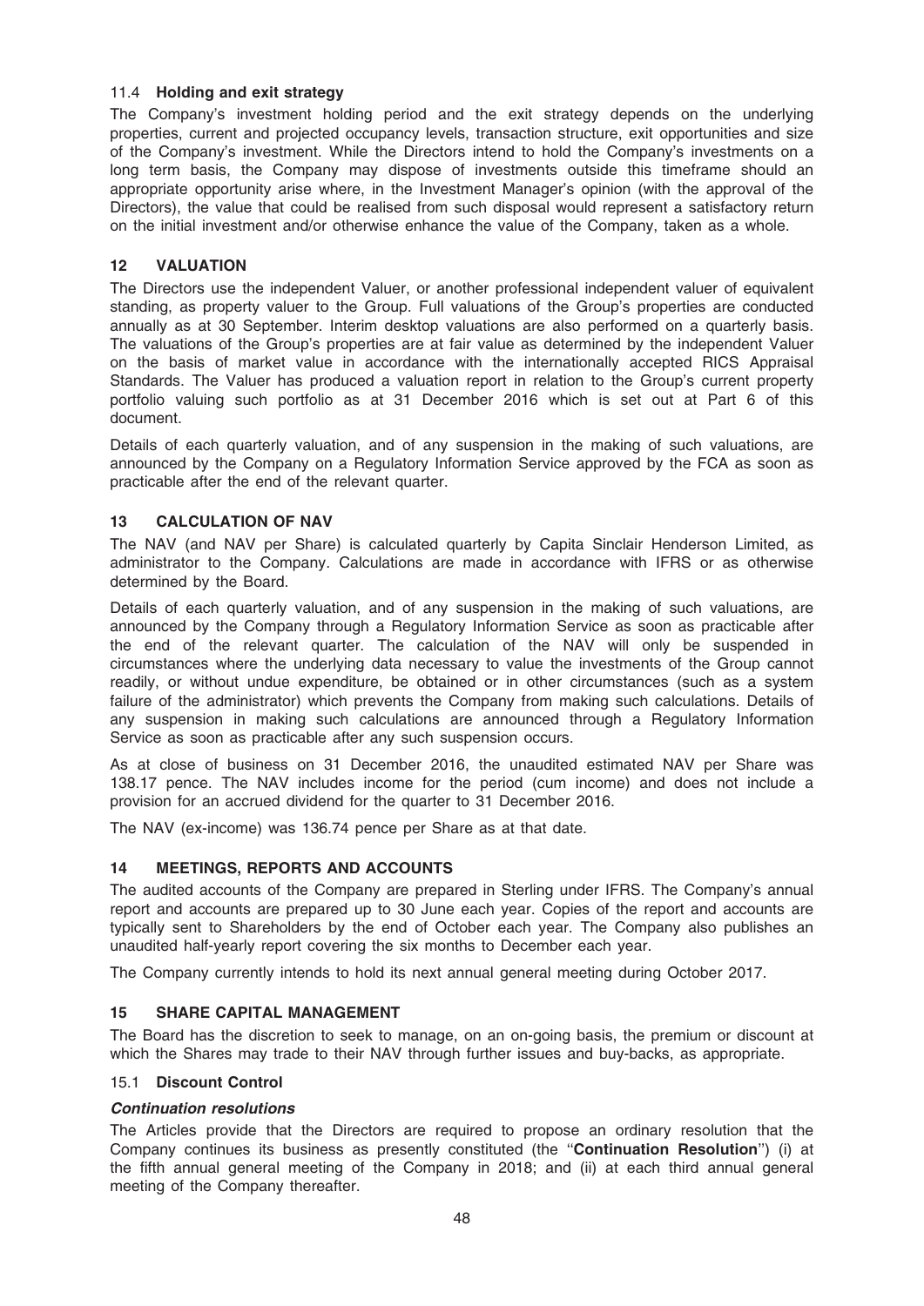### 11.4 **Holding and exit strategy**

The Company's investment holding period and the exit strategy depends on the underlying properties, current and projected occupancy levels, transaction structure, exit opportunities and size of the Company's investment. While the Directors intend to hold the Company's investments on a long term basis, the Company may dispose of investments outside this timeframe should an appropriate opportunity arise where, in the Investment Manager's opinion (with the approval of the Directors), the value that could be realised from such disposal would represent a satisfactory return on the initial investment and/or otherwise enhance the value of the Company, taken as a whole.

## 12 VALUATION

The Directors use the independent Valuer, or another professional independent valuer of equivalent standing, as property valuer to the Group. Full valuations of the Group's properties are conducted annually as at 30 September. Interim desktop valuations are also performed on a quarterly basis. The valuations of the Group's properties are at fair value as determined by the independent Valuer on the basis of market value in accordance with the internationally accepted RICS Appraisal Standards. The Valuer has produced a valuation report in relation to the Group's current property portfolio valuing such portfolio as at 31 December 2016 which is set out at Part 6 of this document.

Details of each quarterly valuation, and of any suspension in the making of such valuations, are announced by the Company on a Regulatory Information Service approved by the FCA as soon as practicable after the end of the relevant quarter.

## 13 CALCULATION OF NAV

The NAV (and NAV per Share) is calculated quarterly by Capita Sinclair Henderson Limited, as administrator to the Company. Calculations are made in accordance with IFRS or as otherwise determined by the Board.

Details of each quarterly valuation, and of any suspension in the making of such valuations, are announced by the Company through a Regulatory Information Service as soon as practicable after the end of the relevant quarter. The calculation of the NAV will only be suspended in circumstances where the underlying data necessary to value the investments of the Group cannot readily, or without undue expenditure, be obtained or in other circumstances (such as a system failure of the administrator) which prevents the Company from making such calculations. Details of any suspension in making such calculations are announced through a Regulatory Information Service as soon as practicable after any such suspension occurs.

As at close of business on 31 December 2016, the unaudited estimated NAV per Share was 138.17 pence. The NAV includes income for the period (cum income) and does not include a provision for an accrued dividend for the quarter to 31 December 2016.

The NAV (ex-income) was 136.74 pence per Share as at that date.

## 14 MEETINGS, REPORTS AND ACCOUNTS

The audited accounts of the Company are prepared in Sterling under IFRS. The Company's annual report and accounts are prepared up to 30 June each year. Copies of the report and accounts are typically sent to Shareholders by the end of October each year. The Company also publishes an unaudited half-yearly report covering the six months to December each year.

The Company currently intends to hold its next annual general meeting during October 2017.

## 15 SHARE CAPITAL MANAGEMENT

The Board has the discretion to seek to manage, on an on-going basis, the premium or discount at which the Shares may trade to their NAV through further issues and buy-backs, as appropriate.

### 15.1 **Discount Control**

***Continuation resolutions***

The Articles provide that the Directors are required to propose an ordinary resolution that the Company continues its business as presently constituted (the "**Continuation Resolution**") (i) at the fifth annual general meeting of the Company in 2018; and (ii) at each third annual general meeting of the Company thereafter.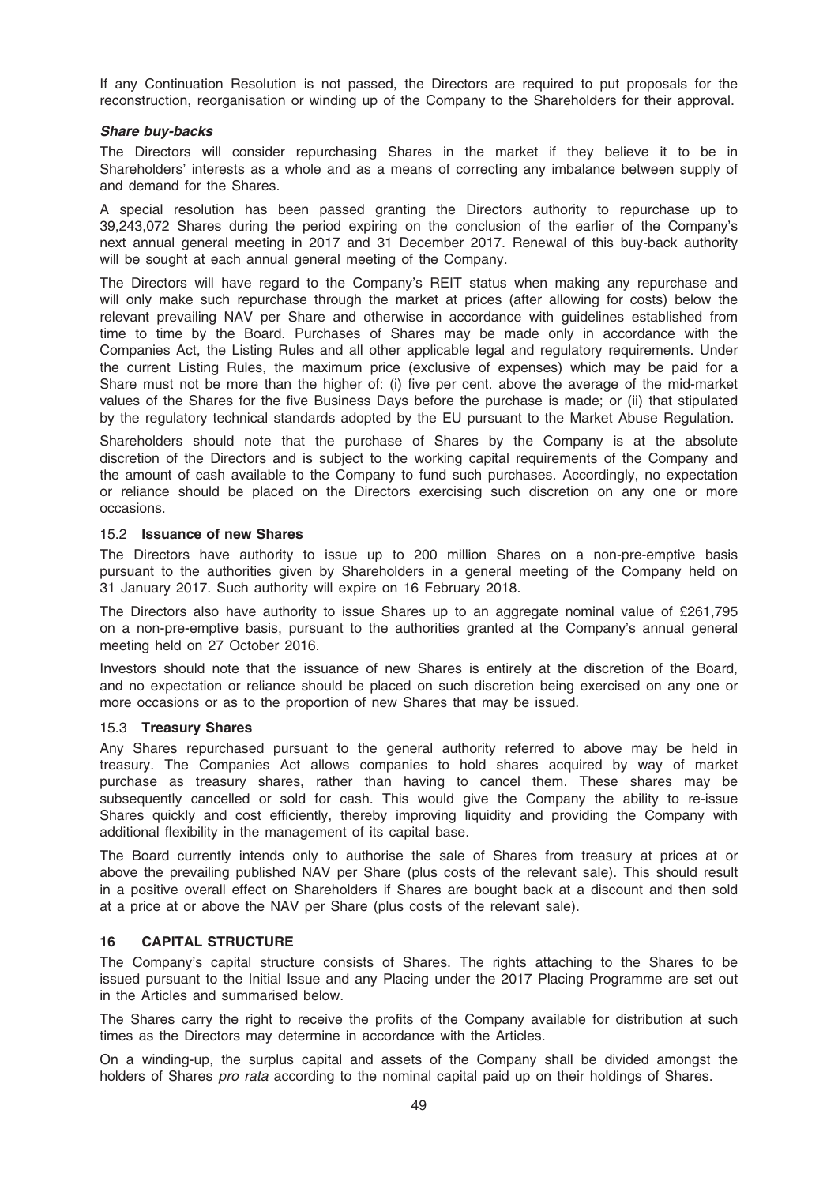If any Continuation Resolution is not passed, the Directors are required to put proposals for the reconstruction, reorganisation or winding up of the Company to the Shareholders for their approval.

***Share buy-backs***

The Directors will consider repurchasing Shares in the market if they believe it to be in Shareholders' interests as a whole and as a means of correcting any imbalance between supply of and demand for the Shares.

A special resolution has been passed granting the Directors authority to repurchase up to 39,243,072 Shares during the period expiring on the conclusion of the earlier of the Company's next annual general meeting in 2017 and 31 December 2017. Renewal of this buy-back authority will be sought at each annual general meeting of the Company.

The Directors will have regard to the Company's REIT status when making any repurchase and will only make such repurchase through the market at prices (after allowing for costs) below the relevant prevailing NAV per Share and otherwise in accordance with guidelines established from time to time by the Board. Purchases of Shares may be made only in accordance with the Companies Act, the Listing Rules and all other applicable legal and regulatory requirements. Under the current Listing Rules, the maximum price (exclusive of expenses) which may be paid for a Share must not be more than the higher of: (i) five per cent. above the average of the mid-market values of the Shares for the five Business Days before the purchase is made; or (ii) that stipulated by the regulatory technical standards adopted by the EU pursuant to the Market Abuse Regulation.

Shareholders should note that the purchase of Shares by the Company is at the absolute discretion of the Directors and is subject to the working capital requirements of the Company and the amount of cash available to the Company to fund such purchases. Accordingly, no expectation or reliance should be placed on the Directors exercising such discretion on any one or more occasions.

### 15.2 Issuance of new Shares

The Directors have authority to issue up to 200 million Shares on a non-pre-emptive basis pursuant to the authorities given by Shareholders in a general meeting of the Company held on 31 January 2017. Such authority will expire on 16 February 2018.

The Directors also have authority to issue Shares up to an aggregate nominal value of £261,795 on a non-pre-emptive basis, pursuant to the authorities granted at the Company's annual general meeting held on 27 October 2016.

Investors should note that the issuance of new Shares is entirely at the discretion of the Board, and no expectation or reliance should be placed on such discretion being exercised on any one or more occasions or as to the proportion of new Shares that may be issued.

### 15.3 Treasury Shares

Any Shares repurchased pursuant to the general authority referred to above may be held in treasury. The Companies Act allows companies to hold shares acquired by way of market purchase as treasury shares, rather than having to cancel them. These shares may be subsequently cancelled or sold for cash. This would give the Company the ability to re-issue Shares quickly and cost efficiently, thereby improving liquidity and providing the Company with additional flexibility in the management of its capital base.

The Board currently intends only to authorise the sale of Shares from treasury at prices at or above the prevailing published NAV per Share (plus costs of the relevant sale). This should result in a positive overall effect on Shareholders if Shares are bought back at a discount and then sold at a price at or above the NAV per Share (plus costs of the relevant sale).

## 16 CAPITAL STRUCTURE

The Company's capital structure consists of Shares. The rights attaching to the Shares to be issued pursuant to the Initial Issue and any Placing under the 2017 Placing Programme are set out in the Articles and summarised below.

The Shares carry the right to receive the profits of the Company available for distribution at such times as the Directors may determine in accordance with the Articles.

On a winding-up, the surplus capital and assets of the Company shall be divided amongst the holders of Shares *pro rata* according to the nominal capital paid up on their holdings of Shares.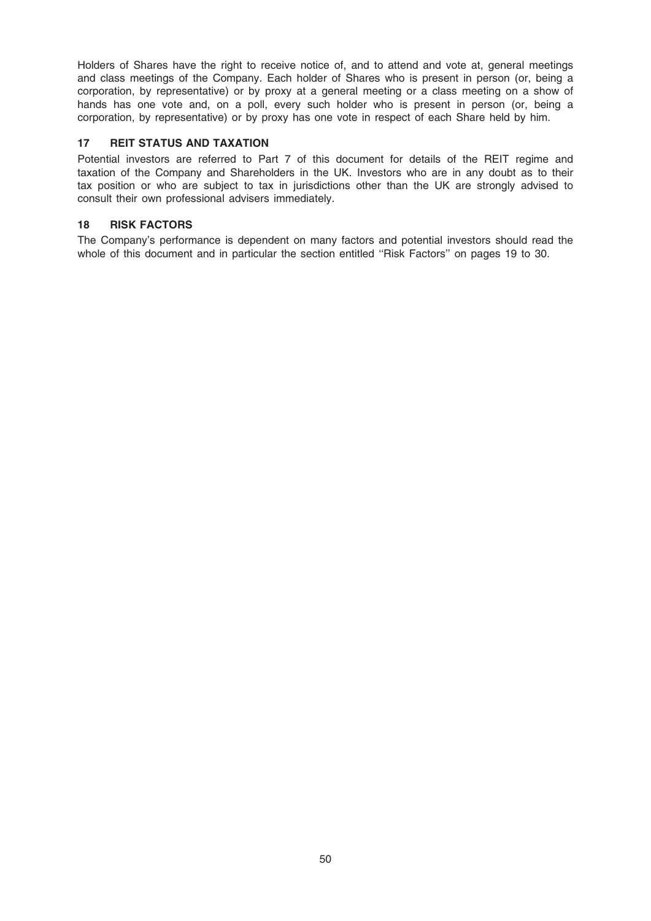Holders of Shares have the right to receive notice of, and to attend and vote at, general meetings and class meetings of the Company. Each holder of Shares who is present in person (or, being a corporation, by representative) or by proxy at a general meeting or a class meeting on a show of hands has one vote and, on a poll, every such holder who is present in person (or, being a corporation, by representative) or by proxy has one vote in respect of each Share held by him.

## 17 REIT STATUS AND TAXATION

Potential investors are referred to Part 7 of this document for details of the REIT regime and taxation of the Company and Shareholders in the UK. Investors who are in any doubt as to their tax position or who are subject to tax in jurisdictions other than the UK are strongly advised to consult their own professional advisers immediately.

## 18 RISK FACTORS

The Company's performance is dependent on many factors and potential investors should read the whole of this document and in particular the section entitled ''Risk Factors'' on pages 19 to 30.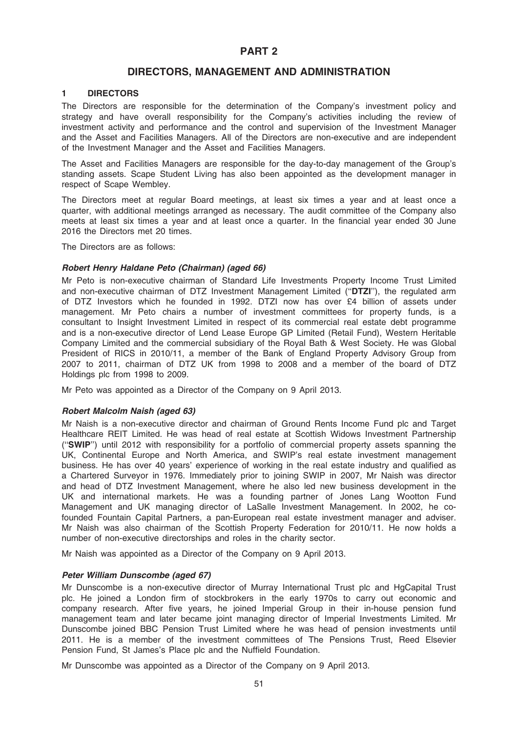# PART 2

## DIRECTORS, MANAGEMENT AND ADMINISTRATION

### 1 DIRECTORS

The Directors are responsible for the determination of the Company's investment policy and strategy and have overall responsibility for the Company's activities including the review of investment activity and performance and the control and supervision of the Investment Manager and the Asset and Facilities Managers. All of the Directors are non-executive and are independent of the Investment Manager and the Asset and Facilities Managers.

The Asset and Facilities Managers are responsible for the day-to-day management of the Group's standing assets. Scape Student Living has also been appointed as the development manager in respect of Scape Wembley.

The Directors meet at regular Board meetings, at least six times a year and at least once a quarter, with additional meetings arranged as necessary. The audit committee of the Company also meets at least six times a year and at least once a quarter. In the financial year ended 30 June 2016 the Directors met 20 times.

The Directors are as follows:

***Robert Henry Haldane Peto (Chairman) (aged 66)***

Mr Peto is non-executive chairman of Standard Life Investments Property Income Trust Limited and non-executive chairman of DTZ Investment Management Limited ("**DTZI**"), the regulated arm of DTZ Investors which he founded in 1992. DTZI now has over £4 billion of assets under management. Mr Peto chairs a number of investment committees for property funds, is a consultant to Insight Investment Limited in respect of its commercial real estate debt programme and is a non-executive director of Lend Lease Europe GP Limited (Retail Fund), Western Heritable Company Limited and the commercial subsidiary of the Royal Bath & West Society. He was Global President of RICS in 2010/11, a member of the Bank of England Property Advisory Group from 2007 to 2011, chairman of DTZ UK from 1998 to 2008 and a member of the board of DTZ Holdings plc from 1998 to 2009.

Mr Peto was appointed as a Director of the Company on 9 April 2013.

***Robert Malcolm Naish (aged 63)***

Mr Naish is a non-executive director and chairman of Ground Rents Income Fund plc and Target Healthcare REIT Limited. He was head of real estate at Scottish Widows Investment Partnership ("**SWIP**") until 2012 with responsibility for a portfolio of commercial property assets spanning the UK, Continental Europe and North America, and SWIP's real estate investment management business. He has over 40 years' experience of working in the real estate industry and qualified as a Chartered Surveyor in 1976. Immediately prior to joining SWIP in 2007, Mr Naish was director and head of DTZ Investment Management, where he also led new business development in the UK and international markets. He was a founding partner of Jones Lang Wootton Fund Management and UK managing director of LaSalle Investment Management. In 2002, he co-founded Fountain Capital Partners, a pan-European real estate investment manager and adviser. Mr Naish was also chairman of the Scottish Property Federation for 2010/11. He now holds a number of non-executive directorships and roles in the charity sector.

Mr Naish was appointed as a Director of the Company on 9 April 2013.

***Peter William Dunscombe (aged 67)***

Mr Dunscombe is a non-executive director of Murray International Trust plc and HgCapital Trust plc. He joined a London firm of stockbrokers in the early 1970s to carry out economic and company research. After five years, he joined Imperial Group in their in-house pension fund management team and later became joint managing director of Imperial Investments Limited. Mr Dunscombe joined BBC Pension Trust Limited where he was head of pension investments until 2011. He is a member of the investment committees of The Pensions Trust, Reed Elsevier Pension Fund, St James's Place plc and the Nuffield Foundation.

Mr Dunscombe was appointed as a Director of the Company on 9 April 2013.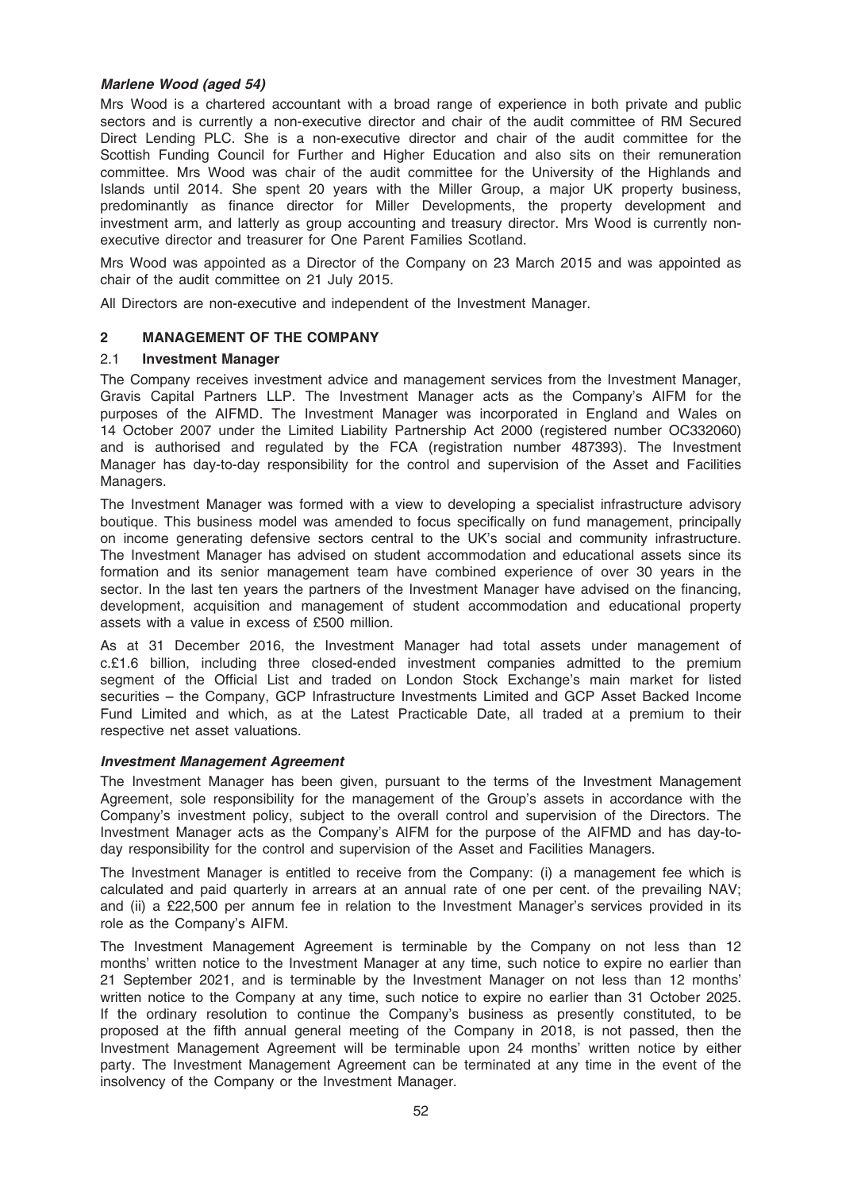***Marlene Wood (aged 54)***

Mrs Wood is a chartered accountant with a broad range of experience in both private and public sectors and is currently a non-executive director and chair of the audit committee of RM Secured Direct Lending PLC. She is a non-executive director and chair of the audit committee for the Scottish Funding Council for Further and Higher Education and also sits on their remuneration committee. Mrs Wood was chair of the audit committee for the University of the Highlands and Islands until 2014. She spent 20 years with the Miller Group, a major UK property business, predominantly as finance director for Miller Developments, the property development and investment arm, and latterly as group accounting and treasury director. Mrs Wood is currently non-executive director and treasurer for One Parent Families Scotland.

Mrs Wood was appointed as a Director of the Company on 23 March 2015 and was appointed as chair of the audit committee on 21 July 2015.

All Directors are non-executive and independent of the Investment Manager.

## 2 MANAGEMENT OF THE COMPANY

### 2.1 Investment Manager

The Company receives investment advice and management services from the Investment Manager, Gravis Capital Partners LLP. The Investment Manager acts as the Company's AIFM for the purposes of the AIFMD. The Investment Manager was incorporated in England and Wales on 14 October 2007 under the Limited Liability Partnership Act 2000 (registered number OC332060) and is authorised and regulated by the FCA (registration number 487393). The Investment Manager has day-to-day responsibility for the control and supervision of the Asset and Facilities Managers.

The Investment Manager was formed with a view to developing a specialist infrastructure advisory boutique. This business model was amended to focus specifically on fund management, principally on income generating defensive sectors central to the UK's social and community infrastructure. The Investment Manager has advised on student accommodation and educational assets since its formation and its senior management team have combined experience of over 30 years in the sector. In the last ten years the partners of the Investment Manager have advised on the financing, development, acquisition and management of student accommodation and educational property assets with a value in excess of £500 million.

As at 31 December 2016, the Investment Manager had total assets under management of c.£1.6 billion, including three closed-ended investment companies admitted to the premium segment of the Official List and traded on London Stock Exchange's main market for listed securities – the Company, GCP Infrastructure Investments Limited and GCP Asset Backed Income Fund Limited and which, as at the Latest Practicable Date, all traded at a premium to their respective net asset valuations.

***Investment Management Agreement***

The Investment Manager has been given, pursuant to the terms of the Investment Management Agreement, sole responsibility for the management of the Group's assets in accordance with the Company's investment policy, subject to the overall control and supervision of the Directors. The Investment Manager acts as the Company's AIFM for the purpose of the AIFMD and has day-to-day responsibility for the control and supervision of the Asset and Facilities Managers.

The Investment Manager is entitled to receive from the Company: (i) a management fee which is calculated and paid quarterly in arrears at an annual rate of one per cent. of the prevailing NAV; and (ii) a £22,500 per annum fee in relation to the Investment Manager's services provided in its role as the Company's AIFM.

The Investment Management Agreement is terminable by the Company on not less than 12 months' written notice to the Investment Manager at any time, such notice to expire no earlier than 21 September 2021, and is terminable by the Investment Manager on not less than 12 months' written notice to the Company at any time, such notice to expire no earlier than 31 October 2025. If the ordinary resolution to continue the Company's business as presently constituted, to be proposed at the fifth annual general meeting of the Company in 2018, is not passed, then the Investment Management Agreement will be terminable upon 24 months' written notice by either party. The Investment Management Agreement can be terminated at any time in the event of the insolvency of the Company or the Investment Manager.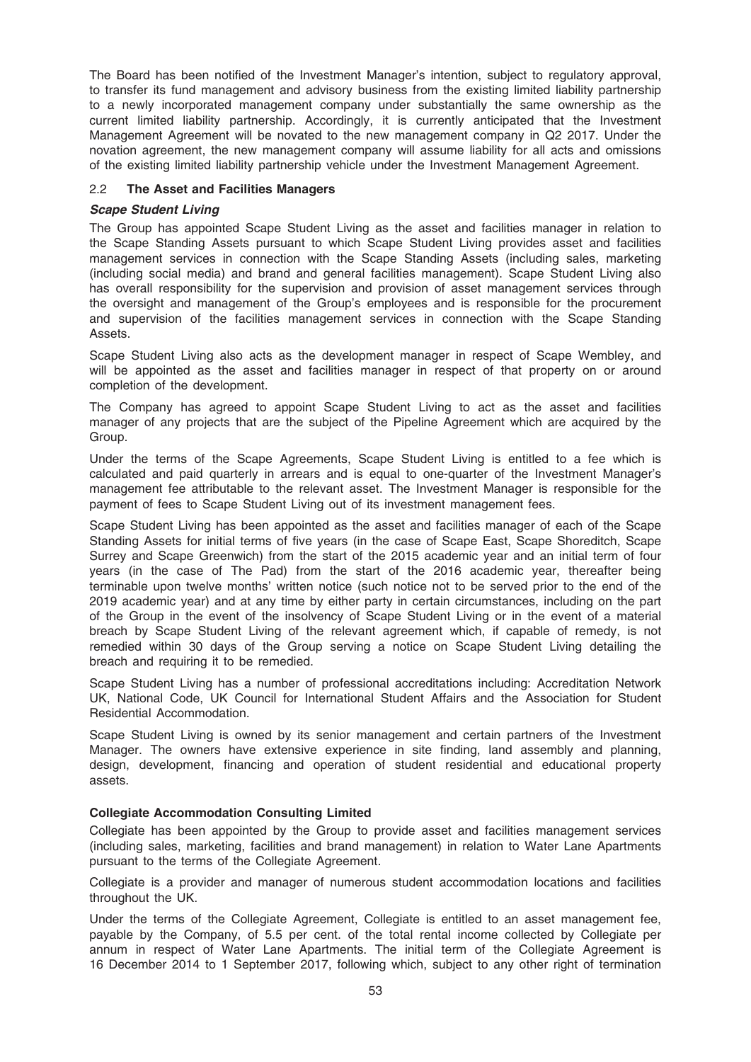The Board has been notified of the Investment Manager's intention, subject to regulatory approval, to transfer its fund management and advisory business from the existing limited liability partnership to a newly incorporated management company under substantially the same ownership as the current limited liability partnership. Accordingly, it is currently anticipated that the Investment Management Agreement will be novated to the new management company in Q2 2017. Under the novation agreement, the new management company will assume liability for all acts and omissions of the existing limited liability partnership vehicle under the Investment Management Agreement.

### 2.2 The Asset and Facilities Managers

***Scape Student Living***

The Group has appointed Scape Student Living as the asset and facilities manager in relation to the Scape Standing Assets pursuant to which Scape Student Living provides asset and facilities management services in connection with the Scape Standing Assets (including sales, marketing (including social media) and brand and general facilities management). Scape Student Living also has overall responsibility for the supervision and provision of asset management services through the oversight and management of the Group's employees and is responsible for the procurement and supervision of the facilities management services in connection with the Scape Standing Assets.

Scape Student Living also acts as the development manager in respect of Scape Wembley, and will be appointed as the asset and facilities manager in respect of that property on or around completion of the development.

The Company has agreed to appoint Scape Student Living to act as the asset and facilities manager of any projects that are the subject of the Pipeline Agreement which are acquired by the Group.

Under the terms of the Scape Agreements, Scape Student Living is entitled to a fee which is calculated and paid quarterly in arrears and is equal to one-quarter of the Investment Manager's management fee attributable to the relevant asset. The Investment Manager is responsible for the payment of fees to Scape Student Living out of its investment management fees.

Scape Student Living has been appointed as the asset and facilities manager of each of the Scape Standing Assets for initial terms of five years (in the case of Scape East, Scape Shoreditch, Scape Surrey and Scape Greenwich) from the start of the 2015 academic year and an initial term of four years (in the case of The Pad) from the start of the 2016 academic year, thereafter being terminable upon twelve months' written notice (such notice not to be served prior to the end of the 2019 academic year) and at any time by either party in certain circumstances, including on the part of the Group in the event of the insolvency of Scape Student Living or in the event of a material breach by Scape Student Living of the relevant agreement which, if capable of remedy, is not remedied within 30 days of the Group serving a notice on Scape Student Living detailing the breach and requiring it to be remedied.

Scape Student Living has a number of professional accreditations including: Accreditation Network UK, National Code, UK Council for International Student Affairs and the Association for Student Residential Accommodation.

Scape Student Living is owned by its senior management and certain partners of the Investment Manager. The owners have extensive experience in site finding, land assembly and planning, design, development, financing and operation of student residential and educational property assets.

**Collegiate Accommodation Consulting Limited**

Collegiate has been appointed by the Group to provide asset and facilities management services (including sales, marketing, facilities and brand management) in relation to Water Lane Apartments pursuant to the terms of the Collegiate Agreement.

Collegiate is a provider and manager of numerous student accommodation locations and facilities throughout the UK.

Under the terms of the Collegiate Agreement, Collegiate is entitled to an asset management fee, payable by the Company, of 5.5 per cent. of the total rental income collected by Collegiate per annum in respect of Water Lane Apartments. The initial term of the Collegiate Agreement is 16 December 2014 to 1 September 2017, following which, subject to any other right of termination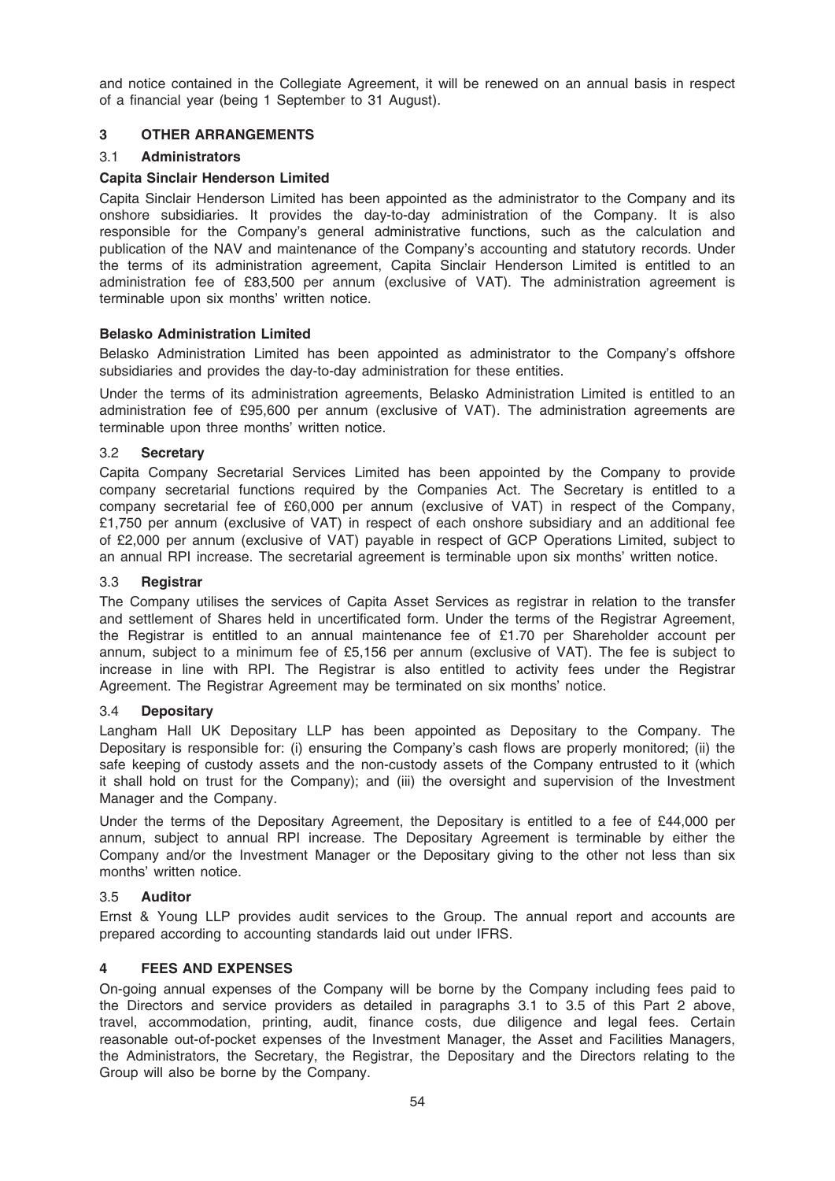and notice contained in the Collegiate Agreement, it will be renewed on an annual basis in respect of a financial year (being 1 September to 31 August).

## 3 OTHER ARRANGEMENTS

### 3.1 Administrators

**Capita Sinclair Henderson Limited**

Capita Sinclair Henderson Limited has been appointed as the administrator to the Company and its onshore subsidiaries. It provides the day-to-day administration of the Company. It is also responsible for the Company's general administrative functions, such as the calculation and publication of the NAV and maintenance of the Company's accounting and statutory records. Under the terms of its administration agreement, Capita Sinclair Henderson Limited is entitled to an administration fee of £83,500 per annum (exclusive of VAT). The administration agreement is terminable upon six months' written notice.

**Belasko Administration Limited**

Belasko Administration Limited has been appointed as administrator to the Company's offshore subsidiaries and provides the day-to-day administration for these entities.

Under the terms of its administration agreements, Belasko Administration Limited is entitled to an administration fee of £95,600 per annum (exclusive of VAT). The administration agreements are terminable upon three months' written notice.

### 3.2 Secretary

Capita Company Secretarial Services Limited has been appointed by the Company to provide company secretarial functions required by the Companies Act. The Secretary is entitled to a company secretarial fee of £60,000 per annum (exclusive of VAT) in respect of the Company, £1,750 per annum (exclusive of VAT) in respect of each onshore subsidiary and an additional fee of £2,000 per annum (exclusive of VAT) payable in respect of GCP Operations Limited, subject to an annual RPI increase. The secretarial agreement is terminable upon six months' written notice.

### 3.3 Registrar

The Company utilises the services of Capita Asset Services as registrar in relation to the transfer and settlement of Shares held in uncertificated form. Under the terms of the Registrar Agreement, the Registrar is entitled to an annual maintenance fee of £1.70 per Shareholder account per annum, subject to a minimum fee of £5,156 per annum (exclusive of VAT). The fee is subject to increase in line with RPI. The Registrar is also entitled to activity fees under the Registrar Agreement. The Registrar Agreement may be terminated on six months' notice.

### 3.4 Depositary

Langham Hall UK Depositary LLP has been appointed as Depositary to the Company. The Depositary is responsible for: (i) ensuring the Company's cash flows are properly monitored; (ii) the safe keeping of custody assets and the non-custody assets of the Company entrusted to it (which it shall hold on trust for the Company); and (iii) the oversight and supervision of the Investment Manager and the Company.

Under the terms of the Depositary Agreement, the Depositary is entitled to a fee of £44,000 per annum, subject to annual RPI increase. The Depositary Agreement is terminable by either the Company and/or the Investment Manager or the Depositary giving to the other not less than six months' written notice.

### 3.5 Auditor

Ernst & Young LLP provides audit services to the Group. The annual report and accounts are prepared according to accounting standards laid out under IFRS.

## 4 FEES AND EXPENSES

On-going annual expenses of the Company will be borne by the Company including fees paid to the Directors and service providers as detailed in paragraphs 3.1 to 3.5 of this Part 2 above, travel, accommodation, printing, audit, finance costs, due diligence and legal fees. Certain reasonable out-of-pocket expenses of the Investment Manager, the Asset and Facilities Managers, the Administrators, the Secretary, the Registrar, the Depositary and the Directors relating to the Group will also be borne by the Company.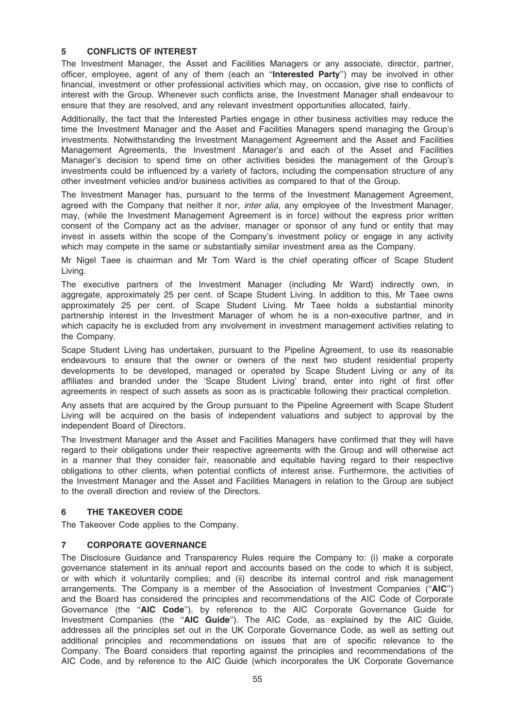## 5 CONFLICTS OF INTEREST

The Investment Manager, the Asset and Facilities Managers or any associate, director, partner, officer, employee, agent of any of them (each an ''**Interested Party**'') may be involved in other financial, investment or other professional activities which may, on occasion, give rise to conflicts of interest with the Group. Whenever such conflicts arise, the Investment Manager shall endeavour to ensure that they are resolved, and any relevant investment opportunities allocated, fairly.

Additionally, the fact that the Interested Parties engage in other business activities may reduce the time the Investment Manager and the Asset and Facilities Managers spend managing the Group's investments. Notwithstanding the Investment Management Agreement and the Asset and Facilities Management Agreements, the Investment Manager's and each of the Asset and Facilities Manager's decision to spend time on other activities besides the management of the Group's investments could be influenced by a variety of factors, including the compensation structure of any other investment vehicles and/or business activities as compared to that of the Group.

The Investment Manager has, pursuant to the terms of the Investment Management Agreement, agreed with the Company that neither it nor, *inter alia*, any employee of the Investment Manager, may, (while the Investment Management Agreement is in force) without the express prior written consent of the Company act as the adviser, manager or sponsor of any fund or entity that may invest in assets within the scope of the Company's investment policy or engage in any activity which may compete in the same or substantially similar investment area as the Company.

Mr Nigel Taee is chairman and Mr Tom Ward is the chief operating officer of Scape Student Living.

The executive partners of the Investment Manager (including Mr Ward) indirectly own, in aggregate, approximately 25 per cent. of Scape Student Living. In addition to this, Mr Taee owns approximately 25 per cent. of Scape Student Living. Mr Taee holds a substantial minority partnership interest in the Investment Manager of whom he is a non-executive partner, and in which capacity he is excluded from any involvement in investment management activities relating to the Company.

Scape Student Living has undertaken, pursuant to the Pipeline Agreement, to use its reasonable endeavours to ensure that the owner or owners of the next two student residential property developments to be developed, managed or operated by Scape Student Living or any of its affiliates and branded under the 'Scape Student Living' brand, enter into right of first offer agreements in respect of such assets as soon as is practicable following their practical completion.

Any assets that are acquired by the Group pursuant to the Pipeline Agreement with Scape Student Living will be acquired on the basis of independent valuations and subject to approval by the independent Board of Directors.

The Investment Manager and the Asset and Facilities Managers have confirmed that they will have regard to their obligations under their respective agreements with the Group and will otherwise act in a manner that they consider fair, reasonable and equitable having regard to their respective obligations to other clients, when potential conflicts of interest arise. Furthermore, the activities of the Investment Manager and the Asset and Facilities Managers in relation to the Group are subject to the overall direction and review of the Directors.

## 6 THE TAKEOVER CODE

The Takeover Code applies to the Company.

## 7 CORPORATE GOVERNANCE

The Disclosure Guidance and Transparency Rules require the Company to: (i) make a corporate governance statement in its annual report and accounts based on the code to which it is subject, or with which it voluntarily complies; and (ii) describe its internal control and risk management arrangements. The Company is a member of the Association of Investment Companies (''**AIC**'') and the Board has considered the principles and recommendations of the AIC Code of Corporate Governance (the ''**AIC Code**''), by reference to the AIC Corporate Governance Guide for Investment Companies (the ''**AIC Guide**''). The AIC Code, as explained by the AIC Guide, addresses all the principles set out in the UK Corporate Governance Code, as well as setting out additional principles and recommendations on issues that are of specific relevance to the Company. The Board considers that reporting against the principles and recommendations of the AIC Code, and by reference to the AIC Guide (which incorporates the UK Corporate Governance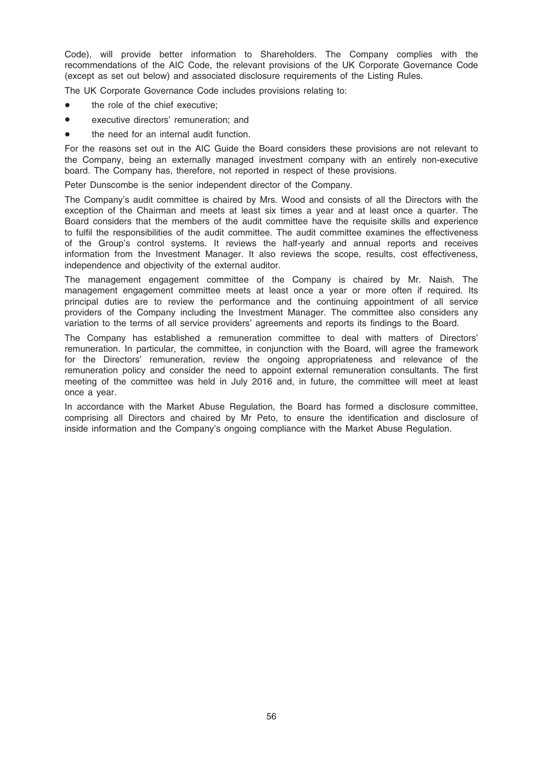Code), will provide better information to Shareholders. The Company complies with the recommendations of the AIC Code, the relevant provisions of the UK Corporate Governance Code (except as set out below) and associated disclosure requirements of the Listing Rules.

The UK Corporate Governance Code includes provisions relating to:

- the role of the chief executive;
- executive directors' remuneration; and
- the need for an internal audit function.

For the reasons set out in the AIC Guide the Board considers these provisions are not relevant to the Company, being an externally managed investment company with an entirely non-executive board. The Company has, therefore, not reported in respect of these provisions.

Peter Dunscombe is the senior independent director of the Company.

The Company's audit committee is chaired by Mrs. Wood and consists of all the Directors with the exception of the Chairman and meets at least six times a year and at least once a quarter. The Board considers that the members of the audit committee have the requisite skills and experience to fulfil the responsibilities of the audit committee. The audit committee examines the effectiveness of the Group's control systems. It reviews the half-yearly and annual reports and receives information from the Investment Manager. It also reviews the scope, results, cost effectiveness, independence and objectivity of the external auditor.

The management engagement committee of the Company is chaired by Mr. Naish. The management engagement committee meets at least once a year or more often if required. Its principal duties are to review the performance and the continuing appointment of all service providers of the Company including the Investment Manager. The committee also considers any variation to the terms of all service providers' agreements and reports its findings to the Board.

The Company has established a remuneration committee to deal with matters of Directors' remuneration. In particular, the committee, in conjunction with the Board, will agree the framework for the Directors' remuneration, review the ongoing appropriateness and relevance of the remuneration policy and consider the need to appoint external remuneration consultants. The first meeting of the committee was held in July 2016 and, in future, the committee will meet at least once a year.

In accordance with the Market Abuse Regulation, the Board has formed a disclosure committee, comprising all Directors and chaired by Mr Peto, to ensure the identification and disclosure of inside information and the Company's ongoing compliance with the Market Abuse Regulation.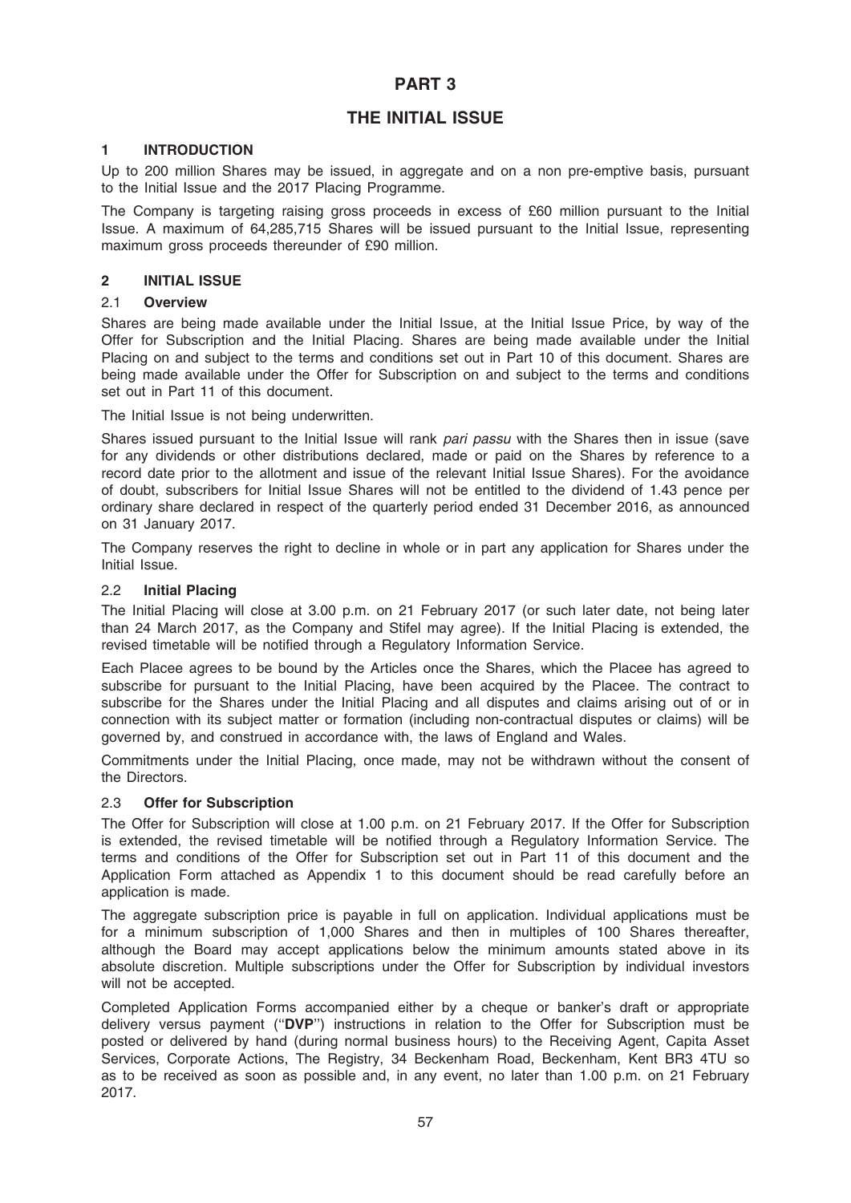# PART 3

# THE INITIAL ISSUE

## 1 INTRODUCTION

Up to 200 million Shares may be issued, in aggregate and on a non pre-emptive basis, pursuant to the Initial Issue and the 2017 Placing Programme.

The Company is targeting raising gross proceeds in excess of £60 million pursuant to the Initial Issue. A maximum of 64,285,715 Shares will be issued pursuant to the Initial Issue, representing maximum gross proceeds thereunder of £90 million.

## 2 INITIAL ISSUE

### 2.1 Overview

Shares are being made available under the Initial Issue, at the Initial Issue Price, by way of the Offer for Subscription and the Initial Placing. Shares are being made available under the Initial Placing on and subject to the terms and conditions set out in Part 10 of this document. Shares are being made available under the Offer for Subscription on and subject to the terms and conditions set out in Part 11 of this document.

The Initial Issue is not being underwritten.

Shares issued pursuant to the Initial Issue will rank *pari passu* with the Shares then in issue (save for any dividends or other distributions declared, made or paid on the Shares by reference to a record date prior to the allotment and issue of the relevant Initial Issue Shares). For the avoidance of doubt, subscribers for Initial Issue Shares will not be entitled to the dividend of 1.43 pence per ordinary share declared in respect of the quarterly period ended 31 December 2016, as announced on 31 January 2017.

The Company reserves the right to decline in whole or in part any application for Shares under the Initial Issue.

### 2.2 Initial Placing

The Initial Placing will close at 3.00 p.m. on 21 February 2017 (or such later date, not being later than 24 March 2017, as the Company and Stifel may agree). If the Initial Placing is extended, the revised timetable will be notified through a Regulatory Information Service.

Each Placee agrees to be bound by the Articles once the Shares, which the Placee has agreed to subscribe for pursuant to the Initial Placing, have been acquired by the Placee. The contract to subscribe for the Shares under the Initial Placing and all disputes and claims arising out of or in connection with its subject matter or formation (including non-contractual disputes or claims) will be governed by, and construed in accordance with, the laws of England and Wales.

Commitments under the Initial Placing, once made, may not be withdrawn without the consent of the Directors.

### 2.3 Offer for Subscription

The Offer for Subscription will close at 1.00 p.m. on 21 February 2017. If the Offer for Subscription is extended, the revised timetable will be notified through a Regulatory Information Service. The terms and conditions of the Offer for Subscription set out in Part 11 of this document and the Application Form attached as Appendix 1 to this document should be read carefully before an application is made.

The aggregate subscription price is payable in full on application. Individual applications must be for a minimum subscription of 1,000 Shares and then in multiples of 100 Shares thereafter, although the Board may accept applications below the minimum amounts stated above in its absolute discretion. Multiple subscriptions under the Offer for Subscription by individual investors will not be accepted.

Completed Application Forms accompanied either by a cheque or banker's draft or appropriate delivery versus payment (''**DVP**'') instructions in relation to the Offer for Subscription must be posted or delivered by hand (during normal business hours) to the Receiving Agent, Capita Asset Services, Corporate Actions, The Registry, 34 Beckenham Road, Beckenham, Kent BR3 4TU so as to be received as soon as possible and, in any event, no later than 1.00 p.m. on 21 February 2017.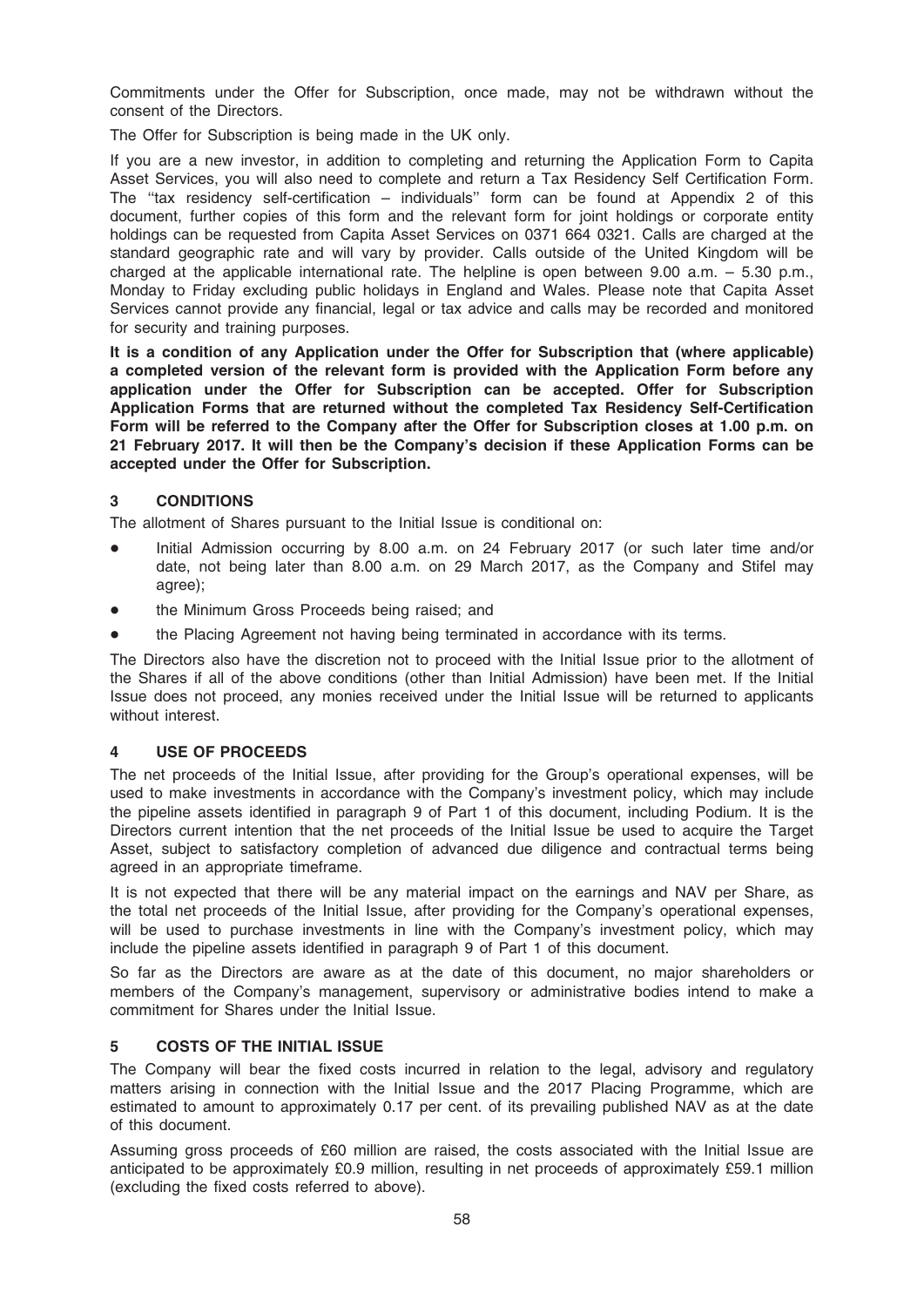Commitments under the Offer for Subscription, once made, may not be withdrawn without the consent of the Directors.

The Offer for Subscription is being made in the UK only.

If you are a new investor, in addition to completing and returning the Application Form to Capita Asset Services, you will also need to complete and return a Tax Residency Self Certification Form. The ''tax residency self-certification – individuals'' form can be found at Appendix 2 of this document, further copies of this form and the relevant form for joint holdings or corporate entity holdings can be requested from Capita Asset Services on 0371 664 0321. Calls are charged at the standard geographic rate and will vary by provider. Calls outside of the United Kingdom will be charged at the applicable international rate. The helpline is open between 9.00 a.m. – 5.30 p.m., Monday to Friday excluding public holidays in England and Wales. Please note that Capita Asset Services cannot provide any financial, legal or tax advice and calls may be recorded and monitored for security and training purposes.

**It is a condition of any Application under the Offer for Subscription that (where applicable) a completed version of the relevant form is provided with the Application Form before any application under the Offer for Subscription can be accepted. Offer for Subscription Application Forms that are returned without the completed Tax Residency Self-Certification Form will be referred to the Company after the Offer for Subscription closes at 1.00 p.m. on 21 February 2017. It will then be the Company's decision if these Application Forms can be accepted under the Offer for Subscription.**

## 3 CONDITIONS

The allotment of Shares pursuant to the Initial Issue is conditional on:

- Initial Admission occurring by 8.00 a.m. on 24 February 2017 (or such later time and/or date, not being later than 8.00 a.m. on 29 March 2017, as the Company and Stifel may agree);
- the Minimum Gross Proceeds being raised; and
- the Placing Agreement not having being terminated in accordance with its terms.

The Directors also have the discretion not to proceed with the Initial Issue prior to the allotment of the Shares if all of the above conditions (other than Initial Admission) have been met. If the Initial Issue does not proceed, any monies received under the Initial Issue will be returned to applicants without interest.

## 4 USE OF PROCEEDS

The net proceeds of the Initial Issue, after providing for the Group's operational expenses, will be used to make investments in accordance with the Company's investment policy, which may include the pipeline assets identified in paragraph 9 of Part 1 of this document, including Podium. It is the Directors current intention that the net proceeds of the Initial Issue be used to acquire the Target Asset, subject to satisfactory completion of advanced due diligence and contractual terms being agreed in an appropriate timeframe.

It is not expected that there will be any material impact on the earnings and NAV per Share, as the total net proceeds of the Initial Issue, after providing for the Company's operational expenses, will be used to purchase investments in line with the Company's investment policy, which may include the pipeline assets identified in paragraph 9 of Part 1 of this document.

So far as the Directors are aware as at the date of this document, no major shareholders or members of the Company's management, supervisory or administrative bodies intend to make a commitment for Shares under the Initial Issue.

## 5 COSTS OF THE INITIAL ISSUE

The Company will bear the fixed costs incurred in relation to the legal, advisory and regulatory matters arising in connection with the Initial Issue and the 2017 Placing Programme, which are estimated to amount to approximately 0.17 per cent. of its prevailing published NAV as at the date of this document.

Assuming gross proceeds of £60 million are raised, the costs associated with the Initial Issue are anticipated to be approximately £0.9 million, resulting in net proceeds of approximately £59.1 million (excluding the fixed costs referred to above).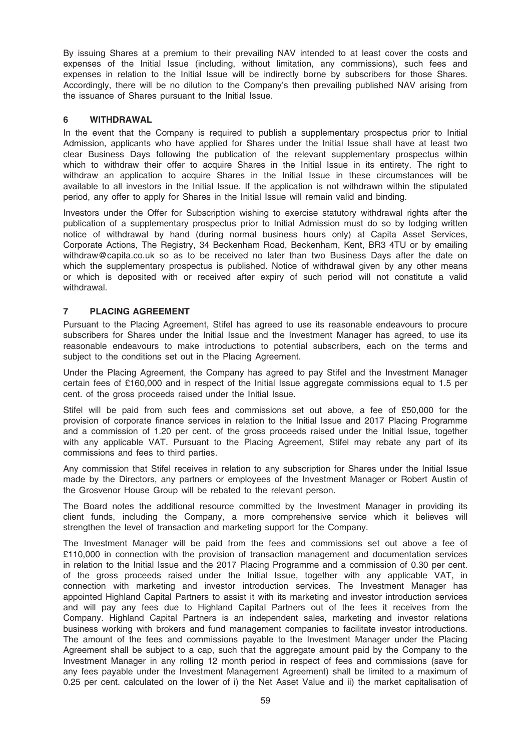By issuing Shares at a premium to their prevailing NAV intended to at least cover the costs and expenses of the Initial Issue (including, without limitation, any commissions), such fees and expenses in relation to the Initial Issue will be indirectly borne by subscribers for those Shares. Accordingly, there will be no dilution to the Company's then prevailing published NAV arising from the issuance of Shares pursuant to the Initial Issue.

## 6 WITHDRAWAL

In the event that the Company is required to publish a supplementary prospectus prior to Initial Admission, applicants who have applied for Shares under the Initial Issue shall have at least two clear Business Days following the publication of the relevant supplementary prospectus within which to withdraw their offer to acquire Shares in the Initial Issue in its entirety. The right to withdraw an application to acquire Shares in the Initial Issue in these circumstances will be available to all investors in the Initial Issue. If the application is not withdrawn within the stipulated period, any offer to apply for Shares in the Initial Issue will remain valid and binding.

Investors under the Offer for Subscription wishing to exercise statutory withdrawal rights after the publication of a supplementary prospectus prior to Initial Admission must do so by lodging written notice of withdrawal by hand (during normal business hours only) at Capita Asset Services, Corporate Actions, The Registry, 34 Beckenham Road, Beckenham, Kent, BR3 4TU or by emailing withdraw@capita.co.uk so as to be received no later than two Business Days after the date on which the supplementary prospectus is published. Notice of withdrawal given by any other means or which is deposited with or received after expiry of such period will not constitute a valid withdrawal.

## 7 PLACING AGREEMENT

Pursuant to the Placing Agreement, Stifel has agreed to use its reasonable endeavours to procure subscribers for Shares under the Initial Issue and the Investment Manager has agreed, to use its reasonable endeavours to make introductions to potential subscribers, each on the terms and subject to the conditions set out in the Placing Agreement.

Under the Placing Agreement, the Company has agreed to pay Stifel and the Investment Manager certain fees of £160,000 and in respect of the Initial Issue aggregate commissions equal to 1.5 per cent. of the gross proceeds raised under the Initial Issue.

Stifel will be paid from such fees and commissions set out above, a fee of £50,000 for the provision of corporate finance services in relation to the Initial Issue and 2017 Placing Programme and a commission of 1.20 per cent. of the gross proceeds raised under the Initial Issue, together with any applicable VAT. Pursuant to the Placing Agreement, Stifel may rebate any part of its commissions and fees to third parties.

Any commission that Stifel receives in relation to any subscription for Shares under the Initial Issue made by the Directors, any partners or employees of the Investment Manager or Robert Austin of the Grosvenor House Group will be rebated to the relevant person.

The Board notes the additional resource committed by the Investment Manager in providing its client funds, including the Company, a more comprehensive service which it believes will strengthen the level of transaction and marketing support for the Company.

The Investment Manager will be paid from the fees and commissions set out above a fee of £110,000 in connection with the provision of transaction management and documentation services in relation to the Initial Issue and the 2017 Placing Programme and a commission of 0.30 per cent. of the gross proceeds raised under the Initial Issue, together with any applicable VAT, in connection with marketing and investor introduction services. The Investment Manager has appointed Highland Capital Partners to assist it with its marketing and investor introduction services and will pay any fees due to Highland Capital Partners out of the fees it receives from the Company. Highland Capital Partners is an independent sales, marketing and investor relations business working with brokers and fund management companies to facilitate investor introductions. The amount of the fees and commissions payable to the Investment Manager under the Placing Agreement shall be subject to a cap, such that the aggregate amount paid by the Company to the Investment Manager in any rolling 12 month period in respect of fees and commissions (save for any fees payable under the Investment Management Agreement) shall be limited to a maximum of 0.25 per cent. calculated on the lower of i) the Net Asset Value and ii) the market capitalisation of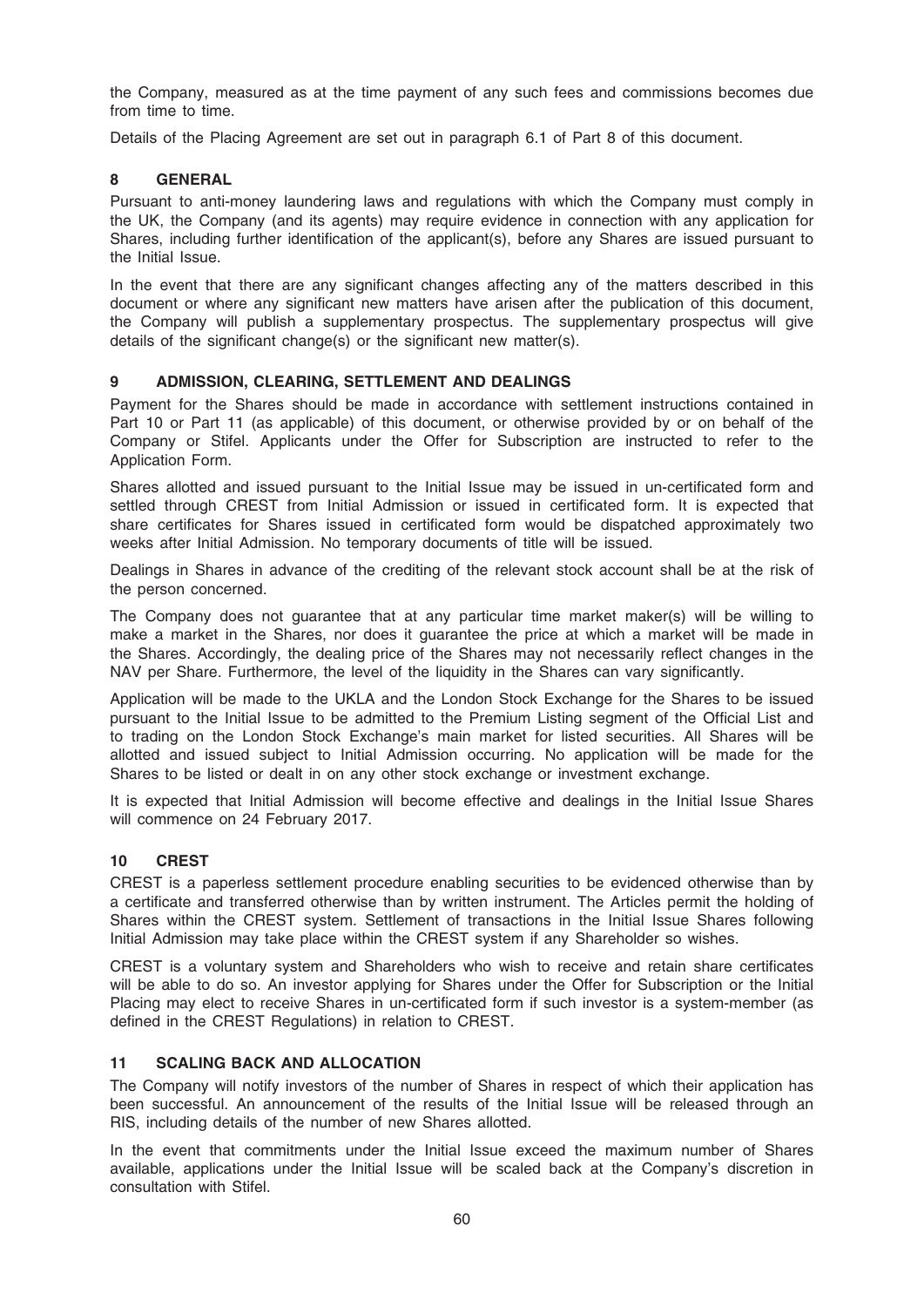the Company, measured as at the time payment of any such fees and commissions becomes due from time to time.

Details of the Placing Agreement are set out in paragraph 6.1 of Part 8 of this document.

## 8 GENERAL

Pursuant to anti-money laundering laws and regulations with which the Company must comply in the UK, the Company (and its agents) may require evidence in connection with any application for Shares, including further identification of the applicant(s), before any Shares are issued pursuant to the Initial Issue.

In the event that there are any significant changes affecting any of the matters described in this document or where any significant new matters have arisen after the publication of this document, the Company will publish a supplementary prospectus. The supplementary prospectus will give details of the significant change(s) or the significant new matter(s).

## 9 ADMISSION, CLEARING, SETTLEMENT AND DEALINGS

Payment for the Shares should be made in accordance with settlement instructions contained in Part 10 or Part 11 (as applicable) of this document, or otherwise provided by or on behalf of the Company or Stifel. Applicants under the Offer for Subscription are instructed to refer to the Application Form.

Shares allotted and issued pursuant to the Initial Issue may be issued in un-certificated form and settled through CREST from Initial Admission or issued in certificated form. It is expected that share certificates for Shares issued in certificated form would be dispatched approximately two weeks after Initial Admission. No temporary documents of title will be issued.

Dealings in Shares in advance of the crediting of the relevant stock account shall be at the risk of the person concerned.

The Company does not guarantee that at any particular time market maker(s) will be willing to make a market in the Shares, nor does it guarantee the price at which a market will be made in the Shares. Accordingly, the dealing price of the Shares may not necessarily reflect changes in the NAV per Share. Furthermore, the level of the liquidity in the Shares can vary significantly.

Application will be made to the UKLA and the London Stock Exchange for the Shares to be issued pursuant to the Initial Issue to be admitted to the Premium Listing segment of the Official List and to trading on the London Stock Exchange's main market for listed securities. All Shares will be allotted and issued subject to Initial Admission occurring. No application will be made for the Shares to be listed or dealt in on any other stock exchange or investment exchange.

It is expected that Initial Admission will become effective and dealings in the Initial Issue Shares will commence on 24 February 2017.

## 10 CREST

CREST is a paperless settlement procedure enabling securities to be evidenced otherwise than by a certificate and transferred otherwise than by written instrument. The Articles permit the holding of Shares within the CREST system. Settlement of transactions in the Initial Issue Shares following Initial Admission may take place within the CREST system if any Shareholder so wishes.

CREST is a voluntary system and Shareholders who wish to receive and retain share certificates will be able to do so. An investor applying for Shares under the Offer for Subscription or the Initial Placing may elect to receive Shares in un-certificated form if such investor is a system-member (as defined in the CREST Regulations) in relation to CREST.

## 11 SCALING BACK AND ALLOCATION

The Company will notify investors of the number of Shares in respect of which their application has been successful. An announcement of the results of the Initial Issue will be released through an RIS, including details of the number of new Shares allotted.

In the event that commitments under the Initial Issue exceed the maximum number of Shares available, applications under the Initial Issue will be scaled back at the Company's discretion in consultation with Stifel.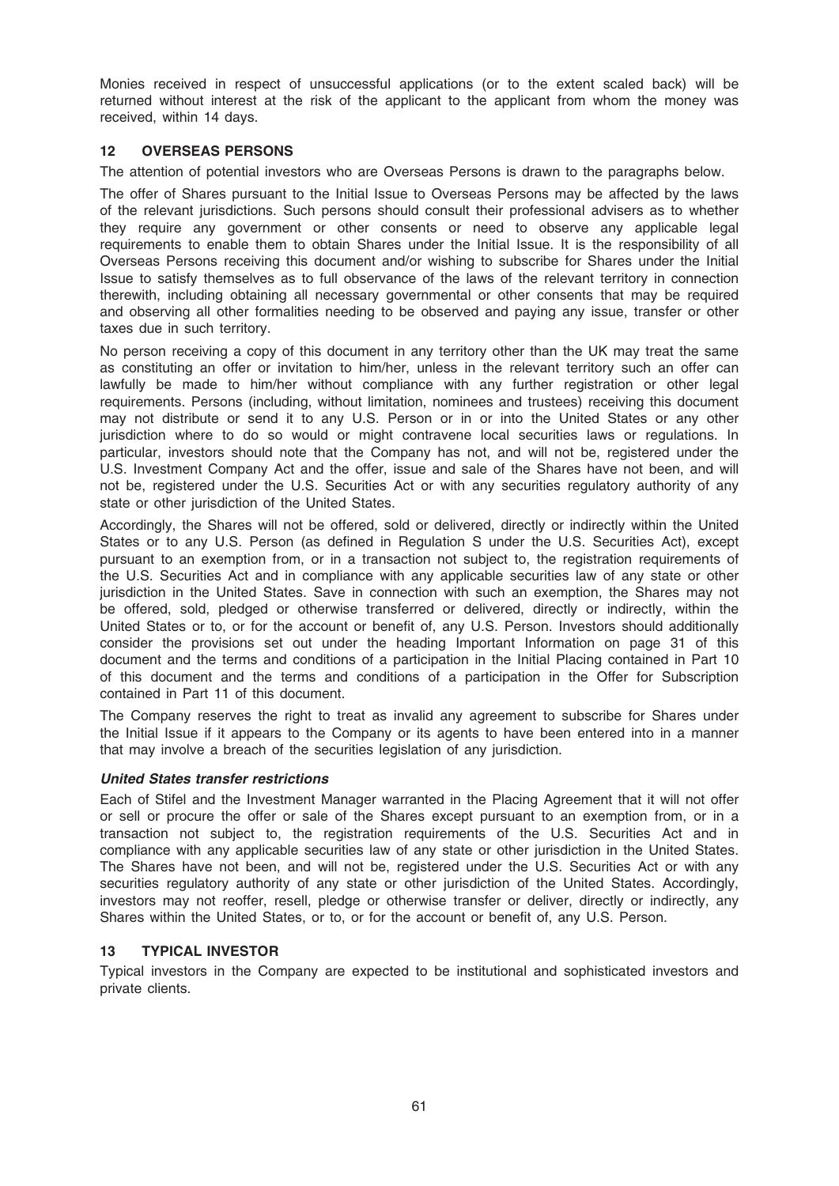Monies received in respect of unsuccessful applications (or to the extent scaled back) will be returned without interest at the risk of the applicant to the applicant from whom the money was received, within 14 days.

## 12 OVERSEAS PERSONS

The attention of potential investors who are Overseas Persons is drawn to the paragraphs below.

The offer of Shares pursuant to the Initial Issue to Overseas Persons may be affected by the laws of the relevant jurisdictions. Such persons should consult their professional advisers as to whether they require any government or other consents or need to observe any applicable legal requirements to enable them to obtain Shares under the Initial Issue. It is the responsibility of all Overseas Persons receiving this document and/or wishing to subscribe for Shares under the Initial Issue to satisfy themselves as to full observance of the laws of the relevant territory in connection therewith, including obtaining all necessary governmental or other consents that may be required and observing all other formalities needing to be observed and paying any issue, transfer or other taxes due in such territory.

No person receiving a copy of this document in any territory other than the UK may treat the same as constituting an offer or invitation to him/her, unless in the relevant territory such an offer can lawfully be made to him/her without compliance with any further registration or other legal requirements. Persons (including, without limitation, nominees and trustees) receiving this document may not distribute or send it to any U.S. Person or in or into the United States or any other jurisdiction where to do so would or might contravene local securities laws or regulations. In particular, investors should note that the Company has not, and will not be, registered under the U.S. Investment Company Act and the offer, issue and sale of the Shares have not been, and will not be, registered under the U.S. Securities Act or with any securities regulatory authority of any state or other jurisdiction of the United States.

Accordingly, the Shares will not be offered, sold or delivered, directly or indirectly within the United States or to any U.S. Person (as defined in Regulation S under the U.S. Securities Act), except pursuant to an exemption from, or in a transaction not subject to, the registration requirements of the U.S. Securities Act and in compliance with any applicable securities law of any state or other jurisdiction in the United States. Save in connection with such an exemption, the Shares may not be offered, sold, pledged or otherwise transferred or delivered, directly or indirectly, within the United States or to, or for the account or benefit of, any U.S. Person. Investors should additionally consider the provisions set out under the heading Important Information on page 31 of this document and the terms and conditions of a participation in the Initial Placing contained in Part 10 of this document and the terms and conditions of a participation in the Offer for Subscription contained in Part 11 of this document.

The Company reserves the right to treat as invalid any agreement to subscribe for Shares under the Initial Issue if it appears to the Company or its agents to have been entered into in a manner that may involve a breach of the securities legislation of any jurisdiction.

***United States transfer restrictions***

Each of Stifel and the Investment Manager warranted in the Placing Agreement that it will not offer or sell or procure the offer or sale of the Shares except pursuant to an exemption from, or in a transaction not subject to, the registration requirements of the U.S. Securities Act and in compliance with any applicable securities law of any state or other jurisdiction in the United States. The Shares have not been, and will not be, registered under the U.S. Securities Act or with any securities regulatory authority of any state or other jurisdiction of the United States. Accordingly, investors may not reoffer, resell, pledge or otherwise transfer or deliver, directly or indirectly, any Shares within the United States, or to, or for the account or benefit of, any U.S. Person.

## 13 TYPICAL INVESTOR

Typical investors in the Company are expected to be institutional and sophisticated investors and private clients.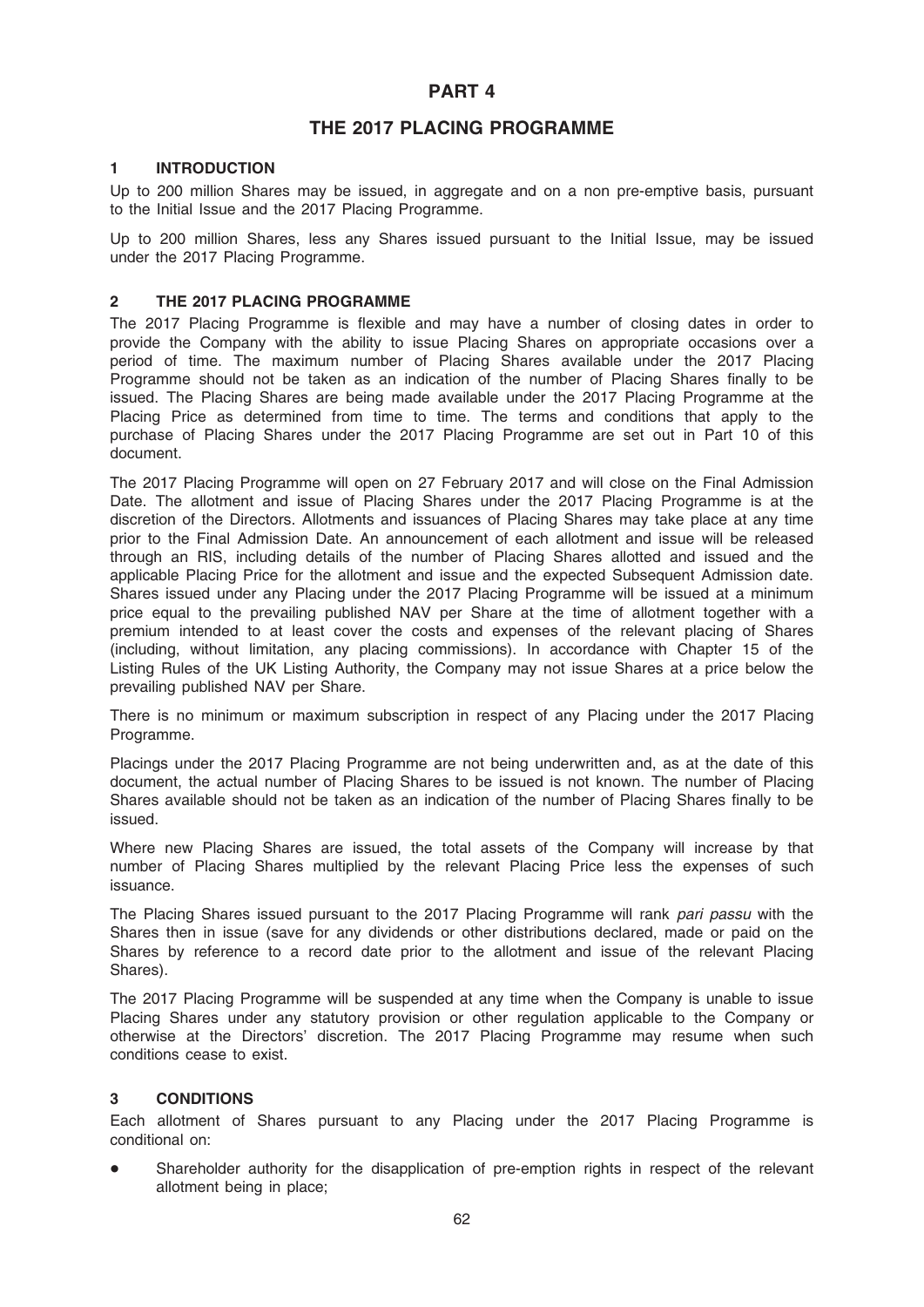# PART 4

# THE 2017 PLACING PROGRAMME

## 1 INTRODUCTION

Up to 200 million Shares may be issued, in aggregate and on a non pre-emptive basis, pursuant to the Initial Issue and the 2017 Placing Programme.

Up to 200 million Shares, less any Shares issued pursuant to the Initial Issue, may be issued under the 2017 Placing Programme.

## 2 THE 2017 PLACING PROGRAMME

The 2017 Placing Programme is flexible and may have a number of closing dates in order to provide the Company with the ability to issue Placing Shares on appropriate occasions over a period of time. The maximum number of Placing Shares available under the 2017 Placing Programme should not be taken as an indication of the number of Placing Shares finally to be issued. The Placing Shares are being made available under the 2017 Placing Programme at the Placing Price as determined from time to time. The terms and conditions that apply to the purchase of Placing Shares under the 2017 Placing Programme are set out in Part 10 of this document.

The 2017 Placing Programme will open on 27 February 2017 and will close on the Final Admission Date. The allotment and issue of Placing Shares under the 2017 Placing Programme is at the discretion of the Directors. Allotments and issuances of Placing Shares may take place at any time prior to the Final Admission Date. An announcement of each allotment and issue will be released through an RIS, including details of the number of Placing Shares allotted and issued and the applicable Placing Price for the allotment and issue and the expected Subsequent Admission date. Shares issued under any Placing under the 2017 Placing Programme will be issued at a minimum price equal to the prevailing published NAV per Share at the time of allotment together with a premium intended to at least cover the costs and expenses of the relevant placing of Shares (including, without limitation, any placing commissions). In accordance with Chapter 15 of the Listing Rules of the UK Listing Authority, the Company may not issue Shares at a price below the prevailing published NAV per Share.

There is no minimum or maximum subscription in respect of any Placing under the 2017 Placing Programme.

Placings under the 2017 Placing Programme are not being underwritten and, as at the date of this document, the actual number of Placing Shares to be issued is not known. The number of Placing Shares available should not be taken as an indication of the number of Placing Shares finally to be issued.

Where new Placing Shares are issued, the total assets of the Company will increase by that number of Placing Shares multiplied by the relevant Placing Price less the expenses of such issuance.

The Placing Shares issued pursuant to the 2017 Placing Programme will rank *pari passu* with the Shares then in issue (save for any dividends or other distributions declared, made or paid on the Shares by reference to a record date prior to the allotment and issue of the relevant Placing Shares).

The 2017 Placing Programme will be suspended at any time when the Company is unable to issue Placing Shares under any statutory provision or other regulation applicable to the Company or otherwise at the Directors' discretion. The 2017 Placing Programme may resume when such conditions cease to exist.

## 3 CONDITIONS

Each allotment of Shares pursuant to any Placing under the 2017 Placing Programme is conditional on:

- Shareholder authority for the disapplication of pre-emption rights in respect of the relevant allotment being in place;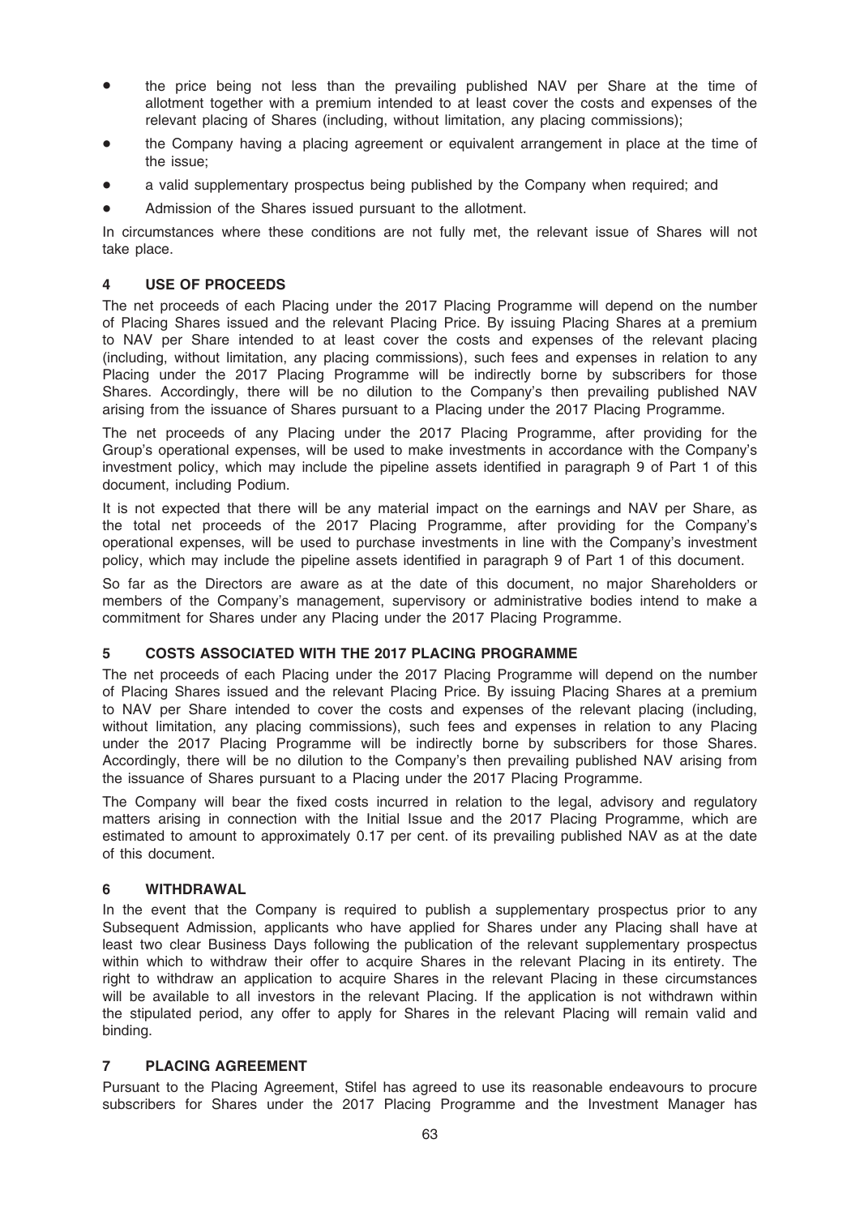- the price being not less than the prevailing published NAV per Share at the time of allotment together with a premium intended to at least cover the costs and expenses of the relevant placing of Shares (including, without limitation, any placing commissions);
- the Company having a placing agreement or equivalent arrangement in place at the time of the issue;
- a valid supplementary prospectus being published by the Company when required; and
- Admission of the Shares issued pursuant to the allotment.

In circumstances where these conditions are not fully met, the relevant issue of Shares will not take place.

## 4 USE OF PROCEEDS

The net proceeds of each Placing under the 2017 Placing Programme will depend on the number of Placing Shares issued and the relevant Placing Price. By issuing Placing Shares at a premium to NAV per Share intended to at least cover the costs and expenses of the relevant placing (including, without limitation, any placing commissions), such fees and expenses in relation to any Placing under the 2017 Placing Programme will be indirectly borne by subscribers for those Shares. Accordingly, there will be no dilution to the Company's then prevailing published NAV arising from the issuance of Shares pursuant to a Placing under the 2017 Placing Programme.

The net proceeds of any Placing under the 2017 Placing Programme, after providing for the Group's operational expenses, will be used to make investments in accordance with the Company's investment policy, which may include the pipeline assets identified in paragraph 9 of Part 1 of this document, including Podium.

It is not expected that there will be any material impact on the earnings and NAV per Share, as the total net proceeds of the 2017 Placing Programme, after providing for the Company's operational expenses, will be used to purchase investments in line with the Company's investment policy, which may include the pipeline assets identified in paragraph 9 of Part 1 of this document.

So far as the Directors are aware as at the date of this document, no major Shareholders or members of the Company's management, supervisory or administrative bodies intend to make a commitment for Shares under any Placing under the 2017 Placing Programme.

## 5 COSTS ASSOCIATED WITH THE 2017 PLACING PROGRAMME

The net proceeds of each Placing under the 2017 Placing Programme will depend on the number of Placing Shares issued and the relevant Placing Price. By issuing Placing Shares at a premium to NAV per Share intended to cover the costs and expenses of the relevant placing (including, without limitation, any placing commissions), such fees and expenses in relation to any Placing under the 2017 Placing Programme will be indirectly borne by subscribers for those Shares. Accordingly, there will be no dilution to the Company's then prevailing published NAV arising from the issuance of Shares pursuant to a Placing under the 2017 Placing Programme.

The Company will bear the fixed costs incurred in relation to the legal, advisory and regulatory matters arising in connection with the Initial Issue and the 2017 Placing Programme, which are estimated to amount to approximately 0.17 per cent. of its prevailing published NAV as at the date of this document.

## 6 WITHDRAWAL

In the event that the Company is required to publish a supplementary prospectus prior to any Subsequent Admission, applicants who have applied for Shares under any Placing shall have at least two clear Business Days following the publication of the relevant supplementary prospectus within which to withdraw their offer to acquire Shares in the relevant Placing in its entirety. The right to withdraw an application to acquire Shares in the relevant Placing in these circumstances will be available to all investors in the relevant Placing. If the application is not withdrawn within the stipulated period, any offer to apply for Shares in the relevant Placing will remain valid and binding.

## 7 PLACING AGREEMENT

Pursuant to the Placing Agreement, Stifel has agreed to use its reasonable endeavours to procure subscribers for Shares under the 2017 Placing Programme and the Investment Manager has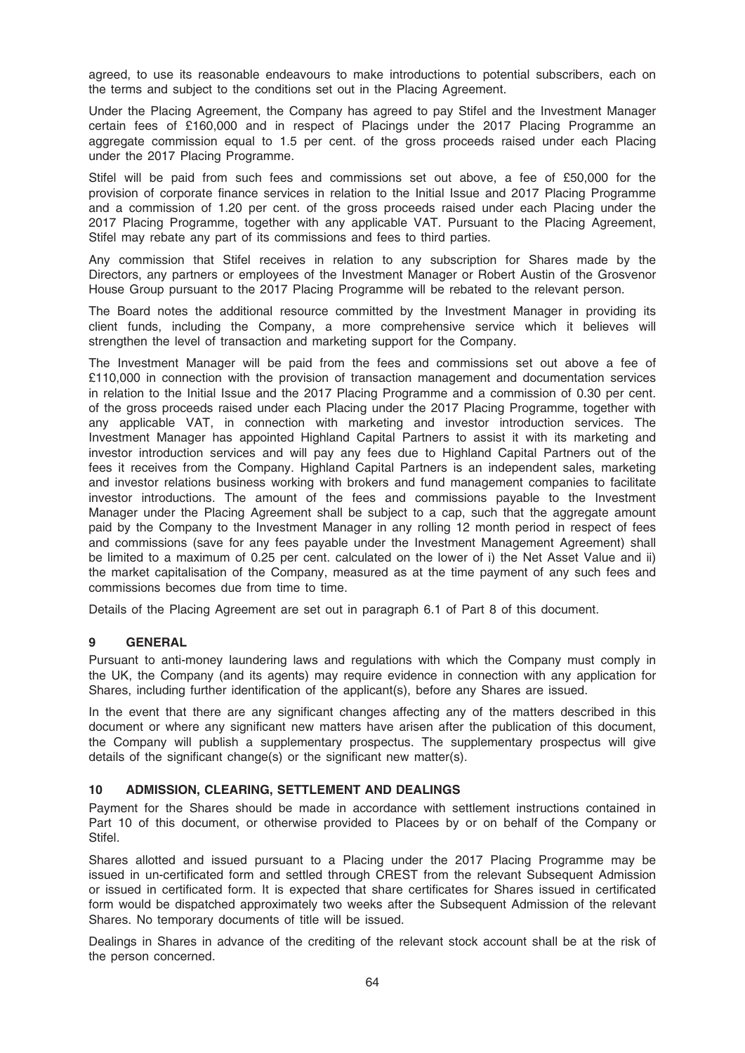agreed, to use its reasonable endeavours to make introductions to potential subscribers, each on the terms and subject to the conditions set out in the Placing Agreement.

Under the Placing Agreement, the Company has agreed to pay Stifel and the Investment Manager certain fees of £160,000 and in respect of Placings under the 2017 Placing Programme an aggregate commission equal to 1.5 per cent. of the gross proceeds raised under each Placing under the 2017 Placing Programme.

Stifel will be paid from such fees and commissions set out above, a fee of £50,000 for the provision of corporate finance services in relation to the Initial Issue and 2017 Placing Programme and a commission of 1.20 per cent. of the gross proceeds raised under each Placing under the 2017 Placing Programme, together with any applicable VAT. Pursuant to the Placing Agreement, Stifel may rebate any part of its commissions and fees to third parties.

Any commission that Stifel receives in relation to any subscription for Shares made by the Directors, any partners or employees of the Investment Manager or Robert Austin of the Grosvenor House Group pursuant to the 2017 Placing Programme will be rebated to the relevant person.

The Board notes the additional resource committed by the Investment Manager in providing its client funds, including the Company, a more comprehensive service which it believes will strengthen the level of transaction and marketing support for the Company.

The Investment Manager will be paid from the fees and commissions set out above a fee of £110,000 in connection with the provision of transaction management and documentation services in relation to the Initial Issue and the 2017 Placing Programme and a commission of 0.30 per cent. of the gross proceeds raised under each Placing under the 2017 Placing Programme, together with any applicable VAT, in connection with marketing and investor introduction services. The Investment Manager has appointed Highland Capital Partners to assist it with its marketing and investor introduction services and will pay any fees due to Highland Capital Partners out of the fees it receives from the Company. Highland Capital Partners is an independent sales, marketing and investor relations business working with brokers and fund management companies to facilitate investor introductions. The amount of the fees and commissions payable to the Investment Manager under the Placing Agreement shall be subject to a cap, such that the aggregate amount paid by the Company to the Investment Manager in any rolling 12 month period in respect of fees and commissions (save for any fees payable under the Investment Management Agreement) shall be limited to a maximum of 0.25 per cent. calculated on the lower of i) the Net Asset Value and ii) the market capitalisation of the Company, measured as at the time payment of any such fees and commissions becomes due from time to time.

Details of the Placing Agreement are set out in paragraph 6.1 of Part 8 of this document.

## 9 GENERAL

Pursuant to anti-money laundering laws and regulations with which the Company must comply in the UK, the Company (and its agents) may require evidence in connection with any application for Shares, including further identification of the applicant(s), before any Shares are issued.

In the event that there are any significant changes affecting any of the matters described in this document or where any significant new matters have arisen after the publication of this document, the Company will publish a supplementary prospectus. The supplementary prospectus will give details of the significant change(s) or the significant new matter(s).

## 10 ADMISSION, CLEARING, SETTLEMENT AND DEALINGS

Payment for the Shares should be made in accordance with settlement instructions contained in Part 10 of this document, or otherwise provided to Placees by or on behalf of the Company or Stifel.

Shares allotted and issued pursuant to a Placing under the 2017 Placing Programme may be issued in un-certificated form and settled through CREST from the relevant Subsequent Admission or issued in certificated form. It is expected that share certificates for Shares issued in certificated form would be dispatched approximately two weeks after the Subsequent Admission of the relevant Shares. No temporary documents of title will be issued.

Dealings in Shares in advance of the crediting of the relevant stock account shall be at the risk of the person concerned.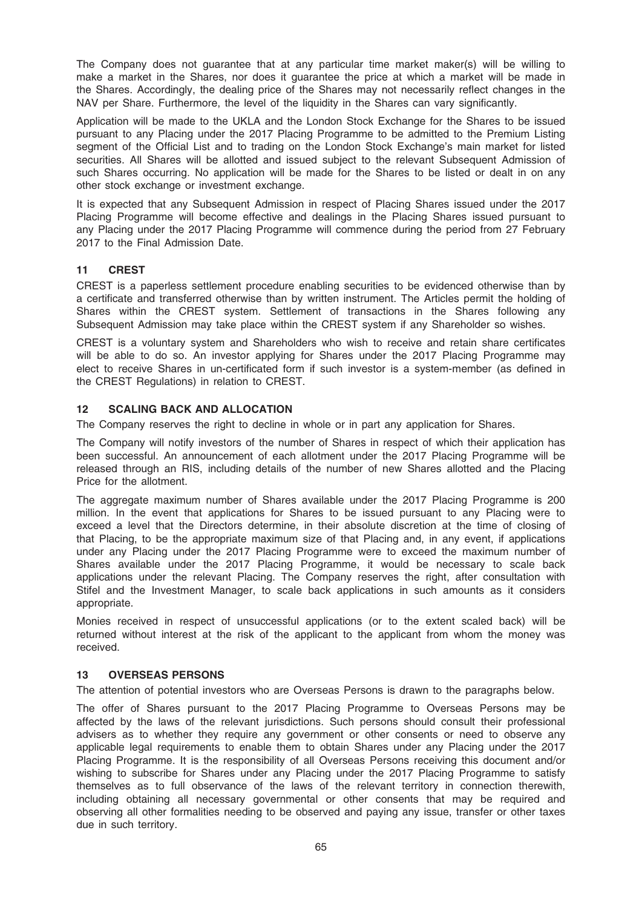The Company does not guarantee that at any particular time market maker(s) will be willing to make a market in the Shares, nor does it guarantee the price at which a market will be made in the Shares. Accordingly, the dealing price of the Shares may not necessarily reflect changes in the NAV per Share. Furthermore, the level of the liquidity in the Shares can vary significantly.

Application will be made to the UKLA and the London Stock Exchange for the Shares to be issued pursuant to any Placing under the 2017 Placing Programme to be admitted to the Premium Listing segment of the Official List and to trading on the London Stock Exchange's main market for listed securities. All Shares will be allotted and issued subject to the relevant Subsequent Admission of such Shares occurring. No application will be made for the Shares to be listed or dealt in on any other stock exchange or investment exchange.

It is expected that any Subsequent Admission in respect of Placing Shares issued under the 2017 Placing Programme will become effective and dealings in the Placing Shares issued pursuant to any Placing under the 2017 Placing Programme will commence during the period from 27 February 2017 to the Final Admission Date.

## 11 CREST

CREST is a paperless settlement procedure enabling securities to be evidenced otherwise than by a certificate and transferred otherwise than by written instrument. The Articles permit the holding of Shares within the CREST system. Settlement of transactions in the Shares following any Subsequent Admission may take place within the CREST system if any Shareholder so wishes.

CREST is a voluntary system and Shareholders who wish to receive and retain share certificates will be able to do so. An investor applying for Shares under the 2017 Placing Programme may elect to receive Shares in un-certificated form if such investor is a system-member (as defined in the CREST Regulations) in relation to CREST.

## 12 SCALING BACK AND ALLOCATION

The Company reserves the right to decline in whole or in part any application for Shares.

The Company will notify investors of the number of Shares in respect of which their application has been successful. An announcement of each allotment under the 2017 Placing Programme will be released through an RIS, including details of the number of new Shares allotted and the Placing Price for the allotment.

The aggregate maximum number of Shares available under the 2017 Placing Programme is 200 million. In the event that applications for Shares to be issued pursuant to any Placing were to exceed a level that the Directors determine, in their absolute discretion at the time of closing of that Placing, to be the appropriate maximum size of that Placing and, in any event, if applications under any Placing under the 2017 Placing Programme were to exceed the maximum number of Shares available under the 2017 Placing Programme, it would be necessary to scale back applications under the relevant Placing. The Company reserves the right, after consultation with Stifel and the Investment Manager, to scale back applications in such amounts as it considers appropriate.

Monies received in respect of unsuccessful applications (or to the extent scaled back) will be returned without interest at the risk of the applicant to the applicant from whom the money was received.

## 13 OVERSEAS PERSONS

The attention of potential investors who are Overseas Persons is drawn to the paragraphs below.

The offer of Shares pursuant to the 2017 Placing Programme to Overseas Persons may be affected by the laws of the relevant jurisdictions. Such persons should consult their professional advisers as to whether they require any government or other consents or need to observe any applicable legal requirements to enable them to obtain Shares under any Placing under the 2017 Placing Programme. It is the responsibility of all Overseas Persons receiving this document and/or wishing to subscribe for Shares under any Placing under the 2017 Placing Programme to satisfy themselves as to full observance of the laws of the relevant territory in connection therewith, including obtaining all necessary governmental or other consents that may be required and observing all other formalities needing to be observed and paying any issue, transfer or other taxes due in such territory.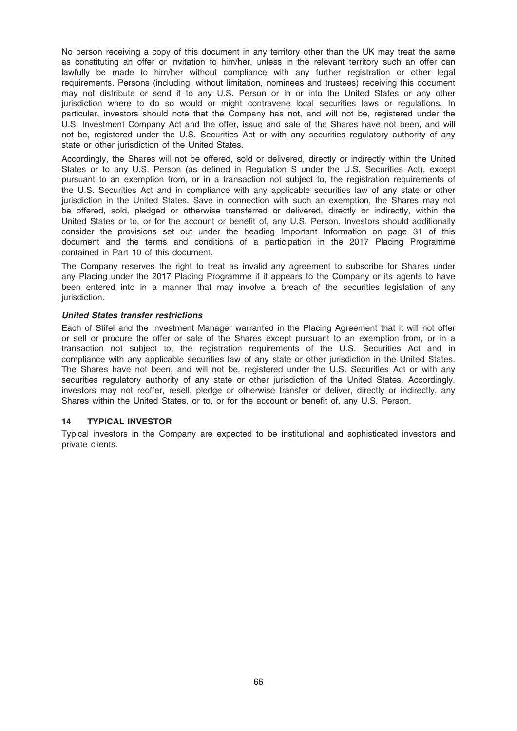No person receiving a copy of this document in any territory other than the UK may treat the same as constituting an offer or invitation to him/her, unless in the relevant territory such an offer can lawfully be made to him/her without compliance with any further registration or other legal requirements. Persons (including, without limitation, nominees and trustees) receiving this document may not distribute or send it to any U.S. Person or in or into the United States or any other jurisdiction where to do so would or might contravene local securities laws or regulations. In particular, investors should note that the Company has not, and will not be, registered under the U.S. Investment Company Act and the offer, issue and sale of the Shares have not been, and will not be, registered under the U.S. Securities Act or with any securities regulatory authority of any state or other jurisdiction of the United States.

Accordingly, the Shares will not be offered, sold or delivered, directly or indirectly within the United States or to any U.S. Person (as defined in Regulation S under the U.S. Securities Act), except pursuant to an exemption from, or in a transaction not subject to, the registration requirements of the U.S. Securities Act and in compliance with any applicable securities law of any state or other jurisdiction in the United States. Save in connection with such an exemption, the Shares may not be offered, sold, pledged or otherwise transferred or delivered, directly or indirectly, within the United States or to, or for the account or benefit of, any U.S. Person. Investors should additionally consider the provisions set out under the heading Important Information on page 31 of this document and the terms and conditions of a participation in the 2017 Placing Programme contained in Part 10 of this document.

The Company reserves the right to treat as invalid any agreement to subscribe for Shares under any Placing under the 2017 Placing Programme if it appears to the Company or its agents to have been entered into in a manner that may involve a breach of the securities legislation of any jurisdiction.

***United States transfer restrictions***

Each of Stifel and the Investment Manager warranted in the Placing Agreement that it will not offer or sell or procure the offer or sale of the Shares except pursuant to an exemption from, or in a transaction not subject to, the registration requirements of the U.S. Securities Act and in compliance with any applicable securities law of any state or other jurisdiction in the United States. The Shares have not been, and will not be, registered under the U.S. Securities Act or with any securities regulatory authority of any state or other jurisdiction of the United States. Accordingly, investors may not reoffer, resell, pledge or otherwise transfer or deliver, directly or indirectly, any Shares within the United States, or to, or for the account or benefit of, any U.S. Person.

## 14 TYPICAL INVESTOR

Typical investors in the Company are expected to be institutional and sophisticated investors and private clients.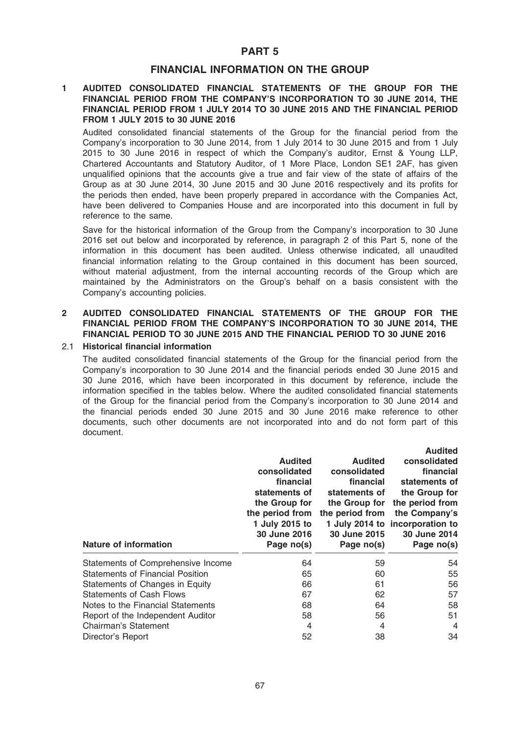# PART 5

## FINANCIAL INFORMATION ON THE GROUP

### 1 AUDITED CONSOLIDATED FINANCIAL STATEMENTS OF THE GROUP FOR THE FINANCIAL PERIOD FROM THE COMPANY'S INCORPORATION TO 30 JUNE 2014, THE FINANCIAL PERIOD FROM 1 JULY 2014 TO 30 JUNE 2015 AND THE FINANCIAL PERIOD FROM 1 JULY 2015 to 30 JUNE 2016

Audited consolidated financial statements of the Group for the financial period from the Company's incorporation to 30 June 2014, from 1 July 2014 to 30 June 2015 and from 1 July 2015 to 30 June 2016 in respect of which the Company's auditor, Ernst & Young LLP, Chartered Accountants and Statutory Auditor, of 1 More Place, London SE1 2AF, has given unqualified opinions that the accounts give a true and fair view of the state of affairs of the Group as at 30 June 2014, 30 June 2015 and 30 June 2016 respectively and its profits for the periods then ended, have been properly prepared in accordance with the Companies Act, have been delivered to Companies House and are incorporated into this document in full by reference to the same.

Save for the historical information of the Group from the Company's incorporation to 30 June 2016 set out below and incorporated by reference, in paragraph 2 of this Part 5, none of the information in this document has been audited. Unless otherwise indicated, all unaudited financial information relating to the Group contained in this document has been sourced, without material adjustment, from the internal accounting records of the Group which are maintained by the Administrators on the Group's behalf on a basis consistent with the Company's accounting policies.

### 2 AUDITED CONSOLIDATED FINANCIAL STATEMENTS OF THE GROUP FOR THE FINANCIAL PERIOD FROM THE COMPANY'S INCORPORATION TO 30 JUNE 2014, THE FINANCIAL PERIOD TO 30 JUNE 2015 AND THE FINANCIAL PERIOD TO 30 JUNE 2016

#### 2.1 Historical financial information

The audited consolidated financial statements of the Group for the financial period from the Company's incorporation to 30 June 2014 and the financial periods ended 30 June 2015 and 30 June 2016, which have been incorporated in this document by reference, include the information specified in the tables below. Where the audited consolidated financial statements of the Group for the financial period from the Company's incorporation to 30 June 2014 and the financial periods ended 30 June 2015 and 30 June 2016 make reference to other documents, such other documents are not incorporated into and do not form part of this document.

| Nature of information | Audited consolidated financial statements of the Group for the period from 1 July 2015 to 30 June 2016 Page no(s) | Audited consolidated financial statements of the Group for the period from 1 July 2014 to 30 June 2015 Page no(s) | Audited consolidated financial statements of the Group for the period from the Company's incorporation to 30 June 2014 Page no(s) |
|---|---|---|---|
| Statements of Comprehensive Income | 64 | 59 | 54 |
| Statements of Financial Position | 65 | 60 | 55 |
| Statements of Changes in Equity | 66 | 61 | 56 |
| Statements of Cash Flows | 67 | 62 | 57 |
| Notes to the Financial Statements | 68 | 64 | 58 |
| Report of the Independent Auditor | 58 | 56 | 51 |
| Chairman's Statement | 4 | 4 | 4 |
| Director's Report | 52 | 38 | 34 |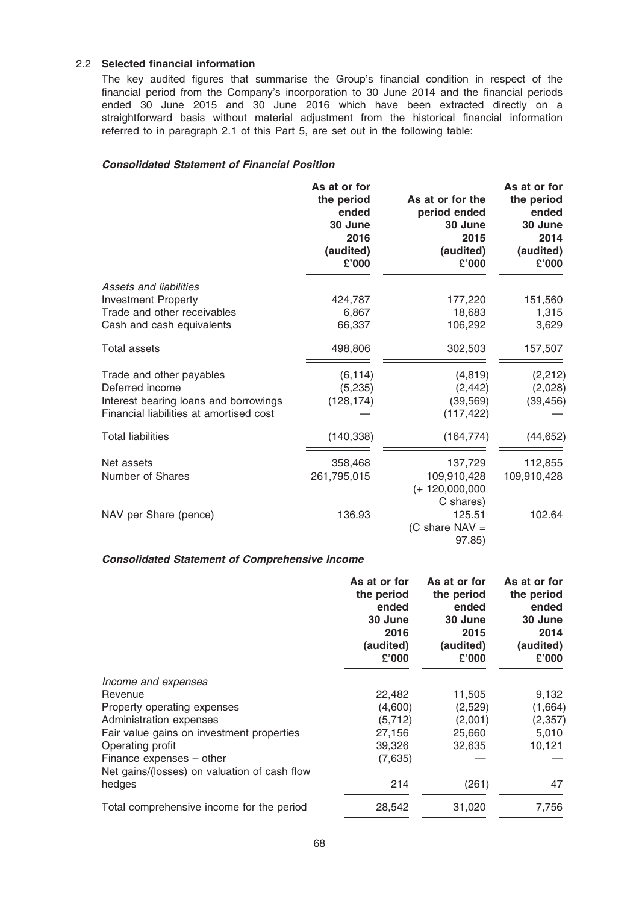## 2.2 Selected financial information

The key audited figures that summarise the Group's financial condition in respect of the financial period from the Company's incorporation to 30 June 2014 and the financial periods ended 30 June 2015 and 30 June 2016 which have been extracted directly on a straightforward basis without material adjustment from the historical financial information referred to in paragraph 2.1 of this Part 5, are set out in the following table:

***Consolidated Statement of Financial Position***

| | As at or for the period ended 30 June 2016 (audited) £'000 | As at or for the period ended 30 June 2015 (audited) £'000 | As at or for the period ended 30 June 2014 (audited) £'000 |
|---|---|---|---|
| *Assets and liabilities* | | | |
| Investment Property | 424,787 | 177,220 | 151,560 |
| Trade and other receivables | 6,867 | 18,683 | 1,315 |
| Cash and cash equivalents | 66,337 | 106,292 | 3,629 |
| Total assets | 498,806 | 302,503 | 157,507 |
| Trade and other payables | (6,114) | (4,819) | (2,212) |
| Deferred income | (5,235) | (2,442) | (2,028) |
| Interest bearing loans and borrowings | (128,174) | (39,569) | (39,456) |
| Financial liabilities at amortised cost | — | (117,422) | — |
| Total liabilities | (140,338) | (164,774) | (44,652) |
| Net assets | 358,468 | 137,729 | 112,855 |
| Number of Shares | 261,795,015 | 109,910,428 (+ 120,000,000 C shares) | 109,910,428 |
| NAV per Share (pence) | 136.93 | 125.51 (C share NAV = 97.85) | 102.64 |

***Consolidated Statement of Comprehensive Income***

| | As at or for the period ended 30 June 2016 (audited) £'000 | As at or for the period ended 30 June 2015 (audited) £'000 | As at or for the period ended 30 June 2014 (audited) £'000 |
|---|---|---|---|
| *Income and expenses* | | | |
| Revenue | 22,482 | 11,505 | 9,132 |
| Property operating expenses | (4,600) | (2,529) | (1,664) |
| Administration expenses | (5,712) | (2,001) | (2,357) |
| Fair value gains on investment properties | 27,156 | 25,660 | 5,010 |
| Operating profit | 39,326 | 32,635 | 10,121 |
| Finance expenses – other | (7,635) | — | — |
| Net gains/(losses) on valuation of cash flow hedges | 214 | (261) | 47 |
| Total comprehensive income for the period | 28,542 | 31,020 | 7,756 |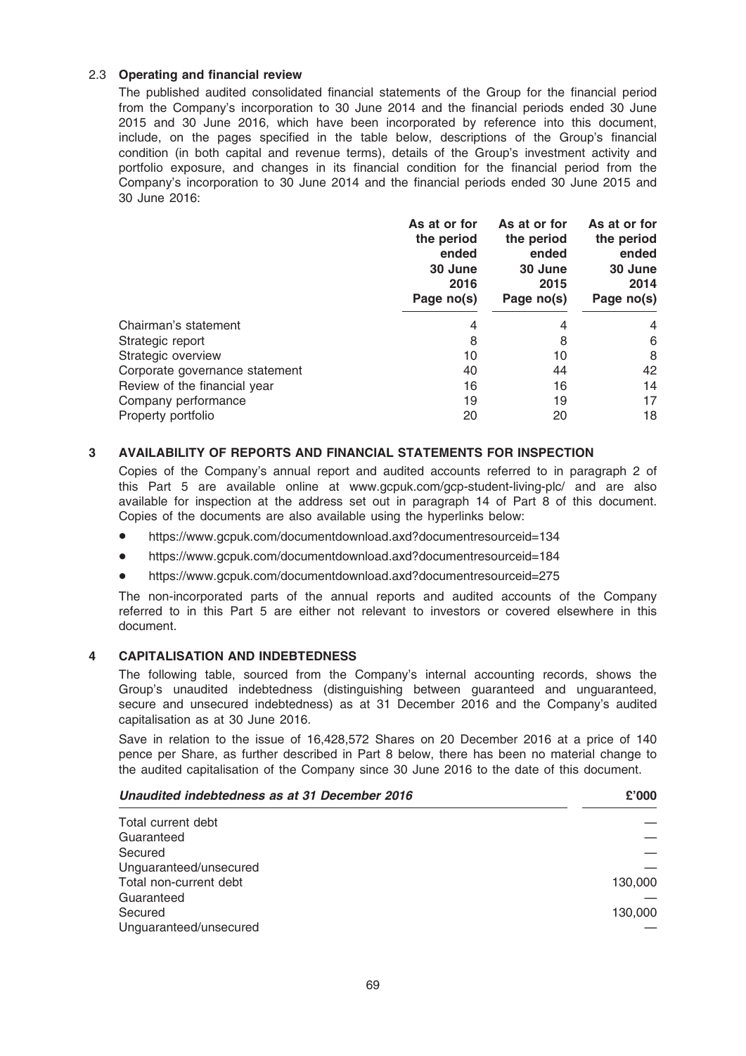### 2.3 Operating and financial review

The published audited consolidated financial statements of the Group for the financial period from the Company's incorporation to 30 June 2014 and the financial periods ended 30 June 2015 and 30 June 2016, which have been incorporated by reference into this document, include, on the pages specified in the table below, descriptions of the Group's financial condition (in both capital and revenue terms), details of the Group's investment activity and portfolio exposure, and changes in its financial condition for the financial period from the Company's incorporation to 30 June 2014 and the financial periods ended 30 June 2015 and 30 June 2016:

| | As at or for the period ended 30 June 2016 Page no(s) | As at or for the period ended 30 June 2015 Page no(s) | As at or for the period ended 30 June 2014 Page no(s) |
|---|---|---|---|
| Chairman's statement | 4 | 4 | 4 |
| Strategic report | 8 | 8 | 6 |
| Strategic overview | 10 | 10 | 8 |
| Corporate governance statement | 40 | 44 | 42 |
| Review of the financial year | 16 | 16 | 14 |
| Company performance | 19 | 19 | 17 |
| Property portfolio | 20 | 20 | 18 |

## 3 AVAILABILITY OF REPORTS AND FINANCIAL STATEMENTS FOR INSPECTION

Copies of the Company's annual report and audited accounts referred to in paragraph 2 of this Part 5 are available online at www.gcpuk.com/gcp-student-living-plc/ and are also available for inspection at the address set out in paragraph 14 of Part 8 of this document. Copies of the documents are also available using the hyperlinks below:

- https://www.gcpuk.com/documentdownload.axd?documentresourceid=134
- https://www.gcpuk.com/documentdownload.axd?documentresourceid=184
- https://www.gcpuk.com/documentdownload.axd?documentresourceid=275

The non-incorporated parts of the annual reports and audited accounts of the Company referred to in this Part 5 are either not relevant to investors or covered elsewhere in this document.

## 4 CAPITALISATION AND INDEBTEDNESS

The following table, sourced from the Company's internal accounting records, shows the Group's unaudited indebtedness (distinguishing between guaranteed and unguaranteed, secure and unsecured indebtedness) as at 31 December 2016 and the Company's audited capitalisation as at 30 June 2016.

Save in relation to the issue of 16,428,572 Shares on 20 December 2016 at a price of 140 pence per Share, as further described in Part 8 below, there has been no material change to the audited capitalisation of the Company since 30 June 2016 to the date of this document.

| *Unaudited indebtedness as at 31 December 2016* | £'000 |
|---|---|
| Total current debt | — |
| Guaranteed | — |
| Secured | — |
| Unguaranteed/unsecured | — |
| Total non-current debt | 130,000 |
| Guaranteed | — |
| Secured | 130,000 |
| Unguaranteed/unsecured | — |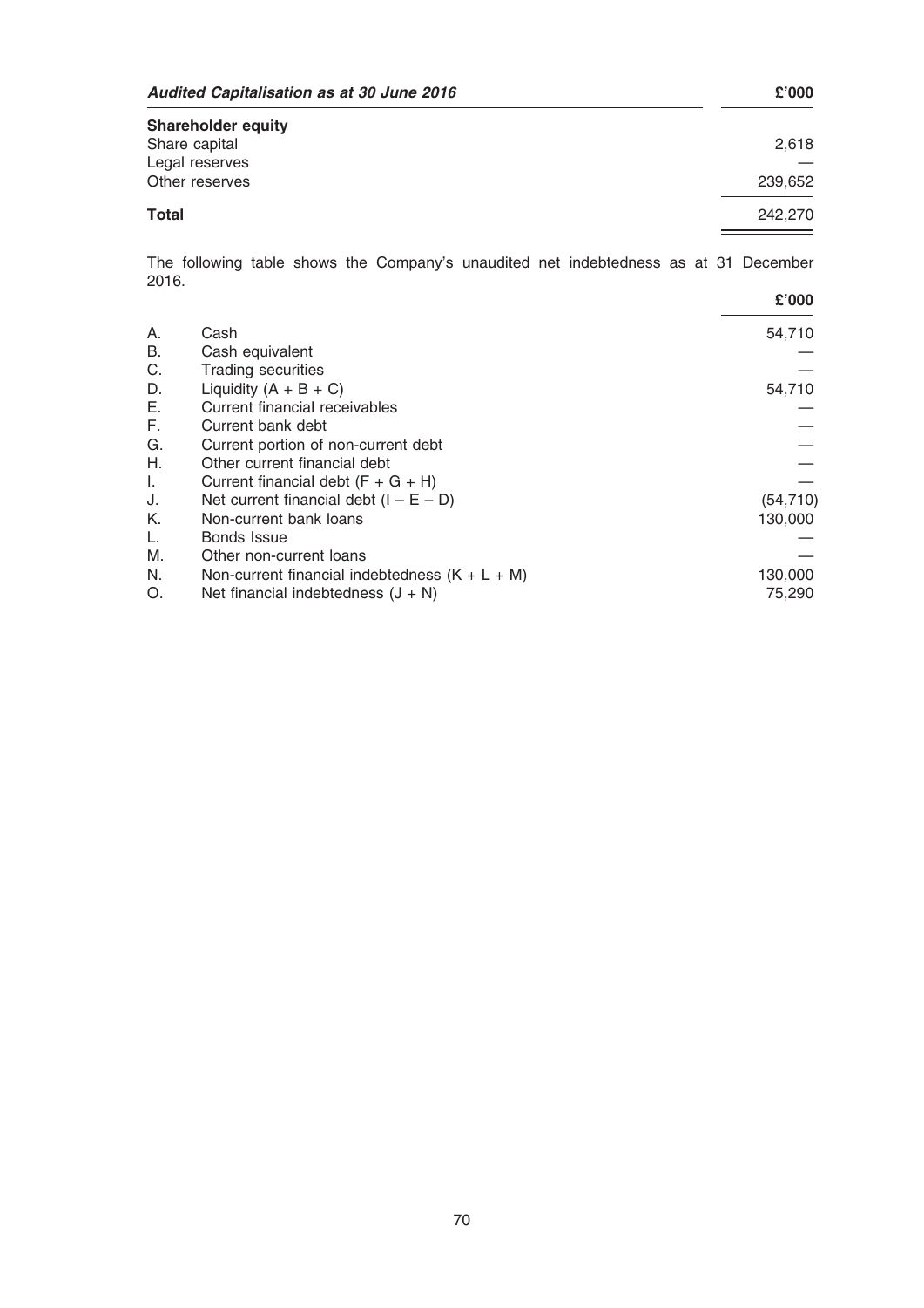| *Audited Capitalisation as at 30 June 2016* | £'000 |
| --- | --- |
| **Shareholder equity** | |
| Share capital | 2,618 |
| Legal reserves | — |
| Other reserves | 239,652 |
| **Total** | 242,270 |

The following table shows the Company's unaudited net indebtedness as at 31 December 2016.

| | | £'000 |
| --- | --- | --- |
| A. | Cash | 54,710 |
| B. | Cash equivalent | — |
| C. | Trading securities | — |
| D. | Liquidity (A + B + C) | 54,710 |
| E. | Current financial receivables | — |
| F. | Current bank debt | — |
| G. | Current portion of non-current debt | — |
| H. | Other current financial debt | — |
| I. | Current financial debt (F + G + H) | — |
| J. | Net current financial debt (I – E – D) | (54,710) |
| K. | Non-current bank loans | 130,000 |
| L. | Bonds Issue | — |
| M. | Other non-current loans | — |
| N. | Non-current financial indebtedness (K + L + M) | 130,000 |
| O. | Net financial indebtedness (J + N) | 75,290 |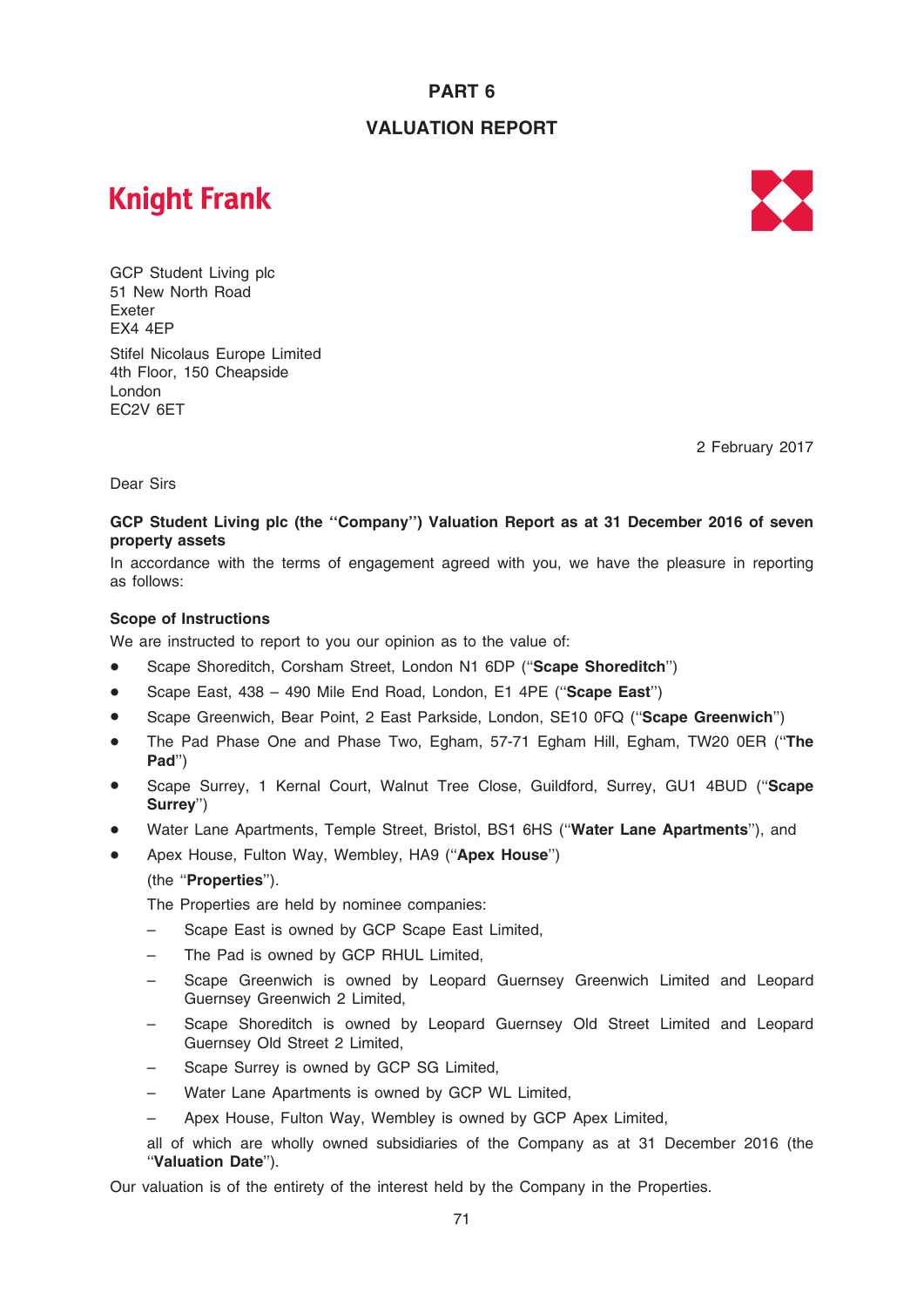# PART 6

## VALUATION REPORT

**Knight Frank**

GCP Student Living plc
51 New North Road
Exeter
EX4 4EP

Stifel Nicolaus Europe Limited
4th Floor, 150 Cheapside
London
EC2V 6ET

2 February 2017

Dear Sirs

**GCP Student Living plc (the "Company") Valuation Report as at 31 December 2016 of seven property assets**

In accordance with the terms of engagement agreed with you, we have the pleasure in reporting as follows:

**Scope of Instructions**

We are instructed to report to you our opinion as to the value of:

- Scape Shoreditch, Corsham Street, London N1 6DP ("**Scape Shoreditch**")
- Scape East, 438 – 490 Mile End Road, London, E1 4PE ("**Scape East**")
- Scape Greenwich, Bear Point, 2 East Parkside, London, SE10 0FQ ("**Scape Greenwich**")
- The Pad Phase One and Phase Two, Egham, 57-71 Egham Hill, Egham, TW20 0ER ("**The Pad**")
- Scape Surrey, 1 Kernal Court, Walnut Tree Close, Guildford, Surrey, GU1 4BUD ("**Scape Surrey**")
- Water Lane Apartments, Temple Street, Bristol, BS1 6HS ("**Water Lane Apartments**"), and
- Apex House, Fulton Way, Wembley, HA9 ("**Apex House**")

  (the "**Properties**").

  The Properties are held by nominee companies:

  - Scape East is owned by GCP Scape East Limited,
  - The Pad is owned by GCP RHUL Limited,
  - Scape Greenwich is owned by Leopard Guernsey Greenwich Limited and Leopard Guernsey Greenwich 2 Limited,
  - Scape Shoreditch is owned by Leopard Guernsey Old Street Limited and Leopard Guernsey Old Street 2 Limited,
  - Scape Surrey is owned by GCP SG Limited,
  - Water Lane Apartments is owned by GCP WL Limited,
  - Apex House, Fulton Way, Wembley is owned by GCP Apex Limited,

  all of which are wholly owned subsidiaries of the Company as at 31 December 2016 (the "**Valuation Date**").

Our valuation is of the entirety of the interest held by the Company in the Properties.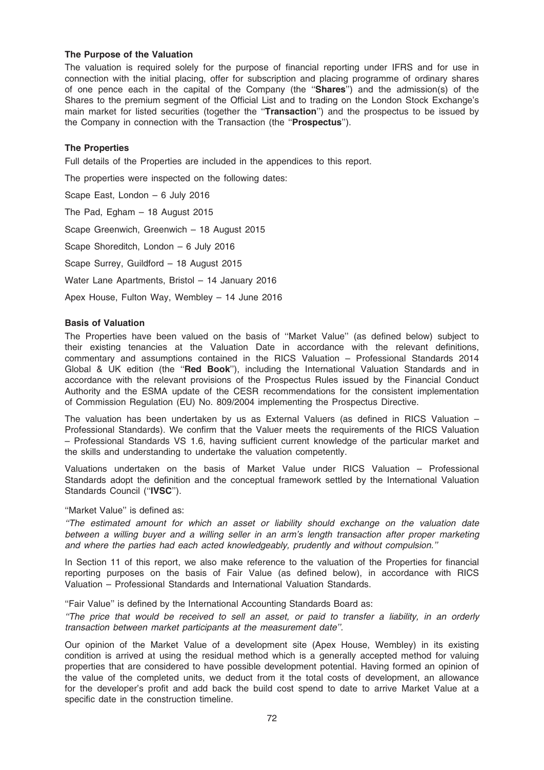### The Purpose of the Valuation

The valuation is required solely for the purpose of financial reporting under IFRS and for use in connection with the initial placing, offer for subscription and placing programme of ordinary shares of one pence each in the capital of the Company (the ''**Shares**'') and the admission(s) of the Shares to the premium segment of the Official List and to trading on the London Stock Exchange's main market for listed securities (together the ''**Transaction**'') and the prospectus to be issued by the Company in connection with the Transaction (the ''**Prospectus**'').

### The Properties

Full details of the Properties are included in the appendices to this report.

The properties were inspected on the following dates:

Scape East, London – 6 July 2016

The Pad, Egham – 18 August 2015

Scape Greenwich, Greenwich – 18 August 2015

Scape Shoreditch, London – 6 July 2016

Scape Surrey, Guildford – 18 August 2015

Water Lane Apartments, Bristol – 14 January 2016

Apex House, Fulton Way, Wembley – 14 June 2016

### Basis of Valuation

The Properties have been valued on the basis of ''Market Value'' (as defined below) subject to their existing tenancies at the Valuation Date in accordance with the relevant definitions, commentary and assumptions contained in the RICS Valuation – Professional Standards 2014 Global & UK edition (the ''**Red Book**''), including the International Valuation Standards and in accordance with the relevant provisions of the Prospectus Rules issued by the Financial Conduct Authority and the ESMA update of the CESR recommendations for the consistent implementation of Commission Regulation (EU) No. 809/2004 implementing the Prospectus Directive.

The valuation has been undertaken by us as External Valuers (as defined in RICS Valuation – Professional Standards). We confirm that the Valuer meets the requirements of the RICS Valuation – Professional Standards VS 1.6, having sufficient current knowledge of the particular market and the skills and understanding to undertake the valuation competently.

Valuations undertaken on the basis of Market Value under RICS Valuation – Professional Standards adopt the definition and the conceptual framework settled by the International Valuation Standards Council (''**IVSC**'').

''Market Value'' is defined as:

*''The estimated amount for which an asset or liability should exchange on the valuation date between a willing buyer and a willing seller in an arm's length transaction after proper marketing and where the parties had each acted knowledgeably, prudently and without compulsion.''*

In Section 11 of this report, we also make reference to the valuation of the Properties for financial reporting purposes on the basis of Fair Value (as defined below), in accordance with RICS Valuation – Professional Standards and International Valuation Standards.

''Fair Value'' is defined by the International Accounting Standards Board as:

*''The price that would be received to sell an asset, or paid to transfer a liability, in an orderly transaction between market participants at the measurement date''.*

Our opinion of the Market Value of a development site (Apex House, Wembley) in its existing condition is arrived at using the residual method which is a generally accepted method for valuing properties that are considered to have possible development potential. Having formed an opinion of the value of the completed units, we deduct from it the total costs of development, an allowance for the developer's profit and add back the build cost spend to date to arrive Market Value at a specific date in the construction timeline.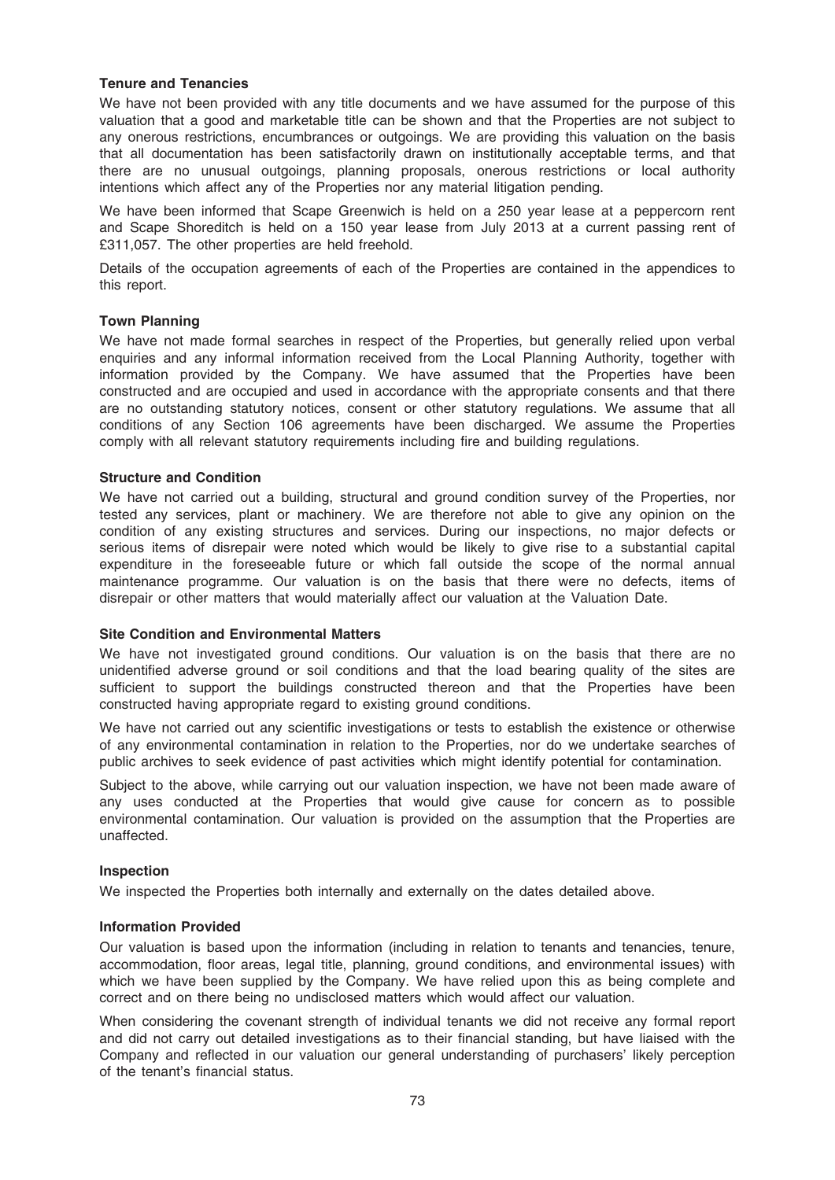**Tenure and Tenancies**

We have not been provided with any title documents and we have assumed for the purpose of this valuation that a good and marketable title can be shown and that the Properties are not subject to any onerous restrictions, encumbrances or outgoings. We are providing this valuation on the basis that all documentation has been satisfactorily drawn on institutionally acceptable terms, and that there are no unusual outgoings, planning proposals, onerous restrictions or local authority intentions which affect any of the Properties nor any material litigation pending.

We have been informed that Scape Greenwich is held on a 250 year lease at a peppercorn rent and Scape Shoreditch is held on a 150 year lease from July 2013 at a current passing rent of £311,057. The other properties are held freehold.

Details of the occupation agreements of each of the Properties are contained in the appendices to this report.

**Town Planning**

We have not made formal searches in respect of the Properties, but generally relied upon verbal enquiries and any informal information received from the Local Planning Authority, together with information provided by the Company. We have assumed that the Properties have been constructed and are occupied and used in accordance with the appropriate consents and that there are no outstanding statutory notices, consent or other statutory regulations. We assume that all conditions of any Section 106 agreements have been discharged. We assume the Properties comply with all relevant statutory requirements including fire and building regulations.

**Structure and Condition**

We have not carried out a building, structural and ground condition survey of the Properties, nor tested any services, plant or machinery. We are therefore not able to give any opinion on the condition of any existing structures and services. During our inspections, no major defects or serious items of disrepair were noted which would be likely to give rise to a substantial capital expenditure in the foreseeable future or which fall outside the scope of the normal annual maintenance programme. Our valuation is on the basis that there were no defects, items of disrepair or other matters that would materially affect our valuation at the Valuation Date.

**Site Condition and Environmental Matters**

We have not investigated ground conditions. Our valuation is on the basis that there are no unidentified adverse ground or soil conditions and that the load bearing quality of the sites are sufficient to support the buildings constructed thereon and that the Properties have been constructed having appropriate regard to existing ground conditions.

We have not carried out any scientific investigations or tests to establish the existence or otherwise of any environmental contamination in relation to the Properties, nor do we undertake searches of public archives to seek evidence of past activities which might identify potential for contamination.

Subject to the above, while carrying out our valuation inspection, we have not been made aware of any uses conducted at the Properties that would give cause for concern as to possible environmental contamination. Our valuation is provided on the assumption that the Properties are unaffected.

**Inspection**

We inspected the Properties both internally and externally on the dates detailed above.

**Information Provided**

Our valuation is based upon the information (including in relation to tenants and tenancies, tenure, accommodation, floor areas, legal title, planning, ground conditions, and environmental issues) with which we have been supplied by the Company. We have relied upon this as being complete and correct and on there being no undisclosed matters which would affect our valuation.

When considering the covenant strength of individual tenants we did not receive any formal report and did not carry out detailed investigations as to their financial standing, but have liaised with the Company and reflected in our valuation our general understanding of purchasers' likely perception of the tenant's financial status.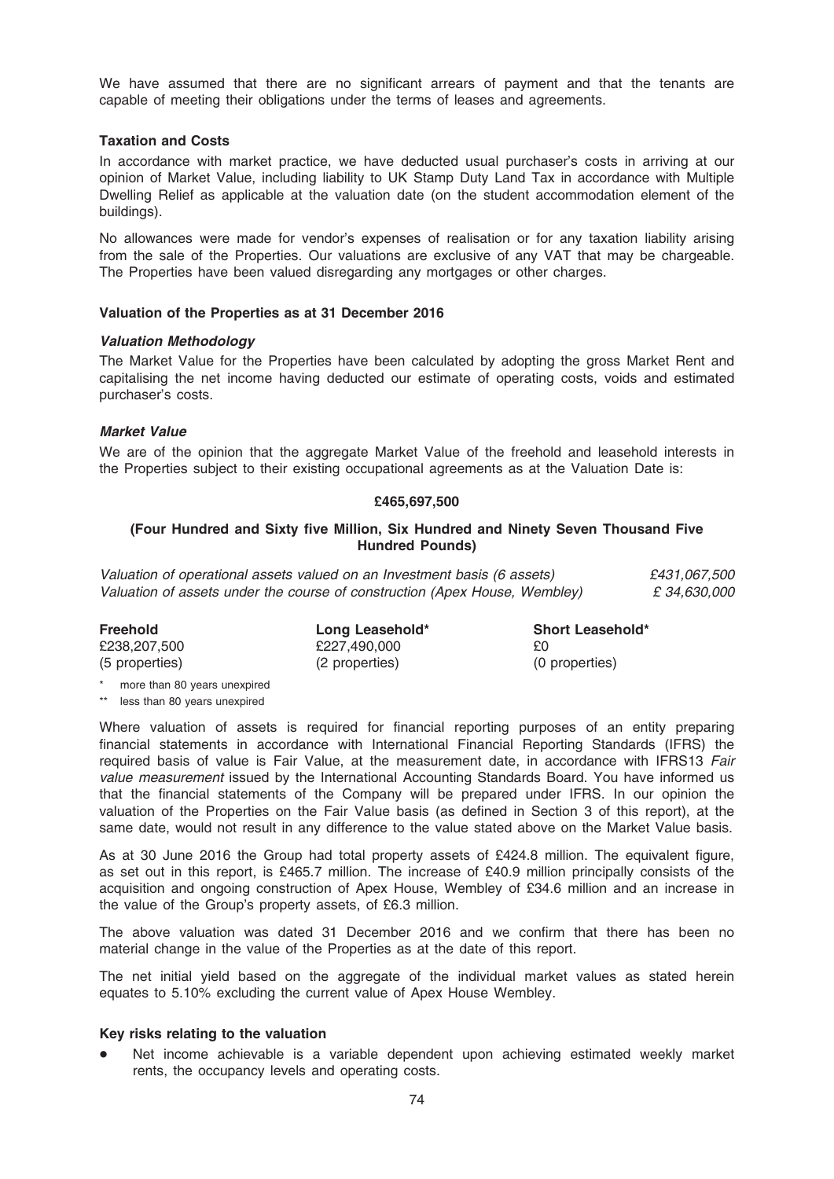We have assumed that there are no significant arrears of payment and that the tenants are capable of meeting their obligations under the terms of leases and agreements.

**Taxation and Costs**

In accordance with market practice, we have deducted usual purchaser's costs in arriving at our opinion of Market Value, including liability to UK Stamp Duty Land Tax in accordance with Multiple Dwelling Relief as applicable at the valuation date (on the student accommodation element of the buildings).

No allowances were made for vendor's expenses of realisation or for any taxation liability arising from the sale of the Properties. Our valuations are exclusive of any VAT that may be chargeable. The Properties have been valued disregarding any mortgages or other charges.

**Valuation of the Properties as at 31 December 2016**

***Valuation Methodology***

The Market Value for the Properties have been calculated by adopting the gross Market Rent and capitalising the net income having deducted our estimate of operating costs, voids and estimated purchaser's costs.

***Market Value***

We are of the opinion that the aggregate Market Value of the freehold and leasehold interests in the Properties subject to their existing occupational agreements as at the Valuation Date is:

**£465,697,500**

**(Four Hundred and Sixty five Million, Six Hundred and Ninety Seven Thousand Five Hundred Pounds)**

| | |
|---|---|
| *Valuation of operational assets valued on an Investment basis (6 assets)* | *£431,067,500* |
| *Valuation of assets under the course of construction (Apex House, Wembley)* | *£ 34,630,000* |

| **Freehold** | **Long Leasehold*** | **Short Leasehold*** |
|---|---|---|
| £238,207,500 | £227,490,000 | £0 |
| (5 properties) | (2 properties) | (0 properties) |

\* more than 80 years unexpired

\** less than 80 years unexpired

Where valuation of assets is required for financial reporting purposes of an entity preparing financial statements in accordance with International Financial Reporting Standards (IFRS) the required basis of value is Fair Value, at the measurement date, in accordance with IFRS13 *Fair value measurement* issued by the International Accounting Standards Board. You have informed us that the financial statements of the Company will be prepared under IFRS. In our opinion the valuation of the Properties on the Fair Value basis (as defined in Section 3 of this report), at the same date, would not result in any difference to the value stated above on the Market Value basis.

As at 30 June 2016 the Group had total property assets of £424.8 million. The equivalent figure, as set out in this report, is £465.7 million. The increase of £40.9 million principally consists of the acquisition and ongoing construction of Apex House, Wembley of £34.6 million and an increase in the value of the Group's property assets, of £6.3 million.

The above valuation was dated 31 December 2016 and we confirm that there has been no material change in the value of the Properties as at the date of this report.

The net initial yield based on the aggregate of the individual market values as stated herein equates to 5.10% excluding the current value of Apex House Wembley.

**Key risks relating to the valuation**

- Net income achievable is a variable dependent upon achieving estimated weekly market rents, the occupancy levels and operating costs.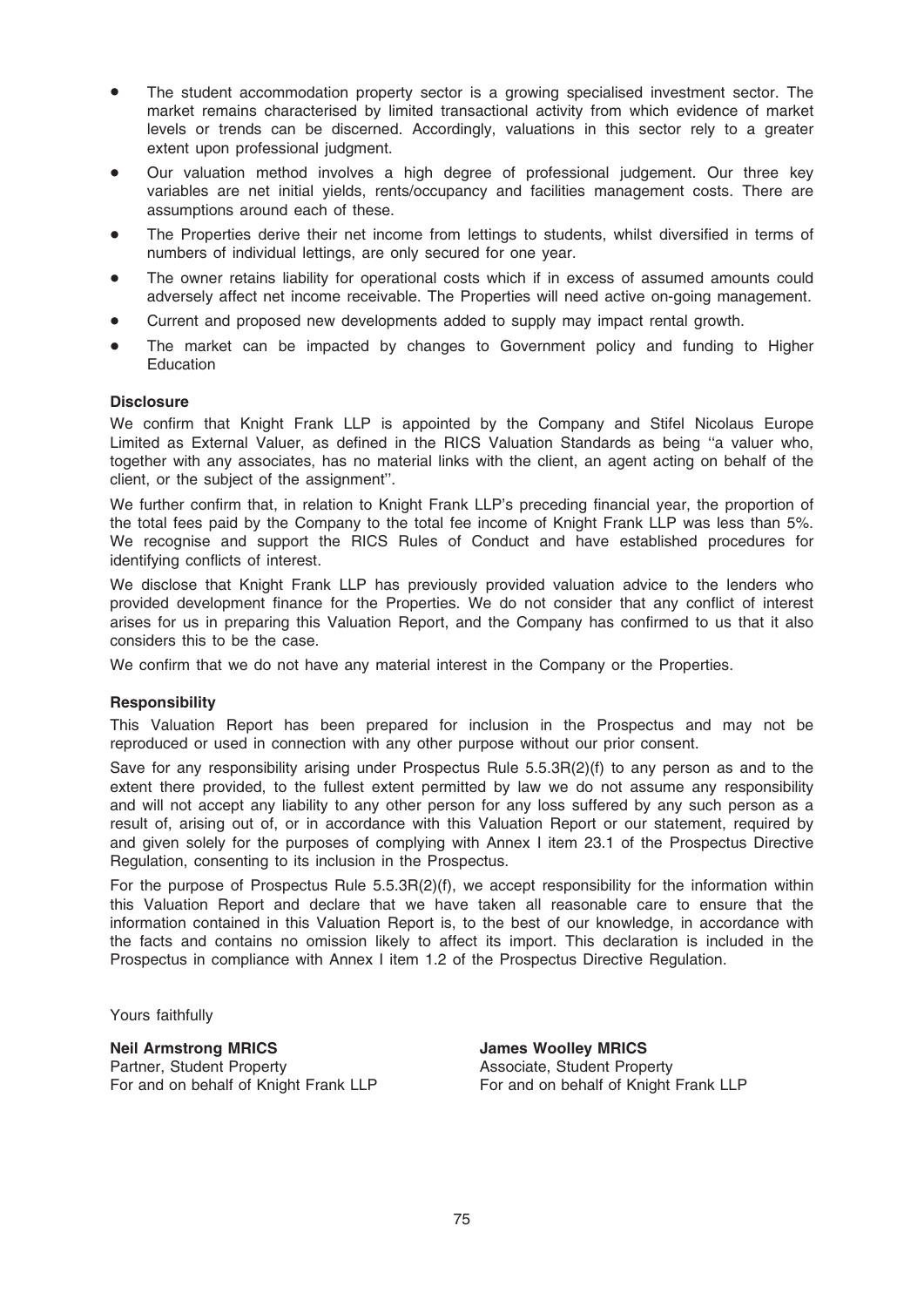- The student accommodation property sector is a growing specialised investment sector. The market remains characterised by limited transactional activity from which evidence of market levels or trends can be discerned. Accordingly, valuations in this sector rely to a greater extent upon professional judgment.
- Our valuation method involves a high degree of professional judgement. Our three key variables are net initial yields, rents/occupancy and facilities management costs. There are assumptions around each of these.
- The Properties derive their net income from lettings to students, whilst diversified in terms of numbers of individual lettings, are only secured for one year.
- The owner retains liability for operational costs which if in excess of assumed amounts could adversely affect net income receivable. The Properties will need active on-going management.
- Current and proposed new developments added to supply may impact rental growth.
- The market can be impacted by changes to Government policy and funding to Higher Education

**Disclosure**

We confirm that Knight Frank LLP is appointed by the Company and Stifel Nicolaus Europe Limited as External Valuer, as defined in the RICS Valuation Standards as being ''a valuer who, together with any associates, has no material links with the client, an agent acting on behalf of the client, or the subject of the assignment''.

We further confirm that, in relation to Knight Frank LLP's preceding financial year, the proportion of the total fees paid by the Company to the total fee income of Knight Frank LLP was less than 5%. We recognise and support the RICS Rules of Conduct and have established procedures for identifying conflicts of interest.

We disclose that Knight Frank LLP has previously provided valuation advice to the lenders who provided development finance for the Properties. We do not consider that any conflict of interest arises for us in preparing this Valuation Report, and the Company has confirmed to us that it also considers this to be the case.

We confirm that we do not have any material interest in the Company or the Properties.

**Responsibility**

This Valuation Report has been prepared for inclusion in the Prospectus and may not be reproduced or used in connection with any other purpose without our prior consent.

Save for any responsibility arising under Prospectus Rule 5.5.3R(2)(f) to any person as and to the extent there provided, to the fullest extent permitted by law we do not assume any responsibility and will not accept any liability to any other person for any loss suffered by any such person as a result of, arising out of, or in accordance with this Valuation Report or our statement, required by and given solely for the purposes of complying with Annex I item 23.1 of the Prospectus Directive Regulation, consenting to its inclusion in the Prospectus.

For the purpose of Prospectus Rule 5.5.3R(2)(f), we accept responsibility for the information within this Valuation Report and declare that we have taken all reasonable care to ensure that the information contained in this Valuation Report is, to the best of our knowledge, in accordance with the facts and contains no omission likely to affect its import. This declaration is included in the Prospectus in compliance with Annex I item 1.2 of the Prospectus Directive Regulation.

Yours faithfully

**Neil Armstrong MRICS**
Partner, Student Property
For and on behalf of Knight Frank LLP

**James Woolley MRICS**
Associate, Student Property
For and on behalf of Knight Frank LLP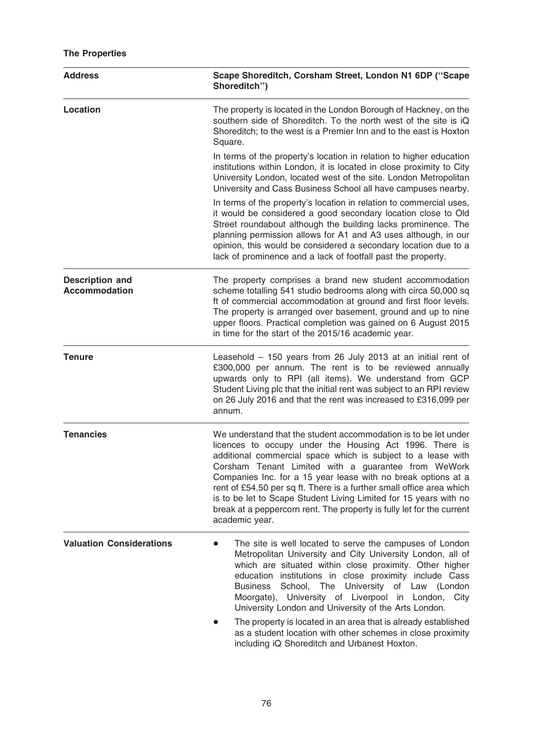**The Properties**

| Address | Scape Shoreditch, Corsham Street, London N1 6DP ("Scape Shoreditch") |
| --- | --- |
| **Location** | The property is located in the London Borough of Hackney, on the southern side of Shoreditch. To the north west of the site is iQ Shoreditch; to the west is a Premier Inn and to the east is Hoxton Square.<br><br>In terms of the property's location in relation to higher education institutions within London, it is located in close proximity to City University London, located west of the site. London Metropolitan University and Cass Business School all have campuses nearby.<br><br>In terms of the property's location in relation to commercial uses, it would be considered a good secondary location close to Old Street roundabout although the building lacks prominence. The planning permission allows for A1 and A3 uses although, in our opinion, this would be considered a secondary location due to a lack of prominence and a lack of footfall past the property. |
| **Description and Accommodation** | The property comprises a brand new student accommodation scheme totalling 541 studio bedrooms along with circa 50,000 sq ft of commercial accommodation at ground and first floor levels. The property is arranged over basement, ground and up to nine upper floors. Practical completion was gained on 6 August 2015 in time for the start of the 2015/16 academic year. |
| **Tenure** | Leasehold – 150 years from 26 July 2013 at an initial rent of £300,000 per annum. The rent is to be reviewed annually upwards only to RPI (all items). We understand from GCP Student Living plc that the initial rent was subject to an RPI review on 26 July 2016 and that the rent was increased to £316,099 per annum. |
| **Tenancies** | We understand that the student accommodation is to be let under licences to occupy under the Housing Act 1996. There is additional commercial space which is subject to a lease with Corsham Tenant Limited with a guarantee from WeWork Companies Inc. for a 15 year lease with no break options at a rent of £54.50 per sq ft. There is a further small office area which is to be let to Scape Student Living Limited for 15 years with no break at a peppercorn rent. The property is fully let for the current academic year. |
| **Valuation Considerations** | • The site is well located to serve the campuses of London Metropolitan University and City University London, all of which are situated within close proximity. Other higher education institutions in close proximity include Cass Business School, The University of Law (London Moorgate), University of Liverpool in London, City University London and University of the Arts London.<br>• The property is located in an area that is already established as a student location with other schemes in close proximity including iQ Shoreditch and Urbanest Hoxton. |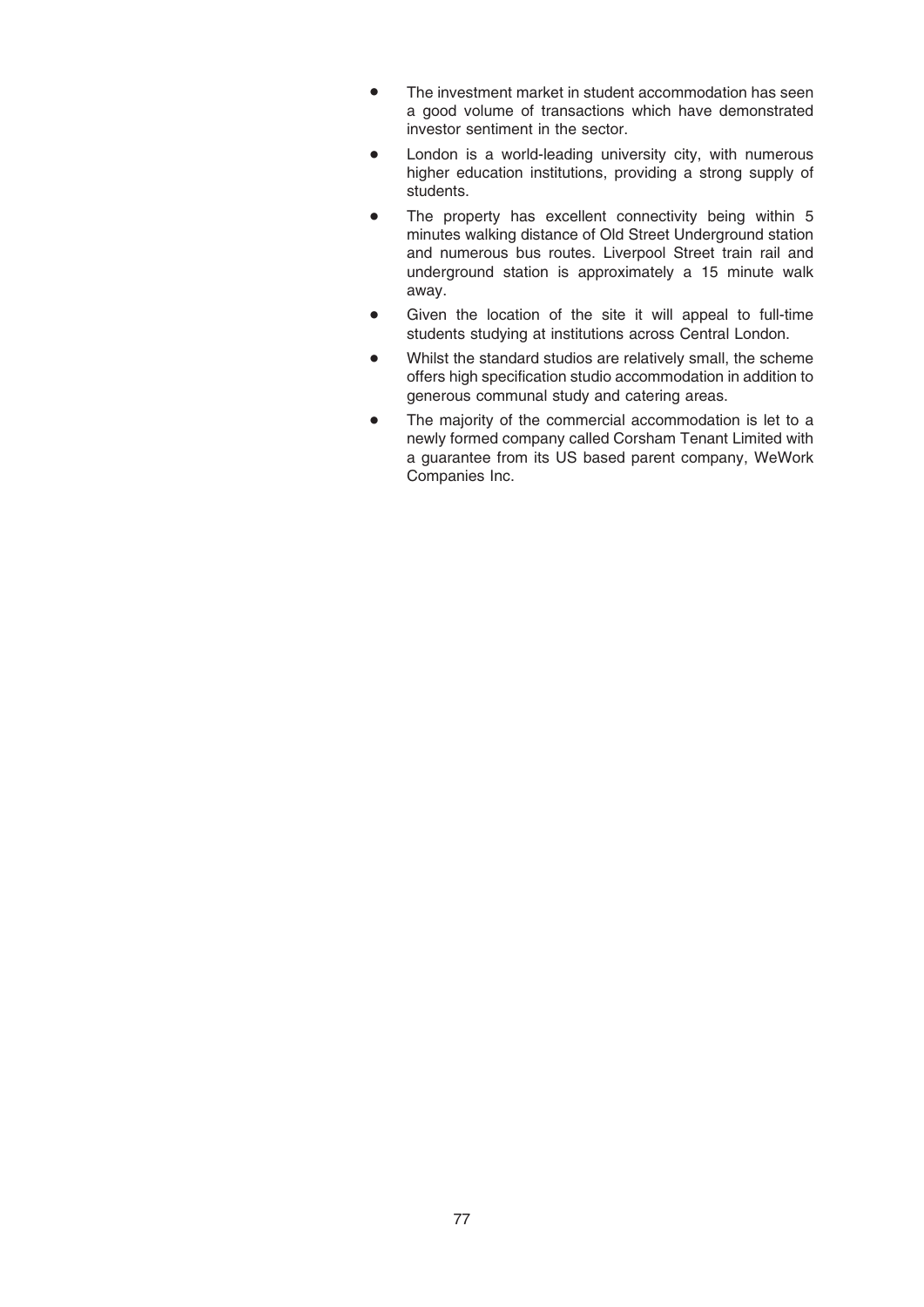- The investment market in student accommodation has seen a good volume of transactions which have demonstrated investor sentiment in the sector.
- London is a world-leading university city, with numerous higher education institutions, providing a strong supply of students.
- The property has excellent connectivity being within 5 minutes walking distance of Old Street Underground station and numerous bus routes. Liverpool Street train rail and underground station is approximately a 15 minute walk away.
- Given the location of the site it will appeal to full-time students studying at institutions across Central London.
- Whilst the standard studios are relatively small, the scheme offers high specification studio accommodation in addition to generous communal study and catering areas.
- The majority of the commercial accommodation is let to a newly formed company called Corsham Tenant Limited with a guarantee from its US based parent company, WeWork Companies Inc.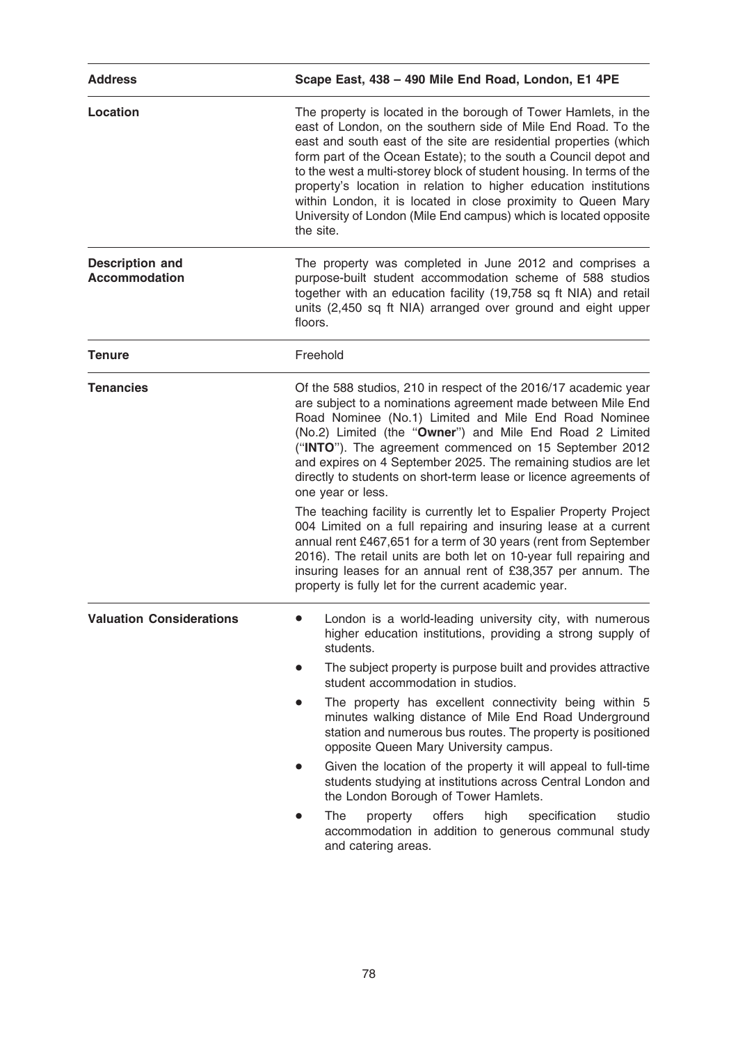| Address | Scape East, 438 – 490 Mile End Road, London, E1 4PE |
| --- | --- |
| **Location** | The property is located in the borough of Tower Hamlets, in the east of London, on the southern side of Mile End Road. To the east and south east of the site are residential properties (which form part of the Ocean Estate); to the south a Council depot and to the west a multi-storey block of student housing. In terms of the property's location in relation to higher education institutions within London, it is located in close proximity to Queen Mary University of London (Mile End campus) which is located opposite the site. |
| **Description and Accommodation** | The property was completed in June 2012 and comprises a purpose-built student accommodation scheme of 588 studios together with an education facility (19,758 sq ft NIA) and retail units (2,450 sq ft NIA) arranged over ground and eight upper floors. |
| **Tenure** | Freehold |
| **Tenancies** | Of the 588 studios, 210 in respect of the 2016/17 academic year are subject to a nominations agreement made between Mile End Road Nominee (No.1) Limited and Mile End Road Nominee (No.2) Limited (the "**Owner**") and Mile End Road 2 Limited ("**INTO**"). The agreement commenced on 15 September 2012 and expires on 4 September 2025. The remaining studios are let directly to students on short-term lease or licence agreements of one year or less.<br><br>The teaching facility is currently let to Espalier Property Project 004 Limited on a full repairing and insuring lease at a current annual rent £467,651 for a term of 30 years (rent from September 2016). The retail units are both let on 10-year full repairing and insuring leases for an annual rent of £38,357 per annum. The property is fully let for the current academic year. |
| **Valuation Considerations** | • London is a world-leading university city, with numerous higher education institutions, providing a strong supply of students.<br>• The subject property is purpose built and provides attractive student accommodation in studios.<br>• The property has excellent connectivity being within 5 minutes walking distance of Mile End Road Underground station and numerous bus routes. The property is positioned opposite Queen Mary University campus.<br>• Given the location of the property it will appeal to full-time students studying at institutions across Central London and the London Borough of Tower Hamlets.<br>• The property offers high specification studio accommodation in addition to generous communal study and catering areas. |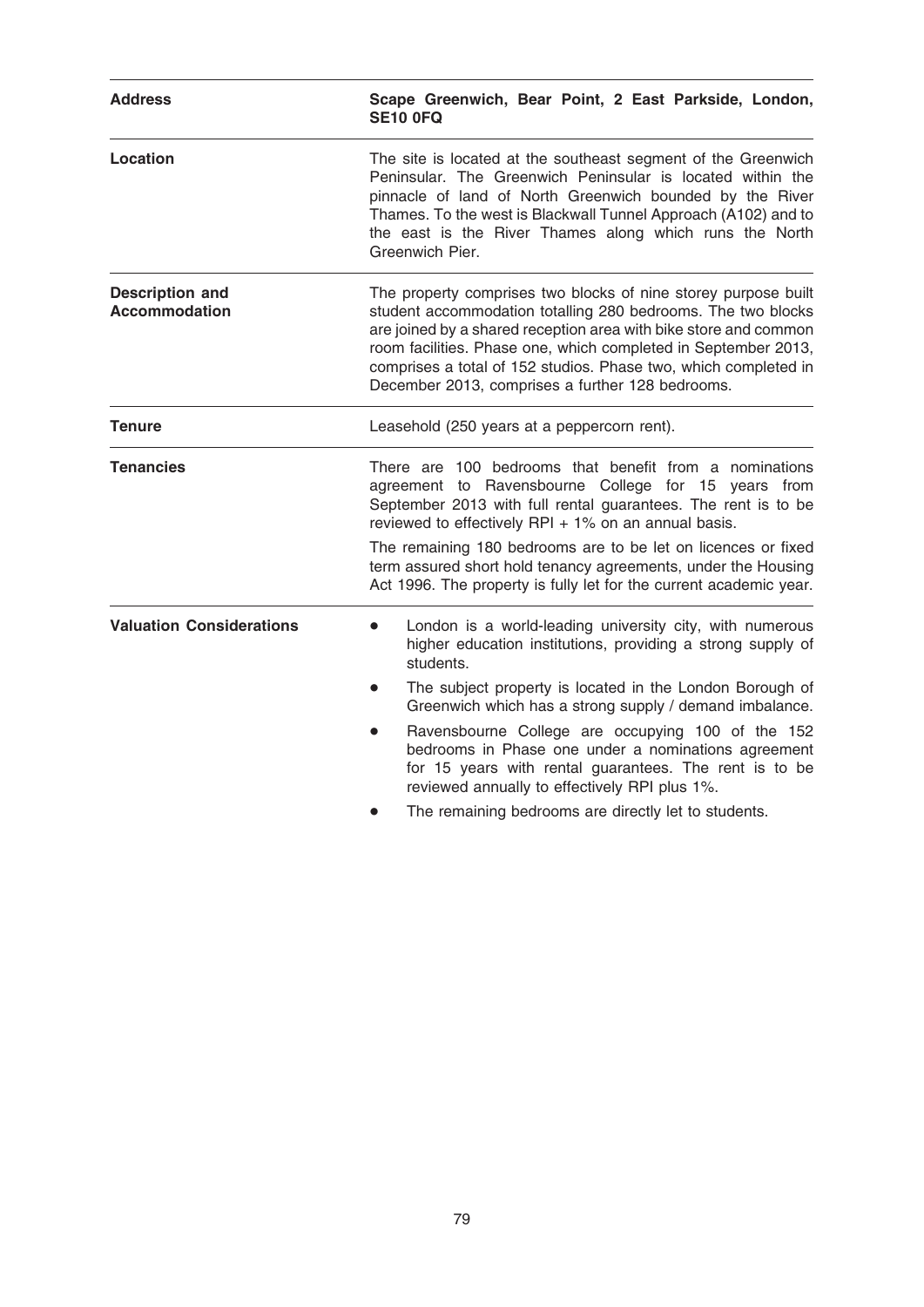| Address | Scape Greenwich, Bear Point, 2 East Parkside, London, SE10 0FQ |
| --- | --- |
| **Location** | The site is located at the southeast segment of the Greenwich Peninsular. The Greenwich Peninsular is located within the pinnacle of land of North Greenwich bounded by the River Thames. To the west is Blackwall Tunnel Approach (A102) and to the east is the River Thames along which runs the North Greenwich Pier. |
| **Description and Accommodation** | The property comprises two blocks of nine storey purpose built student accommodation totalling 280 bedrooms. The two blocks are joined by a shared reception area with bike store and common room facilities. Phase one, which completed in September 2013, comprises a total of 152 studios. Phase two, which completed in December 2013, comprises a further 128 bedrooms. |
| **Tenure** | Leasehold (250 years at a peppercorn rent). |
| **Tenancies** | There are 100 bedrooms that benefit from a nominations agreement to Ravensbourne College for 15 years from September 2013 with full rental guarantees. The rent is to be reviewed to effectively RPI + 1% on an annual basis.<br><br>The remaining 180 bedrooms are to be let on licences or fixed term assured short hold tenancy agreements, under the Housing Act 1996. The property is fully let for the current academic year. |
| **Valuation Considerations** | • London is a world-leading university city, with numerous higher education institutions, providing a strong supply of students.<br>• The subject property is located in the London Borough of Greenwich which has a strong supply / demand imbalance.<br>• Ravensbourne College are occupying 100 of the 152 bedrooms in Phase one under a nominations agreement for 15 years with rental guarantees. The rent is to be reviewed annually to effectively RPI plus 1%.<br>• The remaining bedrooms are directly let to students. |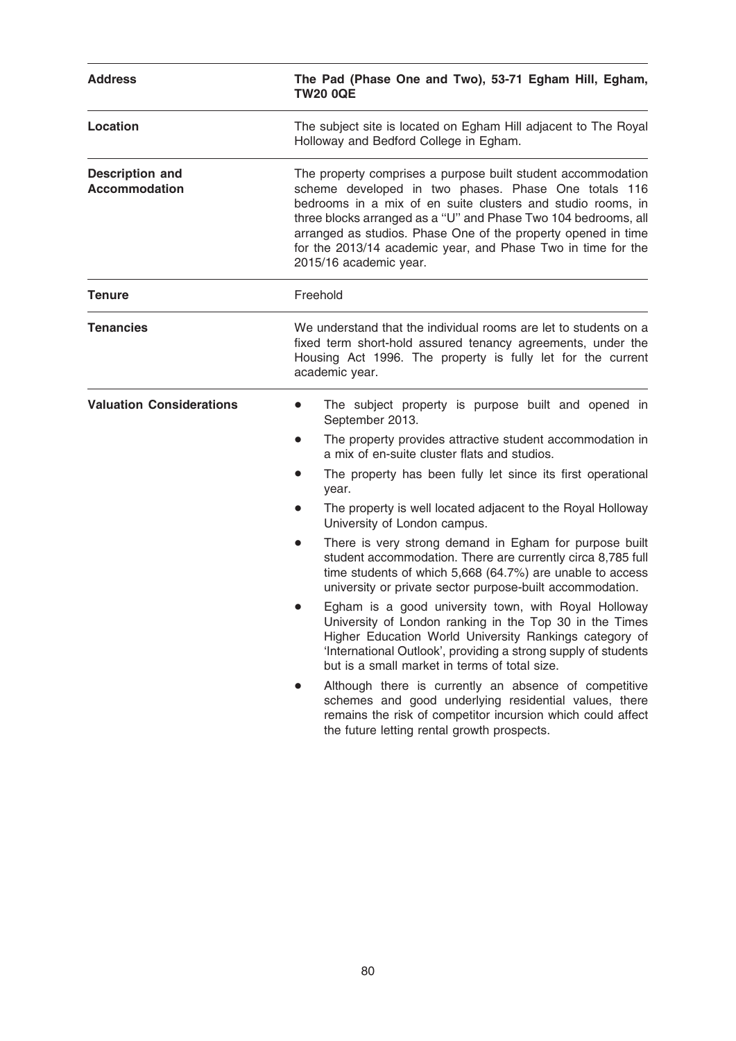| Address | The Pad (Phase One and Two), 53-71 Egham Hill, Egham, TW20 0QE |
|---|---|
| Location | The subject site is located on Egham Hill adjacent to The Royal Holloway and Bedford College in Egham. |
| Description and Accommodation | The property comprises a purpose built student accommodation scheme developed in two phases. Phase One totals 116 bedrooms in a mix of en suite clusters and studio rooms, in three blocks arranged as a ''U'' and Phase Two 104 bedrooms, all arranged as studios. Phase One of the property opened in time for the 2013/14 academic year, and Phase Two in time for the 2015/16 academic year. |
| Tenure | Freehold |
| Tenancies | We understand that the individual rooms are let to students on a fixed term short-hold assured tenancy agreements, under the Housing Act 1996. The property is fully let for the current academic year. |
| Valuation Considerations | • The subject property is purpose built and opened in September 2013.<br>• The property provides attractive student accommodation in a mix of en-suite cluster flats and studios.<br>• The property has been fully let since its first operational year.<br>• The property is well located adjacent to the Royal Holloway University of London campus.<br>• There is very strong demand in Egham for purpose built student accommodation. There are currently circa 8,785 full time students of which 5,668 (64.7%) are unable to access university or private sector purpose-built accommodation.<br>• Egham is a good university town, with Royal Holloway University of London ranking in the Top 30 in the Times Higher Education World University Rankings category of 'International Outlook', providing a strong supply of students but is a small market in terms of total size.<br>• Although there is currently an absence of competitive schemes and good underlying residential values, there remains the risk of competitor incursion which could affect the future letting rental growth prospects. |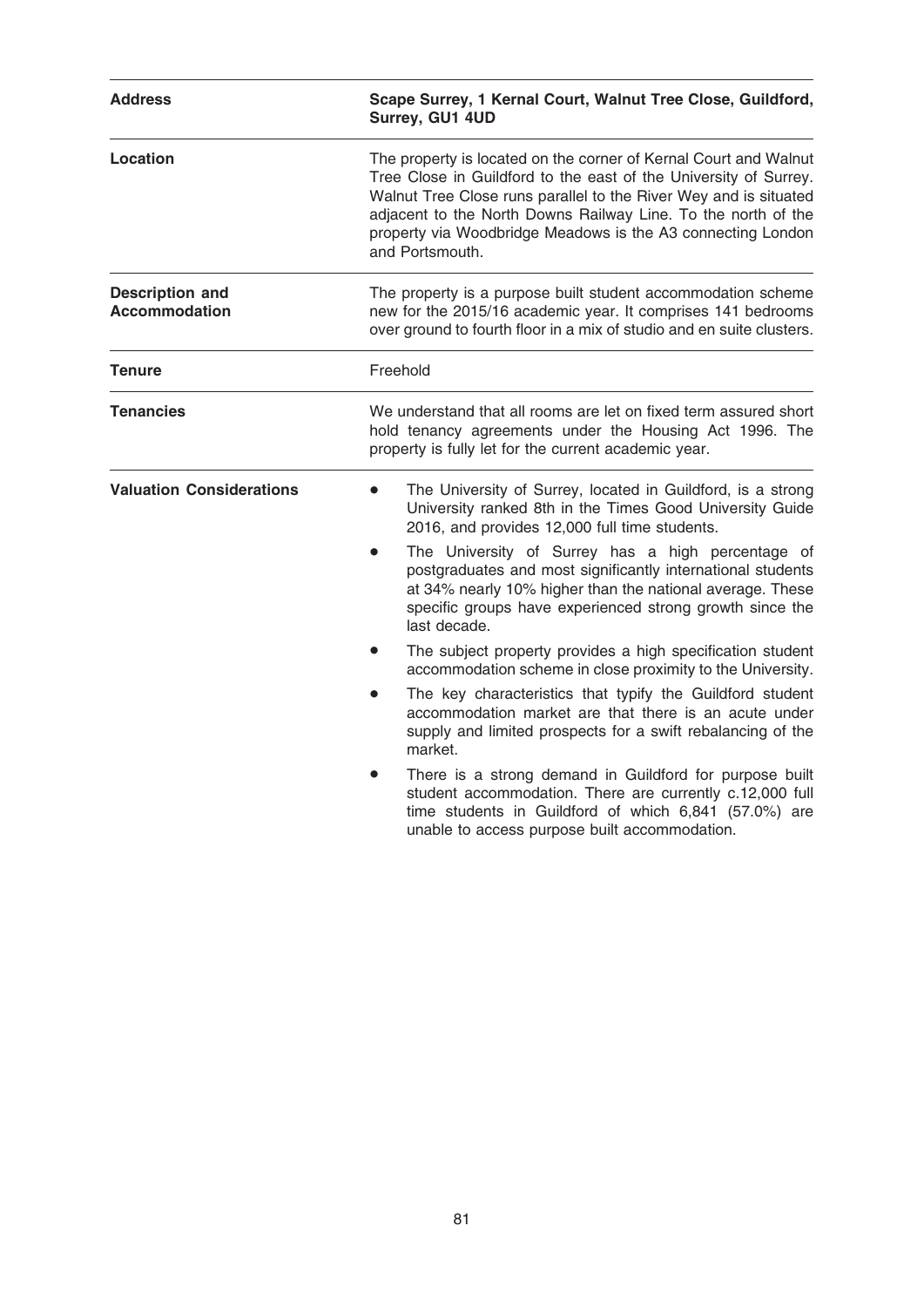| | |
|---|---|
| **Address** | **Scape Surrey, 1 Kernal Court, Walnut Tree Close, Guildford, Surrey, GU1 4UD** |
| **Location** | The property is located on the corner of Kernal Court and Walnut Tree Close in Guildford to the east of the University of Surrey. Walnut Tree Close runs parallel to the River Wey and is situated adjacent to the North Downs Railway Line. To the north of the property via Woodbridge Meadows is the A3 connecting London and Portsmouth. |
| **Description and Accommodation** | The property is a purpose built student accommodation scheme new for the 2015/16 academic year. It comprises 141 bedrooms over ground to fourth floor in a mix of studio and en suite clusters. |
| **Tenure** | Freehold |
| **Tenancies** | We understand that all rooms are let on fixed term assured short hold tenancy agreements under the Housing Act 1996. The property is fully let for the current academic year. |
| **Valuation Considerations** | • The University of Surrey, located in Guildford, is a strong University ranked 8th in the Times Good University Guide 2016, and provides 12,000 full time students.<br>• The University of Surrey has a high percentage of postgraduates and most significantly international students at 34% nearly 10% higher than the national average. These specific groups have experienced strong growth since the last decade.<br>• The subject property provides a high specification student accommodation scheme in close proximity to the University.<br>• The key characteristics that typify the Guildford student accommodation market are that there is an acute under supply and limited prospects for a swift rebalancing of the market.<br>• There is a strong demand in Guildford for purpose built student accommodation. There are currently c.12,000 full time students in Guildford of which 6,841 (57.0%) are unable to access purpose built accommodation. |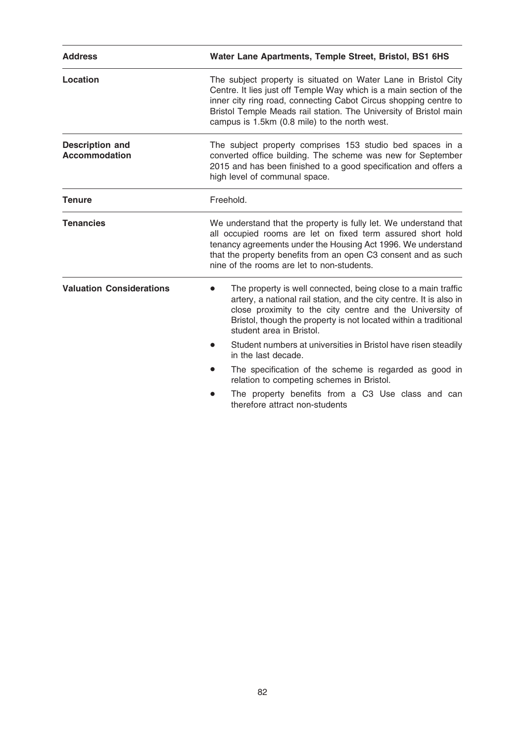| Address | Water Lane Apartments, Temple Street, Bristol, BS1 6HS |
| --- | --- |
| **Location** | The subject property is situated on Water Lane in Bristol City Centre. It lies just off Temple Way which is a main section of the inner city ring road, connecting Cabot Circus shopping centre to Bristol Temple Meads rail station. The University of Bristol main campus is 1.5km (0.8 mile) to the north west. |
| **Description and Accommodation** | The subject property comprises 153 studio bed spaces in a converted office building. The scheme was new for September 2015 and has been finished to a good specification and offers a high level of communal space. |
| **Tenure** | Freehold. |
| **Tenancies** | We understand that the property is fully let. We understand that all occupied rooms are let on fixed term assured short hold tenancy agreements under the Housing Act 1996. We understand that the property benefits from an open C3 consent and as such nine of the rooms are let to non-students. |
| **Valuation Considerations** | • The property is well connected, being close to a main traffic artery, a national rail station, and the city centre. It is also in close proximity to the city centre and the University of Bristol, though the property is not located within a traditional student area in Bristol.<br>• Student numbers at universities in Bristol have risen steadily in the last decade.<br>• The specification of the scheme is regarded as good in relation to competing schemes in Bristol.<br>• The property benefits from a C3 Use class and can therefore attract non-students |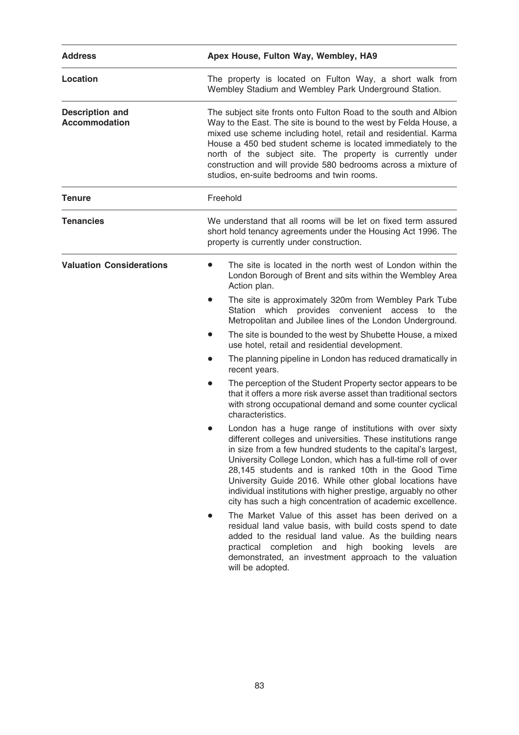| Address | Apex House, Fulton Way, Wembley, HA9 |
| --- | --- |
| **Location** | The property is located on Fulton Way, a short walk from Wembley Stadium and Wembley Park Underground Station. |
| **Description and Accommodation** | The subject site fronts onto Fulton Road to the south and Albion Way to the East. The site is bound to the west by Felda House, a mixed use scheme including hotel, retail and residential. Karma House a 450 bed student scheme is located immediately to the north of the subject site. The property is currently under construction and will provide 580 bedrooms across a mixture of studios, en-suite bedrooms and twin rooms. |
| **Tenure** | Freehold |
| **Tenancies** | We understand that all rooms will be let on fixed term assured short hold tenancy agreements under the Housing Act 1996. The property is currently under construction. |
| **Valuation Considerations** | • The site is located in the north west of London within the London Borough of Brent and sits within the Wembley Area Action plan.<br>• The site is approximately 320m from Wembley Park Tube Station which provides convenient access to the Metropolitan and Jubilee lines of the London Underground.<br>• The site is bounded to the west by Shubette House, a mixed use hotel, retail and residential development.<br>• The planning pipeline in London has reduced dramatically in recent years.<br>• The perception of the Student Property sector appears to be that it offers a more risk averse asset than traditional sectors with strong occupational demand and some counter cyclical characteristics.<br>• London has a huge range of institutions with over sixty different colleges and universities. These institutions range in size from a few hundred students to the capital's largest, University College London, which has a full-time roll of over 28,145 students and is ranked 10th in the Good Time University Guide 2016. While other global locations have individual institutions with higher prestige, arguably no other city has such a high concentration of academic excellence.<br>• The Market Value of this asset has been derived on a residual land value basis, with build costs spend to date added to the residual land value. As the building nears practical completion and high booking levels are demonstrated, an investment approach to the valuation will be adopted. |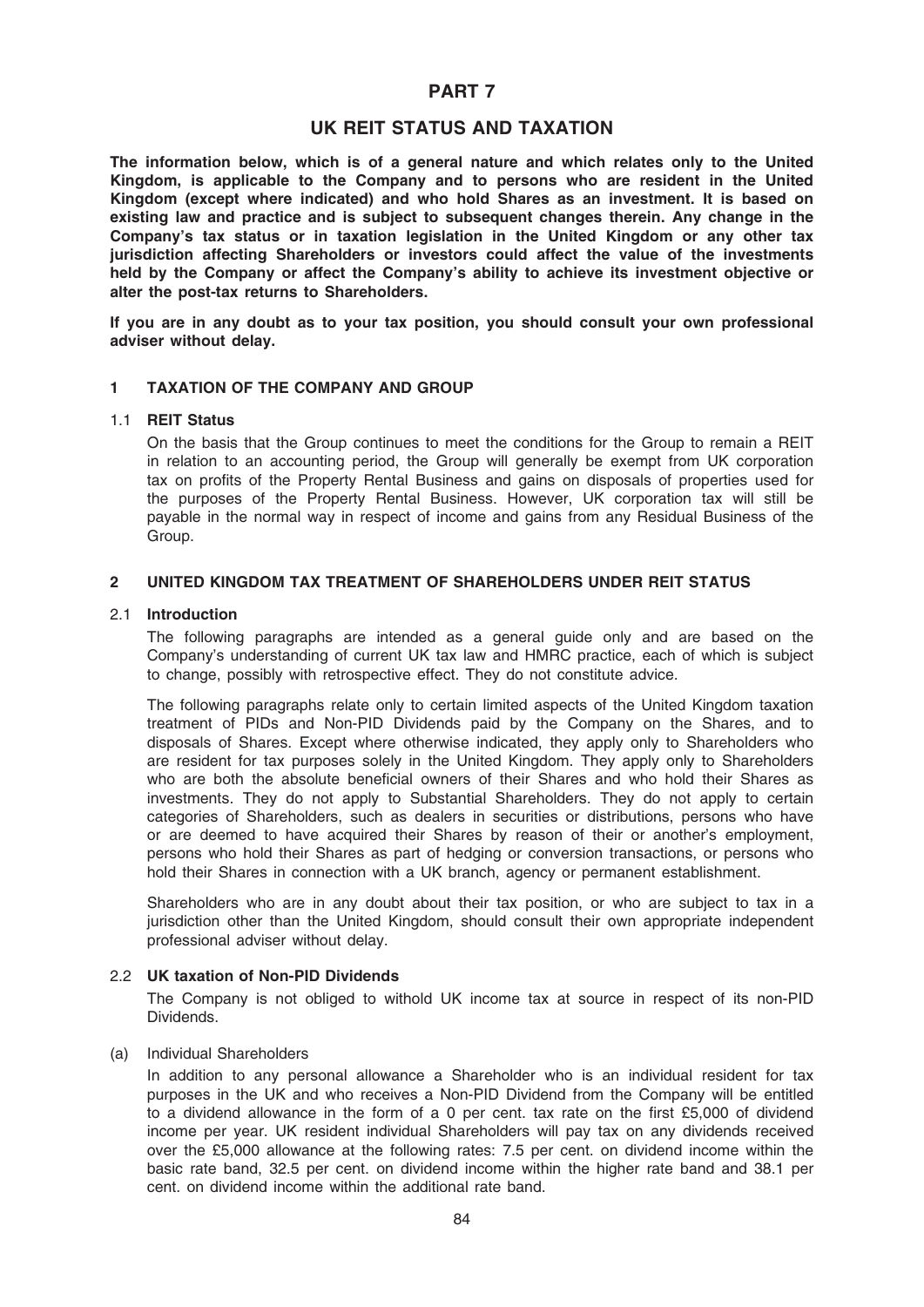# PART 7

## UK REIT STATUS AND TAXATION

**The information below, which is of a general nature and which relates only to the United Kingdom, is applicable to the Company and to persons who are resident in the United Kingdom (except where indicated) and who hold Shares as an investment. It is based on existing law and practice and is subject to subsequent changes therein. Any change in the Company's tax status or in taxation legislation in the United Kingdom or any other tax jurisdiction affecting Shareholders or investors could affect the value of the investments held by the Company or affect the Company's ability to achieve its investment objective or alter the post-tax returns to Shareholders.**

**If you are in any doubt as to your tax position, you should consult your own professional adviser without delay.**

### 1 TAXATION OF THE COMPANY AND GROUP

#### 1.1 REIT Status

On the basis that the Group continues to meet the conditions for the Group to remain a REIT in relation to an accounting period, the Group will generally be exempt from UK corporation tax on profits of the Property Rental Business and gains on disposals of properties used for the purposes of the Property Rental Business. However, UK corporation tax will still be payable in the normal way in respect of income and gains from any Residual Business of the Group.

### 2 UNITED KINGDOM TAX TREATMENT OF SHAREHOLDERS UNDER REIT STATUS

#### 2.1 Introduction

The following paragraphs are intended as a general guide only and are based on the Company's understanding of current UK tax law and HMRC practice, each of which is subject to change, possibly with retrospective effect. They do not constitute advice.

The following paragraphs relate only to certain limited aspects of the United Kingdom taxation treatment of PIDs and Non-PID Dividends paid by the Company on the Shares, and to disposals of Shares. Except where otherwise indicated, they apply only to Shareholders who are resident for tax purposes solely in the United Kingdom. They apply only to Shareholders who are both the absolute beneficial owners of their Shares and who hold their Shares as investments. They do not apply to Substantial Shareholders. They do not apply to certain categories of Shareholders, such as dealers in securities or distributions, persons who have or are deemed to have acquired their Shares by reason of their or another's employment, persons who hold their Shares as part of hedging or conversion transactions, or persons who hold their Shares in connection with a UK branch, agency or permanent establishment.

Shareholders who are in any doubt about their tax position, or who are subject to tax in a jurisdiction other than the United Kingdom, should consult their own appropriate independent professional adviser without delay.

#### 2.2 UK taxation of Non-PID Dividends

The Company is not obliged to withold UK income tax at source in respect of its non-PID Dividends.

(a) Individual Shareholders

In addition to any personal allowance a Shareholder who is an individual resident for tax purposes in the UK and who receives a Non-PID Dividend from the Company will be entitled to a dividend allowance in the form of a 0 per cent. tax rate on the first £5,000 of dividend income per year. UK resident individual Shareholders will pay tax on any dividends received over the £5,000 allowance at the following rates: 7.5 per cent. on dividend income within the basic rate band, 32.5 per cent. on dividend income within the higher rate band and 38.1 per cent. on dividend income within the additional rate band.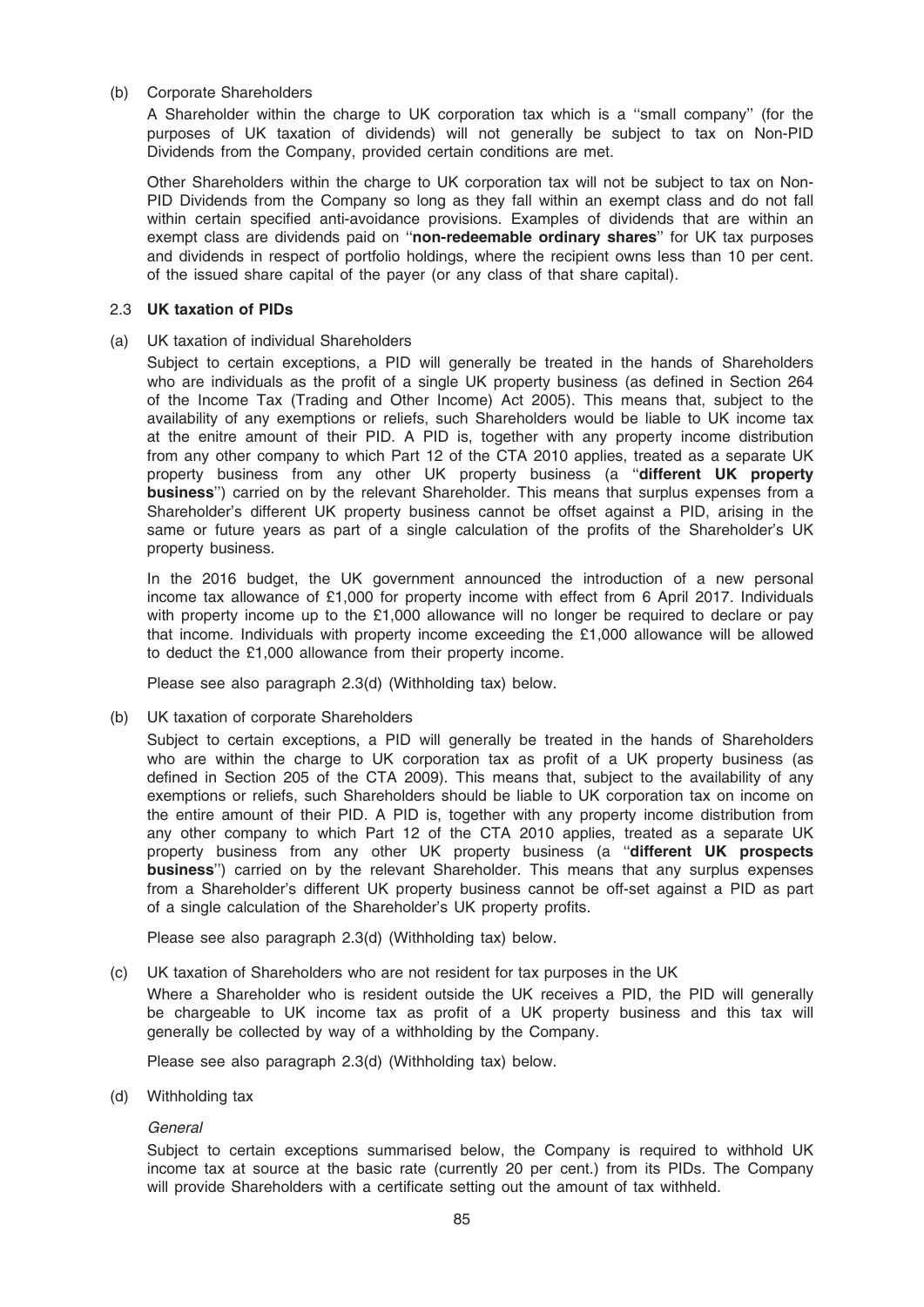(b) Corporate Shareholders

A Shareholder within the charge to UK corporation tax which is a ''small company'' (for the purposes of UK taxation of dividends) will not generally be subject to tax on Non-PID Dividends from the Company, provided certain conditions are met.

Other Shareholders within the charge to UK corporation tax will not be subject to tax on Non-PID Dividends from the Company so long as they fall within an exempt class and do not fall within certain specified anti-avoidance provisions. Examples of dividends that are within an exempt class are dividends paid on ''**non-redeemable ordinary shares**'' for UK tax purposes and dividends in respect of portfolio holdings, where the recipient owns less than 10 per cent. of the issued share capital of the payer (or any class of that share capital).

### 2.3 UK taxation of PIDs

(a) UK taxation of individual Shareholders

Subject to certain exceptions, a PID will generally be treated in the hands of Shareholders who are individuals as the profit of a single UK property business (as defined in Section 264 of the Income Tax (Trading and Other Income) Act 2005). This means that, subject to the availability of any exemptions or reliefs, such Shareholders would be liable to UK income tax at the enitre amount of their PID. A PID is, together with any property income distribution from any other company to which Part 12 of the CTA 2010 applies, treated as a separate UK property business from any other UK property business (a ''**different UK property business**'') carried on by the relevant Shareholder. This means that surplus expenses from a Shareholder's different UK property business cannot be offset against a PID, arising in the same or future years as part of a single calculation of the profits of the Shareholder's UK property business.

In the 2016 budget, the UK government announced the introduction of a new personal income tax allowance of £1,000 for property income with effect from 6 April 2017. Individuals with property income up to the £1,000 allowance will no longer be required to declare or pay that income. Individuals with property income exceeding the £1,000 allowance will be allowed to deduct the £1,000 allowance from their property income.

Please see also paragraph 2.3(d) (Withholding tax) below.

(b) UK taxation of corporate Shareholders

Subject to certain exceptions, a PID will generally be treated in the hands of Shareholders who are within the charge to UK corporation tax as profit of a UK property business (as defined in Section 205 of the CTA 2009). This means that, subject to the availability of any exemptions or reliefs, such Shareholders should be liable to UK corporation tax on income on the entire amount of their PID. A PID is, together with any property income distribution from any other company to which Part 12 of the CTA 2010 applies, treated as a separate UK property business from any other UK property business (a ''**different UK prospects business**'') carried on by the relevant Shareholder. This means that any surplus expenses from a Shareholder's different UK property business cannot be off-set against a PID as part of a single calculation of the Shareholder's UK property profits.

Please see also paragraph 2.3(d) (Withholding tax) below.

(c) UK taxation of Shareholders who are not resident for tax purposes in the UK

Where a Shareholder who is resident outside the UK receives a PID, the PID will generally be chargeable to UK income tax as profit of a UK property business and this tax will generally be collected by way of a withholding by the Company.

Please see also paragraph 2.3(d) (Withholding tax) below.

(d) Withholding tax

*General*

Subject to certain exceptions summarised below, the Company is required to withhold UK income tax at source at the basic rate (currently 20 per cent.) from its PIDs. The Company will provide Shareholders with a certificate setting out the amount of tax withheld.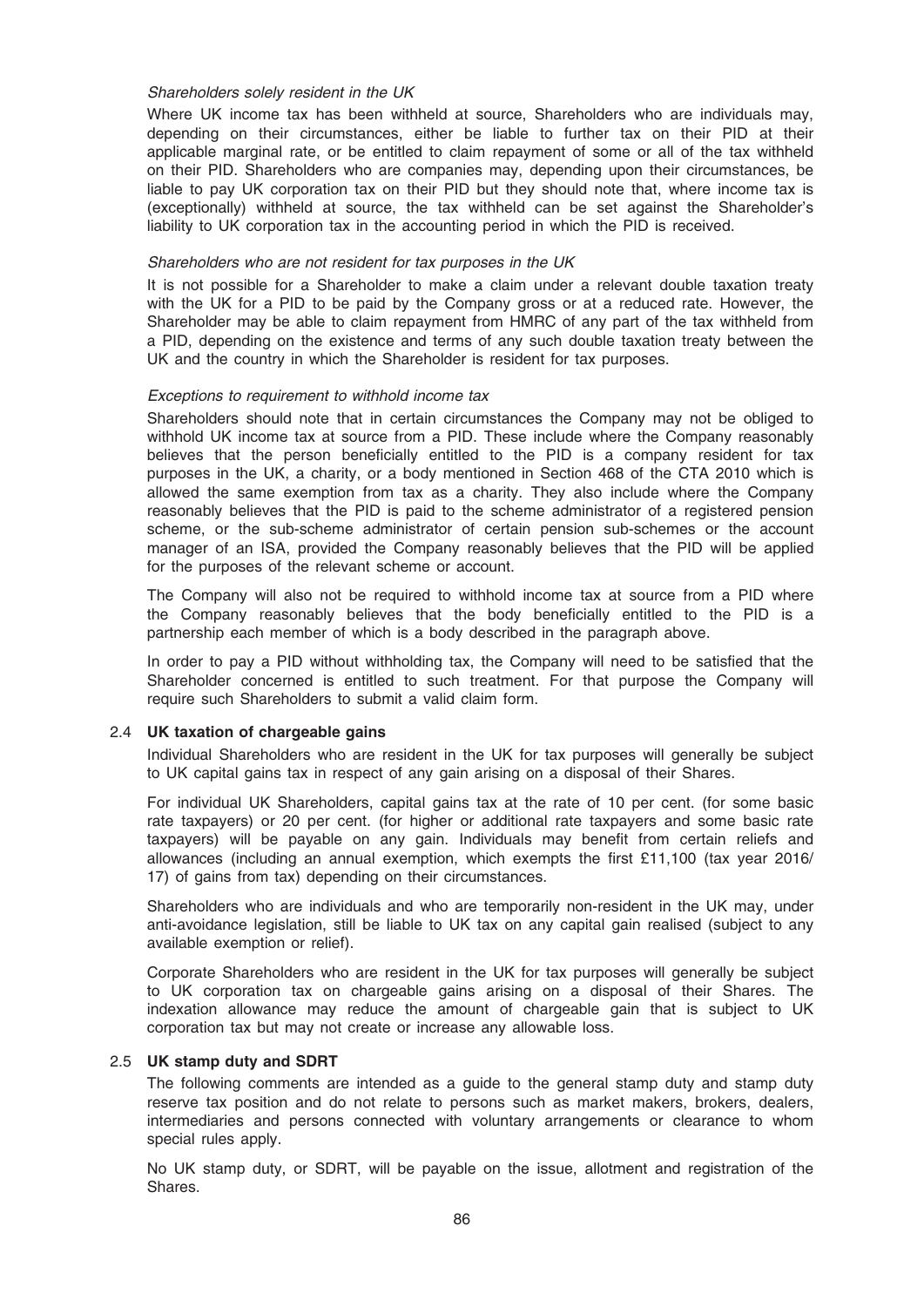*Shareholders solely resident in the UK*

Where UK income tax has been withheld at source, Shareholders who are individuals may, depending on their circumstances, either be liable to further tax on their PID at their applicable marginal rate, or be entitled to claim repayment of some or all of the tax withheld on their PID. Shareholders who are companies may, depending upon their circumstances, be liable to pay UK corporation tax on their PID but they should note that, where income tax is (exceptionally) withheld at source, the tax withheld can be set against the Shareholder's liability to UK corporation tax in the accounting period in which the PID is received.

*Shareholders who are not resident for tax purposes in the UK*

It is not possible for a Shareholder to make a claim under a relevant double taxation treaty with the UK for a PID to be paid by the Company gross or at a reduced rate. However, the Shareholder may be able to claim repayment from HMRC of any part of the tax withheld from a PID, depending on the existence and terms of any such double taxation treaty between the UK and the country in which the Shareholder is resident for tax purposes.

*Exceptions to requirement to withhold income tax*

Shareholders should note that in certain circumstances the Company may not be obliged to withhold UK income tax at source from a PID. These include where the Company reasonably believes that the person beneficially entitled to the PID is a company resident for tax purposes in the UK, a charity, or a body mentioned in Section 468 of the CTA 2010 which is allowed the same exemption from tax as a charity. They also include where the Company reasonably believes that the PID is paid to the scheme administrator of a registered pension scheme, or the sub-scheme administrator of certain pension sub-schemes or the account manager of an ISA, provided the Company reasonably believes that the PID will be applied for the purposes of the relevant scheme or account.

The Company will also not be required to withhold income tax at source from a PID where the Company reasonably believes that the body beneficially entitled to the PID is a partnership each member of which is a body described in the paragraph above.

In order to pay a PID without withholding tax, the Company will need to be satisfied that the Shareholder concerned is entitled to such treatment. For that purpose the Company will require such Shareholders to submit a valid claim form.

### 2.4 UK taxation of chargeable gains

Individual Shareholders who are resident in the UK for tax purposes will generally be subject to UK capital gains tax in respect of any gain arising on a disposal of their Shares.

For individual UK Shareholders, capital gains tax at the rate of 10 per cent. (for some basic rate taxpayers) or 20 per cent. (for higher or additional rate taxpayers and some basic rate taxpayers) will be payable on any gain. Individuals may benefit from certain reliefs and allowances (including an annual exemption, which exempts the first £11,100 (tax year 2016/17) of gains from tax) depending on their circumstances.

Shareholders who are individuals and who are temporarily non-resident in the UK may, under anti-avoidance legislation, still be liable to UK tax on any capital gain realised (subject to any available exemption or relief).

Corporate Shareholders who are resident in the UK for tax purposes will generally be subject to UK corporation tax on chargeable gains arising on a disposal of their Shares. The indexation allowance may reduce the amount of chargeable gain that is subject to UK corporation tax but may not create or increase any allowable loss.

### 2.5 UK stamp duty and SDRT

The following comments are intended as a guide to the general stamp duty and stamp duty reserve tax position and do not relate to persons such as market makers, brokers, dealers, intermediaries and persons connected with voluntary arrangements or clearance to whom special rules apply.

No UK stamp duty, or SDRT, will be payable on the issue, allotment and registration of the Shares.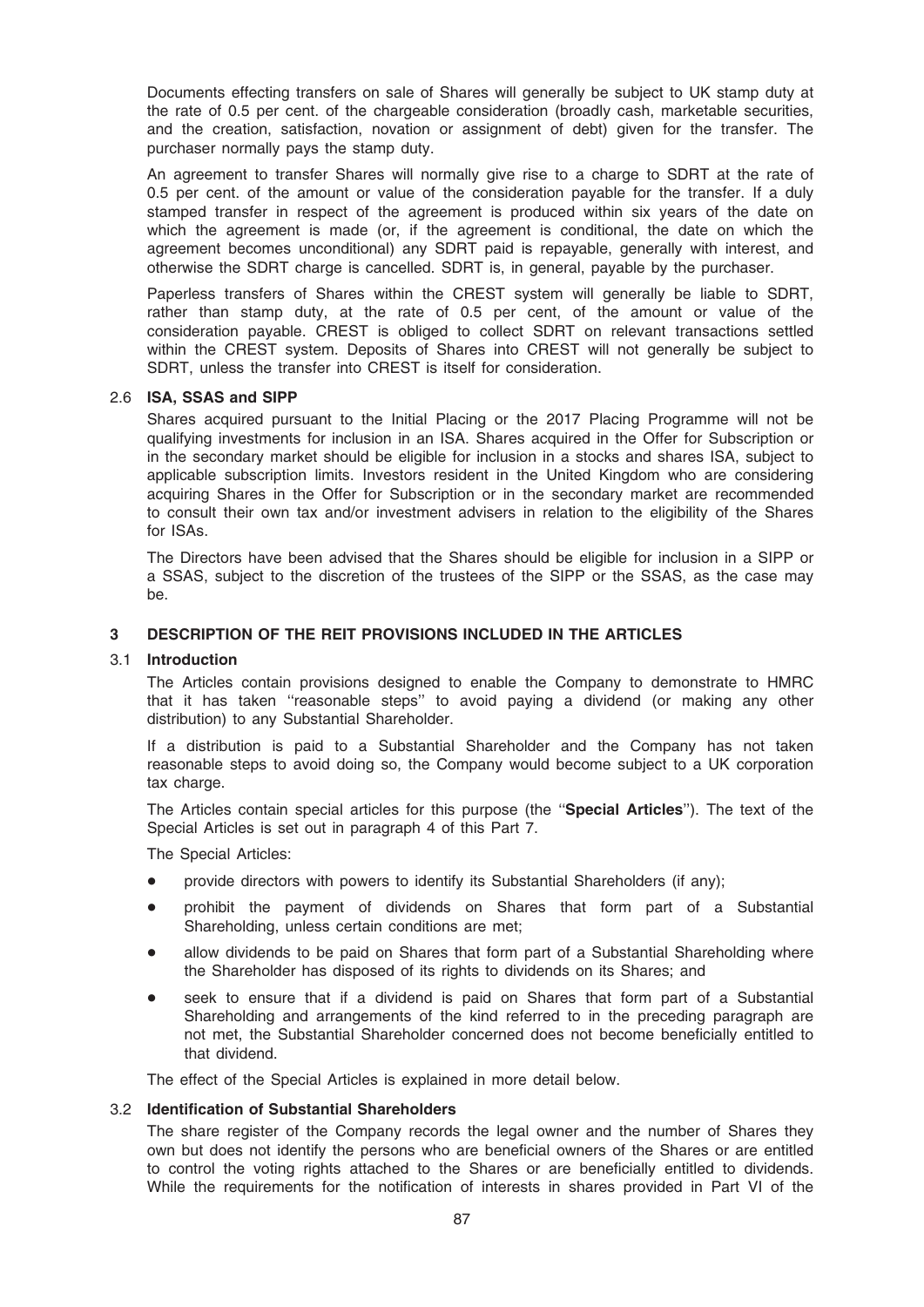Documents effecting transfers on sale of Shares will generally be subject to UK stamp duty at the rate of 0.5 per cent. of the chargeable consideration (broadly cash, marketable securities, and the creation, satisfaction, novation or assignment of debt) given for the transfer. The purchaser normally pays the stamp duty.

An agreement to transfer Shares will normally give rise to a charge to SDRT at the rate of 0.5 per cent. of the amount or value of the consideration payable for the transfer. If a duly stamped transfer in respect of the agreement is produced within six years of the date on which the agreement is made (or, if the agreement is conditional, the date on which the agreement becomes unconditional) any SDRT paid is repayable, generally with interest, and otherwise the SDRT charge is cancelled. SDRT is, in general, payable by the purchaser.

Paperless transfers of Shares within the CREST system will generally be liable to SDRT, rather than stamp duty, at the rate of 0.5 per cent, of the amount or value of the consideration payable. CREST is obliged to collect SDRT on relevant transactions settled within the CREST system. Deposits of Shares into CREST will not generally be subject to SDRT, unless the transfer into CREST is itself for consideration.

### 2.6 ISA, SSAS and SIPP

Shares acquired pursuant to the Initial Placing or the 2017 Placing Programme will not be qualifying investments for inclusion in an ISA. Shares acquired in the Offer for Subscription or in the secondary market should be eligible for inclusion in a stocks and shares ISA, subject to applicable subscription limits. Investors resident in the United Kingdom who are considering acquiring Shares in the Offer for Subscription or in the secondary market are recommended to consult their own tax and/or investment advisers in relation to the eligibility of the Shares for ISAs.

The Directors have been advised that the Shares should be eligible for inclusion in a SIPP or a SSAS, subject to the discretion of the trustees of the SIPP or the SSAS, as the case may be.

## 3 DESCRIPTION OF THE REIT PROVISIONS INCLUDED IN THE ARTICLES

### 3.1 Introduction

The Articles contain provisions designed to enable the Company to demonstrate to HMRC that it has taken ''reasonable steps'' to avoid paying a dividend (or making any other distribution) to any Substantial Shareholder.

If a distribution is paid to a Substantial Shareholder and the Company has not taken reasonable steps to avoid doing so, the Company would become subject to a UK corporation tax charge.

The Articles contain special articles for this purpose (the ''**Special Articles**''). The text of the Special Articles is set out in paragraph 4 of this Part 7.

The Special Articles:

- provide directors with powers to identify its Substantial Shareholders (if any);
- prohibit the payment of dividends on Shares that form part of a Substantial Shareholding, unless certain conditions are met;
- allow dividends to be paid on Shares that form part of a Substantial Shareholding where the Shareholder has disposed of its rights to dividends on its Shares; and
- seek to ensure that if a dividend is paid on Shares that form part of a Substantial Shareholding and arrangements of the kind referred to in the preceding paragraph are not met, the Substantial Shareholder concerned does not become beneficially entitled to that dividend.

The effect of the Special Articles is explained in more detail below.

### 3.2 Identification of Substantial Shareholders

The share register of the Company records the legal owner and the number of Shares they own but does not identify the persons who are beneficial owners of the Shares or are entitled to control the voting rights attached to the Shares or are beneficially entitled to dividends. While the requirements for the notification of interests in shares provided in Part VI of the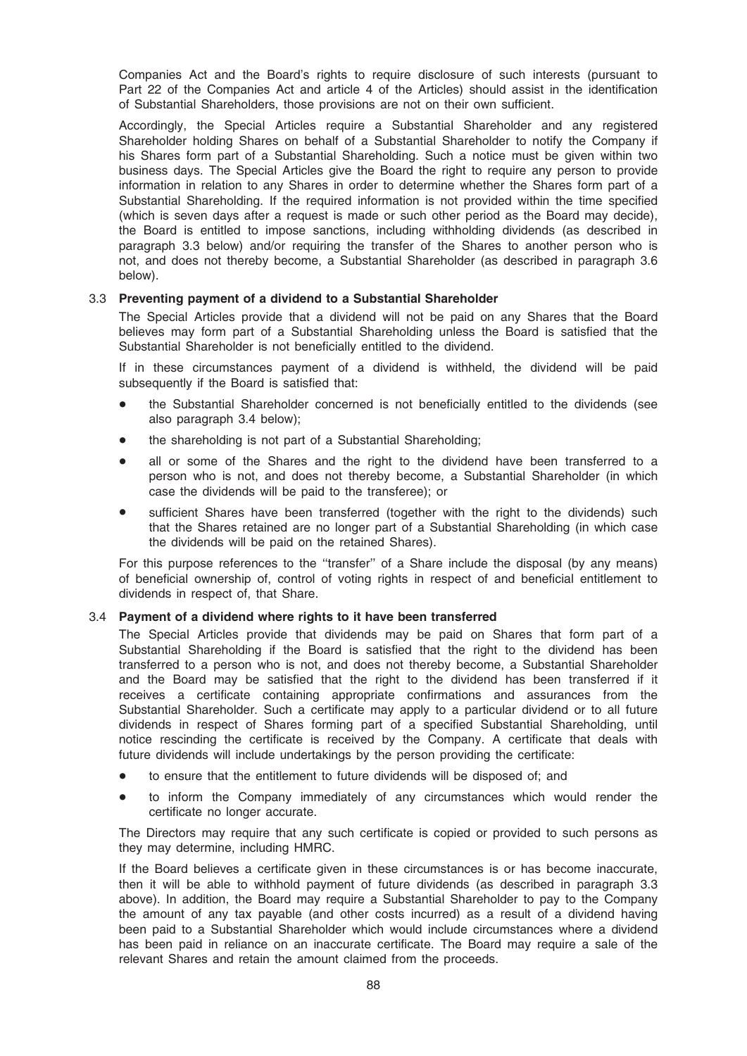Companies Act and the Board's rights to require disclosure of such interests (pursuant to Part 22 of the Companies Act and article 4 of the Articles) should assist in the identification of Substantial Shareholders, those provisions are not on their own sufficient.

Accordingly, the Special Articles require a Substantial Shareholder and any registered Shareholder holding Shares on behalf of a Substantial Shareholder to notify the Company if his Shares form part of a Substantial Shareholding. Such a notice must be given within two business days. The Special Articles give the Board the right to require any person to provide information in relation to any Shares in order to determine whether the Shares form part of a Substantial Shareholding. If the required information is not provided within the time specified (which is seven days after a request is made or such other period as the Board may decide), the Board is entitled to impose sanctions, including withholding dividends (as described in paragraph 3.3 below) and/or requiring the transfer of the Shares to another person who is not, and does not thereby become, a Substantial Shareholder (as described in paragraph 3.6 below).

### 3.3 Preventing payment of a dividend to a Substantial Shareholder

The Special Articles provide that a dividend will not be paid on any Shares that the Board believes may form part of a Substantial Shareholding unless the Board is satisfied that the Substantial Shareholder is not beneficially entitled to the dividend.

If in these circumstances payment of a dividend is withheld, the dividend will be paid subsequently if the Board is satisfied that:

- the Substantial Shareholder concerned is not beneficially entitled to the dividends (see also paragraph 3.4 below);
- the shareholding is not part of a Substantial Shareholding;
- all or some of the Shares and the right to the dividend have been transferred to a person who is not, and does not thereby become, a Substantial Shareholder (in which case the dividends will be paid to the transferee); or
- sufficient Shares have been transferred (together with the right to the dividends) such that the Shares retained are no longer part of a Substantial Shareholding (in which case the dividends will be paid on the retained Shares).

For this purpose references to the ''transfer'' of a Share include the disposal (by any means) of beneficial ownership of, control of voting rights in respect of and beneficial entitlement to dividends in respect of, that Share.

### 3.4 Payment of a dividend where rights to it have been transferred

The Special Articles provide that dividends may be paid on Shares that form part of a Substantial Shareholding if the Board is satisfied that the right to the dividend has been transferred to a person who is not, and does not thereby become, a Substantial Shareholder and the Board may be satisfied that the right to the dividend has been transferred if it receives a certificate containing appropriate confirmations and assurances from the Substantial Shareholder. Such a certificate may apply to a particular dividend or to all future dividends in respect of Shares forming part of a specified Substantial Shareholding, until notice rescinding the certificate is received by the Company. A certificate that deals with future dividends will include undertakings by the person providing the certificate:

- to ensure that the entitlement to future dividends will be disposed of; and
- to inform the Company immediately of any circumstances which would render the certificate no longer accurate.

The Directors may require that any such certificate is copied or provided to such persons as they may determine, including HMRC.

If the Board believes a certificate given in these circumstances is or has become inaccurate, then it will be able to withhold payment of future dividends (as described in paragraph 3.3 above). In addition, the Board may require a Substantial Shareholder to pay to the Company the amount of any tax payable (and other costs incurred) as a result of a dividend having been paid to a Substantial Shareholder which would include circumstances where a dividend has been paid in reliance on an inaccurate certificate. The Board may require a sale of the relevant Shares and retain the amount claimed from the proceeds.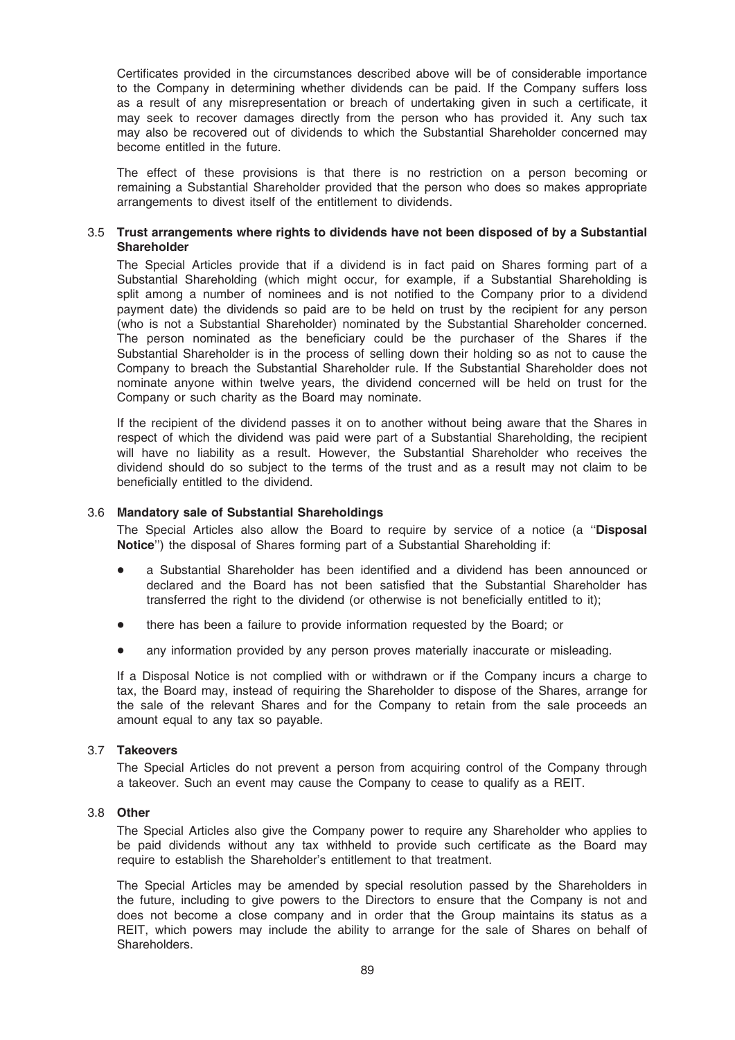Certificates provided in the circumstances described above will be of considerable importance to the Company in determining whether dividends can be paid. If the Company suffers loss as a result of any misrepresentation or breach of undertaking given in such a certificate, it may seek to recover damages directly from the person who has provided it. Any such tax may also be recovered out of dividends to which the Substantial Shareholder concerned may become entitled in the future.

The effect of these provisions is that there is no restriction on a person becoming or remaining a Substantial Shareholder provided that the person who does so makes appropriate arrangements to divest itself of the entitlement to dividends.

### 3.5 Trust arrangements where rights to dividends have not been disposed of by a Substantial Shareholder

The Special Articles provide that if a dividend is in fact paid on Shares forming part of a Substantial Shareholding (which might occur, for example, if a Substantial Shareholding is split among a number of nominees and is not notified to the Company prior to a dividend payment date) the dividends so paid are to be held on trust by the recipient for any person (who is not a Substantial Shareholder) nominated by the Substantial Shareholder concerned. The person nominated as the beneficiary could be the purchaser of the Shares if the Substantial Shareholder is in the process of selling down their holding so as not to cause the Company to breach the Substantial Shareholder rule. If the Substantial Shareholder does not nominate anyone within twelve years, the dividend concerned will be held on trust for the Company or such charity as the Board may nominate.

If the recipient of the dividend passes it on to another without being aware that the Shares in respect of which the dividend was paid were part of a Substantial Shareholding, the recipient will have no liability as a result. However, the Substantial Shareholder who receives the dividend should do so subject to the terms of the trust and as a result may not claim to be beneficially entitled to the dividend.

### 3.6 Mandatory sale of Substantial Shareholdings

The Special Articles also allow the Board to require by service of a notice (a ''**Disposal Notice**'') the disposal of Shares forming part of a Substantial Shareholding if:

- a Substantial Shareholder has been identified and a dividend has been announced or declared and the Board has not been satisfied that the Substantial Shareholder has transferred the right to the dividend (or otherwise is not beneficially entitled to it);
- there has been a failure to provide information requested by the Board; or
- any information provided by any person proves materially inaccurate or misleading.

If a Disposal Notice is not complied with or withdrawn or if the Company incurs a charge to tax, the Board may, instead of requiring the Shareholder to dispose of the Shares, arrange for the sale of the relevant Shares and for the Company to retain from the sale proceeds an amount equal to any tax so payable.

### 3.7 Takeovers

The Special Articles do not prevent a person from acquiring control of the Company through a takeover. Such an event may cause the Company to cease to qualify as a REIT.

### 3.8 Other

The Special Articles also give the Company power to require any Shareholder who applies to be paid dividends without any tax withheld to provide such certificate as the Board may require to establish the Shareholder's entitlement to that treatment.

The Special Articles may be amended by special resolution passed by the Shareholders in the future, including to give powers to the Directors to ensure that the Company is not and does not become a close company and in order that the Group maintains its status as a REIT, which powers may include the ability to arrange for the sale of Shares on behalf of Shareholders.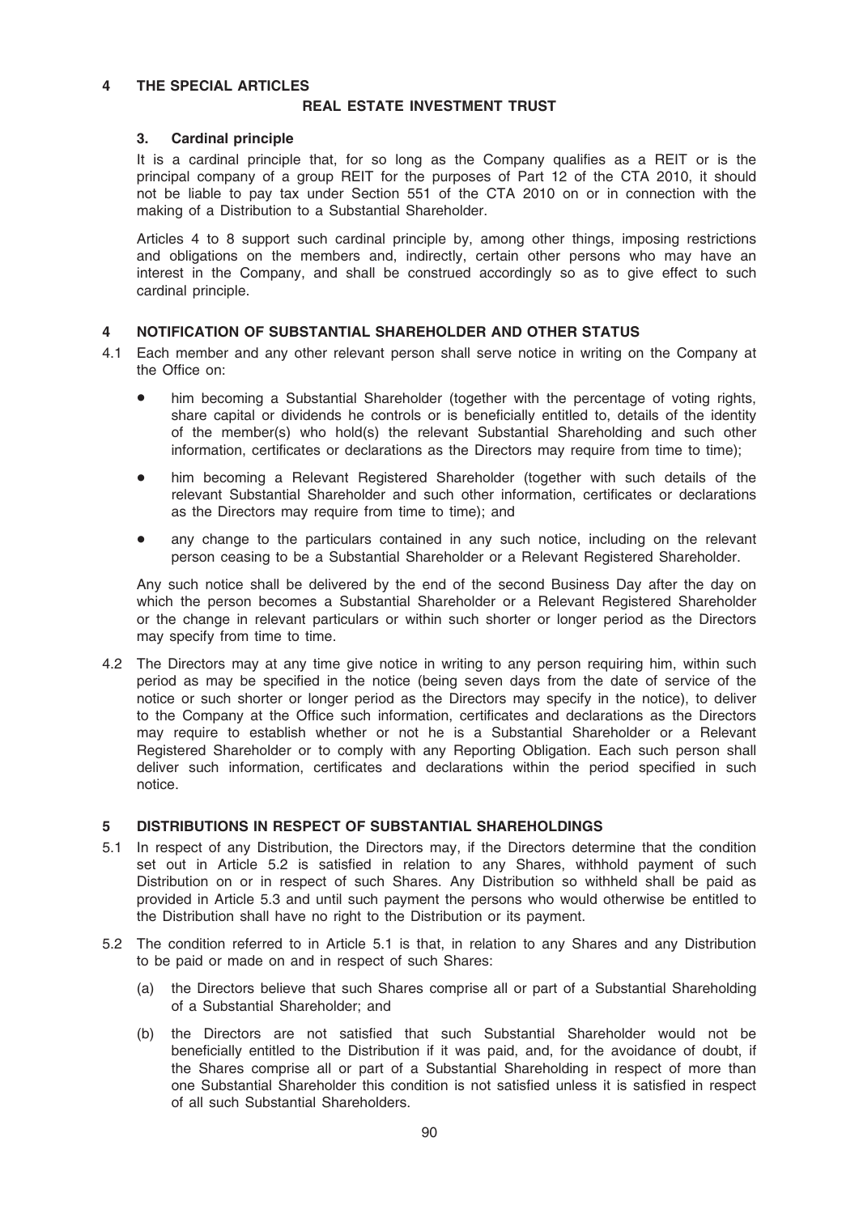## 4 THE SPECIAL ARTICLES

### REAL ESTATE INVESTMENT TRUST

**3. Cardinal principle**

It is a cardinal principle that, for so long as the Company qualifies as a REIT or is the principal company of a group REIT for the purposes of Part 12 of the CTA 2010, it should not be liable to pay tax under Section 551 of the CTA 2010 on or in connection with the making of a Distribution to a Substantial Shareholder.

Articles 4 to 8 support such cardinal principle by, among other things, imposing restrictions and obligations on the members and, indirectly, certain other persons who may have an interest in the Company, and shall be construed accordingly so as to give effect to such cardinal principle.

**4 NOTIFICATION OF SUBSTANTIAL SHAREHOLDER AND OTHER STATUS**

4.1 Each member and any other relevant person shall serve notice in writing on the Company at the Office on:

- him becoming a Substantial Shareholder (together with the percentage of voting rights, share capital or dividends he controls or is beneficially entitled to, details of the identity of the member(s) who hold(s) the relevant Substantial Shareholding and such other information, certificates or declarations as the Directors may require from time to time);
- him becoming a Relevant Registered Shareholder (together with such details of the relevant Substantial Shareholder and such other information, certificates or declarations as the Directors may require from time to time); and
- any change to the particulars contained in any such notice, including on the relevant person ceasing to be a Substantial Shareholder or a Relevant Registered Shareholder.

Any such notice shall be delivered by the end of the second Business Day after the day on which the person becomes a Substantial Shareholder or a Relevant Registered Shareholder or the change in relevant particulars or within such shorter or longer period as the Directors may specify from time to time.

4.2 The Directors may at any time give notice in writing to any person requiring him, within such period as may be specified in the notice (being seven days from the date of service of the notice or such shorter or longer period as the Directors may specify in the notice), to deliver to the Company at the Office such information, certificates and declarations as the Directors may require to establish whether or not he is a Substantial Shareholder or a Relevant Registered Shareholder or to comply with any Reporting Obligation. Each such person shall deliver such information, certificates and declarations within the period specified in such notice.

**5 DISTRIBUTIONS IN RESPECT OF SUBSTANTIAL SHAREHOLDINGS**

5.1 In respect of any Distribution, the Directors may, if the Directors determine that the condition set out in Article 5.2 is satisfied in relation to any Shares, withhold payment of such Distribution on or in respect of such Shares. Any Distribution so withheld shall be paid as provided in Article 5.3 and until such payment the persons who would otherwise be entitled to the Distribution shall have no right to the Distribution or its payment.

5.2 The condition referred to in Article 5.1 is that, in relation to any Shares and any Distribution to be paid or made on and in respect of such Shares:

(a) the Directors believe that such Shares comprise all or part of a Substantial Shareholding of a Substantial Shareholder; and

(b) the Directors are not satisfied that such Substantial Shareholder would not be beneficially entitled to the Distribution if it was paid, and, for the avoidance of doubt, if the Shares comprise all or part of a Substantial Shareholding in respect of more than one Substantial Shareholder this condition is not satisfied unless it is satisfied in respect of all such Substantial Shareholders.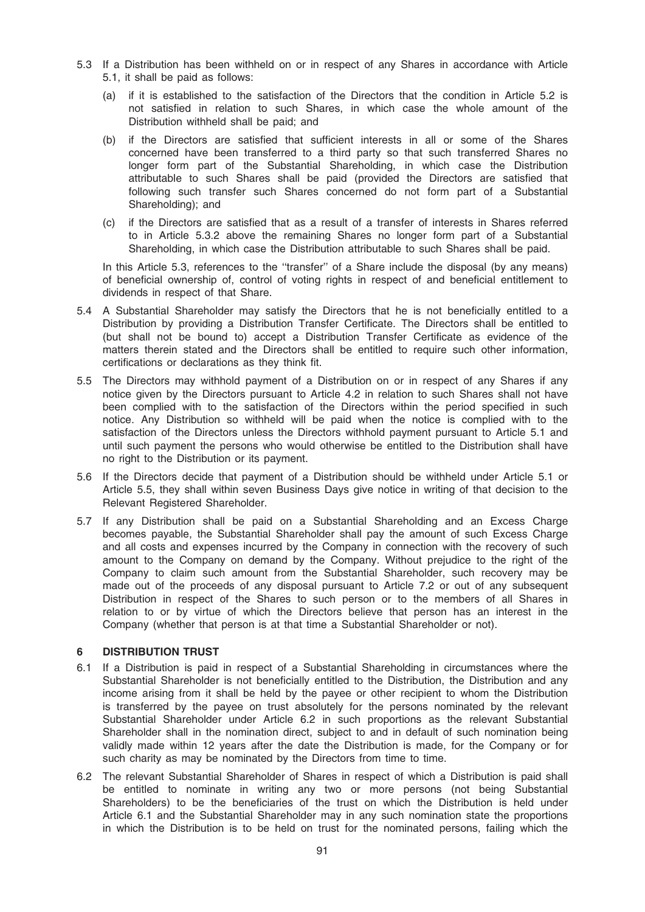5.3 If a Distribution has been withheld on or in respect of any Shares in accordance with Article 5.1, it shall be paid as follows:

(a) if it is established to the satisfaction of the Directors that the condition in Article 5.2 is not satisfied in relation to such Shares, in which case the whole amount of the Distribution withheld shall be paid; and

(b) if the Directors are satisfied that sufficient interests in all or some of the Shares concerned have been transferred to a third party so that such transferred Shares no longer form part of the Substantial Shareholding, in which case the Distribution attributable to such Shares shall be paid (provided the Directors are satisfied that following such transfer such Shares concerned do not form part of a Substantial Shareholding); and

(c) if the Directors are satisfied that as a result of a transfer of interests in Shares referred to in Article 5.3.2 above the remaining Shares no longer form part of a Substantial Shareholding, in which case the Distribution attributable to such Shares shall be paid.

In this Article 5.3, references to the ''transfer'' of a Share include the disposal (by any means) of beneficial ownership of, control of voting rights in respect of and beneficial entitlement to dividends in respect of that Share.

5.4 A Substantial Shareholder may satisfy the Directors that he is not beneficially entitled to a Distribution by providing a Distribution Transfer Certificate. The Directors shall be entitled to (but shall not be bound to) accept a Distribution Transfer Certificate as evidence of the matters therein stated and the Directors shall be entitled to require such other information, certifications or declarations as they think fit.

5.5 The Directors may withhold payment of a Distribution on or in respect of any Shares if any notice given by the Directors pursuant to Article 4.2 in relation to such Shares shall not have been complied with to the satisfaction of the Directors within the period specified in such notice. Any Distribution so withheld will be paid when the notice is complied with to the satisfaction of the Directors unless the Directors withhold payment pursuant to Article 5.1 and until such payment the persons who would otherwise be entitled to the Distribution shall have no right to the Distribution or its payment.

5.6 If the Directors decide that payment of a Distribution should be withheld under Article 5.1 or Article 5.5, they shall within seven Business Days give notice in writing of that decision to the Relevant Registered Shareholder.

5.7 If any Distribution shall be paid on a Substantial Shareholding and an Excess Charge becomes payable, the Substantial Shareholder shall pay the amount of such Excess Charge and all costs and expenses incurred by the Company in connection with the recovery of such amount to the Company on demand by the Company. Without prejudice to the right of the Company to claim such amount from the Substantial Shareholder, such recovery may be made out of the proceeds of any disposal pursuant to Article 7.2 or out of any subsequent Distribution in respect of the Shares to such person or to the members of all Shares in relation to or by virtue of which the Directors believe that person has an interest in the Company (whether that person is at that time a Substantial Shareholder or not).

## 6 DISTRIBUTION TRUST

6.1 If a Distribution is paid in respect of a Substantial Shareholding in circumstances where the Substantial Shareholder is not beneficially entitled to the Distribution, the Distribution and any income arising from it shall be held by the payee or other recipient to whom the Distribution is transferred by the payee on trust absolutely for the persons nominated by the relevant Substantial Shareholder under Article 6.2 in such proportions as the relevant Substantial Shareholder shall in the nomination direct, subject to and in default of such nomination being validly made within 12 years after the date the Distribution is made, for the Company or for such charity as may be nominated by the Directors from time to time.

6.2 The relevant Substantial Shareholder of Shares in respect of which a Distribution is paid shall be entitled to nominate in writing any two or more persons (not being Substantial Shareholders) to be the beneficiaries of the trust on which the Distribution is held under Article 6.1 and the Substantial Shareholder may in any such nomination state the proportions in which the Distribution is to be held on trust for the nominated persons, failing which the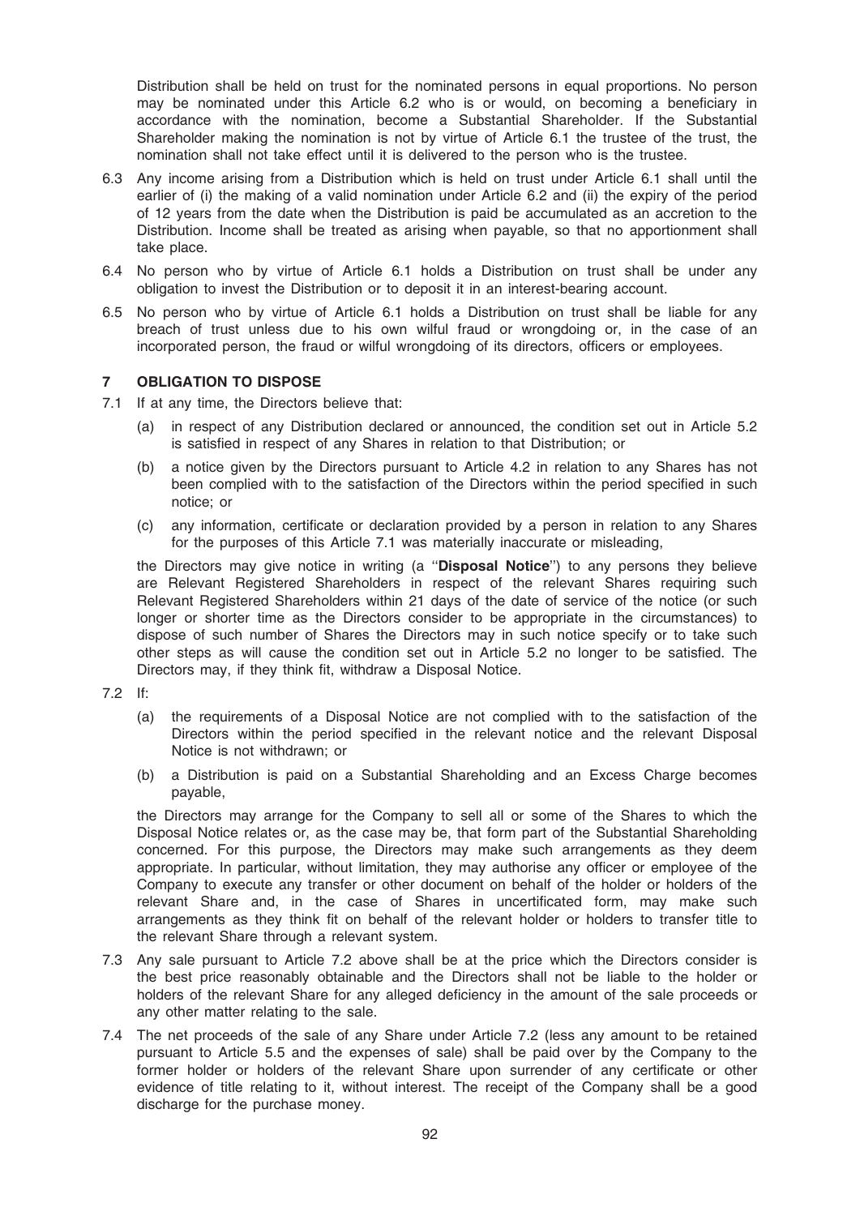Distribution shall be held on trust for the nominated persons in equal proportions. No person may be nominated under this Article 6.2 who is or would, on becoming a beneficiary in accordance with the nomination, become a Substantial Shareholder. If the Substantial Shareholder making the nomination is not by virtue of Article 6.1 the trustee of the trust, the nomination shall not take effect until it is delivered to the person who is the trustee.

6.3 Any income arising from a Distribution which is held on trust under Article 6.1 shall until the earlier of (i) the making of a valid nomination under Article 6.2 and (ii) the expiry of the period of 12 years from the date when the Distribution is paid be accumulated as an accretion to the Distribution. Income shall be treated as arising when payable, so that no apportionment shall take place.

6.4 No person who by virtue of Article 6.1 holds a Distribution on trust shall be under any obligation to invest the Distribution or to deposit it in an interest-bearing account.

6.5 No person who by virtue of Article 6.1 holds a Distribution on trust shall be liable for any breach of trust unless due to his own wilful fraud or wrongdoing or, in the case of an incorporated person, the fraud or wilful wrongdoing of its directors, officers or employees.

### 7 OBLIGATION TO DISPOSE

7.1 If at any time, the Directors believe that:

(a) in respect of any Distribution declared or announced, the condition set out in Article 5.2 is satisfied in respect of any Shares in relation to that Distribution; or

(b) a notice given by the Directors pursuant to Article 4.2 in relation to any Shares has not been complied with to the satisfaction of the Directors within the period specified in such notice; or

(c) any information, certificate or declaration provided by a person in relation to any Shares for the purposes of this Article 7.1 was materially inaccurate or misleading,

the Directors may give notice in writing (a "**Disposal Notice**") to any persons they believe are Relevant Registered Shareholders in respect of the relevant Shares requiring such Relevant Registered Shareholders within 21 days of the date of service of the notice (or such longer or shorter time as the Directors consider to be appropriate in the circumstances) to dispose of such number of Shares the Directors may in such notice specify or to take such other steps as will cause the condition set out in Article 5.2 no longer to be satisfied. The Directors may, if they think fit, withdraw a Disposal Notice.

7.2 If:

(a) the requirements of a Disposal Notice are not complied with to the satisfaction of the Directors within the period specified in the relevant notice and the relevant Disposal Notice is not withdrawn; or

(b) a Distribution is paid on a Substantial Shareholding and an Excess Charge becomes payable,

the Directors may arrange for the Company to sell all or some of the Shares to which the Disposal Notice relates or, as the case may be, that form part of the Substantial Shareholding concerned. For this purpose, the Directors may make such arrangements as they deem appropriate. In particular, without limitation, they may authorise any officer or employee of the Company to execute any transfer or other document on behalf of the holder or holders of the relevant Share and, in the case of Shares in uncertificated form, may make such arrangements as they think fit on behalf of the relevant holder or holders to transfer title to the relevant Share through a relevant system.

7.3 Any sale pursuant to Article 7.2 above shall be at the price which the Directors consider is the best price reasonably obtainable and the Directors shall not be liable to the holder or holders of the relevant Share for any alleged deficiency in the amount of the sale proceeds or any other matter relating to the sale.

7.4 The net proceeds of the sale of any Share under Article 7.2 (less any amount to be retained pursuant to Article 5.5 and the expenses of sale) shall be paid over by the Company to the former holder or holders of the relevant Share upon surrender of any certificate or other evidence of title relating to it, without interest. The receipt of the Company shall be a good discharge for the purchase money.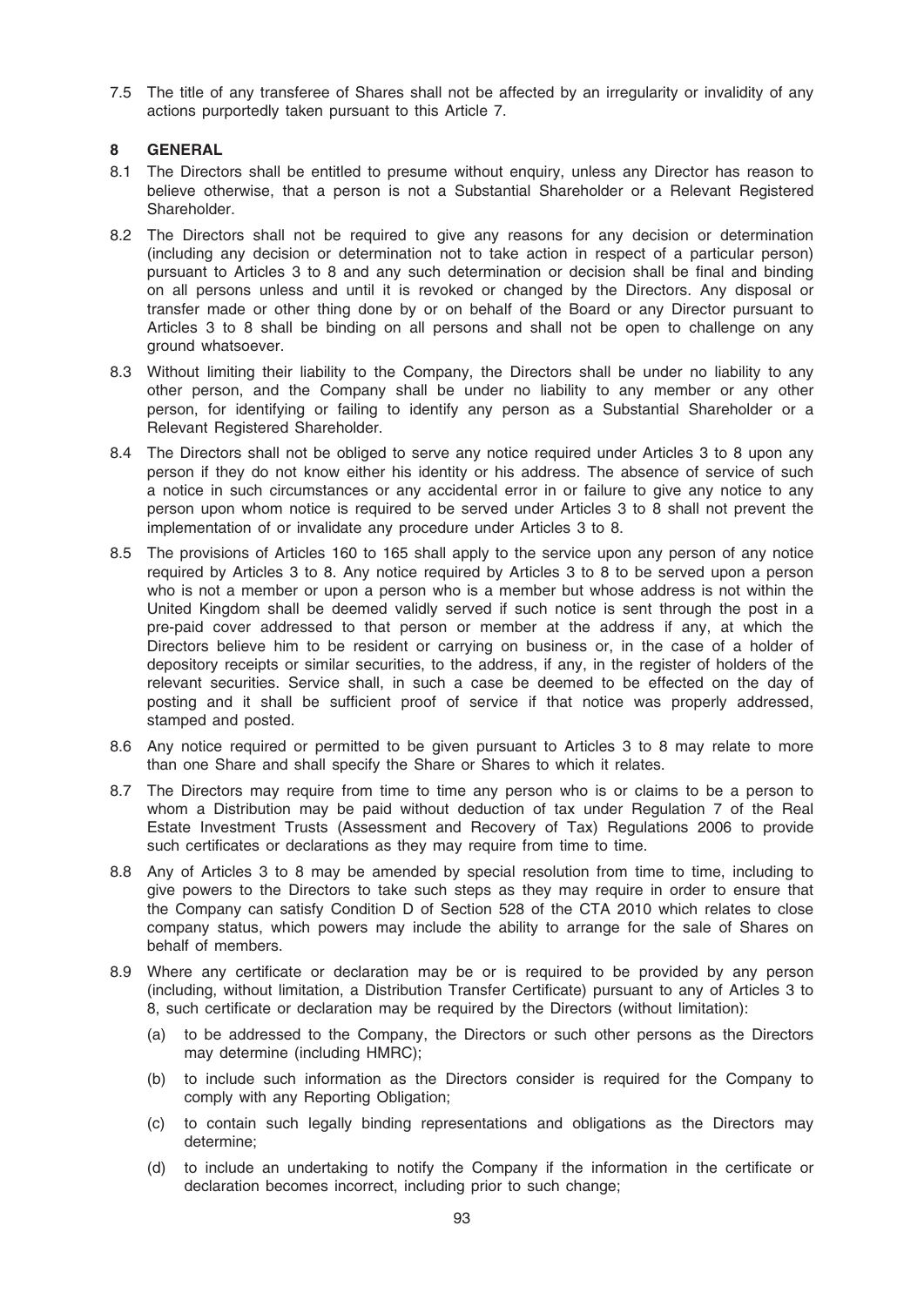7.5 The title of any transferee of Shares shall not be affected by an irregularity or invalidity of any actions purportedly taken pursuant to this Article 7.

## 8 GENERAL

8.1 The Directors shall be entitled to presume without enquiry, unless any Director has reason to believe otherwise, that a person is not a Substantial Shareholder or a Relevant Registered Shareholder.

8.2 The Directors shall not be required to give any reasons for any decision or determination (including any decision or determination not to take action in respect of a particular person) pursuant to Articles 3 to 8 and any such determination or decision shall be final and binding on all persons unless and until it is revoked or changed by the Directors. Any disposal or transfer made or other thing done by or on behalf of the Board or any Director pursuant to Articles 3 to 8 shall be binding on all persons and shall not be open to challenge on any ground whatsoever.

8.3 Without limiting their liability to the Company, the Directors shall be under no liability to any other person, and the Company shall be under no liability to any member or any other person, for identifying or failing to identify any person as a Substantial Shareholder or a Relevant Registered Shareholder.

8.4 The Directors shall not be obliged to serve any notice required under Articles 3 to 8 upon any person if they do not know either his identity or his address. The absence of service of such a notice in such circumstances or any accidental error in or failure to give any notice to any person upon whom notice is required to be served under Articles 3 to 8 shall not prevent the implementation of or invalidate any procedure under Articles 3 to 8.

8.5 The provisions of Articles 160 to 165 shall apply to the service upon any person of any notice required by Articles 3 to 8. Any notice required by Articles 3 to 8 to be served upon a person who is not a member or upon a person who is a member but whose address is not within the United Kingdom shall be deemed validly served if such notice is sent through the post in a pre-paid cover addressed to that person or member at the address if any, at which the Directors believe him to be resident or carrying on business or, in the case of a holder of depository receipts or similar securities, to the address, if any, in the register of holders of the relevant securities. Service shall, in such a case be deemed to be effected on the day of posting and it shall be sufficient proof of service if that notice was properly addressed, stamped and posted.

8.6 Any notice required or permitted to be given pursuant to Articles 3 to 8 may relate to more than one Share and shall specify the Share or Shares to which it relates.

8.7 The Directors may require from time to time any person who is or claims to be a person to whom a Distribution may be paid without deduction of tax under Regulation 7 of the Real Estate Investment Trusts (Assessment and Recovery of Tax) Regulations 2006 to provide such certificates or declarations as they may require from time to time.

8.8 Any of Articles 3 to 8 may be amended by special resolution from time to time, including to give powers to the Directors to take such steps as they may require in order to ensure that the Company can satisfy Condition D of Section 528 of the CTA 2010 which relates to close company status, which powers may include the ability to arrange for the sale of Shares on behalf of members.

8.9 Where any certificate or declaration may be or is required to be provided by any person (including, without limitation, a Distribution Transfer Certificate) pursuant to any of Articles 3 to 8, such certificate or declaration may be required by the Directors (without limitation):

(a) to be addressed to the Company, the Directors or such other persons as the Directors may determine (including HMRC);

(b) to include such information as the Directors consider is required for the Company to comply with any Reporting Obligation;

(c) to contain such legally binding representations and obligations as the Directors may determine;

(d) to include an undertaking to notify the Company if the information in the certificate or declaration becomes incorrect, including prior to such change;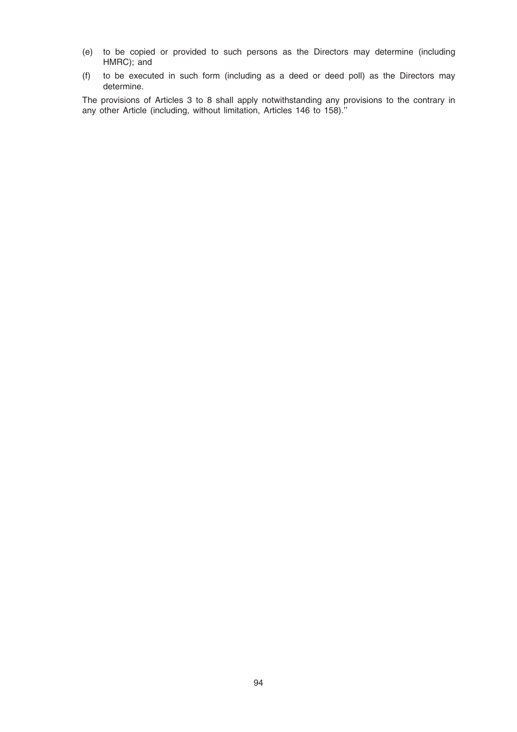(e) to be copied or provided to such persons as the Directors may determine (including HMRC); and

(f) to be executed in such form (including as a deed or deed poll) as the Directors may determine.

The provisions of Articles 3 to 8 shall apply notwithstanding any provisions to the contrary in any other Article (including, without limitation, Articles 146 to 158)."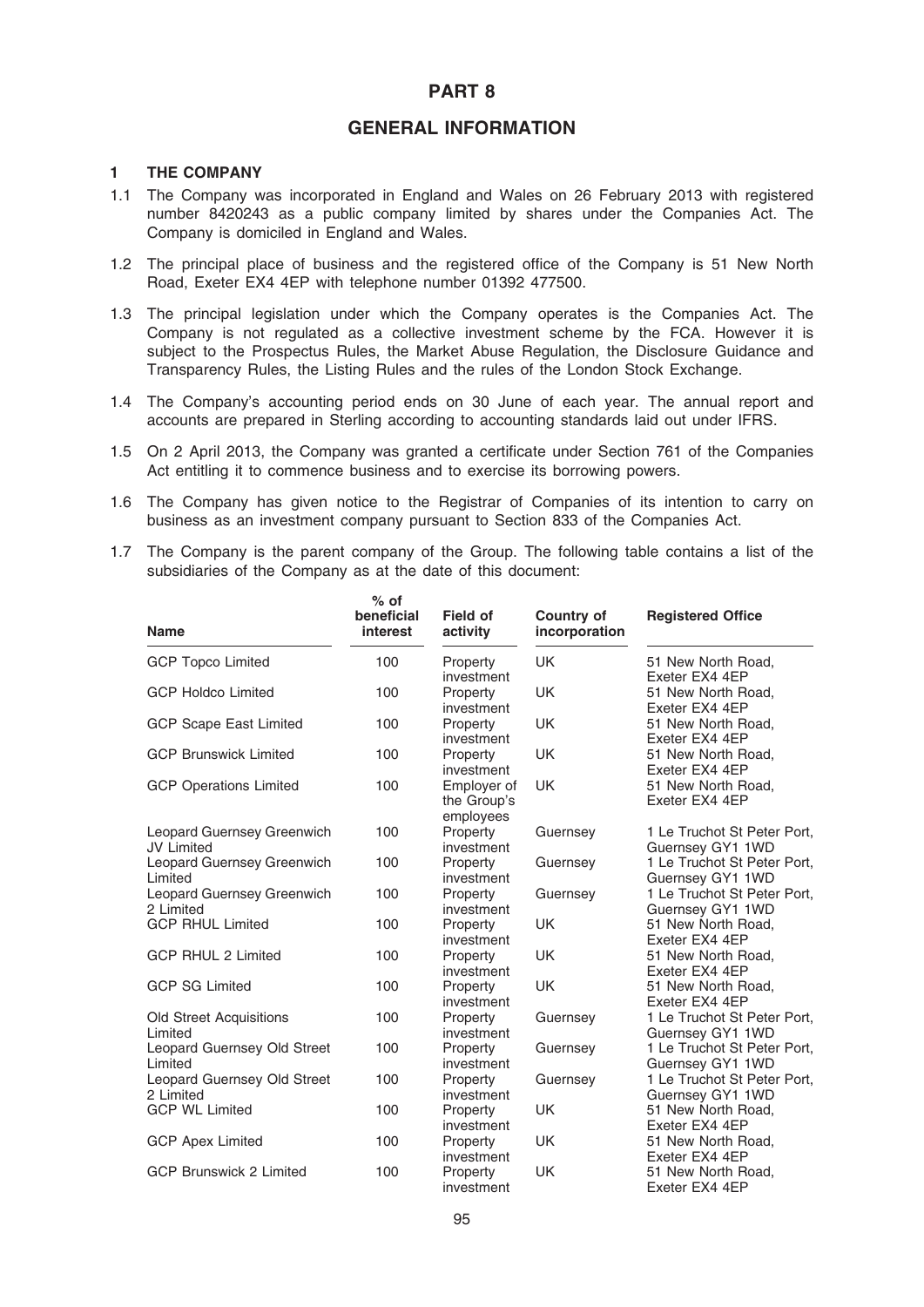# PART 8

## GENERAL INFORMATION

### 1 THE COMPANY

1.1 The Company was incorporated in England and Wales on 26 February 2013 with registered number 8420243 as a public company limited by shares under the Companies Act. The Company is domiciled in England and Wales.

1.2 The principal place of business and the registered office of the Company is 51 New North Road, Exeter EX4 4EP with telephone number 01392 477500.

1.3 The principal legislation under which the Company operates is the Companies Act. The Company is not regulated as a collective investment scheme by the FCA. However it is subject to the Prospectus Rules, the Market Abuse Regulation, the Disclosure Guidance and Transparency Rules, the Listing Rules and the rules of the London Stock Exchange.

1.4 The Company's accounting period ends on 30 June of each year. The annual report and accounts are prepared in Sterling according to accounting standards laid out under IFRS.

1.5 On 2 April 2013, the Company was granted a certificate under Section 761 of the Companies Act entitling it to commence business and to exercise its borrowing powers.

1.6 The Company has given notice to the Registrar of Companies of its intention to carry on business as an investment company pursuant to Section 833 of the Companies Act.

1.7 The Company is the parent company of the Group. The following table contains a list of the subsidiaries of the Company as at the date of this document:

| Name | % of beneficial interest | Field of activity | Country of incorporation | Registered Office |
|---|---|---|---|---|
| GCP Topco Limited | 100 | Property investment | UK | 51 New North Road, Exeter EX4 4EP |
| GCP Holdco Limited | 100 | Property investment | UK | 51 New North Road, Exeter EX4 4EP |
| GCP Scape East Limited | 100 | Property investment | UK | 51 New North Road, Exeter EX4 4EP |
| GCP Brunswick Limited | 100 | Property investment | UK | 51 New North Road, Exeter EX4 4EP |
| GCP Operations Limited | 100 | Employer of the Group's employees | UK | 51 New North Road, Exeter EX4 4EP |
| Leopard Guernsey Greenwich JV Limited | 100 | Property investment | Guernsey | 1 Le Truchot St Peter Port, Guernsey GY1 1WD |
| Leopard Guernsey Greenwich Limited | 100 | Property investment | Guernsey | 1 Le Truchot St Peter Port, Guernsey GY1 1WD |
| Leopard Guernsey Greenwich 2 Limited | 100 | Property investment | Guernsey | 1 Le Truchot St Peter Port, Guernsey GY1 1WD |
| GCP RHUL Limited | 100 | Property investment | UK | 51 New North Road, Exeter EX4 4EP |
| GCP RHUL 2 Limited | 100 | Property investment | UK | 51 New North Road, Exeter EX4 4EP |
| GCP SG Limited | 100 | Property investment | UK | 51 New North Road, Exeter EX4 4EP |
| Old Street Acquisitions Limited | 100 | Property investment | Guernsey | 1 Le Truchot St Peter Port, Guernsey GY1 1WD |
| Leopard Guernsey Old Street Limited | 100 | Property investment | Guernsey | 1 Le Truchot St Peter Port, Guernsey GY1 1WD |
| Leopard Guernsey Old Street 2 Limited | 100 | Property investment | Guernsey | 1 Le Truchot St Peter Port, Guernsey GY1 1WD |
| GCP WL Limited | 100 | Property investment | UK | 51 New North Road, Exeter EX4 4EP |
| GCP Apex Limited | 100 | Property investment | UK | 51 New North Road, Exeter EX4 4EP |
| GCP Brunswick 2 Limited | 100 | Property investment | UK | 51 New North Road, Exeter EX4 4EP |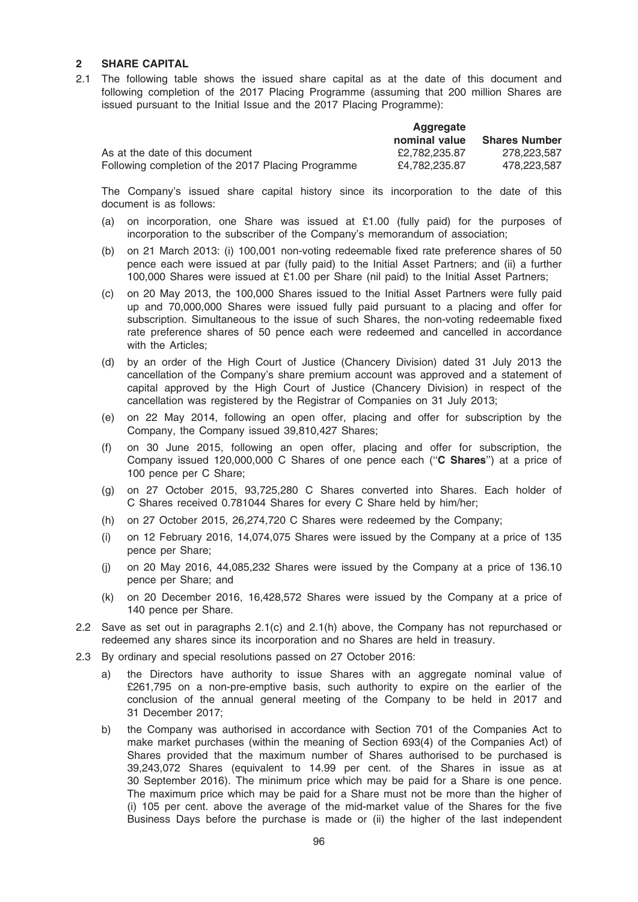## 2 SHARE CAPITAL

2.1 The following table shows the issued share capital as at the date of this document and following completion of the 2017 Placing Programme (assuming that 200 million Shares are issued pursuant to the Initial Issue and the 2017 Placing Programme):

| | Aggregate nominal value | Shares Number |
|---|---|---|
| As at the date of this document | £2,782,235.87 | 278,223,587 |
| Following completion of the 2017 Placing Programme | £4,782,235.87 | 478,223,587 |

The Company's issued share capital history since its incorporation to the date of this document is as follows:

(a) on incorporation, one Share was issued at £1.00 (fully paid) for the purposes of incorporation to the subscriber of the Company's memorandum of association;

(b) on 21 March 2013: (i) 100,001 non-voting redeemable fixed rate preference shares of 50 pence each were issued at par (fully paid) to the Initial Asset Partners; and (ii) a further 100,000 Shares were issued at £1.00 per Share (nil paid) to the Initial Asset Partners;

(c) on 20 May 2013, the 100,000 Shares issued to the Initial Asset Partners were fully paid up and 70,000,000 Shares were issued fully paid pursuant to a placing and offer for subscription. Simultaneous to the issue of such Shares, the non-voting redeemable fixed rate preference shares of 50 pence each were redeemed and cancelled in accordance with the Articles;

(d) by an order of the High Court of Justice (Chancery Division) dated 31 July 2013 the cancellation of the Company's share premium account was approved and a statement of capital approved by the High Court of Justice (Chancery Division) in respect of the cancellation was registered by the Registrar of Companies on 31 July 2013;

(e) on 22 May 2014, following an open offer, placing and offer for subscription by the Company, the Company issued 39,810,427 Shares;

(f) on 30 June 2015, following an open offer, placing and offer for subscription, the Company issued 120,000,000 C Shares of one pence each ("**C Shares**") at a price of 100 pence per C Share;

(g) on 27 October 2015, 93,725,280 C Shares converted into Shares. Each holder of C Shares received 0.781044 Shares for every C Share held by him/her;

(h) on 27 October 2015, 26,274,720 C Shares were redeemed by the Company;

(i) on 12 February 2016, 14,074,075 Shares were issued by the Company at a price of 135 pence per Share;

(j) on 20 May 2016, 44,085,232 Shares were issued by the Company at a price of 136.10 pence per Share; and

(k) on 20 December 2016, 16,428,572 Shares were issued by the Company at a price of 140 pence per Share.

2.2 Save as set out in paragraphs 2.1(c) and 2.1(h) above, the Company has not repurchased or redeemed any shares since its incorporation and no Shares are held in treasury.

2.3 By ordinary and special resolutions passed on 27 October 2016:

a) the Directors have authority to issue Shares with an aggregate nominal value of £261,795 on a non-pre-emptive basis, such authority to expire on the earlier of the conclusion of the annual general meeting of the Company to be held in 2017 and 31 December 2017;

b) the Company was authorised in accordance with Section 701 of the Companies Act to make market purchases (within the meaning of Section 693(4) of the Companies Act) of Shares provided that the maximum number of Shares authorised to be purchased is 39,243,072 Shares (equivalent to 14.99 per cent. of the Shares in issue as at 30 September 2016). The minimum price which may be paid for a Share is one pence. The maximum price which may be paid for a Share must not be more than the higher of (i) 105 per cent. above the average of the mid-market value of the Shares for the five Business Days before the purchase is made or (ii) the higher of the last independent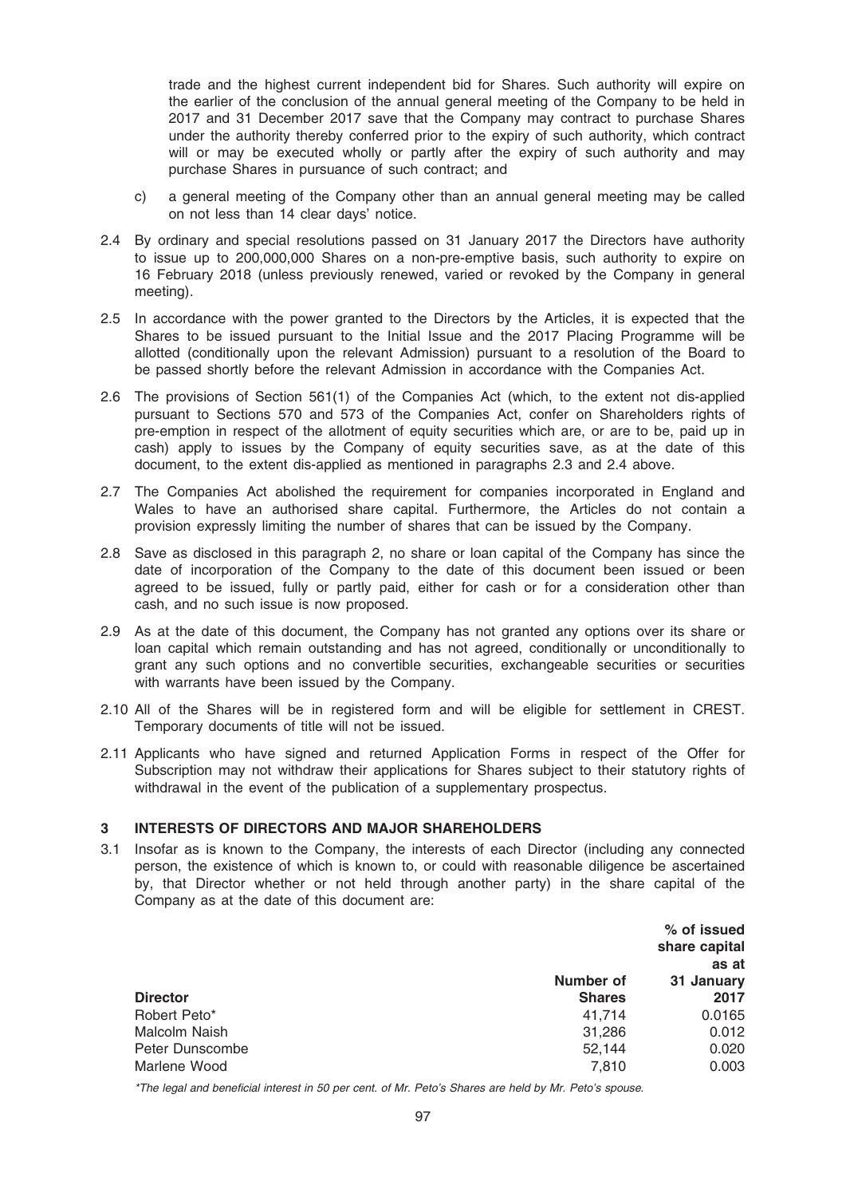trade and the highest current independent bid for Shares. Such authority will expire on the earlier of the conclusion of the annual general meeting of the Company to be held in 2017 and 31 December 2017 save that the Company may contract to purchase Shares under the authority thereby conferred prior to the expiry of such authority, which contract will or may be executed wholly or partly after the expiry of such authority and may purchase Shares in pursuance of such contract; and

c) a general meeting of the Company other than an annual general meeting may be called on not less than 14 clear days' notice.

2.4 By ordinary and special resolutions passed on 31 January 2017 the Directors have authority to issue up to 200,000,000 Shares on a non-pre-emptive basis, such authority to expire on 16 February 2018 (unless previously renewed, varied or revoked by the Company in general meeting).

2.5 In accordance with the power granted to the Directors by the Articles, it is expected that the Shares to be issued pursuant to the Initial Issue and the 2017 Placing Programme will be allotted (conditionally upon the relevant Admission) pursuant to a resolution of the Board to be passed shortly before the relevant Admission in accordance with the Companies Act.

2.6 The provisions of Section 561(1) of the Companies Act (which, to the extent not dis-applied pursuant to Sections 570 and 573 of the Companies Act, confer on Shareholders rights of pre-emption in respect of the allotment of equity securities which are, or are to be, paid up in cash) apply to issues by the Company of equity securities save, as at the date of this document, to the extent dis-applied as mentioned in paragraphs 2.3 and 2.4 above.

2.7 The Companies Act abolished the requirement for companies incorporated in England and Wales to have an authorised share capital. Furthermore, the Articles do not contain a provision expressly limiting the number of shares that can be issued by the Company.

2.8 Save as disclosed in this paragraph 2, no share or loan capital of the Company has since the date of incorporation of the Company to the date of this document been issued or been agreed to be issued, fully or partly paid, either for cash or for a consideration other than cash, and no such issue is now proposed.

2.9 As at the date of this document, the Company has not granted any options over its share or loan capital which remain outstanding and has not agreed, conditionally or unconditionally to grant any such options and no convertible securities, exchangeable securities or securities with warrants have been issued by the Company.

2.10 All of the Shares will be in registered form and will be eligible for settlement in CREST. Temporary documents of title will not be issued.

2.11 Applicants who have signed and returned Application Forms in respect of the Offer for Subscription may not withdraw their applications for Shares subject to their statutory rights of withdrawal in the event of the publication of a supplementary prospectus.

## 3 INTERESTS OF DIRECTORS AND MAJOR SHAREHOLDERS

3.1 Insofar as is known to the Company, the interests of each Director (including any connected person, the existence of which is known to, or could with reasonable diligence be ascertained by, that Director whether or not held through another party) in the share capital of the Company as at the date of this document are:

| Director | Number of Shares | % of issued share capital as at 31 January 2017 |
|---|---|---|
| Robert Peto* | 41,714 | 0.0165 |
| Malcolm Naish | 31,286 | 0.012 |
| Peter Dunscombe | 52,144 | 0.020 |
| Marlene Wood | 7,810 | 0.003 |

*\*The legal and beneficial interest in 50 per cent. of Mr. Peto's Shares are held by Mr. Peto's spouse.*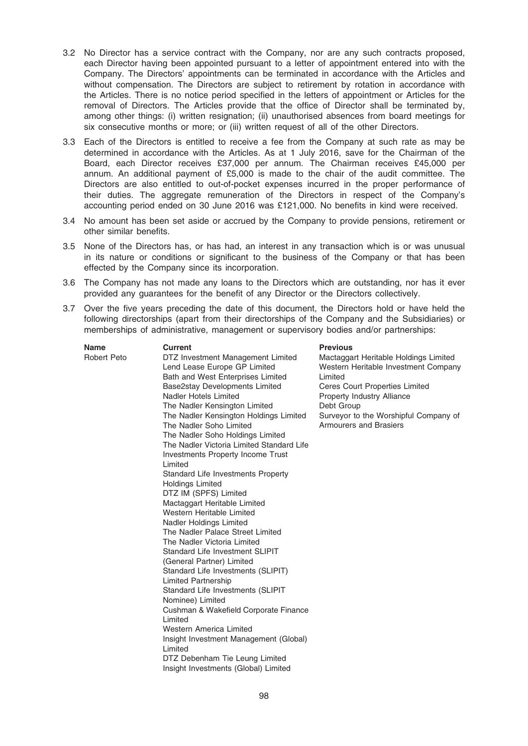3.2 No Director has a service contract with the Company, nor are any such contracts proposed, each Director having been appointed pursuant to a letter of appointment entered into with the Company. The Directors' appointments can be terminated in accordance with the Articles and without compensation. The Directors are subject to retirement by rotation in accordance with the Articles. There is no notice period specified in the letters of appointment or Articles for the removal of Directors. The Articles provide that the office of Director shall be terminated by, among other things: (i) written resignation; (ii) unauthorised absences from board meetings for six consecutive months or more; or (iii) written request of all of the other Directors.

3.3 Each of the Directors is entitled to receive a fee from the Company at such rate as may be determined in accordance with the Articles. As at 1 July 2016, save for the Chairman of the Board, each Director receives £37,000 per annum. The Chairman receives £45,000 per annum. An additional payment of £5,000 is made to the chair of the audit committee. The Directors are also entitled to out-of-pocket expenses incurred in the proper performance of their duties. The aggregate remuneration of the Directors in respect of the Company's accounting period ended on 30 June 2016 was £121,000. No benefits in kind were received.

3.4 No amount has been set aside or accrued by the Company to provide pensions, retirement or other similar benefits.

3.5 None of the Directors has, or has had, an interest in any transaction which is or was unusual in its nature or conditions or significant to the business of the Company or that has been effected by the Company since its incorporation.

3.6 The Company has not made any loans to the Directors which are outstanding, nor has it ever provided any guarantees for the benefit of any Director or the Directors collectively.

3.7 Over the five years preceding the date of this document, the Directors hold or have held the following directorships (apart from their directorships of the Company and the Subsidiaries) or memberships of administrative, management or supervisory bodies and/or partnerships:

| Name | Current | Previous |
|---|---|---|
| Robert Peto | DTZ Investment Management Limited<br>Lend Lease Europe GP Limited<br>Bath and West Enterprises Limited<br>Base2stay Developments Limited<br>Nadler Hotels Limited<br>The Nadler Kensington Limited<br>The Nadler Kensington Holdings Limited<br>The Nadler Soho Limited<br>The Nadler Soho Holdings Limited<br>The Nadler Victoria Limited Standard Life Investments Property Income Trust Limited<br>Standard Life Investments Property Holdings Limited<br>DTZ IM (SPFS) Limited<br>Mactaggart Heritable Limited<br>Western Heritable Limited<br>Nadler Holdings Limited<br>The Nadler Palace Street Limited<br>The Nadler Victoria Limited<br>Standard Life Investment SLIPIT (General Partner) Limited<br>Standard Life Investments (SLIPIT) Limited Partnership<br>Standard Life Investments (SLIPIT Nominee) Limited<br>Cushman & Wakefield Corporate Finance Limited<br>Western America Limited<br>Insight Investment Management (Global) Limited<br>DTZ Debenham Tie Leung Limited<br>Insight Investments (Global) Limited | Mactaggart Heritable Holdings Limited<br>Western Heritable Investment Company Limited<br>Ceres Court Properties Limited<br>Property Industry Alliance Debt Group<br>Surveyor to the Worshipful Company of Armourers and Brasiers |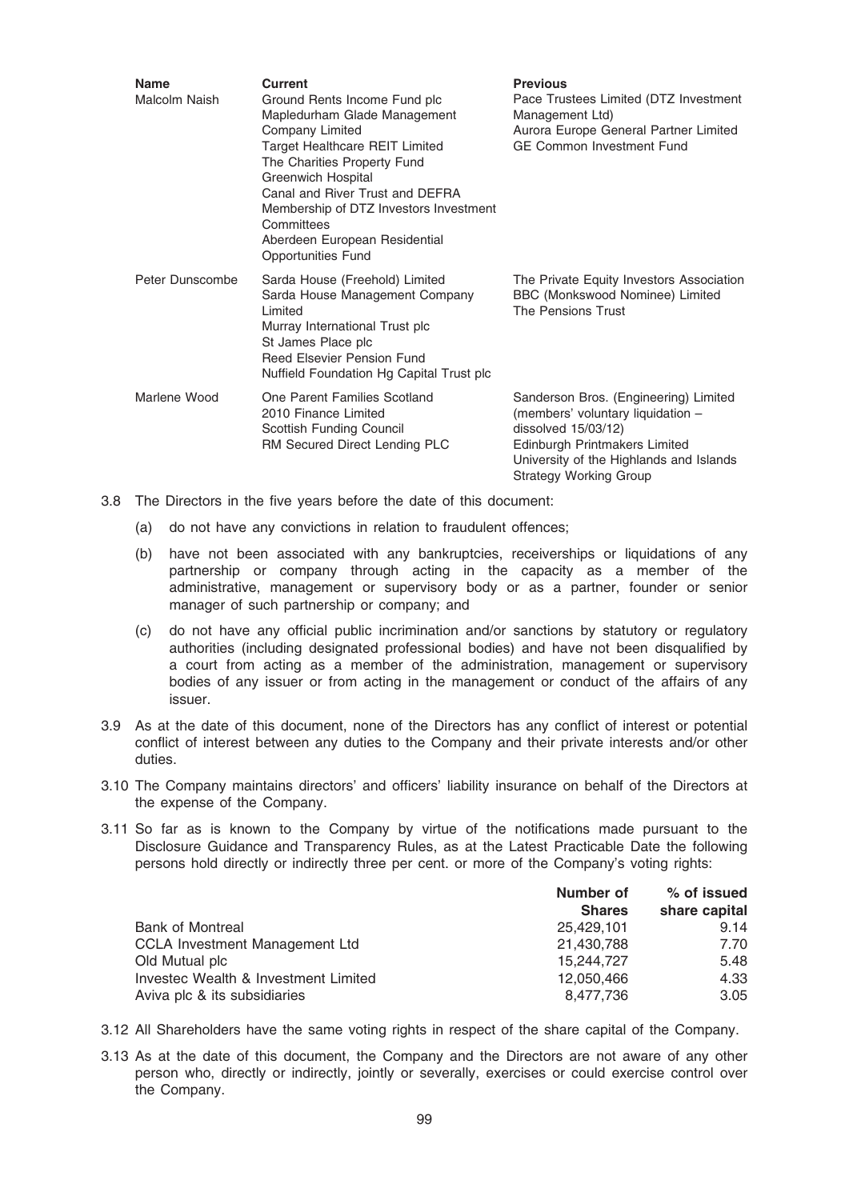| Name | Current | Previous |
|---|---|---|
| Malcolm Naish | Ground Rents Income Fund plc<br>Mapledurham Glade Management Company Limited<br>Target Healthcare REIT Limited<br>The Charities Property Fund<br>Greenwich Hospital<br>Canal and River Trust and DEFRA<br>Membership of DTZ Investors Investment Committees<br>Aberdeen European Residential Opportunities Fund | Pace Trustees Limited (DTZ Investment Management Ltd)<br>Aurora Europe General Partner Limited<br>GE Common Investment Fund |
| Peter Dunscombe | Sarda House (Freehold) Limited<br>Sarda House Management Company Limited<br>Murray International Trust plc<br>St James Place plc<br>Reed Elsevier Pension Fund<br>Nuffield Foundation Hg Capital Trust plc | The Private Equity Investors Association<br>BBC (Monkswood Nominee) Limited<br>The Pensions Trust |
| Marlene Wood | One Parent Families Scotland<br>2010 Finance Limited<br>Scottish Funding Council<br>RM Secured Direct Lending PLC | Sanderson Bros. (Engineering) Limited (members' voluntary liquidation – dissolved 15/03/12)<br>Edinburgh Printmakers Limited<br>University of the Highlands and Islands Strategy Working Group |

3.8 The Directors in the five years before the date of this document:

(a) do not have any convictions in relation to fraudulent offences;

(b) have not been associated with any bankruptcies, receiverships or liquidations of any partnership or company through acting in the capacity as a member of the administrative, management or supervisory body or as a partner, founder or senior manager of such partnership or company; and

(c) do not have any official public incrimination and/or sanctions by statutory or regulatory authorities (including designated professional bodies) and have not been disqualified by a court from acting as a member of the administration, management or supervisory bodies of any issuer or from acting in the management or conduct of the affairs of any issuer.

3.9 As at the date of this document, none of the Directors has any conflict of interest or potential conflict of interest between any duties to the Company and their private interests and/or other duties.

3.10 The Company maintains directors' and officers' liability insurance on behalf of the Directors at the expense of the Company.

3.11 So far as is known to the Company by virtue of the notifications made pursuant to the Disclosure Guidance and Transparency Rules, as at the Latest Practicable Date the following persons hold directly or indirectly three per cent. or more of the Company's voting rights:

| | Number of Shares | % of issued share capital |
|---|---|---|
| Bank of Montreal | 25,429,101 | 9.14 |
| CCLA Investment Management Ltd | 21,430,788 | 7.70 |
| Old Mutual plc | 15,244,727 | 5.48 |
| Investec Wealth & Investment Limited | 12,050,466 | 4.33 |
| Aviva plc & its subsidiaries | 8,477,736 | 3.05 |

3.12 All Shareholders have the same voting rights in respect of the share capital of the Company.

3.13 As at the date of this document, the Company and the Directors are not aware of any other person who, directly or indirectly, jointly or severally, exercises or could exercise control over the Company.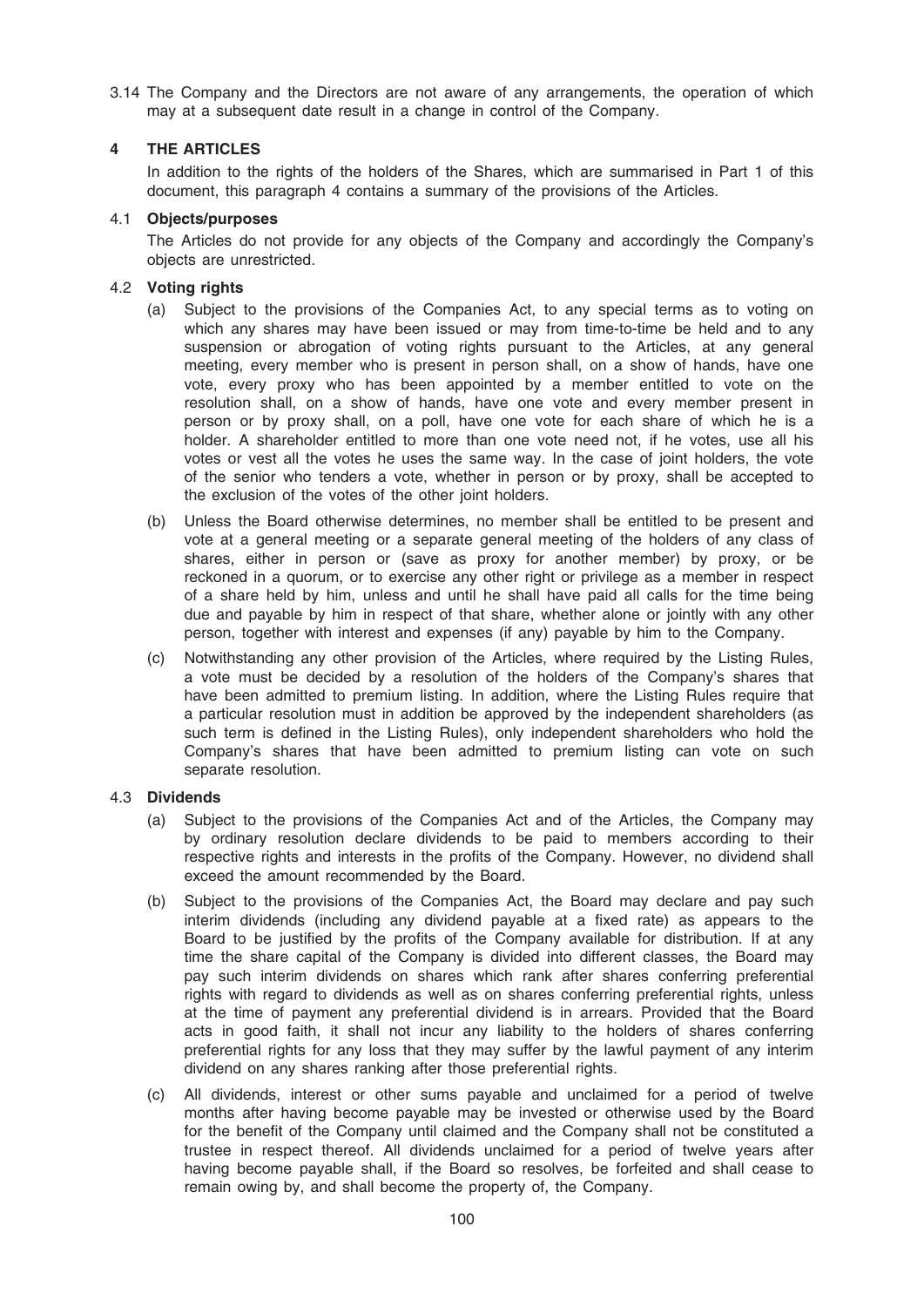3.14 The Company and the Directors are not aware of any arrangements, the operation of which may at a subsequent date result in a change in control of the Company.

## 4 THE ARTICLES

In addition to the rights of the holders of the Shares, which are summarised in Part 1 of this document, this paragraph 4 contains a summary of the provisions of the Articles.

### 4.1 Objects/purposes

The Articles do not provide for any objects of the Company and accordingly the Company's objects are unrestricted.

### 4.2 Voting rights

(a) Subject to the provisions of the Companies Act, to any special terms as to voting on which any shares may have been issued or may from time-to-time be held and to any suspension or abrogation of voting rights pursuant to the Articles, at any general meeting, every member who is present in person shall, on a show of hands, have one vote, every proxy who has been appointed by a member entitled to vote on the resolution shall, on a show of hands, have one vote and every member present in person or by proxy shall, on a poll, have one vote for each share of which he is a holder. A shareholder entitled to more than one vote need not, if he votes, use all his votes or vest all the votes he uses the same way. In the case of joint holders, the vote of the senior who tenders a vote, whether in person or by proxy, shall be accepted to the exclusion of the votes of the other joint holders.

(b) Unless the Board otherwise determines, no member shall be entitled to be present and vote at a general meeting or a separate general meeting of the holders of any class of shares, either in person or (save as proxy for another member) by proxy, or be reckoned in a quorum, or to exercise any other right or privilege as a member in respect of a share held by him, unless and until he shall have paid all calls for the time being due and payable by him in respect of that share, whether alone or jointly with any other person, together with interest and expenses (if any) payable by him to the Company.

(c) Notwithstanding any other provision of the Articles, where required by the Listing Rules, a vote must be decided by a resolution of the holders of the Company's shares that have been admitted to premium listing. In addition, where the Listing Rules require that a particular resolution must in addition be approved by the independent shareholders (as such term is defined in the Listing Rules), only independent shareholders who hold the Company's shares that have been admitted to premium listing can vote on such separate resolution.

### 4.3 Dividends

(a) Subject to the provisions of the Companies Act and of the Articles, the Company may by ordinary resolution declare dividends to be paid to members according to their respective rights and interests in the profits of the Company. However, no dividend shall exceed the amount recommended by the Board.

(b) Subject to the provisions of the Companies Act, the Board may declare and pay such interim dividends (including any dividend payable at a fixed rate) as appears to the Board to be justified by the profits of the Company available for distribution. If at any time the share capital of the Company is divided into different classes, the Board may pay such interim dividends on shares which rank after shares conferring preferential rights with regard to dividends as well as on shares conferring preferential rights, unless at the time of payment any preferential dividend is in arrears. Provided that the Board acts in good faith, it shall not incur any liability to the holders of shares conferring preferential rights for any loss that they may suffer by the lawful payment of any interim dividend on any shares ranking after those preferential rights.

(c) All dividends, interest or other sums payable and unclaimed for a period of twelve months after having become payable may be invested or otherwise used by the Board for the benefit of the Company until claimed and the Company shall not be constituted a trustee in respect thereof. All dividends unclaimed for a period of twelve years after having become payable shall, if the Board so resolves, be forfeited and shall cease to remain owing by, and shall become the property of, the Company.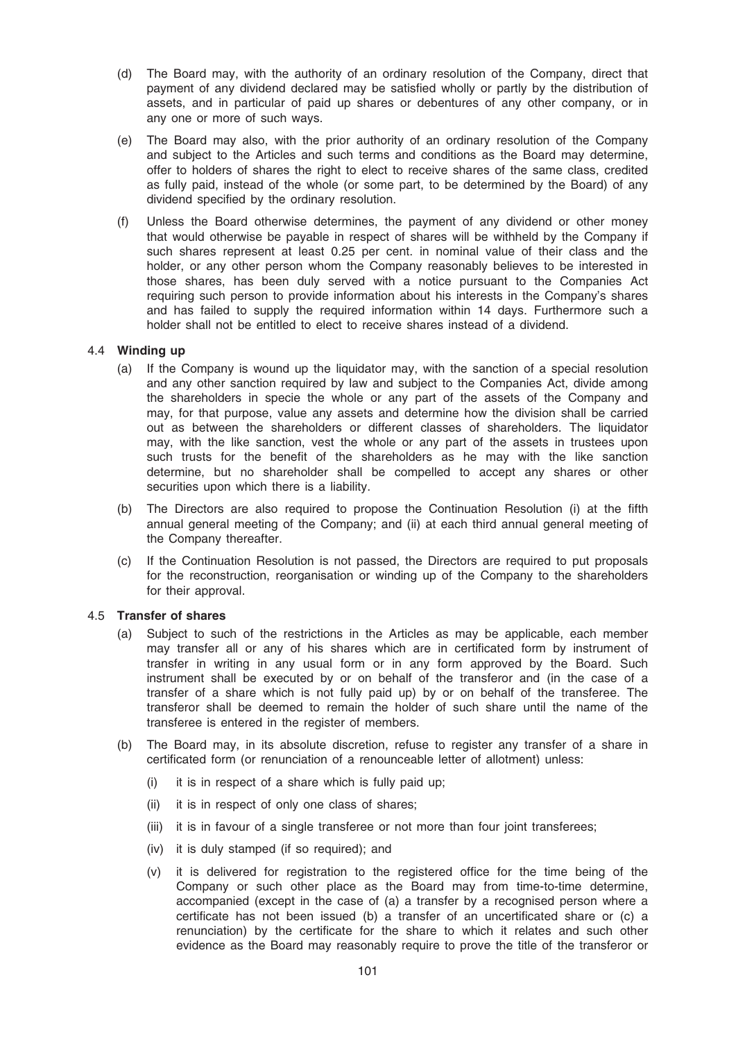(d) The Board may, with the authority of an ordinary resolution of the Company, direct that payment of any dividend declared may be satisfied wholly or partly by the distribution of assets, and in particular of paid up shares or debentures of any other company, or in any one or more of such ways.

(e) The Board may also, with the prior authority of an ordinary resolution of the Company and subject to the Articles and such terms and conditions as the Board may determine, offer to holders of shares the right to elect to receive shares of the same class, credited as fully paid, instead of the whole (or some part, to be determined by the Board) of any dividend specified by the ordinary resolution.

(f) Unless the Board otherwise determines, the payment of any dividend or other money that would otherwise be payable in respect of shares will be withheld by the Company if such shares represent at least 0.25 per cent. in nominal value of their class and the holder, or any other person whom the Company reasonably believes to be interested in those shares, has been duly served with a notice pursuant to the Companies Act requiring such person to provide information about his interests in the Company's shares and has failed to supply the required information within 14 days. Furthermore such a holder shall not be entitled to elect to receive shares instead of a dividend.

### 4.4 Winding up

(a) If the Company is wound up the liquidator may, with the sanction of a special resolution and any other sanction required by law and subject to the Companies Act, divide among the shareholders in specie the whole or any part of the assets of the Company and may, for that purpose, value any assets and determine how the division shall be carried out as between the shareholders or different classes of shareholders. The liquidator may, with the like sanction, vest the whole or any part of the assets in trustees upon such trusts for the benefit of the shareholders as he may with the like sanction determine, but no shareholder shall be compelled to accept any shares or other securities upon which there is a liability.

(b) The Directors are also required to propose the Continuation Resolution (i) at the fifth annual general meeting of the Company; and (ii) at each third annual general meeting of the Company thereafter.

(c) If the Continuation Resolution is not passed, the Directors are required to put proposals for the reconstruction, reorganisation or winding up of the Company to the shareholders for their approval.

### 4.5 Transfer of shares

(a) Subject to such of the restrictions in the Articles as may be applicable, each member may transfer all or any of his shares which are in certificated form by instrument of transfer in writing in any usual form or in any form approved by the Board. Such instrument shall be executed by or on behalf of the transferor and (in the case of a transfer of a share which is not fully paid up) by or on behalf of the transferee. The transferor shall be deemed to remain the holder of such share until the name of the transferee is entered in the register of members.

(b) The Board may, in its absolute discretion, refuse to register any transfer of a share in certificated form (or renunciation of a renounceable letter of allotment) unless:

(i) it is in respect of a share which is fully paid up;

(ii) it is in respect of only one class of shares;

(iii) it is in favour of a single transferee or not more than four joint transferees;

(iv) it is duly stamped (if so required); and

(v) it is delivered for registration to the registered office for the time being of the Company or such other place as the Board may from time-to-time determine, accompanied (except in the case of (a) a transfer by a recognised person where a certificate has not been issued (b) a transfer of an uncertificated share or (c) a renunciation) by the certificate for the share to which it relates and such other evidence as the Board may reasonably require to prove the title of the transferor or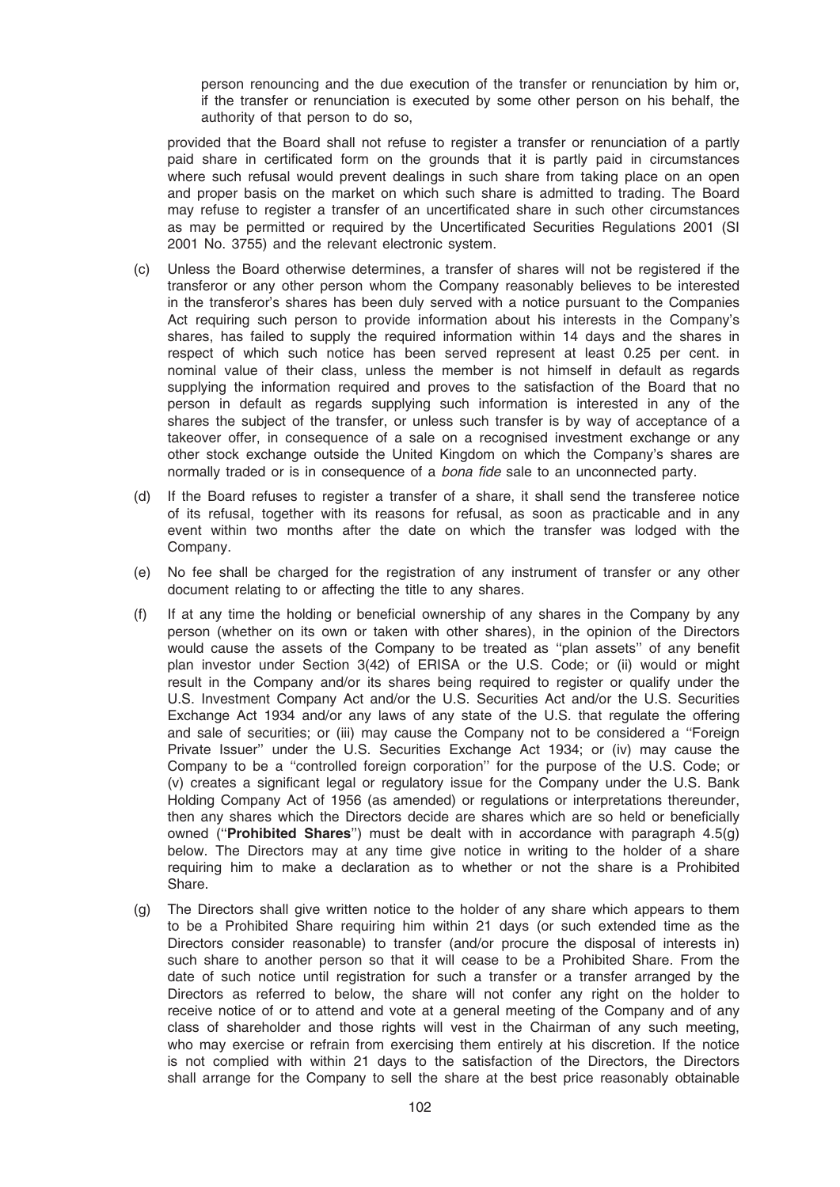person renouncing and the due execution of the transfer or renunciation by him or, if the transfer or renunciation is executed by some other person on his behalf, the authority of that person to do so,

provided that the Board shall not refuse to register a transfer or renunciation of a partly paid share in certificated form on the grounds that it is partly paid in circumstances where such refusal would prevent dealings in such share from taking place on an open and proper basis on the market on which such share is admitted to trading. The Board may refuse to register a transfer of an uncertificated share in such other circumstances as may be permitted or required by the Uncertificated Securities Regulations 2001 (SI 2001 No. 3755) and the relevant electronic system.

(c) Unless the Board otherwise determines, a transfer of shares will not be registered if the transferor or any other person whom the Company reasonably believes to be interested in the transferor's shares has been duly served with a notice pursuant to the Companies Act requiring such person to provide information about his interests in the Company's shares, has failed to supply the required information within 14 days and the shares in respect of which such notice has been served represent at least 0.25 per cent. in nominal value of their class, unless the member is not himself in default as regards supplying the information required and proves to the satisfaction of the Board that no person in default as regards supplying such information is interested in any of the shares the subject of the transfer, or unless such transfer is by way of acceptance of a takeover offer, in consequence of a sale on a recognised investment exchange or any other stock exchange outside the United Kingdom on which the Company's shares are normally traded or is in consequence of a *bona fide* sale to an unconnected party.

(d) If the Board refuses to register a transfer of a share, it shall send the transferee notice of its refusal, together with its reasons for refusal, as soon as practicable and in any event within two months after the date on which the transfer was lodged with the Company.

(e) No fee shall be charged for the registration of any instrument of transfer or any other document relating to or affecting the title to any shares.

(f) If at any time the holding or beneficial ownership of any shares in the Company by any person (whether on its own or taken with other shares), in the opinion of the Directors would cause the assets of the Company to be treated as ''plan assets'' of any benefit plan investor under Section 3(42) of ERISA or the U.S. Code; or (ii) would or might result in the Company and/or its shares being required to register or qualify under the U.S. Investment Company Act and/or the U.S. Securities Act and/or the U.S. Securities Exchange Act 1934 and/or any laws of any state of the U.S. that regulate the offering and sale of securities; or (iii) may cause the Company not to be considered a ''Foreign Private Issuer'' under the U.S. Securities Exchange Act 1934; or (iv) may cause the Company to be a ''controlled foreign corporation'' for the purpose of the U.S. Code; or (v) creates a significant legal or regulatory issue for the Company under the U.S. Bank Holding Company Act of 1956 (as amended) or regulations or interpretations thereunder, then any shares which the Directors decide are shares which are so held or beneficially owned (''**Prohibited Shares**'') must be dealt with in accordance with paragraph 4.5(g) below. The Directors may at any time give notice in writing to the holder of a share requiring him to make a declaration as to whether or not the share is a Prohibited Share.

(g) The Directors shall give written notice to the holder of any share which appears to them to be a Prohibited Share requiring him within 21 days (or such extended time as the Directors consider reasonable) to transfer (and/or procure the disposal of interests in) such share to another person so that it will cease to be a Prohibited Share. From the date of such notice until registration for such a transfer or a transfer arranged by the Directors as referred to below, the share will not confer any right on the holder to receive notice of or to attend and vote at a general meeting of the Company and of any class of shareholder and those rights will vest in the Chairman of any such meeting, who may exercise or refrain from exercising them entirely at his discretion. If the notice is not complied with within 21 days to the satisfaction of the Directors, the Directors shall arrange for the Company to sell the share at the best price reasonably obtainable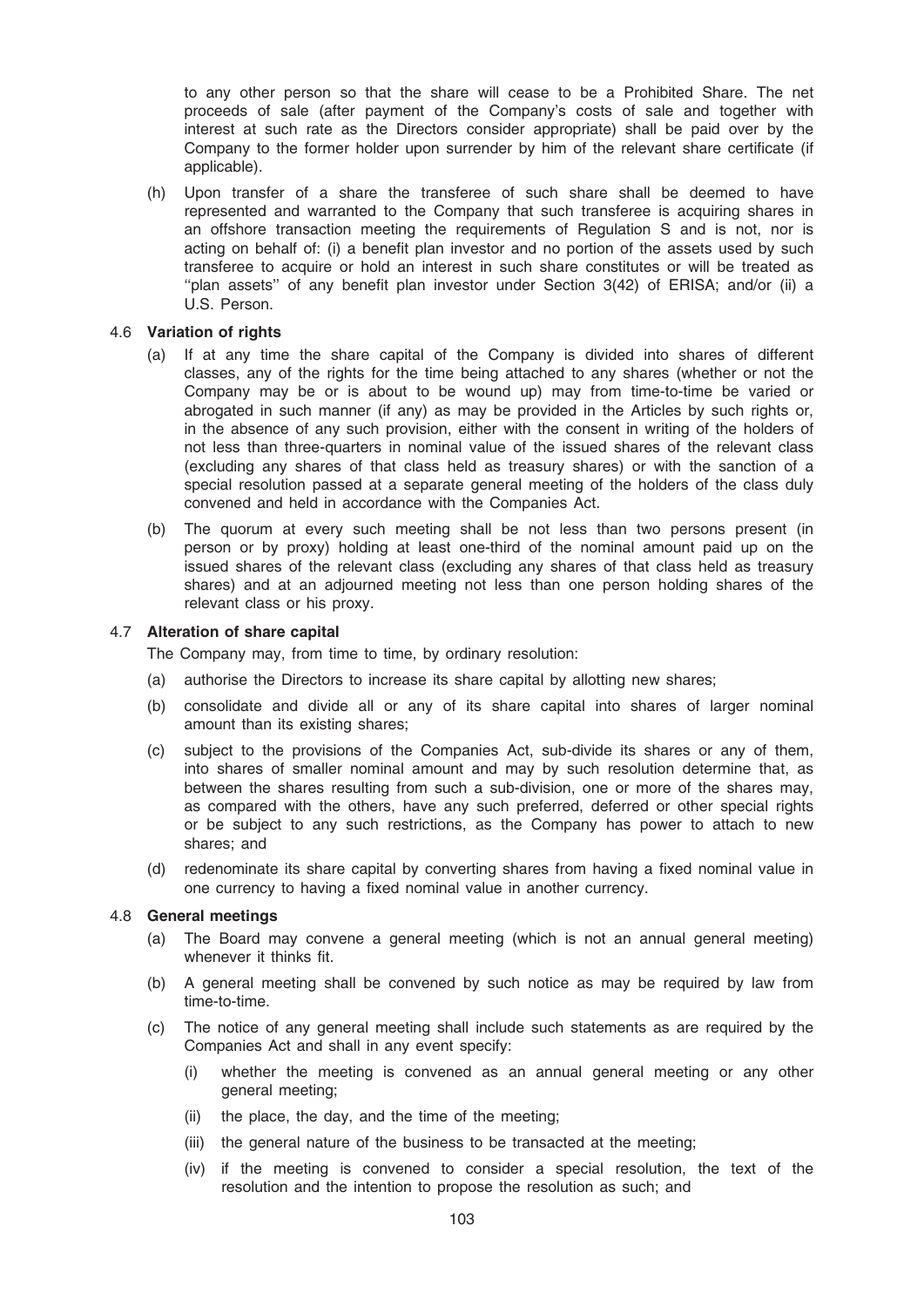to any other person so that the share will cease to be a Prohibited Share. The net proceeds of sale (after payment of the Company's costs of sale and together with interest at such rate as the Directors consider appropriate) shall be paid over by the Company to the former holder upon surrender by him of the relevant share certificate (if applicable).

(h) Upon transfer of a share the transferee of such share shall be deemed to have represented and warranted to the Company that such transferee is acquiring shares in an offshore transaction meeting the requirements of Regulation S and is not, nor is acting on behalf of: (i) a benefit plan investor and no portion of the assets used by such transferee to acquire or hold an interest in such share constitutes or will be treated as "plan assets" of any benefit plan investor under Section 3(42) of ERISA; and/or (ii) a U.S. Person.

### 4.6 Variation of rights

(a) If at any time the share capital of the Company is divided into shares of different classes, any of the rights for the time being attached to any shares (whether or not the Company may be or is about to be wound up) may from time-to-time be varied or abrogated in such manner (if any) as may be provided in the Articles by such rights or, in the absence of any such provision, either with the consent in writing of the holders of not less than three-quarters in nominal value of the issued shares of the relevant class (excluding any shares of that class held as treasury shares) or with the sanction of a special resolution passed at a separate general meeting of the holders of the class duly convened and held in accordance with the Companies Act.

(b) The quorum at every such meeting shall be not less than two persons present (in person or by proxy) holding at least one-third of the nominal amount paid up on the issued shares of the relevant class (excluding any shares of that class held as treasury shares) and at an adjourned meeting not less than one person holding shares of the relevant class or his proxy.

### 4.7 Alteration of share capital

The Company may, from time to time, by ordinary resolution:

(a) authorise the Directors to increase its share capital by allotting new shares;

(b) consolidate and divide all or any of its share capital into shares of larger nominal amount than its existing shares;

(c) subject to the provisions of the Companies Act, sub-divide its shares or any of them, into shares of smaller nominal amount and may by such resolution determine that, as between the shares resulting from such a sub-division, one or more of the shares may, as compared with the others, have any such preferred, deferred or other special rights or be subject to any such restrictions, as the Company has power to attach to new shares; and

(d) redenominate its share capital by converting shares from having a fixed nominal value in one currency to having a fixed nominal value in another currency.

### 4.8 General meetings

(a) The Board may convene a general meeting (which is not an annual general meeting) whenever it thinks fit.

(b) A general meeting shall be convened by such notice as may be required by law from time-to-time.

(c) The notice of any general meeting shall include such statements as are required by the Companies Act and shall in any event specify:

   (i) whether the meeting is convened as an annual general meeting or any other general meeting;

   (ii) the place, the day, and the time of the meeting;

   (iii) the general nature of the business to be transacted at the meeting;

   (iv) if the meeting is convened to consider a special resolution, the text of the resolution and the intention to propose the resolution as such; and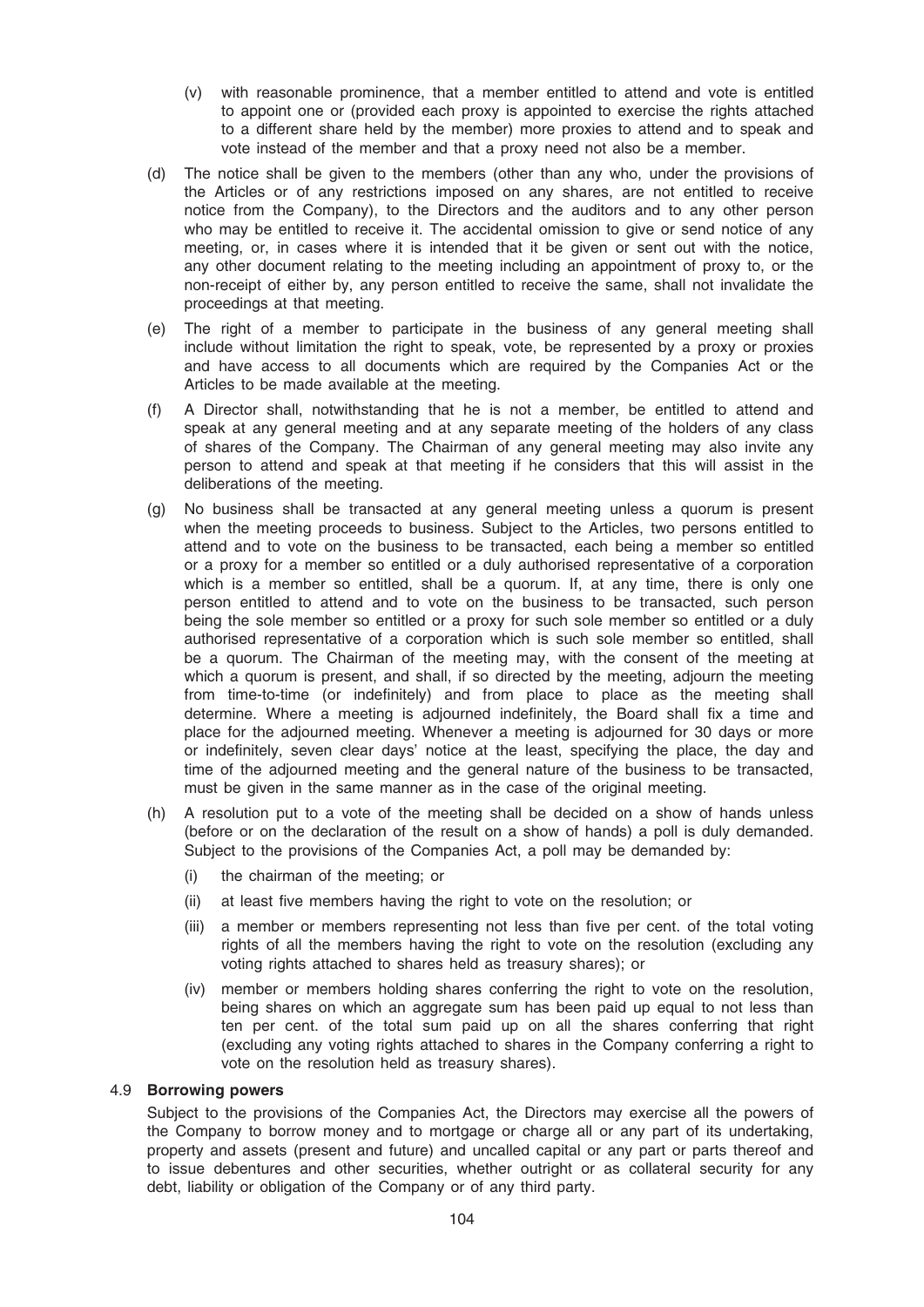(v) with reasonable prominence, that a member entitled to attend and vote is entitled to appoint one or (provided each proxy is appointed to exercise the rights attached to a different share held by the member) more proxies to attend and to speak and vote instead of the member and that a proxy need not also be a member.

(d) The notice shall be given to the members (other than any who, under the provisions of the Articles or of any restrictions imposed on any shares, are not entitled to receive notice from the Company), to the Directors and the auditors and to any other person who may be entitled to receive it. The accidental omission to give or send notice of any meeting, or, in cases where it is intended that it be given or sent out with the notice, any other document relating to the meeting including an appointment of proxy to, or the non-receipt of either by, any person entitled to receive the same, shall not invalidate the proceedings at that meeting.

(e) The right of a member to participate in the business of any general meeting shall include without limitation the right to speak, vote, be represented by a proxy or proxies and have access to all documents which are required by the Companies Act or the Articles to be made available at the meeting.

(f) A Director shall, notwithstanding that he is not a member, be entitled to attend and speak at any general meeting and at any separate meeting of the holders of any class of shares of the Company. The Chairman of any general meeting may also invite any person to attend and speak at that meeting if he considers that this will assist in the deliberations of the meeting.

(g) No business shall be transacted at any general meeting unless a quorum is present when the meeting proceeds to business. Subject to the Articles, two persons entitled to attend and to vote on the business to be transacted, each being a member so entitled or a proxy for a member so entitled or a duly authorised representative of a corporation which is a member so entitled, shall be a quorum. If, at any time, there is only one person entitled to attend and to vote on the business to be transacted, such person being the sole member so entitled or a proxy for such sole member so entitled or a duly authorised representative of a corporation which is such sole member so entitled, shall be a quorum. The Chairman of the meeting may, with the consent of the meeting at which a quorum is present, and shall, if so directed by the meeting, adjourn the meeting from time-to-time (or indefinitely) and from place to place as the meeting shall determine. Where a meeting is adjourned indefinitely, the Board shall fix a time and place for the adjourned meeting. Whenever a meeting is adjourned for 30 days or more or indefinitely, seven clear days' notice at the least, specifying the place, the day and time of the adjourned meeting and the general nature of the business to be transacted, must be given in the same manner as in the case of the original meeting.

(h) A resolution put to a vote of the meeting shall be decided on a show of hands unless (before or on the declaration of the result on a show of hands) a poll is duly demanded. Subject to the provisions of the Companies Act, a poll may be demanded by:

(i) the chairman of the meeting; or

(ii) at least five members having the right to vote on the resolution; or

(iii) a member or members representing not less than five per cent. of the total voting rights of all the members having the right to vote on the resolution (excluding any voting rights attached to shares held as treasury shares); or

(iv) member or members holding shares conferring the right to vote on the resolution, being shares on which an aggregate sum has been paid up equal to not less than ten per cent. of the total sum paid up on all the shares conferring that right (excluding any voting rights attached to shares in the Company conferring a right to vote on the resolution held as treasury shares).

### 4.9 **Borrowing powers**

Subject to the provisions of the Companies Act, the Directors may exercise all the powers of the Company to borrow money and to mortgage or charge all or any part of its undertaking, property and assets (present and future) and uncalled capital or any part or parts thereof and to issue debentures and other securities, whether outright or as collateral security for any debt, liability or obligation of the Company or of any third party.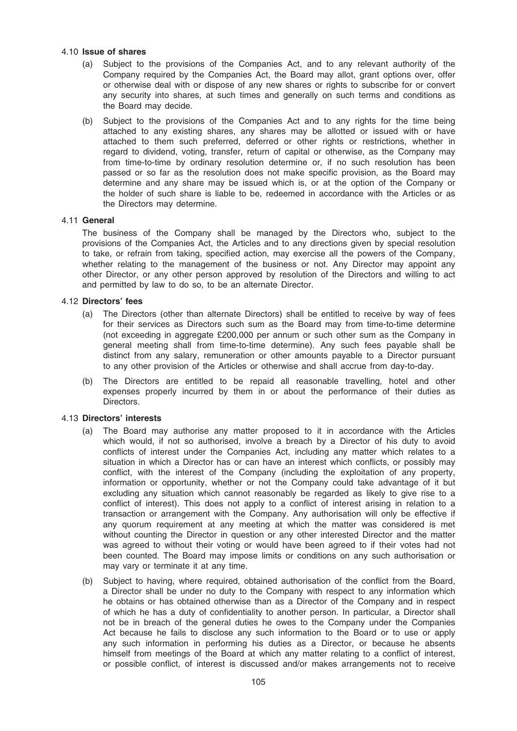### 4.10 Issue of shares

(a) Subject to the provisions of the Companies Act, and to any relevant authority of the Company required by the Companies Act, the Board may allot, grant options over, offer or otherwise deal with or dispose of any new shares or rights to subscribe for or convert any security into shares, at such times and generally on such terms and conditions as the Board may decide.

(b) Subject to the provisions of the Companies Act and to any rights for the time being attached to any existing shares, any shares may be allotted or issued with or have attached to them such preferred, deferred or other rights or restrictions, whether in regard to dividend, voting, transfer, return of capital or otherwise, as the Company may from time-to-time by ordinary resolution determine or, if no such resolution has been passed or so far as the resolution does not make specific provision, as the Board may determine and any share may be issued which is, or at the option of the Company or the holder of such share is liable to be, redeemed in accordance with the Articles or as the Directors may determine.

### 4.11 General

The business of the Company shall be managed by the Directors who, subject to the provisions of the Companies Act, the Articles and to any directions given by special resolution to take, or refrain from taking, specified action, may exercise all the powers of the Company, whether relating to the management of the business or not. Any Director may appoint any other Director, or any other person approved by resolution of the Directors and willing to act and permitted by law to do so, to be an alternate Director.

### 4.12 Directors' fees

(a) The Directors (other than alternate Directors) shall be entitled to receive by way of fees for their services as Directors such sum as the Board may from time-to-time determine (not exceeding in aggregate £200,000 per annum or such other sum as the Company in general meeting shall from time-to-time determine). Any such fees payable shall be distinct from any salary, remuneration or other amounts payable to a Director pursuant to any other provision of the Articles or otherwise and shall accrue from day-to-day.

(b) The Directors are entitled to be repaid all reasonable travelling, hotel and other expenses properly incurred by them in or about the performance of their duties as Directors.

### 4.13 Directors' interests

(a) The Board may authorise any matter proposed to it in accordance with the Articles which would, if not so authorised, involve a breach by a Director of his duty to avoid conflicts of interest under the Companies Act, including any matter which relates to a situation in which a Director has or can have an interest which conflicts, or possibly may conflict, with the interest of the Company (including the exploitation of any property, information or opportunity, whether or not the Company could take advantage of it but excluding any situation which cannot reasonably be regarded as likely to give rise to a conflict of interest). This does not apply to a conflict of interest arising in relation to a transaction or arrangement with the Company. Any authorisation will only be effective if any quorum requirement at any meeting at which the matter was considered is met without counting the Director in question or any other interested Director and the matter was agreed to without their voting or would have been agreed to if their votes had not been counted. The Board may impose limits or conditions on any such authorisation or may vary or terminate it at any time.

(b) Subject to having, where required, obtained authorisation of the conflict from the Board, a Director shall be under no duty to the Company with respect to any information which he obtains or has obtained otherwise than as a Director of the Company and in respect of which he has a duty of confidentiality to another person. In particular, a Director shall not be in breach of the general duties he owes to the Company under the Companies Act because he fails to disclose any such information to the Board or to use or apply any such information in performing his duties as a Director, or because he absents himself from meetings of the Board at which any matter relating to a conflict of interest, or possible conflict, of interest is discussed and/or makes arrangements not to receive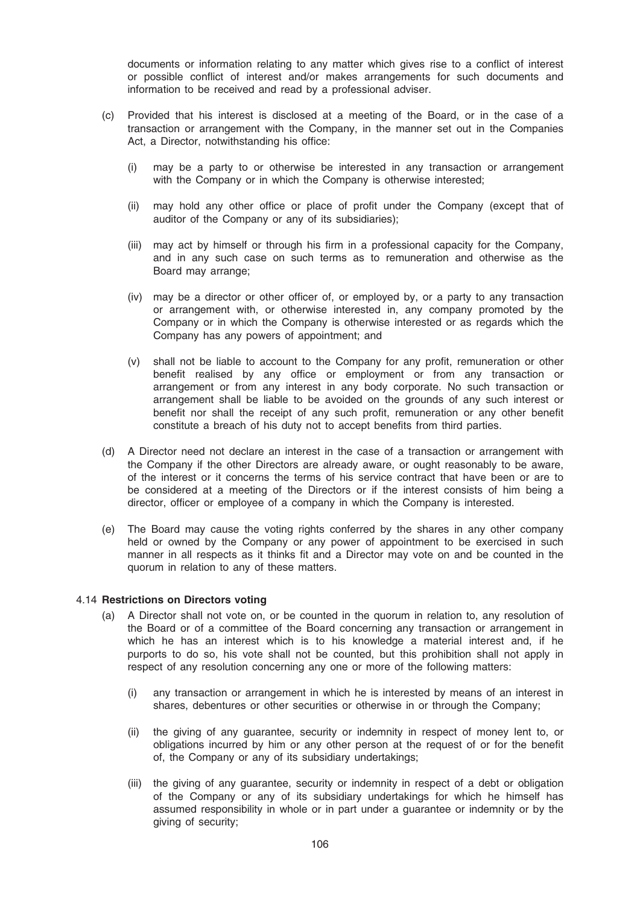documents or information relating to any matter which gives rise to a conflict of interest or possible conflict of interest and/or makes arrangements for such documents and information to be received and read by a professional adviser.

(c) Provided that his interest is disclosed at a meeting of the Board, or in the case of a transaction or arrangement with the Company, in the manner set out in the Companies Act, a Director, notwithstanding his office:

(i) may be a party to or otherwise be interested in any transaction or arrangement with the Company or in which the Company is otherwise interested;

(ii) may hold any other office or place of profit under the Company (except that of auditor of the Company or any of its subsidiaries);

(iii) may act by himself or through his firm in a professional capacity for the Company, and in any such case on such terms as to remuneration and otherwise as the Board may arrange;

(iv) may be a director or other officer of, or employed by, or a party to any transaction or arrangement with, or otherwise interested in, any company promoted by the Company or in which the Company is otherwise interested or as regards which the Company has any powers of appointment; and

(v) shall not be liable to account to the Company for any profit, remuneration or other benefit realised by any office or employment or from any transaction or arrangement or from any interest in any body corporate. No such transaction or arrangement shall be liable to be avoided on the grounds of any such interest or benefit nor shall the receipt of any such profit, remuneration or any other benefit constitute a breach of his duty not to accept benefits from third parties.

(d) A Director need not declare an interest in the case of a transaction or arrangement with the Company if the other Directors are already aware, or ought reasonably to be aware, of the interest or it concerns the terms of his service contract that have been or are to be considered at a meeting of the Directors or if the interest consists of him being a director, officer or employee of a company in which the Company is interested.

(e) The Board may cause the voting rights conferred by the shares in any other company held or owned by the Company or any power of appointment to be exercised in such manner in all respects as it thinks fit and a Director may vote on and be counted in the quorum in relation to any of these matters.

4.14 **Restrictions on Directors voting**

(a) A Director shall not vote on, or be counted in the quorum in relation to, any resolution of the Board or of a committee of the Board concerning any transaction or arrangement in which he has an interest which is to his knowledge a material interest and, if he purports to do so, his vote shall not be counted, but this prohibition shall not apply in respect of any resolution concerning any one or more of the following matters:

(i) any transaction or arrangement in which he is interested by means of an interest in shares, debentures or other securities or otherwise in or through the Company;

(ii) the giving of any guarantee, security or indemnity in respect of money lent to, or obligations incurred by him or any other person at the request of or for the benefit of, the Company or any of its subsidiary undertakings;

(iii) the giving of any guarantee, security or indemnity in respect of a debt or obligation of the Company or any of its subsidiary undertakings for which he himself has assumed responsibility in whole or in part under a guarantee or indemnity or by the giving of security;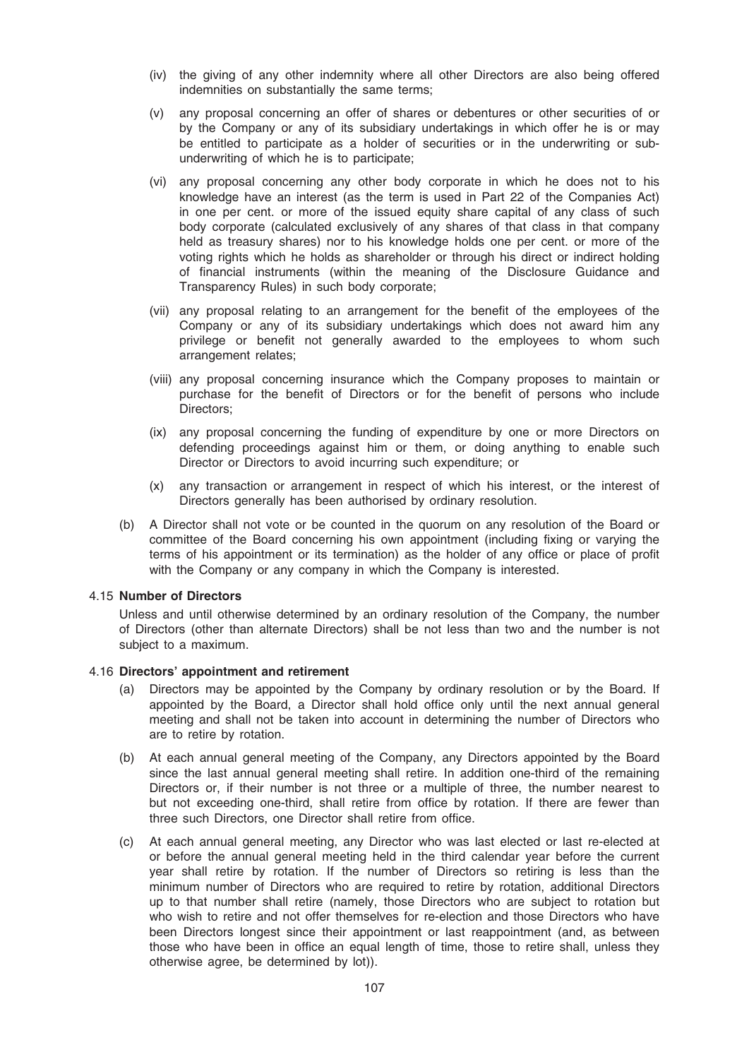(iv) the giving of any other indemnity where all other Directors are also being offered indemnities on substantially the same terms;

(v) any proposal concerning an offer of shares or debentures or other securities of or by the Company or any of its subsidiary undertakings in which offer he is or may be entitled to participate as a holder of securities or in the underwriting or sub-underwriting of which he is to participate;

(vi) any proposal concerning any other body corporate in which he does not to his knowledge have an interest (as the term is used in Part 22 of the Companies Act) in one per cent. or more of the issued equity share capital of any class of such body corporate (calculated exclusively of any shares of that class in that company held as treasury shares) nor to his knowledge holds one per cent. or more of the voting rights which he holds as shareholder or through his direct or indirect holding of financial instruments (within the meaning of the Disclosure Guidance and Transparency Rules) in such body corporate;

(vii) any proposal relating to an arrangement for the benefit of the employees of the Company or any of its subsidiary undertakings which does not award him any privilege or benefit not generally awarded to the employees to whom such arrangement relates;

(viii) any proposal concerning insurance which the Company proposes to maintain or purchase for the benefit of Directors or for the benefit of persons who include Directors;

(ix) any proposal concerning the funding of expenditure by one or more Directors on defending proceedings against him or them, or doing anything to enable such Director or Directors to avoid incurring such expenditure; or

(x) any transaction or arrangement in respect of which his interest, or the interest of Directors generally has been authorised by ordinary resolution.

(b) A Director shall not vote or be counted in the quorum on any resolution of the Board or committee of the Board concerning his own appointment (including fixing or varying the terms of his appointment or its termination) as the holder of any office or place of profit with the Company or any company in which the Company is interested.

4.15 **Number of Directors**

Unless and until otherwise determined by an ordinary resolution of the Company, the number of Directors (other than alternate Directors) shall be not less than two and the number is not subject to a maximum.

4.16 **Directors' appointment and retirement**

(a) Directors may be appointed by the Company by ordinary resolution or by the Board. If appointed by the Board, a Director shall hold office only until the next annual general meeting and shall not be taken into account in determining the number of Directors who are to retire by rotation.

(b) At each annual general meeting of the Company, any Directors appointed by the Board since the last annual general meeting shall retire. In addition one-third of the remaining Directors or, if their number is not three or a multiple of three, the number nearest to but not exceeding one-third, shall retire from office by rotation. If there are fewer than three such Directors, one Director shall retire from office.

(c) At each annual general meeting, any Director who was last elected or last re-elected at or before the annual general meeting held in the third calendar year before the current year shall retire by rotation. If the number of Directors so retiring is less than the minimum number of Directors who are required to retire by rotation, additional Directors up to that number shall retire (namely, those Directors who are subject to rotation but who wish to retire and not offer themselves for re-election and those Directors who have been Directors longest since their appointment or last reappointment (and, as between those who have been in office an equal length of time, those to retire shall, unless they otherwise agree, be determined by lot)).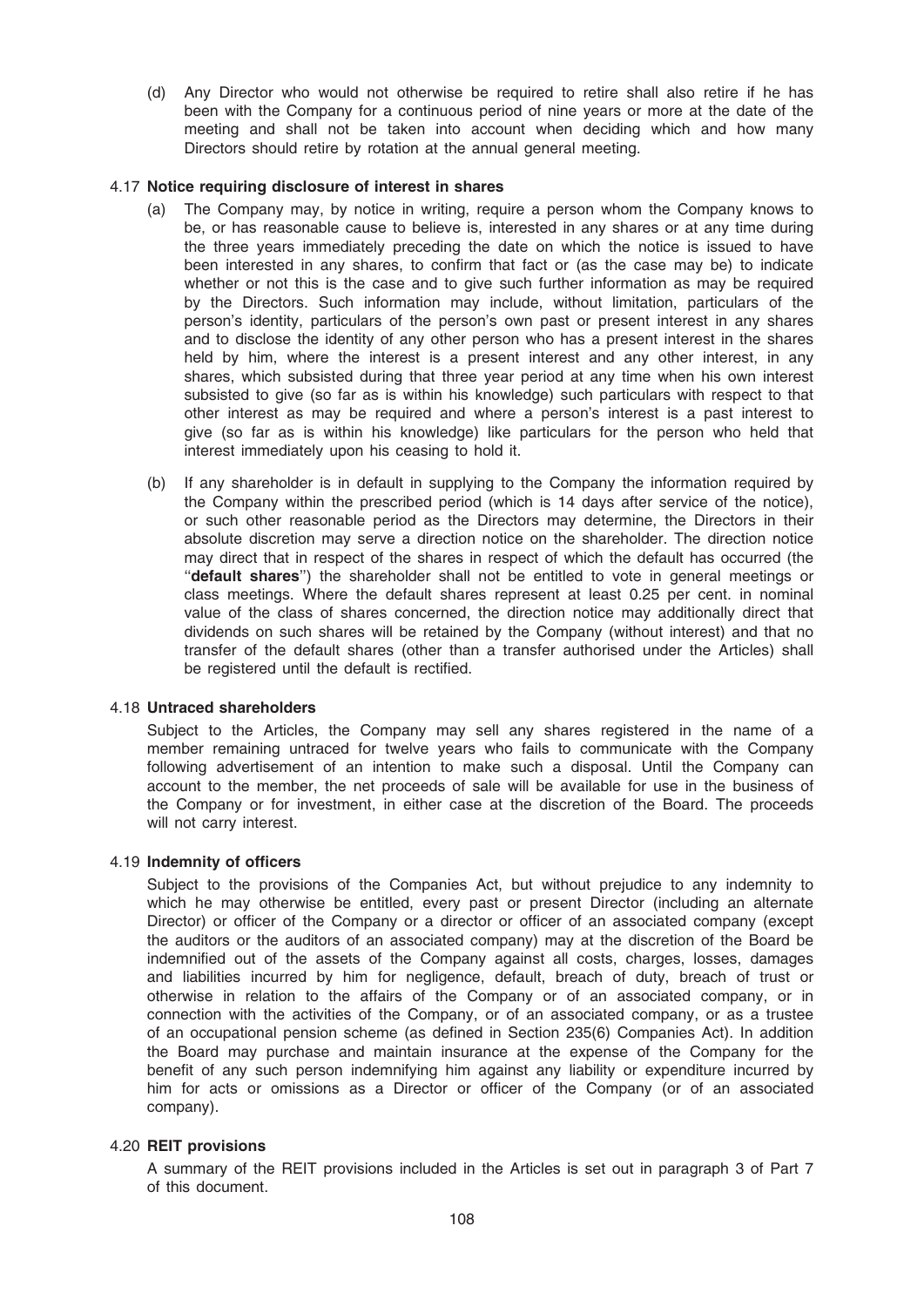(d) Any Director who would not otherwise be required to retire shall also retire if he has been with the Company for a continuous period of nine years or more at the date of the meeting and shall not be taken into account when deciding which and how many Directors should retire by rotation at the annual general meeting.

### 4.17 Notice requiring disclosure of interest in shares

(a) The Company may, by notice in writing, require a person whom the Company knows to be, or has reasonable cause to believe is, interested in any shares or at any time during the three years immediately preceding the date on which the notice is issued to have been interested in any shares, to confirm that fact or (as the case may be) to indicate whether or not this is the case and to give such further information as may be required by the Directors. Such information may include, without limitation, particulars of the person's identity, particulars of the person's own past or present interest in any shares and to disclose the identity of any other person who has a present interest in the shares held by him, where the interest is a present interest and any other interest, in any shares, which subsisted during that three year period at any time when his own interest subsisted to give (so far as is within his knowledge) such particulars with respect to that other interest as may be required and where a person's interest is a past interest to give (so far as is within his knowledge) like particulars for the person who held that interest immediately upon his ceasing to hold it.

(b) If any shareholder is in default in supplying to the Company the information required by the Company within the prescribed period (which is 14 days after service of the notice), or such other reasonable period as the Directors may determine, the Directors in their absolute discretion may serve a direction notice on the shareholder. The direction notice may direct that in respect of the shares in respect of which the default has occurred (the "**default shares**") the shareholder shall not be entitled to vote in general meetings or class meetings. Where the default shares represent at least 0.25 per cent. in nominal value of the class of shares concerned, the direction notice may additionally direct that dividends on such shares will be retained by the Company (without interest) and that no transfer of the default shares (other than a transfer authorised under the Articles) shall be registered until the default is rectified.

### 4.18 Untraced shareholders

Subject to the Articles, the Company may sell any shares registered in the name of a member remaining untraced for twelve years who fails to communicate with the Company following advertisement of an intention to make such a disposal. Until the Company can account to the member, the net proceeds of sale will be available for use in the business of the Company or for investment, in either case at the discretion of the Board. The proceeds will not carry interest.

### 4.19 Indemnity of officers

Subject to the provisions of the Companies Act, but without prejudice to any indemnity to which he may otherwise be entitled, every past or present Director (including an alternate Director) or officer of the Company or a director or officer of an associated company (except the auditors or the auditors of an associated company) may at the discretion of the Board be indemnified out of the assets of the Company against all costs, charges, losses, damages and liabilities incurred by him for negligence, default, breach of duty, breach of trust or otherwise in relation to the affairs of the Company or of an associated company, or in connection with the activities of the Company, or of an associated company, or as a trustee of an occupational pension scheme (as defined in Section 235(6) Companies Act). In addition the Board may purchase and maintain insurance at the expense of the Company for the benefit of any such person indemnifying him against any liability or expenditure incurred by him for acts or omissions as a Director or officer of the Company (or of an associated company).

### 4.20 REIT provisions

A summary of the REIT provisions included in the Articles is set out in paragraph 3 of Part 7 of this document.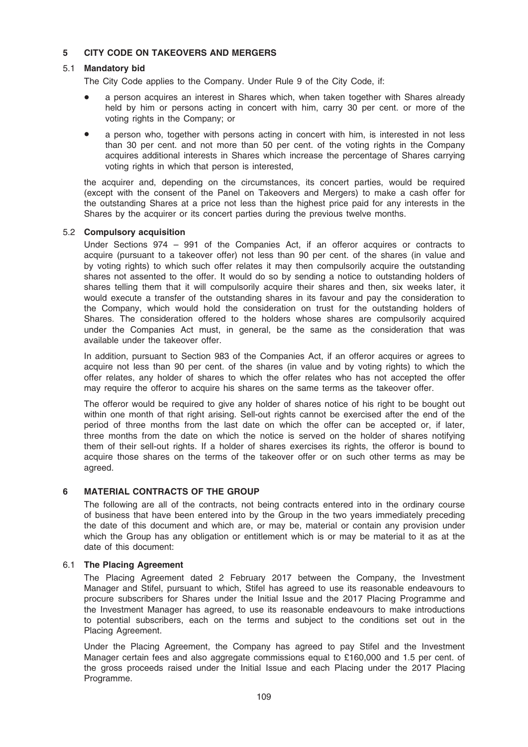## 5 CITY CODE ON TAKEOVERS AND MERGERS

### 5.1 Mandatory bid

The City Code applies to the Company. Under Rule 9 of the City Code, if:

- a person acquires an interest in Shares which, when taken together with Shares already held by him or persons acting in concert with him, carry 30 per cent. or more of the voting rights in the Company; or
- a person who, together with persons acting in concert with him, is interested in not less than 30 per cent. and not more than 50 per cent. of the voting rights in the Company acquires additional interests in Shares which increase the percentage of Shares carrying voting rights in which that person is interested,

the acquirer and, depending on the circumstances, its concert parties, would be required (except with the consent of the Panel on Takeovers and Mergers) to make a cash offer for the outstanding Shares at a price not less than the highest price paid for any interests in the Shares by the acquirer or its concert parties during the previous twelve months.

### 5.2 Compulsory acquisition

Under Sections 974 – 991 of the Companies Act, if an offeror acquires or contracts to acquire (pursuant to a takeover offer) not less than 90 per cent. of the shares (in value and by voting rights) to which such offer relates it may then compulsorily acquire the outstanding shares not assented to the offer. It would do so by sending a notice to outstanding holders of shares telling them that it will compulsorily acquire their shares and then, six weeks later, it would execute a transfer of the outstanding shares in its favour and pay the consideration to the Company, which would hold the consideration on trust for the outstanding holders of Shares. The consideration offered to the holders whose shares are compulsorily acquired under the Companies Act must, in general, be the same as the consideration that was available under the takeover offer.

In addition, pursuant to Section 983 of the Companies Act, if an offeror acquires or agrees to acquire not less than 90 per cent. of the shares (in value and by voting rights) to which the offer relates, any holder of shares to which the offer relates who has not accepted the offer may require the offeror to acquire his shares on the same terms as the takeover offer.

The offeror would be required to give any holder of shares notice of his right to be bought out within one month of that right arising. Sell-out rights cannot be exercised after the end of the period of three months from the last date on which the offer can be accepted or, if later, three months from the date on which the notice is served on the holder of shares notifying them of their sell-out rights. If a holder of shares exercises its rights, the offeror is bound to acquire those shares on the terms of the takeover offer or on such other terms as may be agreed.

## 6 MATERIAL CONTRACTS OF THE GROUP

The following are all of the contracts, not being contracts entered into in the ordinary course of business that have been entered into by the Group in the two years immediately preceding the date of this document and which are, or may be, material or contain any provision under which the Group has any obligation or entitlement which is or may be material to it as at the date of this document:

### 6.1 The Placing Agreement

The Placing Agreement dated 2 February 2017 between the Company, the Investment Manager and Stifel, pursuant to which, Stifel has agreed to use its reasonable endeavours to procure subscribers for Shares under the Initial Issue and the 2017 Placing Programme and the Investment Manager has agreed, to use its reasonable endeavours to make introductions to potential subscribers, each on the terms and subject to the conditions set out in the Placing Agreement.

Under the Placing Agreement, the Company has agreed to pay Stifel and the Investment Manager certain fees and also aggregate commissions equal to £160,000 and 1.5 per cent. of the gross proceeds raised under the Initial Issue and each Placing under the 2017 Placing Programme.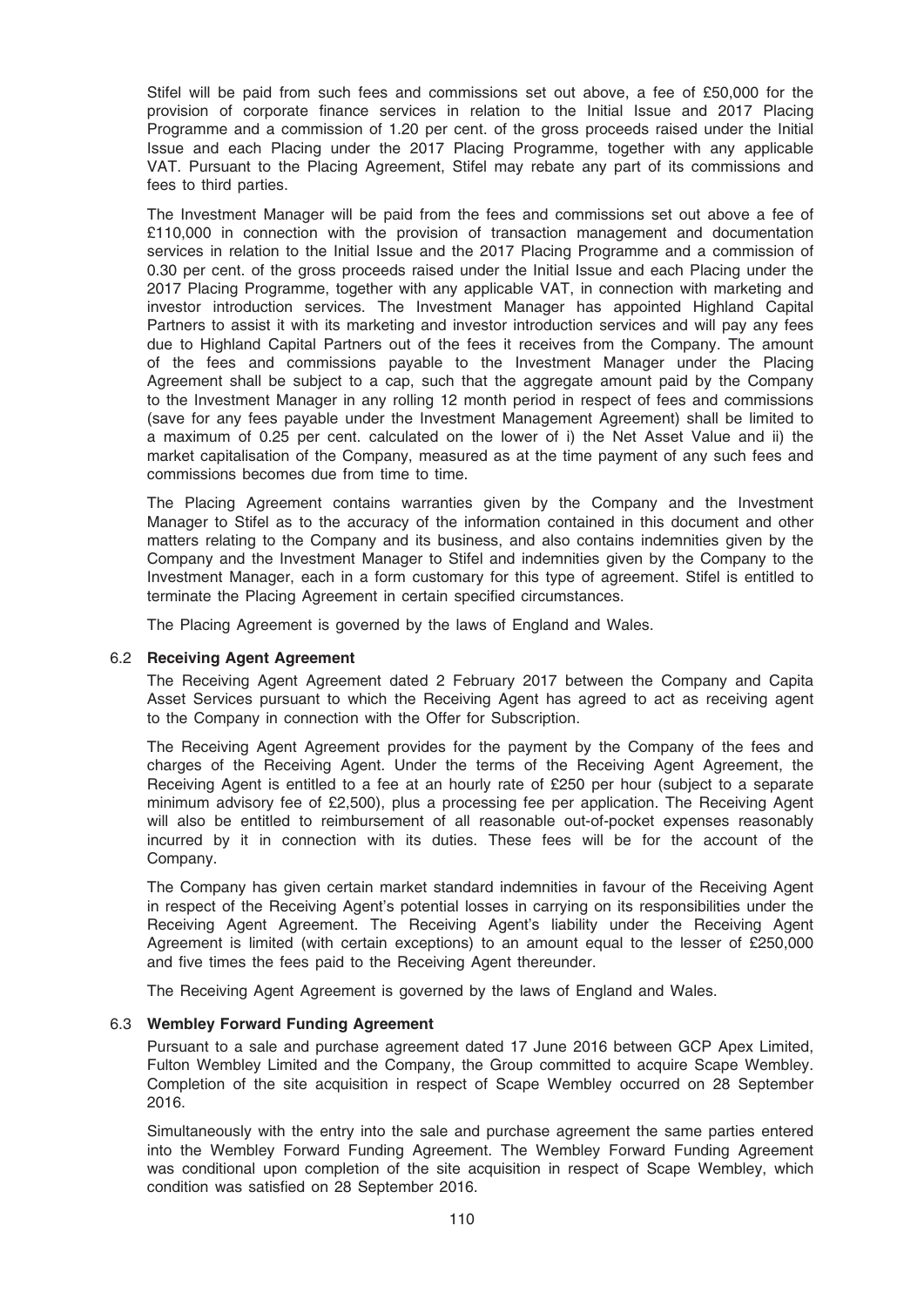Stifel will be paid from such fees and commissions set out above, a fee of £50,000 for the provision of corporate finance services in relation to the Initial Issue and 2017 Placing Programme and a commission of 1.20 per cent. of the gross proceeds raised under the Initial Issue and each Placing under the 2017 Placing Programme, together with any applicable VAT. Pursuant to the Placing Agreement, Stifel may rebate any part of its commissions and fees to third parties.

The Investment Manager will be paid from the fees and commissions set out above a fee of £110,000 in connection with the provision of transaction management and documentation services in relation to the Initial Issue and the 2017 Placing Programme and a commission of 0.30 per cent. of the gross proceeds raised under the Initial Issue and each Placing under the 2017 Placing Programme, together with any applicable VAT, in connection with marketing and investor introduction services. The Investment Manager has appointed Highland Capital Partners to assist it with its marketing and investor introduction services and will pay any fees due to Highland Capital Partners out of the fees it receives from the Company. The amount of the fees and commissions payable to the Investment Manager under the Placing Agreement shall be subject to a cap, such that the aggregate amount paid by the Company to the Investment Manager in any rolling 12 month period in respect of fees and commissions (save for any fees payable under the Investment Management Agreement) shall be limited to a maximum of 0.25 per cent. calculated on the lower of i) the Net Asset Value and ii) the market capitalisation of the Company, measured as at the time payment of any such fees and commissions becomes due from time to time.

The Placing Agreement contains warranties given by the Company and the Investment Manager to Stifel as to the accuracy of the information contained in this document and other matters relating to the Company and its business, and also contains indemnities given by the Company and the Investment Manager to Stifel and indemnities given by the Company to the Investment Manager, each in a form customary for this type of agreement. Stifel is entitled to terminate the Placing Agreement in certain specified circumstances.

The Placing Agreement is governed by the laws of England and Wales.

### 6.2 Receiving Agent Agreement

The Receiving Agent Agreement dated 2 February 2017 between the Company and Capita Asset Services pursuant to which the Receiving Agent has agreed to act as receiving agent to the Company in connection with the Offer for Subscription.

The Receiving Agent Agreement provides for the payment by the Company of the fees and charges of the Receiving Agent. Under the terms of the Receiving Agent Agreement, the Receiving Agent is entitled to a fee at an hourly rate of £250 per hour (subject to a separate minimum advisory fee of £2,500), plus a processing fee per application. The Receiving Agent will also be entitled to reimbursement of all reasonable out-of-pocket expenses reasonably incurred by it in connection with its duties. These fees will be for the account of the Company.

The Company has given certain market standard indemnities in favour of the Receiving Agent in respect of the Receiving Agent's potential losses in carrying on its responsibilities under the Receiving Agent Agreement. The Receiving Agent's liability under the Receiving Agent Agreement is limited (with certain exceptions) to an amount equal to the lesser of £250,000 and five times the fees paid to the Receiving Agent thereunder.

The Receiving Agent Agreement is governed by the laws of England and Wales.

### 6.3 Wembley Forward Funding Agreement

Pursuant to a sale and purchase agreement dated 17 June 2016 between GCP Apex Limited, Fulton Wembley Limited and the Company, the Group committed to acquire Scape Wembley. Completion of the site acquisition in respect of Scape Wembley occurred on 28 September 2016.

Simultaneously with the entry into the sale and purchase agreement the same parties entered into the Wembley Forward Funding Agreement. The Wembley Forward Funding Agreement was conditional upon completion of the site acquisition in respect of Scape Wembley, which condition was satisfied on 28 September 2016.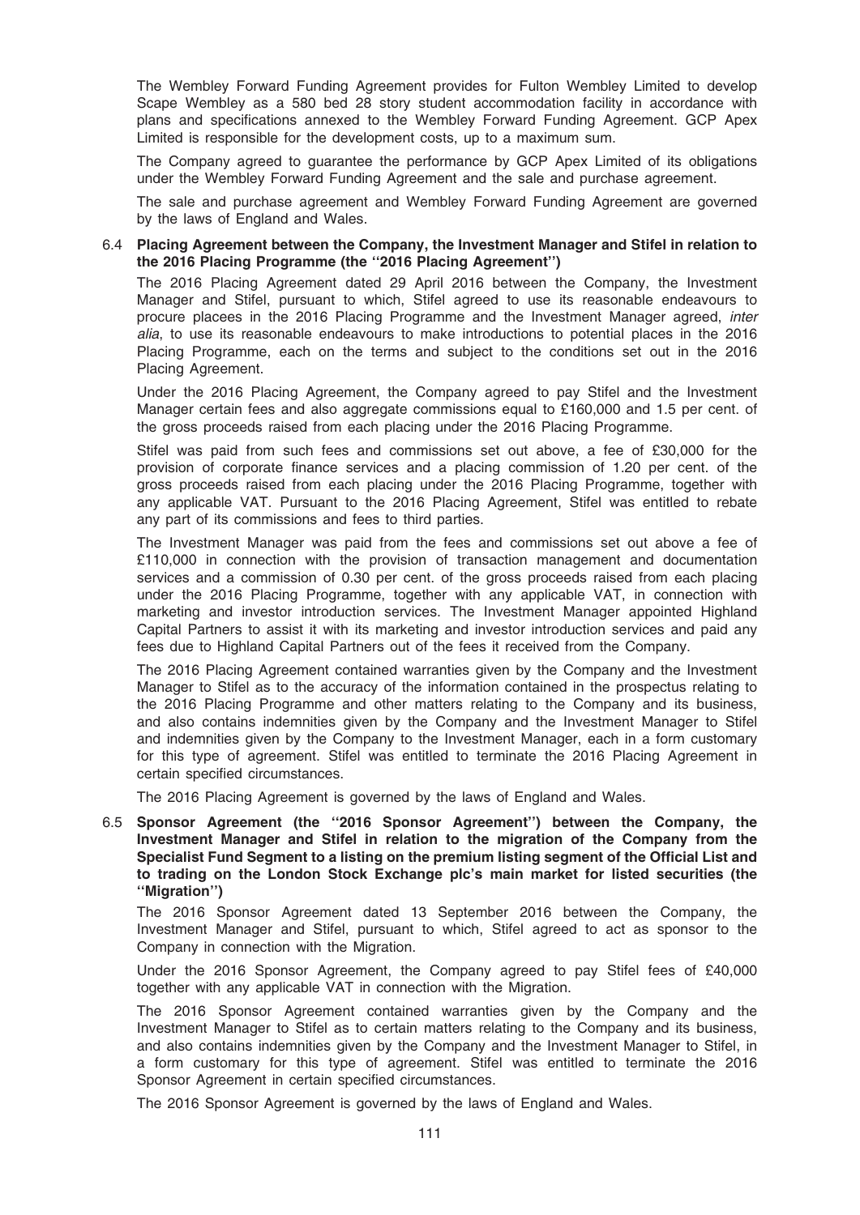The Wembley Forward Funding Agreement provides for Fulton Wembley Limited to develop Scape Wembley as a 580 bed 28 story student accommodation facility in accordance with plans and specifications annexed to the Wembley Forward Funding Agreement. GCP Apex Limited is responsible for the development costs, up to a maximum sum.

The Company agreed to guarantee the performance by GCP Apex Limited of its obligations under the Wembley Forward Funding Agreement and the sale and purchase agreement.

The sale and purchase agreement and Wembley Forward Funding Agreement are governed by the laws of England and Wales.

6.4 **Placing Agreement between the Company, the Investment Manager and Stifel in relation to the 2016 Placing Programme (the "2016 Placing Agreement")**

The 2016 Placing Agreement dated 29 April 2016 between the Company, the Investment Manager and Stifel, pursuant to which, Stifel agreed to use its reasonable endeavours to procure placees in the 2016 Placing Programme and the Investment Manager agreed, *inter alia*, to use its reasonable endeavours to make introductions to potential places in the 2016 Placing Programme, each on the terms and subject to the conditions set out in the 2016 Placing Agreement.

Under the 2016 Placing Agreement, the Company agreed to pay Stifel and the Investment Manager certain fees and also aggregate commissions equal to £160,000 and 1.5 per cent. of the gross proceeds raised from each placing under the 2016 Placing Programme.

Stifel was paid from such fees and commissions set out above, a fee of £30,000 for the provision of corporate finance services and a placing commission of 1.20 per cent. of the gross proceeds raised from each placing under the 2016 Placing Programme, together with any applicable VAT. Pursuant to the 2016 Placing Agreement, Stifel was entitled to rebate any part of its commissions and fees to third parties.

The Investment Manager was paid from the fees and commissions set out above a fee of £110,000 in connection with the provision of transaction management and documentation services and a commission of 0.30 per cent. of the gross proceeds raised from each placing under the 2016 Placing Programme, together with any applicable VAT, in connection with marketing and investor introduction services. The Investment Manager appointed Highland Capital Partners to assist it with its marketing and investor introduction services and paid any fees due to Highland Capital Partners out of the fees it received from the Company.

The 2016 Placing Agreement contained warranties given by the Company and the Investment Manager to Stifel as to the accuracy of the information contained in the prospectus relating to the 2016 Placing Programme and other matters relating to the Company and its business, and also contains indemnities given by the Company and the Investment Manager to Stifel and indemnities given by the Company to the Investment Manager, each in a form customary for this type of agreement. Stifel was entitled to terminate the 2016 Placing Agreement in certain specified circumstances.

The 2016 Placing Agreement is governed by the laws of England and Wales.

6.5 **Sponsor Agreement (the "2016 Sponsor Agreement") between the Company, the Investment Manager and Stifel in relation to the migration of the Company from the Specialist Fund Segment to a listing on the premium listing segment of the Official List and to trading on the London Stock Exchange plc's main market for listed securities (the "Migration")**

The 2016 Sponsor Agreement dated 13 September 2016 between the Company, the Investment Manager and Stifel, pursuant to which, Stifel agreed to act as sponsor to the Company in connection with the Migration.

Under the 2016 Sponsor Agreement, the Company agreed to pay Stifel fees of £40,000 together with any applicable VAT in connection with the Migration.

The 2016 Sponsor Agreement contained warranties given by the Company and the Investment Manager to Stifel as to certain matters relating to the Company and its business, and also contains indemnities given by the Company and the Investment Manager to Stifel, in a form customary for this type of agreement. Stifel was entitled to terminate the 2016 Sponsor Agreement in certain specified circumstances.

The 2016 Sponsor Agreement is governed by the laws of England and Wales.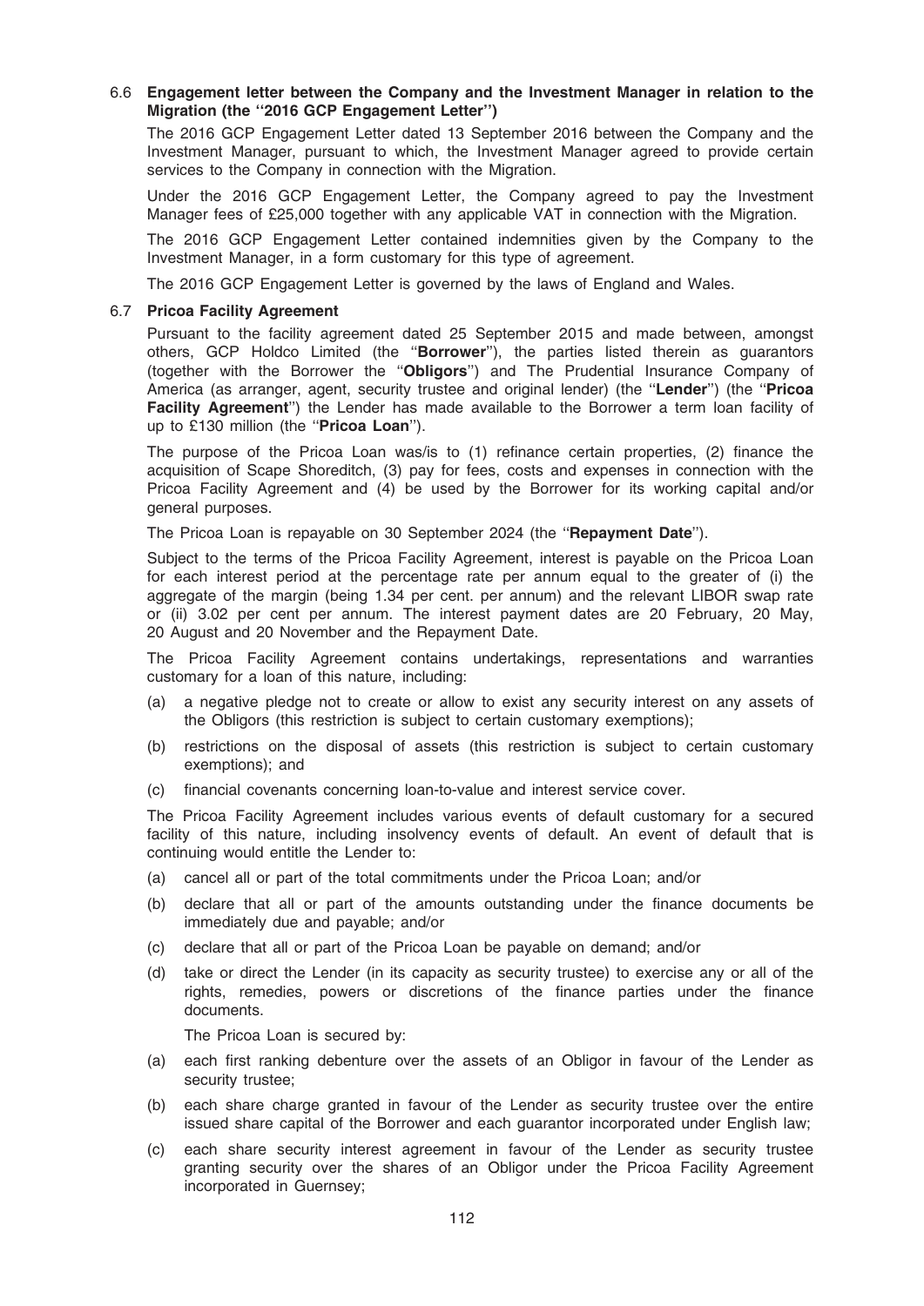### 6.6 Engagement letter between the Company and the Investment Manager in relation to the Migration (the "2016 GCP Engagement Letter")

The 2016 GCP Engagement Letter dated 13 September 2016 between the Company and the Investment Manager, pursuant to which, the Investment Manager agreed to provide certain services to the Company in connection with the Migration.

Under the 2016 GCP Engagement Letter, the Company agreed to pay the Investment Manager fees of £25,000 together with any applicable VAT in connection with the Migration.

The 2016 GCP Engagement Letter contained indemnities given by the Company to the Investment Manager, in a form customary for this type of agreement.

The 2016 GCP Engagement Letter is governed by the laws of England and Wales.

### 6.7 Pricoa Facility Agreement

Pursuant to the facility agreement dated 25 September 2015 and made between, amongst others, GCP Holdco Limited (the "**Borrower**"), the parties listed therein as guarantors (together with the Borrower the "**Obligors**") and The Prudential Insurance Company of America (as arranger, agent, security trustee and original lender) (the "**Lender**") (the "**Pricoa Facility Agreement**") the Lender has made available to the Borrower a term loan facility of up to £130 million (the "**Pricoa Loan**").

The purpose of the Pricoa Loan was/is to (1) refinance certain properties, (2) finance the acquisition of Scape Shoreditch, (3) pay for fees, costs and expenses in connection with the Pricoa Facility Agreement and (4) be used by the Borrower for its working capital and/or general purposes.

The Pricoa Loan is repayable on 30 September 2024 (the "**Repayment Date**").

Subject to the terms of the Pricoa Facility Agreement, interest is payable on the Pricoa Loan for each interest period at the percentage rate per annum equal to the greater of (i) the aggregate of the margin (being 1.34 per cent. per annum) and the relevant LIBOR swap rate or (ii) 3.02 per cent per annum. The interest payment dates are 20 February, 20 May, 20 August and 20 November and the Repayment Date.

The Pricoa Facility Agreement contains undertakings, representations and warranties customary for a loan of this nature, including:

(a) a negative pledge not to create or allow to exist any security interest on any assets of the Obligors (this restriction is subject to certain customary exemptions);

(b) restrictions on the disposal of assets (this restriction is subject to certain customary exemptions); and

(c) financial covenants concerning loan-to-value and interest service cover.

The Pricoa Facility Agreement includes various events of default customary for a secured facility of this nature, including insolvency events of default. An event of default that is continuing would entitle the Lender to:

(a) cancel all or part of the total commitments under the Pricoa Loan; and/or

(b) declare that all or part of the amounts outstanding under the finance documents be immediately due and payable; and/or

(c) declare that all or part of the Pricoa Loan be payable on demand; and/or

(d) take or direct the Lender (in its capacity as security trustee) to exercise any or all of the rights, remedies, powers or discretions of the finance parties under the finance documents.

The Pricoa Loan is secured by:

(a) each first ranking debenture over the assets of an Obligor in favour of the Lender as security trustee;

(b) each share charge granted in favour of the Lender as security trustee over the entire issued share capital of the Borrower and each guarantor incorporated under English law;

(c) each share security interest agreement in favour of the Lender as security trustee granting security over the shares of an Obligor under the Pricoa Facility Agreement incorporated in Guernsey;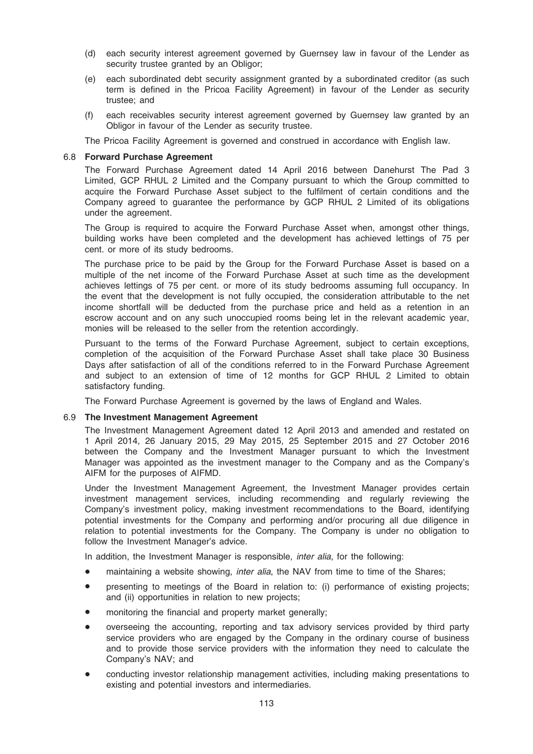(d) each security interest agreement governed by Guernsey law in favour of the Lender as security trustee granted by an Obligor;

(e) each subordinated debt security assignment granted by a subordinated creditor (as such term is defined in the Pricoa Facility Agreement) in favour of the Lender as security trustee; and

(f) each receivables security interest agreement governed by Guernsey law granted by an Obligor in favour of the Lender as security trustee.

The Pricoa Facility Agreement is governed and construed in accordance with English law.

### 6.8 Forward Purchase Agreement

The Forward Purchase Agreement dated 14 April 2016 between Danehurst The Pad 3 Limited, GCP RHUL 2 Limited and the Company pursuant to which the Group committed to acquire the Forward Purchase Asset subject to the fulfilment of certain conditions and the Company agreed to guarantee the performance by GCP RHUL 2 Limited of its obligations under the agreement.

The Group is required to acquire the Forward Purchase Asset when, amongst other things, building works have been completed and the development has achieved lettings of 75 per cent. or more of its study bedrooms.

The purchase price to be paid by the Group for the Forward Purchase Asset is based on a multiple of the net income of the Forward Purchase Asset at such time as the development achieves lettings of 75 per cent. or more of its study bedrooms assuming full occupancy. In the event that the development is not fully occupied, the consideration attributable to the net income shortfall will be deducted from the purchase price and held as a retention in an escrow account and on any such unoccupied rooms being let in the relevant academic year, monies will be released to the seller from the retention accordingly.

Pursuant to the terms of the Forward Purchase Agreement, subject to certain exceptions, completion of the acquisition of the Forward Purchase Asset shall take place 30 Business Days after satisfaction of all of the conditions referred to in the Forward Purchase Agreement and subject to an extension of time of 12 months for GCP RHUL 2 Limited to obtain satisfactory funding.

The Forward Purchase Agreement is governed by the laws of England and Wales.

### 6.9 The Investment Management Agreement

The Investment Management Agreement dated 12 April 2013 and amended and restated on 1 April 2014, 26 January 2015, 29 May 2015, 25 September 2015 and 27 October 2016 between the Company and the Investment Manager pursuant to which the Investment Manager was appointed as the investment manager to the Company and as the Company's AIFM for the purposes of AIFMD.

Under the Investment Management Agreement, the Investment Manager provides certain investment management services, including recommending and regularly reviewing the Company's investment policy, making investment recommendations to the Board, identifying potential investments for the Company and performing and/or procuring all due diligence in relation to potential investments for the Company. The Company is under no obligation to follow the Investment Manager's advice.

In addition, the Investment Manager is responsible, *inter alia*, for the following:

- maintaining a website showing, *inter alia*, the NAV from time to time of the Shares;
- presenting to meetings of the Board in relation to: (i) performance of existing projects; and (ii) opportunities in relation to new projects;
- monitoring the financial and property market generally;
- overseeing the accounting, reporting and tax advisory services provided by third party service providers who are engaged by the Company in the ordinary course of business and to provide those service providers with the information they need to calculate the Company's NAV; and
- conducting investor relationship management activities, including making presentations to existing and potential investors and intermediaries.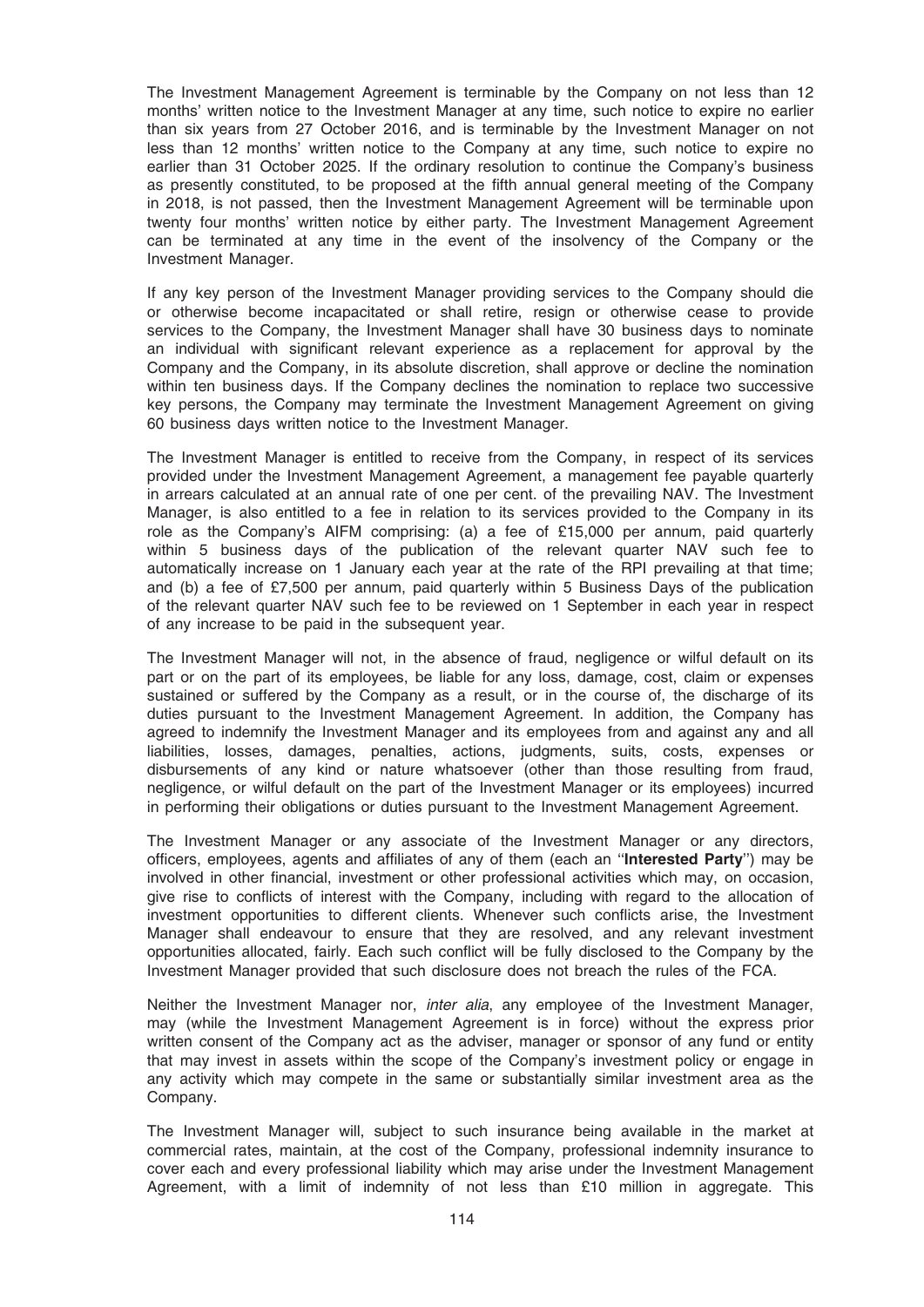The Investment Management Agreement is terminable by the Company on not less than 12 months' written notice to the Investment Manager at any time, such notice to expire no earlier than six years from 27 October 2016, and is terminable by the Investment Manager on not less than 12 months' written notice to the Company at any time, such notice to expire no earlier than 31 October 2025. If the ordinary resolution to continue the Company's business as presently constituted, to be proposed at the fifth annual general meeting of the Company in 2018, is not passed, then the Investment Management Agreement will be terminable upon twenty four months' written notice by either party. The Investment Management Agreement can be terminated at any time in the event of the insolvency of the Company or the Investment Manager.

If any key person of the Investment Manager providing services to the Company should die or otherwise become incapacitated or shall retire, resign or otherwise cease to provide services to the Company, the Investment Manager shall have 30 business days to nominate an individual with significant relevant experience as a replacement for approval by the Company and the Company, in its absolute discretion, shall approve or decline the nomination within ten business days. If the Company declines the nomination to replace two successive key persons, the Company may terminate the Investment Management Agreement on giving 60 business days written notice to the Investment Manager.

The Investment Manager is entitled to receive from the Company, in respect of its services provided under the Investment Management Agreement, a management fee payable quarterly in arrears calculated at an annual rate of one per cent. of the prevailing NAV. The Investment Manager, is also entitled to a fee in relation to its services provided to the Company in its role as the Company's AIFM comprising: (a) a fee of £15,000 per annum, paid quarterly within 5 business days of the publication of the relevant quarter NAV such fee to automatically increase on 1 January each year at the rate of the RPI prevailing at that time; and (b) a fee of £7,500 per annum, paid quarterly within 5 Business Days of the publication of the relevant quarter NAV such fee to be reviewed on 1 September in each year in respect of any increase to be paid in the subsequent year.

The Investment Manager will not, in the absence of fraud, negligence or wilful default on its part or on the part of its employees, be liable for any loss, damage, cost, claim or expenses sustained or suffered by the Company as a result, or in the course of, the discharge of its duties pursuant to the Investment Management Agreement. In addition, the Company has agreed to indemnify the Investment Manager and its employees from and against any and all liabilities, losses, damages, penalties, actions, judgments, suits, costs, expenses or disbursements of any kind or nature whatsoever (other than those resulting from fraud, negligence, or wilful default on the part of the Investment Manager or its employees) incurred in performing their obligations or duties pursuant to the Investment Management Agreement.

The Investment Manager or any associate of the Investment Manager or any directors, officers, employees, agents and affiliates of any of them (each an "**Interested Party**") may be involved in other financial, investment or other professional activities which may, on occasion, give rise to conflicts of interest with the Company, including with regard to the allocation of investment opportunities to different clients. Whenever such conflicts arise, the Investment Manager shall endeavour to ensure that they are resolved, and any relevant investment opportunities allocated, fairly. Each such conflict will be fully disclosed to the Company by the Investment Manager provided that such disclosure does not breach the rules of the FCA.

Neither the Investment Manager nor, *inter alia*, any employee of the Investment Manager, may (while the Investment Management Agreement is in force) without the express prior written consent of the Company act as the adviser, manager or sponsor of any fund or entity that may invest in assets within the scope of the Company's investment policy or engage in any activity which may compete in the same or substantially similar investment area as the Company.

The Investment Manager will, subject to such insurance being available in the market at commercial rates, maintain, at the cost of the Company, professional indemnity insurance to cover each and every professional liability which may arise under the Investment Management Agreement, with a limit of indemnity of not less than £10 million in aggregate. This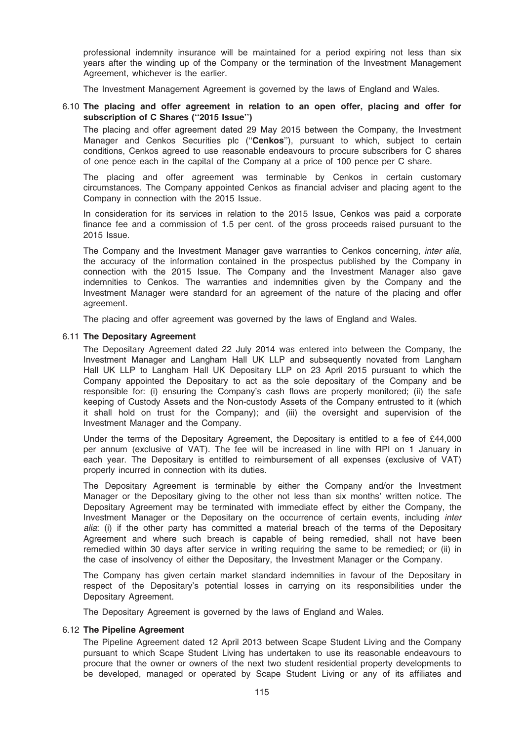professional indemnity insurance will be maintained for a period expiring not less than six years after the winding up of the Company or the termination of the Investment Management Agreement, whichever is the earlier.

The Investment Management Agreement is governed by the laws of England and Wales.

### 6.10 The placing and offer agreement in relation to an open offer, placing and offer for subscription of C Shares ("2015 Issue")

The placing and offer agreement dated 29 May 2015 between the Company, the Investment Manager and Cenkos Securities plc ("**Cenkos**"), pursuant to which, subject to certain conditions, Cenkos agreed to use reasonable endeavours to procure subscribers for C shares of one pence each in the capital of the Company at a price of 100 pence per C share.

The placing and offer agreement was terminable by Cenkos in certain customary circumstances. The Company appointed Cenkos as financial adviser and placing agent to the Company in connection with the 2015 Issue.

In consideration for its services in relation to the 2015 Issue, Cenkos was paid a corporate finance fee and a commission of 1.5 per cent. of the gross proceeds raised pursuant to the 2015 Issue.

The Company and the Investment Manager gave warranties to Cenkos concerning, *inter alia*, the accuracy of the information contained in the prospectus published by the Company in connection with the 2015 Issue. The Company and the Investment Manager also gave indemnities to Cenkos. The warranties and indemnities given by the Company and the Investment Manager were standard for an agreement of the nature of the placing and offer agreement.

The placing and offer agreement was governed by the laws of England and Wales.

### 6.11 The Depositary Agreement

The Depositary Agreement dated 22 July 2014 was entered into between the Company, the Investment Manager and Langham Hall UK LLP and subsequently novated from Langham Hall UK LLP to Langham Hall UK Depositary LLP on 23 April 2015 pursuant to which the Company appointed the Depositary to act as the sole depositary of the Company and be responsible for: (i) ensuring the Company's cash flows are properly monitored; (ii) the safe keeping of Custody Assets and the Non-custody Assets of the Company entrusted to it (which it shall hold on trust for the Company); and (iii) the oversight and supervision of the Investment Manager and the Company.

Under the terms of the Depositary Agreement, the Depositary is entitled to a fee of £44,000 per annum (exclusive of VAT). The fee will be increased in line with RPI on 1 January in each year. The Depositary is entitled to reimbursement of all expenses (exclusive of VAT) properly incurred in connection with its duties.

The Depositary Agreement is terminable by either the Company and/or the Investment Manager or the Depositary giving to the other not less than six months' written notice. The Depositary Agreement may be terminated with immediate effect by either the Company, the Investment Manager or the Depositary on the occurrence of certain events, including *inter alia*: (i) if the other party has committed a material breach of the terms of the Depositary Agreement and where such breach is capable of being remedied, shall not have been remedied within 30 days after service in writing requiring the same to be remedied; or (ii) in the case of insolvency of either the Depositary, the Investment Manager or the Company.

The Company has given certain market standard indemnities in favour of the Depositary in respect of the Depositary's potential losses in carrying on its responsibilities under the Depositary Agreement.

The Depositary Agreement is governed by the laws of England and Wales.

### 6.12 The Pipeline Agreement

The Pipeline Agreement dated 12 April 2013 between Scape Student Living and the Company pursuant to which Scape Student Living has undertaken to use its reasonable endeavours to procure that the owner or owners of the next two student residential property developments to be developed, managed or operated by Scape Student Living or any of its affiliates and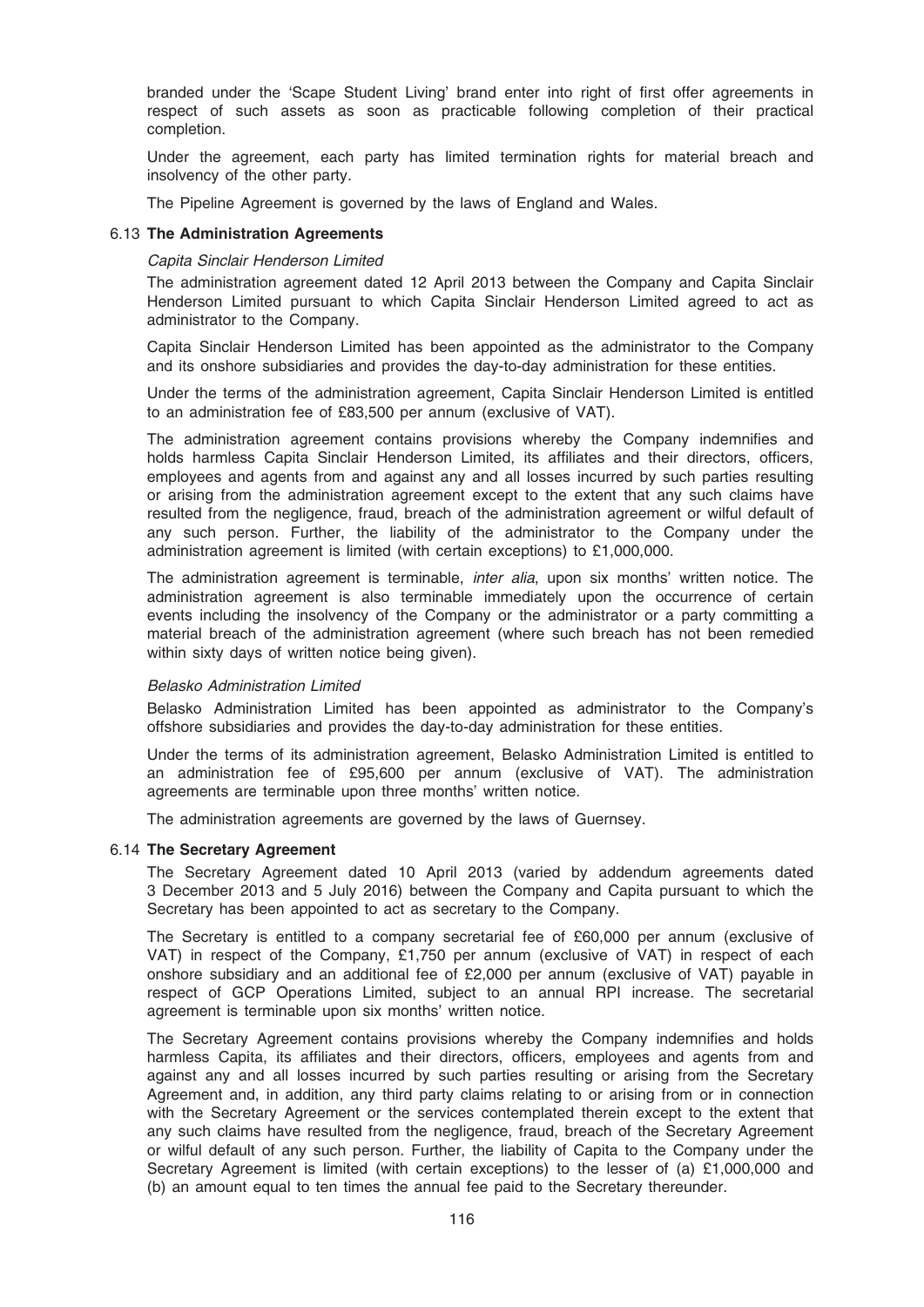branded under the 'Scape Student Living' brand enter into right of first offer agreements in respect of such assets as soon as practicable following completion of their practical completion.

Under the agreement, each party has limited termination rights for material breach and insolvency of the other party.

The Pipeline Agreement is governed by the laws of England and Wales.

### 6.13 The Administration Agreements

*Capita Sinclair Henderson Limited*

The administration agreement dated 12 April 2013 between the Company and Capita Sinclair Henderson Limited pursuant to which Capita Sinclair Henderson Limited agreed to act as administrator to the Company.

Capita Sinclair Henderson Limited has been appointed as the administrator to the Company and its onshore subsidiaries and provides the day-to-day administration for these entities.

Under the terms of the administration agreement, Capita Sinclair Henderson Limited is entitled to an administration fee of £83,500 per annum (exclusive of VAT).

The administration agreement contains provisions whereby the Company indemnifies and holds harmless Capita Sinclair Henderson Limited, its affiliates and their directors, officers, employees and agents from and against any and all losses incurred by such parties resulting or arising from the administration agreement except to the extent that any such claims have resulted from the negligence, fraud, breach of the administration agreement or wilful default of any such person. Further, the liability of the administrator to the Company under the administration agreement is limited (with certain exceptions) to £1,000,000.

The administration agreement is terminable, *inter alia*, upon six months' written notice. The administration agreement is also terminable immediately upon the occurrence of certain events including the insolvency of the Company or the administrator or a party committing a material breach of the administration agreement (where such breach has not been remedied within sixty days of written notice being given).

*Belasko Administration Limited*

Belasko Administration Limited has been appointed as administrator to the Company's offshore subsidiaries and provides the day-to-day administration for these entities.

Under the terms of its administration agreement, Belasko Administration Limited is entitled to an administration fee of £95,600 per annum (exclusive of VAT). The administration agreements are terminable upon three months' written notice.

The administration agreements are governed by the laws of Guernsey.

### 6.14 The Secretary Agreement

The Secretary Agreement dated 10 April 2013 (varied by addendum agreements dated 3 December 2013 and 5 July 2016) between the Company and Capita pursuant to which the Secretary has been appointed to act as secretary to the Company.

The Secretary is entitled to a company secretarial fee of £60,000 per annum (exclusive of VAT) in respect of the Company, £1,750 per annum (exclusive of VAT) in respect of each onshore subsidiary and an additional fee of £2,000 per annum (exclusive of VAT) payable in respect of GCP Operations Limited, subject to an annual RPI increase. The secretarial agreement is terminable upon six months' written notice.

The Secretary Agreement contains provisions whereby the Company indemnifies and holds harmless Capita, its affiliates and their directors, officers, employees and agents from and against any and all losses incurred by such parties resulting or arising from the Secretary Agreement and, in addition, any third party claims relating to or arising from or in connection with the Secretary Agreement or the services contemplated therein except to the extent that any such claims have resulted from the negligence, fraud, breach of the Secretary Agreement or wilful default of any such person. Further, the liability of Capita to the Company under the Secretary Agreement is limited (with certain exceptions) to the lesser of (a) £1,000,000 and (b) an amount equal to ten times the annual fee paid to the Secretary thereunder.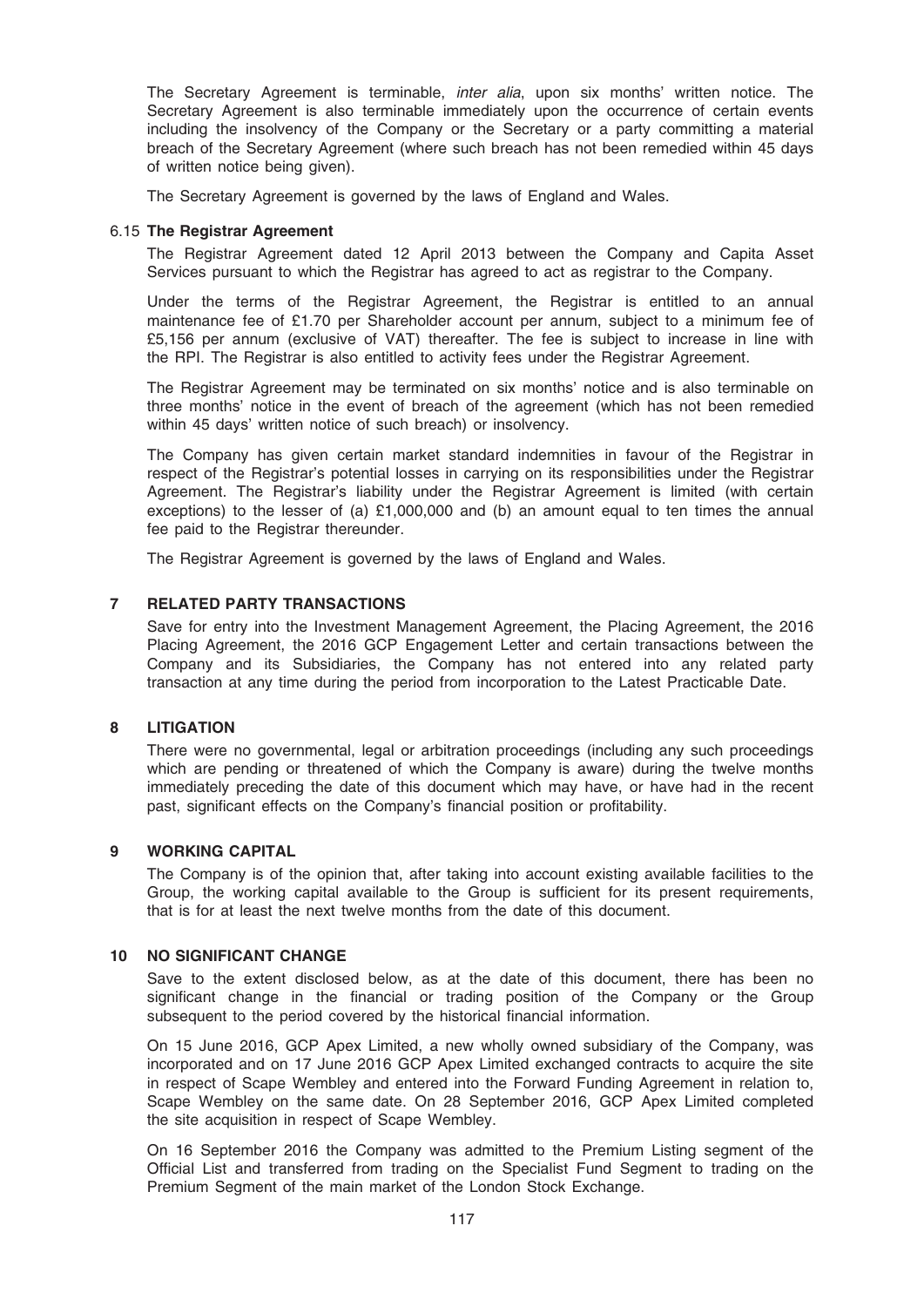The Secretary Agreement is terminable, *inter alia*, upon six months' written notice. The Secretary Agreement is also terminable immediately upon the occurrence of certain events including the insolvency of the Company or the Secretary or a party committing a material breach of the Secretary Agreement (where such breach has not been remedied within 45 days of written notice being given).

The Secretary Agreement is governed by the laws of England and Wales.

### 6.15 The Registrar Agreement

The Registrar Agreement dated 12 April 2013 between the Company and Capita Asset Services pursuant to which the Registrar has agreed to act as registrar to the Company.

Under the terms of the Registrar Agreement, the Registrar is entitled to an annual maintenance fee of £1.70 per Shareholder account per annum, subject to a minimum fee of £5,156 per annum (exclusive of VAT) thereafter. The fee is subject to increase in line with the RPI. The Registrar is also entitled to activity fees under the Registrar Agreement.

The Registrar Agreement may be terminated on six months' notice and is also terminable on three months' notice in the event of breach of the agreement (which has not been remedied within 45 days' written notice of such breach) or insolvency.

The Company has given certain market standard indemnities in favour of the Registrar in respect of the Registrar's potential losses in carrying on its responsibilities under the Registrar Agreement. The Registrar's liability under the Registrar Agreement is limited (with certain exceptions) to the lesser of (a) £1,000,000 and (b) an amount equal to ten times the annual fee paid to the Registrar thereunder.

The Registrar Agreement is governed by the laws of England and Wales.

## 7 RELATED PARTY TRANSACTIONS

Save for entry into the Investment Management Agreement, the Placing Agreement, the 2016 Placing Agreement, the 2016 GCP Engagement Letter and certain transactions between the Company and its Subsidiaries, the Company has not entered into any related party transaction at any time during the period from incorporation to the Latest Practicable Date.

## 8 LITIGATION

There were no governmental, legal or arbitration proceedings (including any such proceedings which are pending or threatened of which the Company is aware) during the twelve months immediately preceding the date of this document which may have, or have had in the recent past, significant effects on the Company's financial position or profitability.

## 9 WORKING CAPITAL

The Company is of the opinion that, after taking into account existing available facilities to the Group, the working capital available to the Group is sufficient for its present requirements, that is for at least the next twelve months from the date of this document.

## 10 NO SIGNIFICANT CHANGE

Save to the extent disclosed below, as at the date of this document, there has been no significant change in the financial or trading position of the Company or the Group subsequent to the period covered by the historical financial information.

On 15 June 2016, GCP Apex Limited, a new wholly owned subsidiary of the Company, was incorporated and on 17 June 2016 GCP Apex Limited exchanged contracts to acquire the site in respect of Scape Wembley and entered into the Forward Funding Agreement in relation to, Scape Wembley on the same date. On 28 September 2016, GCP Apex Limited completed the site acquisition in respect of Scape Wembley.

On 16 September 2016 the Company was admitted to the Premium Listing segment of the Official List and transferred from trading on the Specialist Fund Segment to trading on the Premium Segment of the main market of the London Stock Exchange.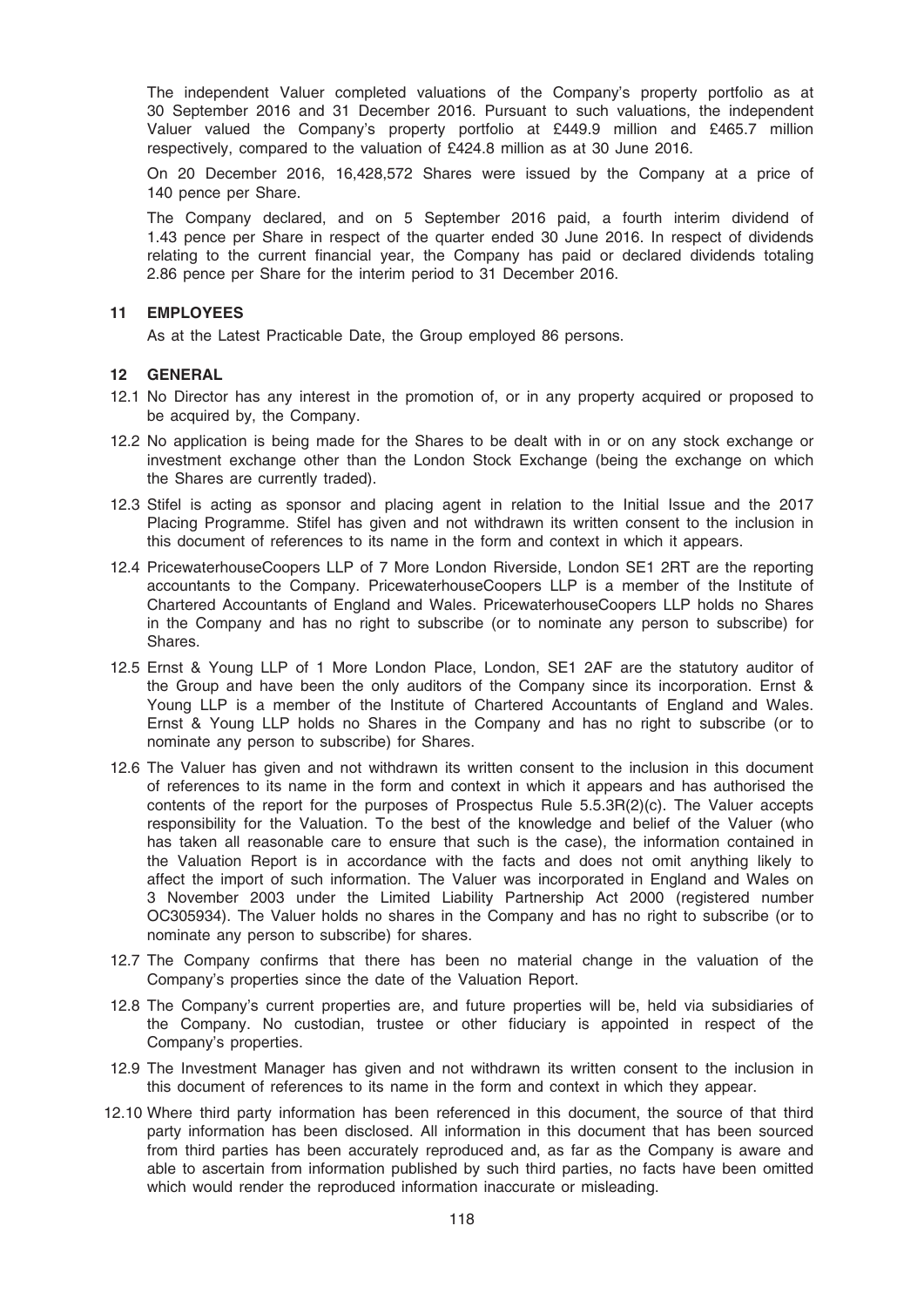The independent Valuer completed valuations of the Company's property portfolio as at 30 September 2016 and 31 December 2016. Pursuant to such valuations, the independent Valuer valued the Company's property portfolio at £449.9 million and £465.7 million respectively, compared to the valuation of £424.8 million as at 30 June 2016.

On 20 December 2016, 16,428,572 Shares were issued by the Company at a price of 140 pence per Share.

The Company declared, and on 5 September 2016 paid, a fourth interim dividend of 1.43 pence per Share in respect of the quarter ended 30 June 2016. In respect of dividends relating to the current financial year, the Company has paid or declared dividends totaling 2.86 pence per Share for the interim period to 31 December 2016.

## 11 EMPLOYEES

As at the Latest Practicable Date, the Group employed 86 persons.

## 12 GENERAL

12.1 No Director has any interest in the promotion of, or in any property acquired or proposed to be acquired by, the Company.

12.2 No application is being made for the Shares to be dealt with in or on any stock exchange or investment exchange other than the London Stock Exchange (being the exchange on which the Shares are currently traded).

12.3 Stifel is acting as sponsor and placing agent in relation to the Initial Issue and the 2017 Placing Programme. Stifel has given and not withdrawn its written consent to the inclusion in this document of references to its name in the form and context in which it appears.

12.4 PricewaterhouseCoopers LLP of 7 More London Riverside, London SE1 2RT are the reporting accountants to the Company. PricewaterhouseCoopers LLP is a member of the Institute of Chartered Accountants of England and Wales. PricewaterhouseCoopers LLP holds no Shares in the Company and has no right to subscribe (or to nominate any person to subscribe) for Shares.

12.5 Ernst & Young LLP of 1 More London Place, London, SE1 2AF are the statutory auditor of the Group and have been the only auditors of the Company since its incorporation. Ernst & Young LLP is a member of the Institute of Chartered Accountants of England and Wales. Ernst & Young LLP holds no Shares in the Company and has no right to subscribe (or to nominate any person to subscribe) for Shares.

12.6 The Valuer has given and not withdrawn its written consent to the inclusion in this document of references to its name in the form and context in which it appears and has authorised the contents of the report for the purposes of Prospectus Rule 5.5.3R(2)(c). The Valuer accepts responsibility for the Valuation. To the best of the knowledge and belief of the Valuer (who has taken all reasonable care to ensure that such is the case), the information contained in the Valuation Report is in accordance with the facts and does not omit anything likely to affect the import of such information. The Valuer was incorporated in England and Wales on 3 November 2003 under the Limited Liability Partnership Act 2000 (registered number OC305934). The Valuer holds no shares in the Company and has no right to subscribe (or to nominate any person to subscribe) for shares.

12.7 The Company confirms that there has been no material change in the valuation of the Company's properties since the date of the Valuation Report.

12.8 The Company's current properties are, and future properties will be, held via subsidiaries of the Company. No custodian, trustee or other fiduciary is appointed in respect of the Company's properties.

12.9 The Investment Manager has given and not withdrawn its written consent to the inclusion in this document of references to its name in the form and context in which they appear.

12.10 Where third party information has been referenced in this document, the source of that third party information has been disclosed. All information in this document that has been sourced from third parties has been accurately reproduced and, as far as the Company is aware and able to ascertain from information published by such third parties, no facts have been omitted which would render the reproduced information inaccurate or misleading.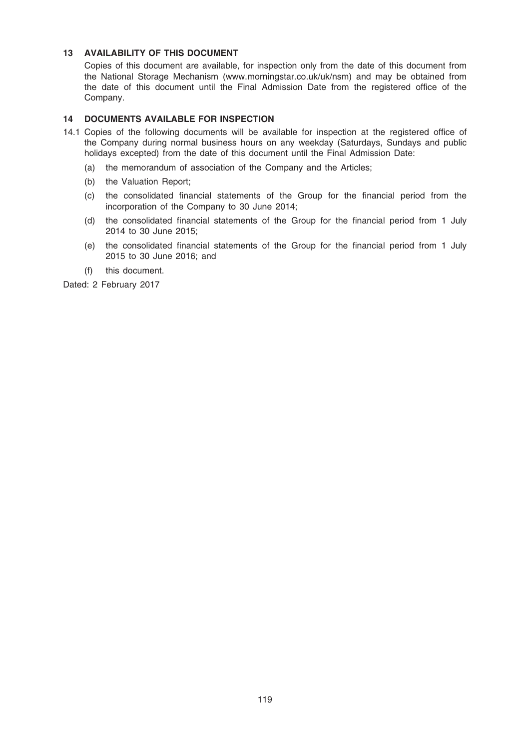## 13 AVAILABILITY OF THIS DOCUMENT

Copies of this document are available, for inspection only from the date of this document from the National Storage Mechanism (www.morningstar.co.uk/uk/nsm) and may be obtained from the date of this document until the Final Admission Date from the registered office of the Company.

## 14 DOCUMENTS AVAILABLE FOR INSPECTION

14.1 Copies of the following documents will be available for inspection at the registered office of the Company during normal business hours on any weekday (Saturdays, Sundays and public holidays excepted) from the date of this document until the Final Admission Date:

- (a) the memorandum of association of the Company and the Articles;
- (b) the Valuation Report;
- (c) the consolidated financial statements of the Group for the financial period from the incorporation of the Company to 30 June 2014;
- (d) the consolidated financial statements of the Group for the financial period from 1 July 2014 to 30 June 2015;
- (e) the consolidated financial statements of the Group for the financial period from 1 July 2015 to 30 June 2016; and
- (f) this document.

Dated: 2 February 2017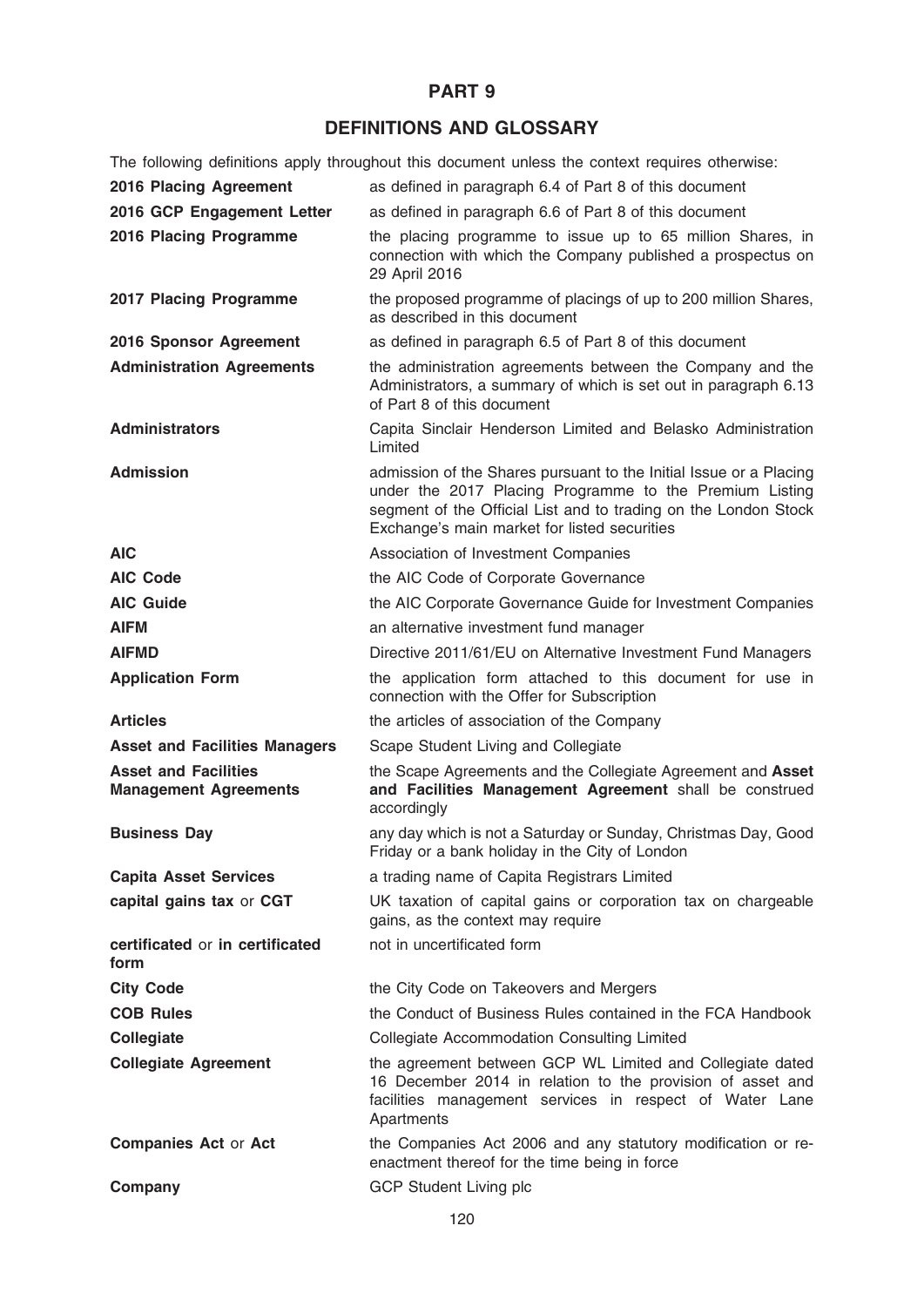# PART 9

## DEFINITIONS AND GLOSSARY

The following definitions apply throughout this document unless the context requires otherwise:

| | |
|---|---|
| **2016 Placing Agreement** | as defined in paragraph 6.4 of Part 8 of this document |
| **2016 GCP Engagement Letter** | as defined in paragraph 6.6 of Part 8 of this document |
| **2016 Placing Programme** | the placing programme to issue up to 65 million Shares, in connection with which the Company published a prospectus on 29 April 2016 |
| **2017 Placing Programme** | the proposed programme of placings of up to 200 million Shares, as described in this document |
| **2016 Sponsor Agreement** | as defined in paragraph 6.5 of Part 8 of this document |
| **Administration Agreements** | the administration agreements between the Company and the Administrators, a summary of which is set out in paragraph 6.13 of Part 8 of this document |
| **Administrators** | Capita Sinclair Henderson Limited and Belasko Administration Limited |
| **Admission** | admission of the Shares pursuant to the Initial Issue or a Placing under the 2017 Placing Programme to the Premium Listing segment of the Official List and to trading on the London Stock Exchange's main market for listed securities |
| **AIC** | Association of Investment Companies |
| **AIC Code** | the AIC Code of Corporate Governance |
| **AIC Guide** | the AIC Corporate Governance Guide for Investment Companies |
| **AIFM** | an alternative investment fund manager |
| **AIFMD** | Directive 2011/61/EU on Alternative Investment Fund Managers |
| **Application Form** | the application form attached to this document for use in connection with the Offer for Subscription |
| **Articles** | the articles of association of the Company |
| **Asset and Facilities Managers** | Scape Student Living and Collegiate |
| **Asset and Facilities Management Agreements** | the Scape Agreements and the Collegiate Agreement and **Asset and Facilities Management Agreement** shall be construed accordingly |
| **Business Day** | any day which is not a Saturday or Sunday, Christmas Day, Good Friday or a bank holiday in the City of London |
| **Capita Asset Services** | a trading name of Capita Registrars Limited |
| **capital gains tax** or **CGT** | UK taxation of capital gains or corporation tax on chargeable gains, as the context may require |
| **certificated** or **in certificated form** | not in uncertificated form |
| **City Code** | the City Code on Takeovers and Mergers |
| **COB Rules** | the Conduct of Business Rules contained in the FCA Handbook |
| **Collegiate** | Collegiate Accommodation Consulting Limited |
| **Collegiate Agreement** | the agreement between GCP WL Limited and Collegiate dated 16 December 2014 in relation to the provision of asset and facilities management services in respect of Water Lane Apartments |
| **Companies Act** or **Act** | the Companies Act 2006 and any statutory modification or re-enactment thereof for the time being in force |
| **Company** | GCP Student Living plc |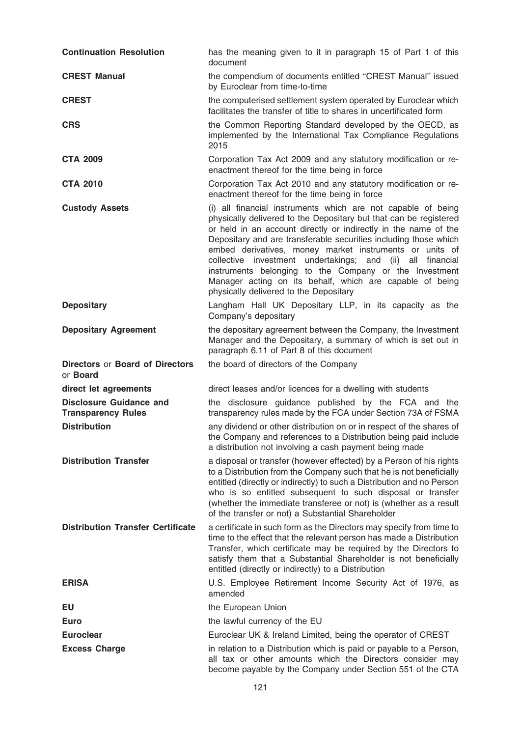| | |
|---|---|
| **Continuation Resolution** | has the meaning given to it in paragraph 15 of Part 1 of this document |
| **CREST Manual** | the compendium of documents entitled ''CREST Manual'' issued by Euroclear from time-to-time |
| **CREST** | the computerised settlement system operated by Euroclear which facilitates the transfer of title to shares in uncertificated form |
| **CRS** | the Common Reporting Standard developed by the OECD, as implemented by the International Tax Compliance Regulations 2015 |
| **CTA 2009** | Corporation Tax Act 2009 and any statutory modification or re-enactment thereof for the time being in force |
| **CTA 2010** | Corporation Tax Act 2010 and any statutory modification or re-enactment thereof for the time being in force |
| **Custody Assets** | (i) all financial instruments which are not capable of being physically delivered to the Depositary but that can be registered or held in an account directly or indirectly in the name of the Depositary and are transferable securities including those which embed derivatives, money market instruments or units of collective investment undertakings; and (ii) all financial instruments belonging to the Company or the Investment Manager acting on its behalf, which are capable of being physically delivered to the Depositary |
| **Depositary** | Langham Hall UK Depositary LLP, in its capacity as the Company's depositary |
| **Depositary Agreement** | the depositary agreement between the Company, the Investment Manager and the Depositary, a summary of which is set out in paragraph 6.11 of Part 8 of this document |
| **Directors** or **Board of Directors** or **Board** | the board of directors of the Company |
| **direct let agreements** | direct leases and/or licences for a dwelling with students |
| **Disclosure Guidance and Transparency Rules** | the disclosure guidance published by the FCA and the transparency rules made by the FCA under Section 73A of FSMA |
| **Distribution** | any dividend or other distribution on or in respect of the shares of the Company and references to a Distribution being paid include a distribution not involving a cash payment being made |
| **Distribution Transfer** | a disposal or transfer (however effected) by a Person of his rights to a Distribution from the Company such that he is not beneficially entitled (directly or indirectly) to such a Distribution and no Person who is so entitled subsequent to such disposal or transfer (whether the immediate transferee or not) is (whether as a result of the transfer or not) a Substantial Shareholder |
| **Distribution Transfer Certificate** | a certificate in such form as the Directors may specify from time to time to the effect that the relevant person has made a Distribution Transfer, which certificate may be required by the Directors to satisfy them that a Substantial Shareholder is not beneficially entitled (directly or indirectly) to a Distribution |
| **ERISA** | U.S. Employee Retirement Income Security Act of 1976, as amended |
| **EU** | the European Union |
| **Euro** | the lawful currency of the EU |
| **Euroclear** | Euroclear UK & Ireland Limited, being the operator of CREST |
| **Excess Charge** | in relation to a Distribution which is paid or payable to a Person, all tax or other amounts which the Directors consider may become payable by the Company under Section 551 of the CTA |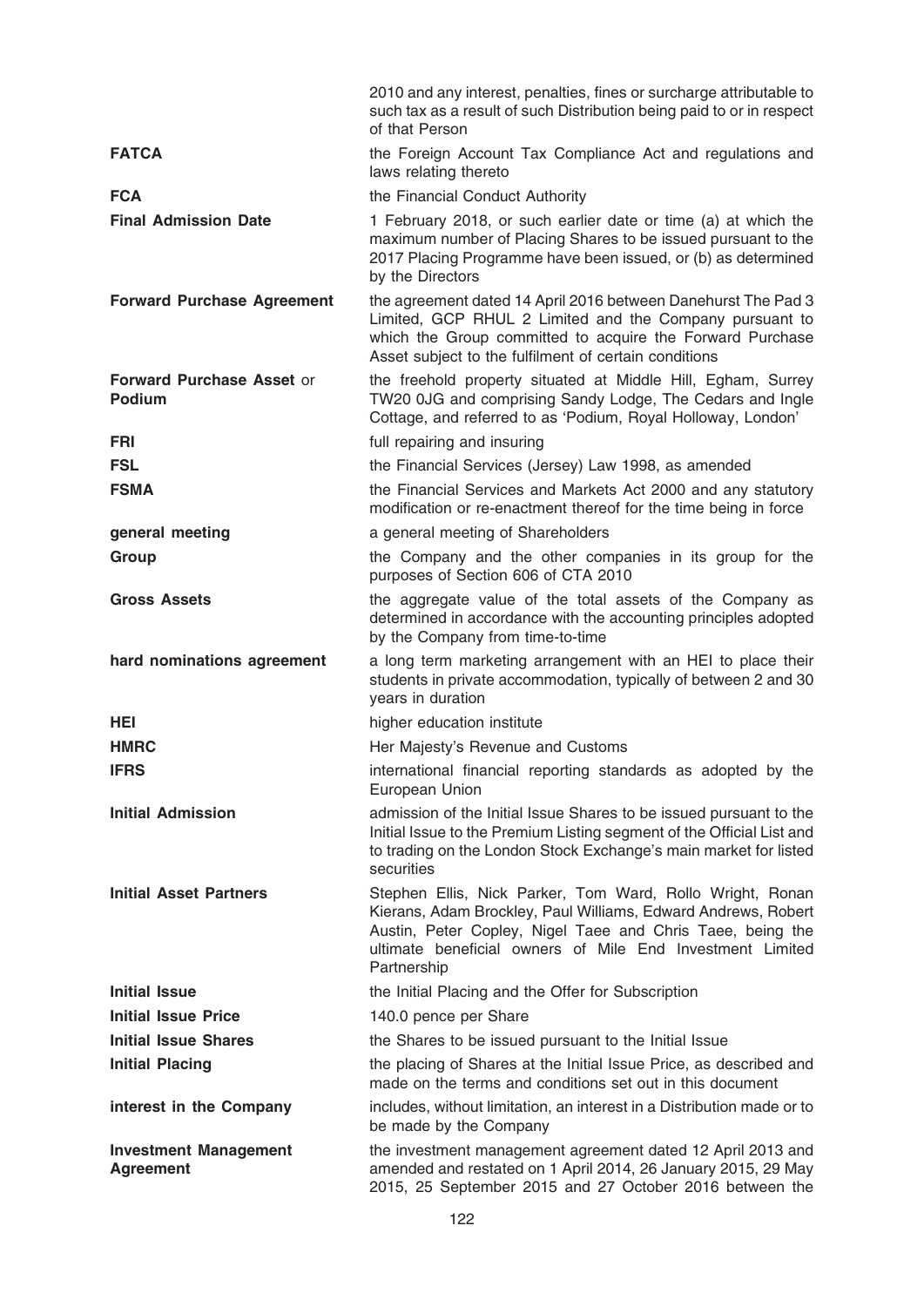| | |
|---|---|
| | 2010 and any interest, penalties, fines or surcharge attributable to such tax as a result of such Distribution being paid to or in respect of that Person |
| **FATCA** | the Foreign Account Tax Compliance Act and regulations and laws relating thereto |
| **FCA** | the Financial Conduct Authority |
| **Final Admission Date** | 1 February 2018, or such earlier date or time (a) at which the maximum number of Placing Shares to be issued pursuant to the 2017 Placing Programme have been issued, or (b) as determined by the Directors |
| **Forward Purchase Agreement** | the agreement dated 14 April 2016 between Danehurst The Pad 3 Limited, GCP RHUL 2 Limited and the Company pursuant to which the Group committed to acquire the Forward Purchase Asset subject to the fulfilment of certain conditions |
| **Forward Purchase Asset** or **Podium** | the freehold property situated at Middle Hill, Egham, Surrey TW20 0JG and comprising Sandy Lodge, The Cedars and Ingle Cottage, and referred to as 'Podium, Royal Holloway, London' |
| **FRI** | full repairing and insuring |
| **FSL** | the Financial Services (Jersey) Law 1998, as amended |
| **FSMA** | the Financial Services and Markets Act 2000 and any statutory modification or re-enactment thereof for the time being in force |
| **general meeting** | a general meeting of Shareholders |
| **Group** | the Company and the other companies in its group for the purposes of Section 606 of CTA 2010 |
| **Gross Assets** | the aggregate value of the total assets of the Company as determined in accordance with the accounting principles adopted by the Company from time-to-time |
| **hard nominations agreement** | a long term marketing arrangement with an HEI to place their students in private accommodation, typically of between 2 and 30 years in duration |
| **HEI** | higher education institute |
| **HMRC** | Her Majesty's Revenue and Customs |
| **IFRS** | international financial reporting standards as adopted by the European Union |
| **Initial Admission** | admission of the Initial Issue Shares to be issued pursuant to the Initial Issue to the Premium Listing segment of the Official List and to trading on the London Stock Exchange's main market for listed securities |
| **Initial Asset Partners** | Stephen Ellis, Nick Parker, Tom Ward, Rollo Wright, Ronan Kierans, Adam Brockley, Paul Williams, Edward Andrews, Robert Austin, Peter Copley, Nigel Taee and Chris Taee, being the ultimate beneficial owners of Mile End Investment Limited Partnership |
| **Initial Issue** | the Initial Placing and the Offer for Subscription |
| **Initial Issue Price** | 140.0 pence per Share |
| **Initial Issue Shares** | the Shares to be issued pursuant to the Initial Issue |
| **Initial Placing** | the placing of Shares at the Initial Issue Price, as described and made on the terms and conditions set out in this document |
| **interest in the Company** | includes, without limitation, an interest in a Distribution made or to be made by the Company |
| **Investment Management Agreement** | the investment management agreement dated 12 April 2013 and amended and restated on 1 April 2014, 26 January 2015, 29 May 2015, 25 September 2015 and 27 October 2016 between the |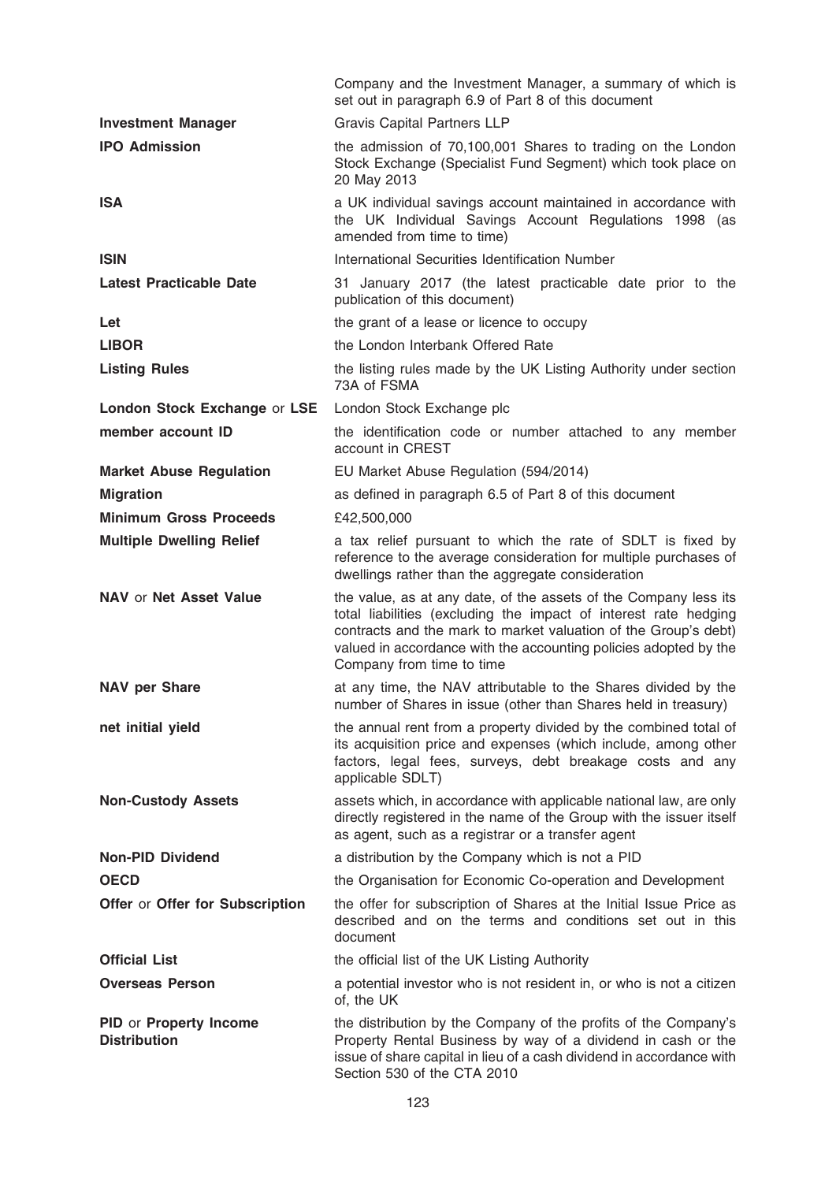| | |
|---|---|
| | Company and the Investment Manager, a summary of which is set out in paragraph 6.9 of Part 8 of this document |
| **Investment Manager** | Gravis Capital Partners LLP |
| **IPO Admission** | the admission of 70,100,001 Shares to trading on the London Stock Exchange (Specialist Fund Segment) which took place on 20 May 2013 |
| **ISA** | a UK individual savings account maintained in accordance with the UK Individual Savings Account Regulations 1998 (as amended from time to time) |
| **ISIN** | International Securities Identification Number |
| **Latest Practicable Date** | 31 January 2017 (the latest practicable date prior to the publication of this document) |
| **Let** | the grant of a lease or licence to occupy |
| **LIBOR** | the London Interbank Offered Rate |
| **Listing Rules** | the listing rules made by the UK Listing Authority under section 73A of FSMA |
| **London Stock Exchange** or **LSE** | London Stock Exchange plc |
| **member account ID** | the identification code or number attached to any member account in CREST |
| **Market Abuse Regulation** | EU Market Abuse Regulation (594/2014) |
| **Migration** | as defined in paragraph 6.5 of Part 8 of this document |
| **Minimum Gross Proceeds** | £42,500,000 |
| **Multiple Dwelling Relief** | a tax relief pursuant to which the rate of SDLT is fixed by reference to the average consideration for multiple purchases of dwellings rather than the aggregate consideration |
| **NAV** or **Net Asset Value** | the value, as at any date, of the assets of the Company less its total liabilities (excluding the impact of interest rate hedging contracts and the mark to market valuation of the Group's debt) valued in accordance with the accounting policies adopted by the Company from time to time |
| **NAV per Share** | at any time, the NAV attributable to the Shares divided by the number of Shares in issue (other than Shares held in treasury) |
| **net initial yield** | the annual rent from a property divided by the combined total of its acquisition price and expenses (which include, among other factors, legal fees, surveys, debt breakage costs and any applicable SDLT) |
| **Non-Custody Assets** | assets which, in accordance with applicable national law, are only directly registered in the name of the Group with the issuer itself as agent, such as a registrar or a transfer agent |
| **Non-PID Dividend** | a distribution by the Company which is not a PID |
| **OECD** | the Organisation for Economic Co-operation and Development |
| **Offer** or **Offer for Subscription** | the offer for subscription of Shares at the Initial Issue Price as described and on the terms and conditions set out in this document |
| **Official List** | the official list of the UK Listing Authority |
| **Overseas Person** | a potential investor who is not resident in, or who is not a citizen of, the UK |
| **PID** or **Property Income Distribution** | the distribution by the Company of the profits of the Company's Property Rental Business by way of a dividend in cash or the issue of share capital in lieu of a cash dividend in accordance with Section 530 of the CTA 2010 |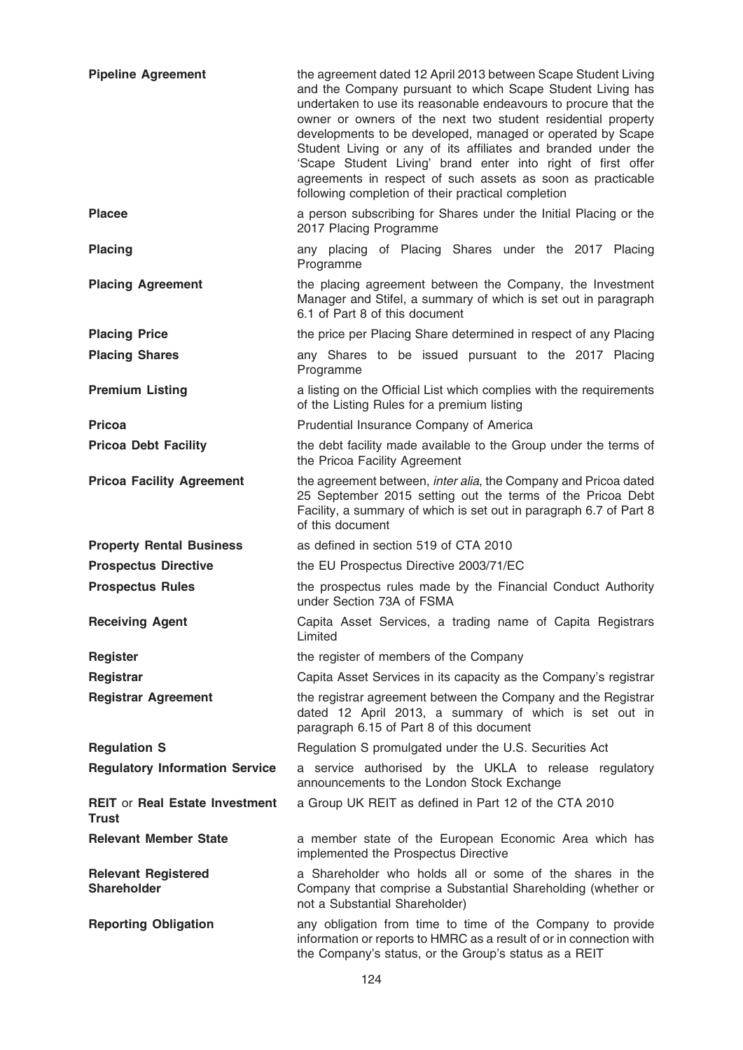| | |
|---|---|
| **Pipeline Agreement** | the agreement dated 12 April 2013 between Scape Student Living and the Company pursuant to which Scape Student Living has undertaken to use its reasonable endeavours to procure that the owner or owners of the next two student residential property developments to be developed, managed or operated by Scape Student Living or any of its affiliates and branded under the 'Scape Student Living' brand enter into right of first offer agreements in respect of such assets as soon as practicable following completion of their practical completion |
| **Placee** | a person subscribing for Shares under the Initial Placing or the 2017 Placing Programme |
| **Placing** | any placing of Placing Shares under the 2017 Placing Programme |
| **Placing Agreement** | the placing agreement between the Company, the Investment Manager and Stifel, a summary of which is set out in paragraph 6.1 of Part 8 of this document |
| **Placing Price** | the price per Placing Share determined in respect of any Placing |
| **Placing Shares** | any Shares to be issued pursuant to the 2017 Placing Programme |
| **Premium Listing** | a listing on the Official List which complies with the requirements of the Listing Rules for a premium listing |
| **Pricoa** | Prudential Insurance Company of America |
| **Pricoa Debt Facility** | the debt facility made available to the Group under the terms of the Pricoa Facility Agreement |
| **Pricoa Facility Agreement** | the agreement between, *inter alia*, the Company and Pricoa dated 25 September 2015 setting out the terms of the Pricoa Debt Facility, a summary of which is set out in paragraph 6.7 of Part 8 of this document |
| **Property Rental Business** | as defined in section 519 of CTA 2010 |
| **Prospectus Directive** | the EU Prospectus Directive 2003/71/EC |
| **Prospectus Rules** | the prospectus rules made by the Financial Conduct Authority under Section 73A of FSMA |
| **Receiving Agent** | Capita Asset Services, a trading name of Capita Registrars Limited |
| **Register** | the register of members of the Company |
| **Registrar** | Capita Asset Services in its capacity as the Company's registrar |
| **Registrar Agreement** | the registrar agreement between the Company and the Registrar dated 12 April 2013, a summary of which is set out in paragraph 6.15 of Part 8 of this document |
| **Regulation S** | Regulation S promulgated under the U.S. Securities Act |
| **Regulatory Information Service** | a service authorised by the UKLA to release regulatory announcements to the London Stock Exchange |
| **REIT** or **Real Estate Investment Trust** | a Group UK REIT as defined in Part 12 of the CTA 2010 |
| **Relevant Member State** | a member state of the European Economic Area which has implemented the Prospectus Directive |
| **Relevant Registered Shareholder** | a Shareholder who holds all or some of the shares in the Company that comprise a Substantial Shareholding (whether or not a Substantial Shareholder) |
| **Reporting Obligation** | any obligation from time to time of the Company to provide information or reports to HMRC as a result of or in connection with the Company's status, or the Group's status as a REIT |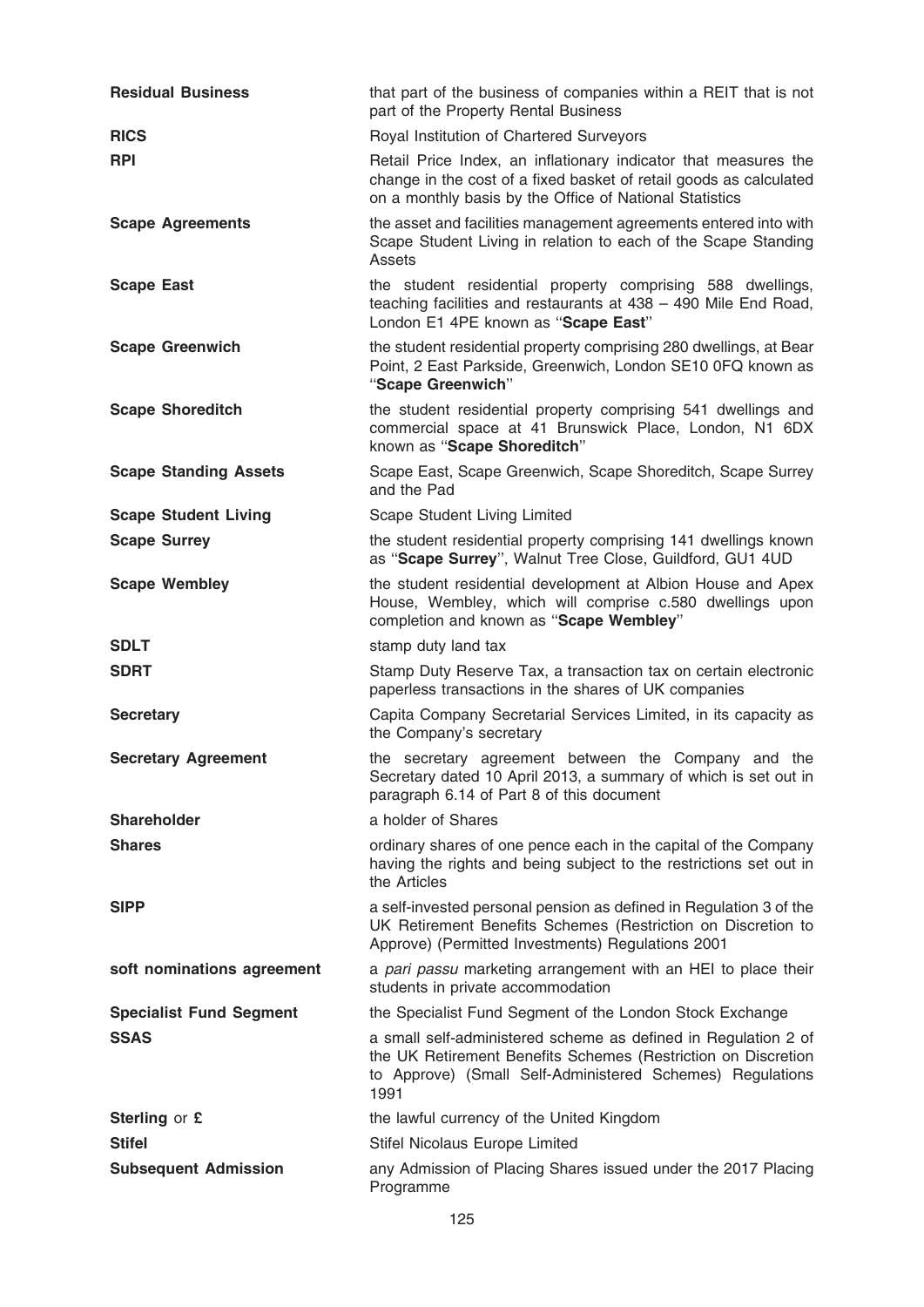| | |
|---|---|
| **Residual Business** | that part of the business of companies within a REIT that is not part of the Property Rental Business |
| **RICS** | Royal Institution of Chartered Surveyors |
| **RPI** | Retail Price Index, an inflationary indicator that measures the change in the cost of a fixed basket of retail goods as calculated on a monthly basis by the Office of National Statistics |
| **Scape Agreements** | the asset and facilities management agreements entered into with Scape Student Living in relation to each of the Scape Standing Assets |
| **Scape East** | the student residential property comprising 588 dwellings, teaching facilities and restaurants at 438 – 490 Mile End Road, London E1 4PE known as "**Scape East**" |
| **Scape Greenwich** | the student residential property comprising 280 dwellings, at Bear Point, 2 East Parkside, Greenwich, London SE10 0FQ known as "**Scape Greenwich**" |
| **Scape Shoreditch** | the student residential property comprising 541 dwellings and commercial space at 41 Brunswick Place, London, N1 6DX known as "**Scape Shoreditch**" |
| **Scape Standing Assets** | Scape East, Scape Greenwich, Scape Shoreditch, Scape Surrey and the Pad |
| **Scape Student Living** | Scape Student Living Limited |
| **Scape Surrey** | the student residential property comprising 141 dwellings known as "**Scape Surrey**", Walnut Tree Close, Guildford, GU1 4UD |
| **Scape Wembley** | the student residential development at Albion House and Apex House, Wembley, which will comprise c.580 dwellings upon completion and known as "**Scape Wembley**" |
| **SDLT** | stamp duty land tax |
| **SDRT** | Stamp Duty Reserve Tax, a transaction tax on certain electronic paperless transactions in the shares of UK companies |
| **Secretary** | Capita Company Secretarial Services Limited, in its capacity as the Company's secretary |
| **Secretary Agreement** | the secretary agreement between the Company and the Secretary dated 10 April 2013, a summary of which is set out in paragraph 6.14 of Part 8 of this document |
| **Shareholder** | a holder of Shares |
| **Shares** | ordinary shares of one pence each in the capital of the Company having the rights and being subject to the restrictions set out in the Articles |
| **SIPP** | a self-invested personal pension as defined in Regulation 3 of the UK Retirement Benefits Schemes (Restriction on Discretion to Approve) (Permitted Investments) Regulations 2001 |
| **soft nominations agreement** | a *pari passu* marketing arrangement with an HEI to place their students in private accommodation |
| **Specialist Fund Segment** | the Specialist Fund Segment of the London Stock Exchange |
| **SSAS** | a small self-administered scheme as defined in Regulation 2 of the UK Retirement Benefits Schemes (Restriction on Discretion to Approve) (Small Self-Administered Schemes) Regulations 1991 |
| **Sterling** or **£** | the lawful currency of the United Kingdom |
| **Stifel** | Stifel Nicolaus Europe Limited |
| **Subsequent Admission** | any Admission of Placing Shares issued under the 2017 Placing Programme |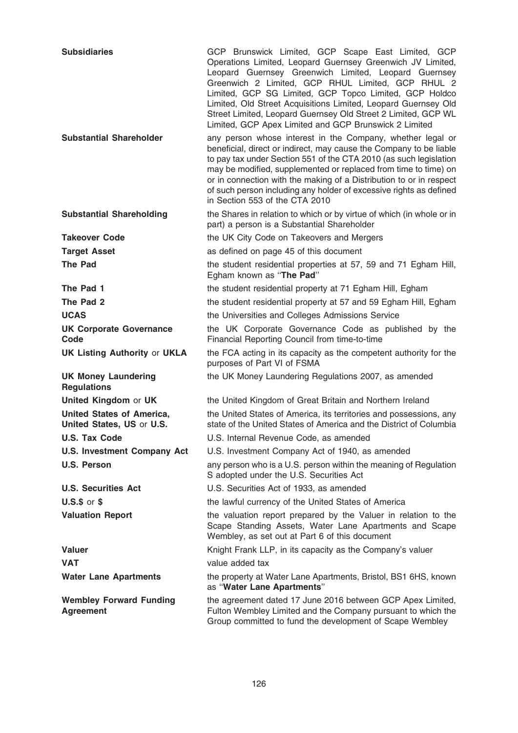| | |
|---|---|
| **Subsidiaries** | GCP Brunswick Limited, GCP Scape East Limited, GCP Operations Limited, Leopard Guernsey Greenwich JV Limited, Leopard Guernsey Greenwich Limited, Leopard Guernsey Greenwich 2 Limited, GCP RHUL Limited, GCP RHUL 2 Limited, GCP SG Limited, GCP Topco Limited, GCP Holdco Limited, Old Street Acquisitions Limited, Leopard Guernsey Old Street Limited, Leopard Guernsey Old Street 2 Limited, GCP WL Limited, GCP Apex Limited and GCP Brunswick 2 Limited |
| **Substantial Shareholder** | any person whose interest in the Company, whether legal or beneficial, direct or indirect, may cause the Company to be liable to pay tax under Section 551 of the CTA 2010 (as such legislation may be modified, supplemented or replaced from time to time) on or in connection with the making of a Distribution to or in respect of such person including any holder of excessive rights as defined in Section 553 of the CTA 2010 |
| **Substantial Shareholding** | the Shares in relation to which or by virtue of which (in whole or in part) a person is a Substantial Shareholder |
| **Takeover Code** | the UK City Code on Takeovers and Mergers |
| **Target Asset** | as defined on page 45 of this document |
| **The Pad** | the student residential properties at 57, 59 and 71 Egham Hill, Egham known as "**The Pad**" |
| **The Pad 1** | the student residential property at 71 Egham Hill, Egham |
| **The Pad 2** | the student residential property at 57 and 59 Egham Hill, Egham |
| **UCAS** | the Universities and Colleges Admissions Service |
| **UK Corporate Governance Code** | the UK Corporate Governance Code as published by the Financial Reporting Council from time-to-time |
| **UK Listing Authority** or **UKLA** | the FCA acting in its capacity as the competent authority for the purposes of Part VI of FSMA |
| **UK Money Laundering Regulations** | the UK Money Laundering Regulations 2007, as amended |
| **United Kingdom** or **UK** | the United Kingdom of Great Britain and Northern Ireland |
| **United States of America, United States, US** or **U.S.** | the United States of America, its territories and possessions, any state of the United States of America and the District of Columbia |
| **U.S. Tax Code** | U.S. Internal Revenue Code, as amended |
| **U.S. Investment Company Act** | U.S. Investment Company Act of 1940, as amended |
| **U.S. Person** | any person who is a U.S. person within the meaning of Regulation S adopted under the U.S. Securities Act |
| **U.S. Securities Act** | U.S. Securities Act of 1933, as amended |
| **U.S.$** or **$** | the lawful currency of the United States of America |
| **Valuation Report** | the valuation report prepared by the Valuer in relation to the Scape Standing Assets, Water Lane Apartments and Scape Wembley, as set out at Part 6 of this document |
| **Valuer** | Knight Frank LLP, in its capacity as the Company's valuer |
| **VAT** | value added tax |
| **Water Lane Apartments** | the property at Water Lane Apartments, Bristol, BS1 6HS, known as "**Water Lane Apartments**" |
| **Wembley Forward Funding Agreement** | the agreement dated 17 June 2016 between GCP Apex Limited, Fulton Wembley Limited and the Company pursuant to which the Group committed to fund the development of Scape Wembley |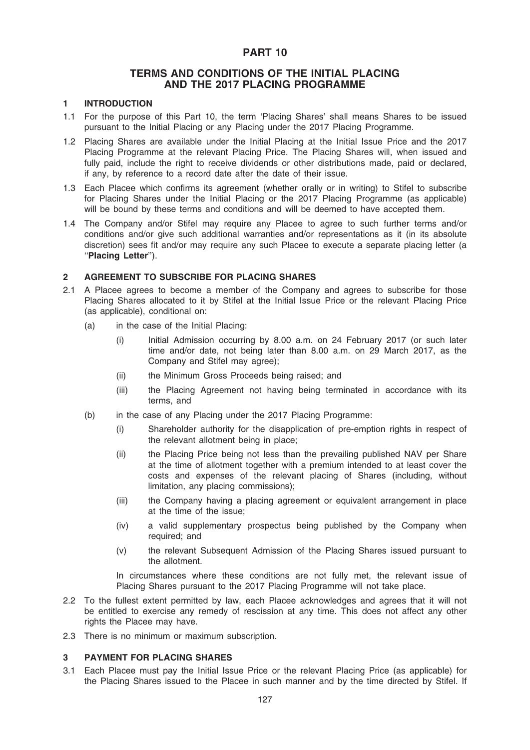# PART 10

## TERMS AND CONDITIONS OF THE INITIAL PLACING AND THE 2017 PLACING PROGRAMME

### 1 INTRODUCTION

1.1 For the purpose of this Part 10, the term 'Placing Shares' shall means Shares to be issued pursuant to the Initial Placing or any Placing under the 2017 Placing Programme.

1.2 Placing Shares are available under the Initial Placing at the Initial Issue Price and the 2017 Placing Programme at the relevant Placing Price. The Placing Shares will, when issued and fully paid, include the right to receive dividends or other distributions made, paid or declared, if any, by reference to a record date after the date of their issue.

1.3 Each Placee which confirms its agreement (whether orally or in writing) to Stifel to subscribe for Placing Shares under the Initial Placing or the 2017 Placing Programme (as applicable) will be bound by these terms and conditions and will be deemed to have accepted them.

1.4 The Company and/or Stifel may require any Placee to agree to such further terms and/or conditions and/or give such additional warranties and/or representations as it (in its absolute discretion) sees fit and/or may require any such Placee to execute a separate placing letter (a ''**Placing Letter**'').

### 2 AGREEMENT TO SUBSCRIBE FOR PLACING SHARES

2.1 A Placee agrees to become a member of the Company and agrees to subscribe for those Placing Shares allocated to it by Stifel at the Initial Issue Price or the relevant Placing Price (as applicable), conditional on:

(a) in the case of the Initial Placing:

(i) Initial Admission occurring by 8.00 a.m. on 24 February 2017 (or such later time and/or date, not being later than 8.00 a.m. on 29 March 2017, as the Company and Stifel may agree);

(ii) the Minimum Gross Proceeds being raised; and

(iii) the Placing Agreement not having being terminated in accordance with its terms, and

(b) in the case of any Placing under the 2017 Placing Programme:

(i) Shareholder authority for the disapplication of pre-emption rights in respect of the relevant allotment being in place;

(ii) the Placing Price being not less than the prevailing published NAV per Share at the time of allotment together with a premium intended to at least cover the costs and expenses of the relevant placing of Shares (including, without limitation, any placing commissions);

(iii) the Company having a placing agreement or equivalent arrangement in place at the time of the issue;

(iv) a valid supplementary prospectus being published by the Company when required; and

(v) the relevant Subsequent Admission of the Placing Shares issued pursuant to the allotment.

In circumstances where these conditions are not fully met, the relevant issue of Placing Shares pursuant to the 2017 Placing Programme will not take place.

2.2 To the fullest extent permitted by law, each Placee acknowledges and agrees that it will not be entitled to exercise any remedy of rescission at any time. This does not affect any other rights the Placee may have.

2.3 There is no minimum or maximum subscription.

### 3 PAYMENT FOR PLACING SHARES

3.1 Each Placee must pay the Initial Issue Price or the relevant Placing Price (as applicable) for the Placing Shares issued to the Placee in such manner and by the time directed by Stifel. If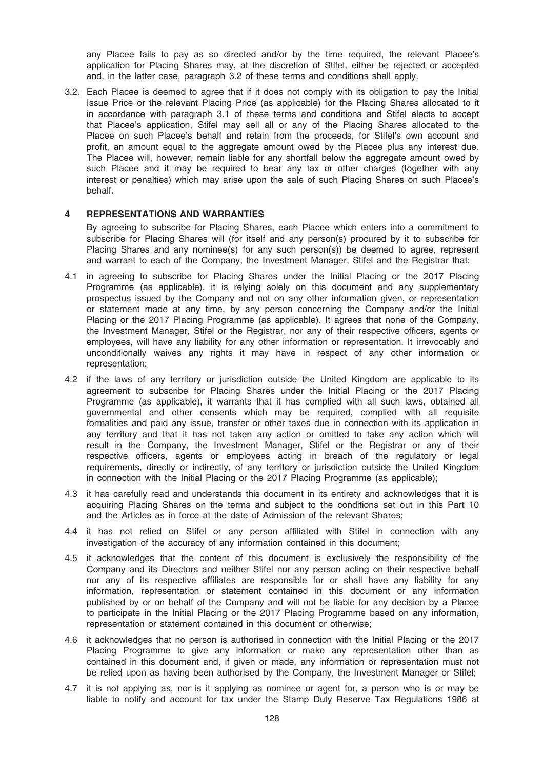any Placee fails to pay as so directed and/or by the time required, the relevant Placee's application for Placing Shares may, at the discretion of Stifel, either be rejected or accepted and, in the latter case, paragraph 3.2 of these terms and conditions shall apply.

3.2. Each Placee is deemed to agree that if it does not comply with its obligation to pay the Initial Issue Price or the relevant Placing Price (as applicable) for the Placing Shares allocated to it in accordance with paragraph 3.1 of these terms and conditions and Stifel elects to accept that Placee's application, Stifel may sell all or any of the Placing Shares allocated to the Placee on such Placee's behalf and retain from the proceeds, for Stifel's own account and profit, an amount equal to the aggregate amount owed by the Placee plus any interest due. The Placee will, however, remain liable for any shortfall below the aggregate amount owed by such Placee and it may be required to bear any tax or other charges (together with any interest or penalties) which may arise upon the sale of such Placing Shares on such Placee's behalf.

## 4 REPRESENTATIONS AND WARRANTIES

By agreeing to subscribe for Placing Shares, each Placee which enters into a commitment to subscribe for Placing Shares will (for itself and any person(s) procured by it to subscribe for Placing Shares and any nominee(s) for any such person(s)) be deemed to agree, represent and warrant to each of the Company, the Investment Manager, Stifel and the Registrar that:

4.1 in agreeing to subscribe for Placing Shares under the Initial Placing or the 2017 Placing Programme (as applicable), it is relying solely on this document and any supplementary prospectus issued by the Company and not on any other information given, or representation or statement made at any time, by any person concerning the Company and/or the Initial Placing or the 2017 Placing Programme (as applicable). It agrees that none of the Company, the Investment Manager, Stifel or the Registrar, nor any of their respective officers, agents or employees, will have any liability for any other information or representation. It irrevocably and unconditionally waives any rights it may have in respect of any other information or representation;

4.2 if the laws of any territory or jurisdiction outside the United Kingdom are applicable to its agreement to subscribe for Placing Shares under the Initial Placing or the 2017 Placing Programme (as applicable), it warrants that it has complied with all such laws, obtained all governmental and other consents which may be required, complied with all requisite formalities and paid any issue, transfer or other taxes due in connection with its application in any territory and that it has not taken any action or omitted to take any action which will result in the Company, the Investment Manager, Stifel or the Registrar or any of their respective officers, agents or employees acting in breach of the regulatory or legal requirements, directly or indirectly, of any territory or jurisdiction outside the United Kingdom in connection with the Initial Placing or the 2017 Placing Programme (as applicable);

4.3 it has carefully read and understands this document in its entirety and acknowledges that it is acquiring Placing Shares on the terms and subject to the conditions set out in this Part 10 and the Articles as in force at the date of Admission of the relevant Shares;

4.4 it has not relied on Stifel or any person affiliated with Stifel in connection with any investigation of the accuracy of any information contained in this document;

4.5 it acknowledges that the content of this document is exclusively the responsibility of the Company and its Directors and neither Stifel nor any person acting on their respective behalf nor any of its respective affiliates are responsible for or shall have any liability for any information, representation or statement contained in this document or any information published by or on behalf of the Company and will not be liable for any decision by a Placee to participate in the Initial Placing or the 2017 Placing Programme based on any information, representation or statement contained in this document or otherwise;

4.6 it acknowledges that no person is authorised in connection with the Initial Placing or the 2017 Placing Programme to give any information or make any representation other than as contained in this document and, if given or made, any information or representation must not be relied upon as having been authorised by the Company, the Investment Manager or Stifel;

4.7 it is not applying as, nor is it applying as nominee or agent for, a person who is or may be liable to notify and account for tax under the Stamp Duty Reserve Tax Regulations 1986 at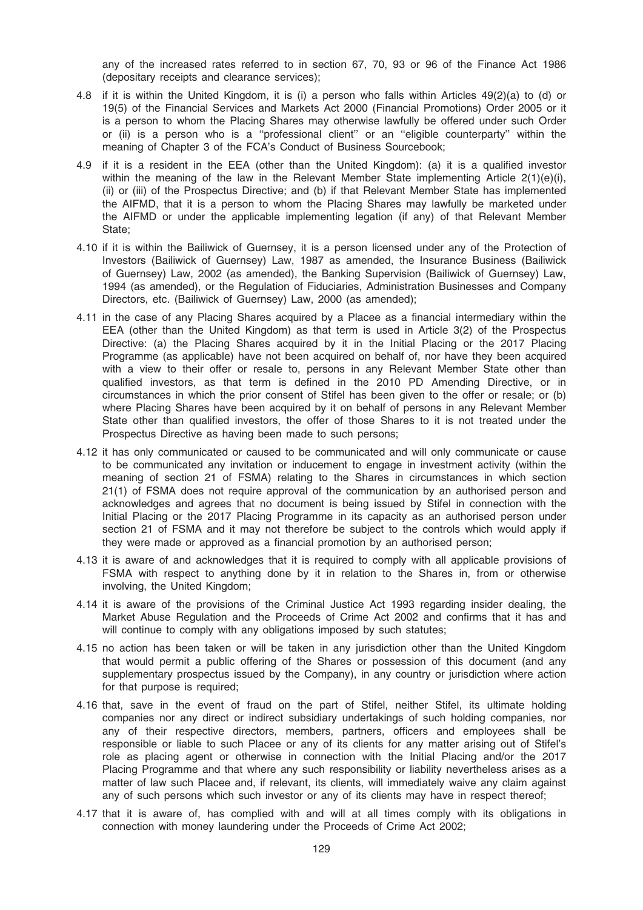any of the increased rates referred to in section 67, 70, 93 or 96 of the Finance Act 1986 (depositary receipts and clearance services);

4.8 if it is within the United Kingdom, it is (i) a person who falls within Articles 49(2)(a) to (d) or 19(5) of the Financial Services and Markets Act 2000 (Financial Promotions) Order 2005 or it is a person to whom the Placing Shares may otherwise lawfully be offered under such Order or (ii) is a person who is a ''professional client'' or an ''eligible counterparty'' within the meaning of Chapter 3 of the FCA's Conduct of Business Sourcebook;

4.9 if it is a resident in the EEA (other than the United Kingdom): (a) it is a qualified investor within the meaning of the law in the Relevant Member State implementing Article 2(1)(e)(i), (ii) or (iii) of the Prospectus Directive; and (b) if that Relevant Member State has implemented the AIFMD, that it is a person to whom the Placing Shares may lawfully be marketed under the AIFMD or under the applicable implementing legation (if any) of that Relevant Member State;

4.10 if it is within the Bailiwick of Guernsey, it is a person licensed under any of the Protection of Investors (Bailiwick of Guernsey) Law, 1987 as amended, the Insurance Business (Bailiwick of Guernsey) Law, 2002 (as amended), the Banking Supervision (Bailiwick of Guernsey) Law, 1994 (as amended), or the Regulation of Fiduciaries, Administration Businesses and Company Directors, etc. (Bailiwick of Guernsey) Law, 2000 (as amended);

4.11 in the case of any Placing Shares acquired by a Placee as a financial intermediary within the EEA (other than the United Kingdom) as that term is used in Article 3(2) of the Prospectus Directive: (a) the Placing Shares acquired by it in the Initial Placing or the 2017 Placing Programme (as applicable) have not been acquired on behalf of, nor have they been acquired with a view to their offer or resale to, persons in any Relevant Member State other than qualified investors, as that term is defined in the 2010 PD Amending Directive, or in circumstances in which the prior consent of Stifel has been given to the offer or resale; or (b) where Placing Shares have been acquired by it on behalf of persons in any Relevant Member State other than qualified investors, the offer of those Shares to it is not treated under the Prospectus Directive as having been made to such persons;

4.12 it has only communicated or caused to be communicated and will only communicate or cause to be communicated any invitation or inducement to engage in investment activity (within the meaning of section 21 of FSMA) relating to the Shares in circumstances in which section 21(1) of FSMA does not require approval of the communication by an authorised person and acknowledges and agrees that no document is being issued by Stifel in connection with the Initial Placing or the 2017 Placing Programme in its capacity as an authorised person under section 21 of FSMA and it may not therefore be subject to the controls which would apply if they were made or approved as a financial promotion by an authorised person;

4.13 it is aware of and acknowledges that it is required to comply with all applicable provisions of FSMA with respect to anything done by it in relation to the Shares in, from or otherwise involving, the United Kingdom;

4.14 it is aware of the provisions of the Criminal Justice Act 1993 regarding insider dealing, the Market Abuse Regulation and the Proceeds of Crime Act 2002 and confirms that it has and will continue to comply with any obligations imposed by such statutes;

4.15 no action has been taken or will be taken in any jurisdiction other than the United Kingdom that would permit a public offering of the Shares or possession of this document (and any supplementary prospectus issued by the Company), in any country or jurisdiction where action for that purpose is required;

4.16 that, save in the event of fraud on the part of Stifel, neither Stifel, its ultimate holding companies nor any direct or indirect subsidiary undertakings of such holding companies, nor any of their respective directors, members, partners, officers and employees shall be responsible or liable to such Placee or any of its clients for any matter arising out of Stifel's role as placing agent or otherwise in connection with the Initial Placing and/or the 2017 Placing Programme and that where any such responsibility or liability nevertheless arises as a matter of law such Placee and, if relevant, its clients, will immediately waive any claim against any of such persons which such investor or any of its clients may have in respect thereof;

4.17 that it is aware of, has complied with and will at all times comply with its obligations in connection with money laundering under the Proceeds of Crime Act 2002;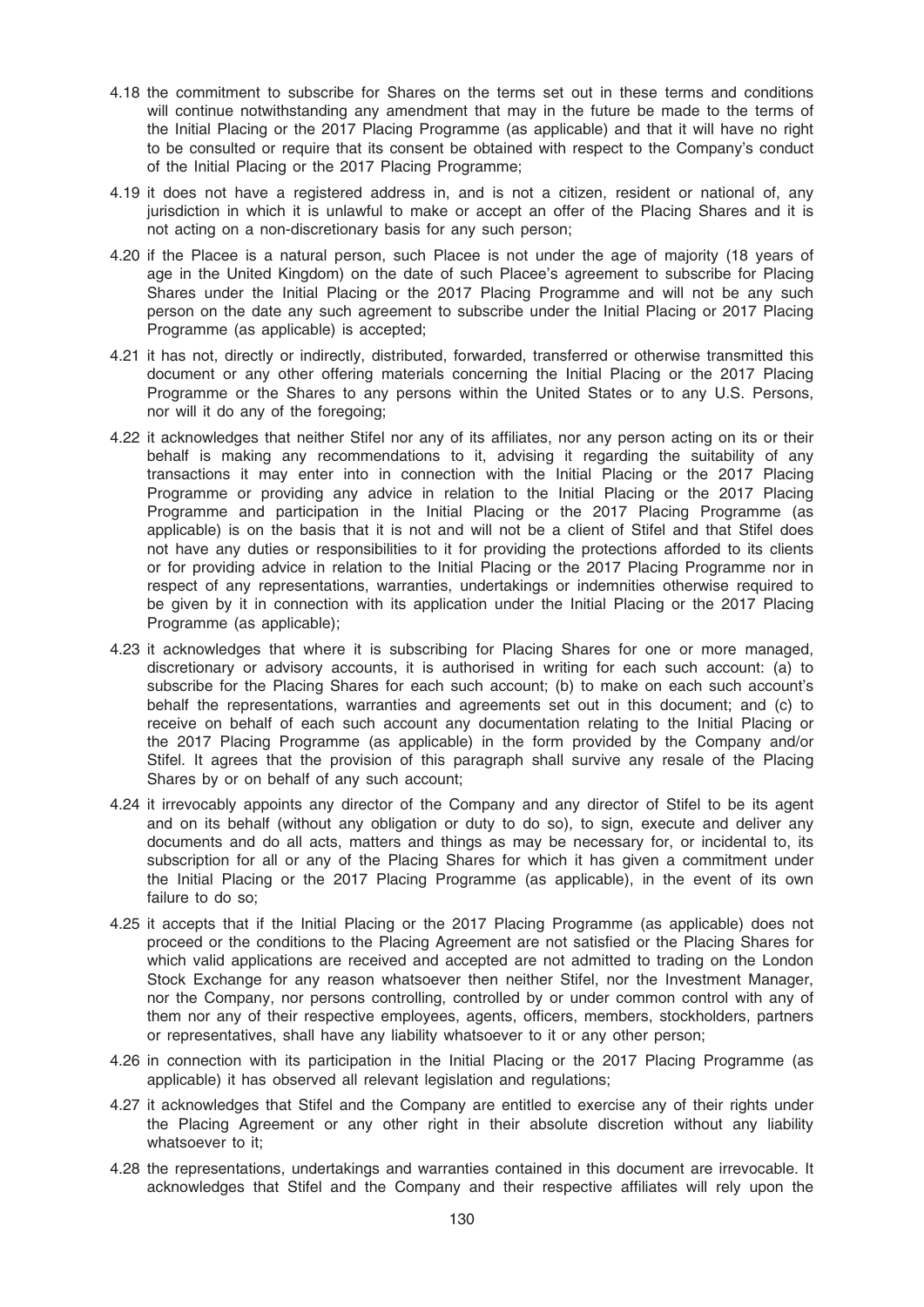4.18 the commitment to subscribe for Shares on the terms set out in these terms and conditions will continue notwithstanding any amendment that may in the future be made to the terms of the Initial Placing or the 2017 Placing Programme (as applicable) and that it will have no right to be consulted or require that its consent be obtained with respect to the Company's conduct of the Initial Placing or the 2017 Placing Programme;

4.19 it does not have a registered address in, and is not a citizen, resident or national of, any jurisdiction in which it is unlawful to make or accept an offer of the Placing Shares and it is not acting on a non-discretionary basis for any such person;

4.20 if the Placee is a natural person, such Placee is not under the age of majority (18 years of age in the United Kingdom) on the date of such Placee's agreement to subscribe for Placing Shares under the Initial Placing or the 2017 Placing Programme and will not be any such person on the date any such agreement to subscribe under the Initial Placing or 2017 Placing Programme (as applicable) is accepted;

4.21 it has not, directly or indirectly, distributed, forwarded, transferred or otherwise transmitted this document or any other offering materials concerning the Initial Placing or the 2017 Placing Programme or the Shares to any persons within the United States or to any U.S. Persons, nor will it do any of the foregoing;

4.22 it acknowledges that neither Stifel nor any of its affiliates, nor any person acting on its or their behalf is making any recommendations to it, advising it regarding the suitability of any transactions it may enter into in connection with the Initial Placing or the 2017 Placing Programme or providing any advice in relation to the Initial Placing or the 2017 Placing Programme and participation in the Initial Placing or the 2017 Placing Programme (as applicable) is on the basis that it is not and will not be a client of Stifel and that Stifel does not have any duties or responsibilities to it for providing the protections afforded to its clients or for providing advice in relation to the Initial Placing or the 2017 Placing Programme nor in respect of any representations, warranties, undertakings or indemnities otherwise required to be given by it in connection with its application under the Initial Placing or the 2017 Placing Programme (as applicable);

4.23 it acknowledges that where it is subscribing for Placing Shares for one or more managed, discretionary or advisory accounts, it is authorised in writing for each such account: (a) to subscribe for the Placing Shares for each such account; (b) to make on each such account's behalf the representations, warranties and agreements set out in this document; and (c) to receive on behalf of each such account any documentation relating to the Initial Placing or the 2017 Placing Programme (as applicable) in the form provided by the Company and/or Stifel. It agrees that the provision of this paragraph shall survive any resale of the Placing Shares by or on behalf of any such account;

4.24 it irrevocably appoints any director of the Company and any director of Stifel to be its agent and on its behalf (without any obligation or duty to do so), to sign, execute and deliver any documents and do all acts, matters and things as may be necessary for, or incidental to, its subscription for all or any of the Placing Shares for which it has given a commitment under the Initial Placing or the 2017 Placing Programme (as applicable), in the event of its own failure to do so;

4.25 it accepts that if the Initial Placing or the 2017 Placing Programme (as applicable) does not proceed or the conditions to the Placing Agreement are not satisfied or the Placing Shares for which valid applications are received and accepted are not admitted to trading on the London Stock Exchange for any reason whatsoever then neither Stifel, nor the Investment Manager, nor the Company, nor persons controlling, controlled by or under common control with any of them nor any of their respective employees, agents, officers, members, stockholders, partners or representatives, shall have any liability whatsoever to it or any other person;

4.26 in connection with its participation in the Initial Placing or the 2017 Placing Programme (as applicable) it has observed all relevant legislation and regulations;

4.27 it acknowledges that Stifel and the Company are entitled to exercise any of their rights under the Placing Agreement or any other right in their absolute discretion without any liability whatsoever to it;

4.28 the representations, undertakings and warranties contained in this document are irrevocable. It acknowledges that Stifel and the Company and their respective affiliates will rely upon the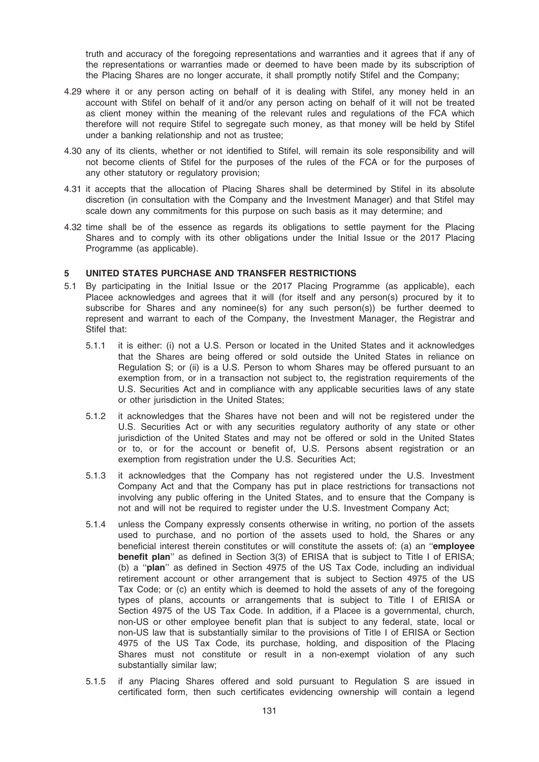truth and accuracy of the foregoing representations and warranties and it agrees that if any of the representations or warranties made or deemed to have been made by its subscription of the Placing Shares are no longer accurate, it shall promptly notify Stifel and the Company;

4.29 where it or any person acting on behalf of it is dealing with Stifel, any money held in an account with Stifel on behalf of it and/or any person acting on behalf of it will not be treated as client money within the meaning of the relevant rules and regulations of the FCA which therefore will not require Stifel to segregate such money, as that money will be held by Stifel under a banking relationship and not as trustee;

4.30 any of its clients, whether or not identified to Stifel, will remain its sole responsibility and will not become clients of Stifel for the purposes of the rules of the FCA or for the purposes of any other statutory or regulatory provision;

4.31 it accepts that the allocation of Placing Shares shall be determined by Stifel in its absolute discretion (in consultation with the Company and the Investment Manager) and that Stifel may scale down any commitments for this purpose on such basis as it may determine; and

4.32 time shall be of the essence as regards its obligations to settle payment for the Placing Shares and to comply with its other obligations under the Initial Issue or the 2017 Placing Programme (as applicable).

## 5 UNITED STATES PURCHASE AND TRANSFER RESTRICTIONS

5.1 By participating in the Initial Issue or the 2017 Placing Programme (as applicable), each Placee acknowledges and agrees that it will (for itself and any person(s) procured by it to subscribe for Shares and any nominee(s) for any such person(s)) be further deemed to represent and warrant to each of the Company, the Investment Manager, the Registrar and Stifel that:

5.1.1 it is either: (i) not a U.S. Person or located in the United States and it acknowledges that the Shares are being offered or sold outside the United States in reliance on Regulation S; or (ii) is a U.S. Person to whom Shares may be offered pursuant to an exemption from, or in a transaction not subject to, the registration requirements of the U.S. Securities Act and in compliance with any applicable securities laws of any state or other jurisdiction in the United States;

5.1.2 it acknowledges that the Shares have not been and will not be registered under the U.S. Securities Act or with any securities regulatory authority of any state or other jurisdiction of the United States and may not be offered or sold in the United States or to, or for the account or benefit of, U.S. Persons absent registration or an exemption from registration under the U.S. Securities Act;

5.1.3 it acknowledges that the Company has not registered under the U.S. Investment Company Act and that the Company has put in place restrictions for transactions not involving any public offering in the United States, and to ensure that the Company is not and will not be required to register under the U.S. Investment Company Act;

5.1.4 unless the Company expressly consents otherwise in writing, no portion of the assets used to purchase, and no portion of the assets used to hold, the Shares or any beneficial interest therein constitutes or will constitute the assets of: (a) an "**employee benefit plan**" as defined in Section 3(3) of ERISA that is subject to Title I of ERISA; (b) a "**plan**" as defined in Section 4975 of the US Tax Code, including an individual retirement account or other arrangement that is subject to Section 4975 of the US Tax Code; or (c) an entity which is deemed to hold the assets of any of the foregoing types of plans, accounts or arrangements that is subject to Title I of ERISA or Section 4975 of the US Tax Code. In addition, if a Placee is a governmental, church, non-US or other employee benefit plan that is subject to any federal, state, local or non-US law that is substantially similar to the provisions of Title I of ERISA or Section 4975 of the US Tax Code, its purchase, holding, and disposition of the Placing Shares must not constitute or result in a non-exempt violation of any such substantially similar law;

5.1.5 if any Placing Shares offered and sold pursuant to Regulation S are issued in certificated form, then such certificates evidencing ownership will contain a legend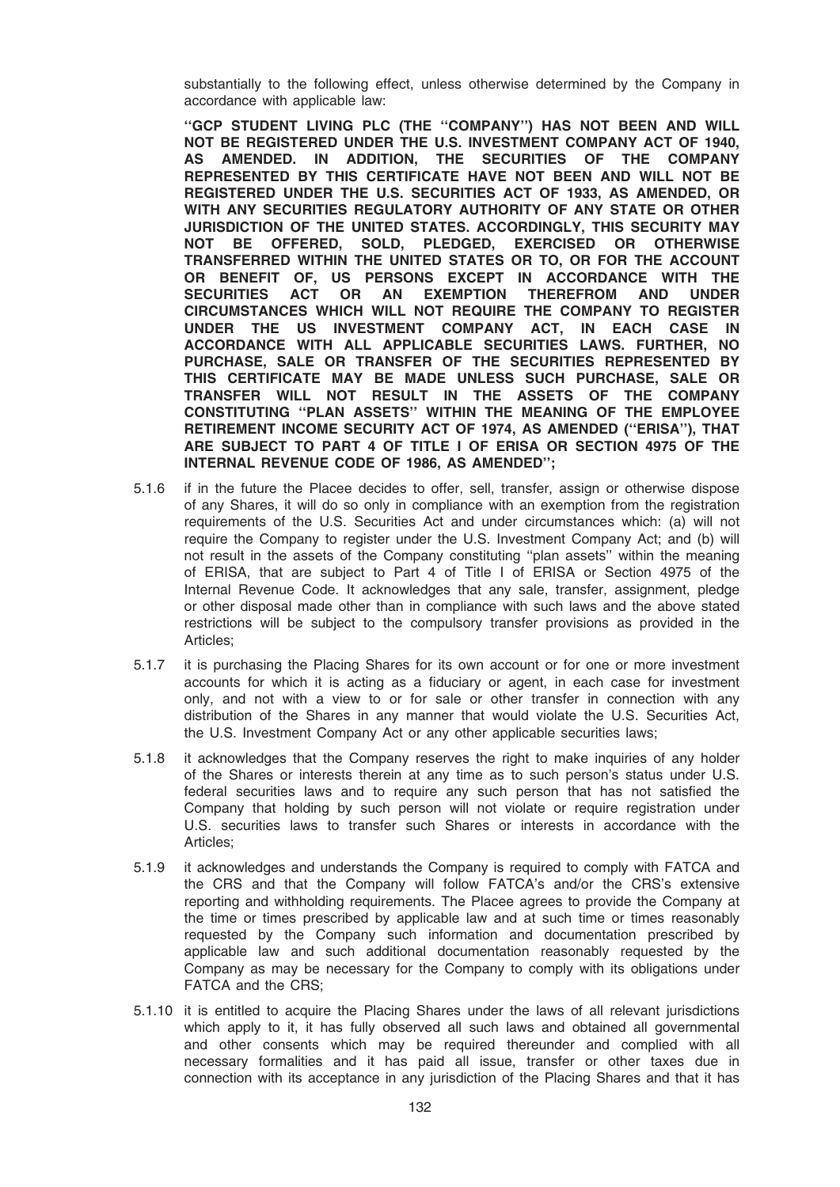substantially to the following effect, unless otherwise determined by the Company in accordance with applicable law:

**''GCP STUDENT LIVING PLC (THE ''COMPANY'') HAS NOT BEEN AND WILL NOT BE REGISTERED UNDER THE U.S. INVESTMENT COMPANY ACT OF 1940, AS AMENDED. IN ADDITION, THE SECURITIES OF THE COMPANY REPRESENTED BY THIS CERTIFICATE HAVE NOT BEEN AND WILL NOT BE REGISTERED UNDER THE U.S. SECURITIES ACT OF 1933, AS AMENDED, OR WITH ANY SECURITIES REGULATORY AUTHORITY OF ANY STATE OR OTHER JURISDICTION OF THE UNITED STATES. ACCORDINGLY, THIS SECURITY MAY NOT BE OFFERED, SOLD, PLEDGED, EXERCISED OR OTHERWISE TRANSFERRED WITHIN THE UNITED STATES OR TO, OR FOR THE ACCOUNT OR BENEFIT OF, US PERSONS EXCEPT IN ACCORDANCE WITH THE SECURITIES ACT OR AN EXEMPTION THEREFROM AND UNDER CIRCUMSTANCES WHICH WILL NOT REQUIRE THE COMPANY TO REGISTER UNDER THE US INVESTMENT COMPANY ACT, IN EACH CASE IN ACCORDANCE WITH ALL APPLICABLE SECURITIES LAWS. FURTHER, NO PURCHASE, SALE OR TRANSFER OF THE SECURITIES REPRESENTED BY THIS CERTIFICATE MAY BE MADE UNLESS SUCH PURCHASE, SALE OR TRANSFER WILL NOT RESULT IN THE ASSETS OF THE COMPANY CONSTITUTING ''PLAN ASSETS'' WITHIN THE MEANING OF THE EMPLOYEE RETIREMENT INCOME SECURITY ACT OF 1974, AS AMENDED (''ERISA''), THAT ARE SUBJECT TO PART 4 OF TITLE I OF ERISA OR SECTION 4975 OF THE INTERNAL REVENUE CODE OF 1986, AS AMENDED'';**

5.1.6 if in the future the Placee decides to offer, sell, transfer, assign or otherwise dispose of any Shares, it will do so only in compliance with an exemption from the registration requirements of the U.S. Securities Act and under circumstances which: (a) will not require the Company to register under the U.S. Investment Company Act; and (b) will not result in the assets of the Company constituting ''plan assets'' within the meaning of ERISA, that are subject to Part 4 of Title I of ERISA or Section 4975 of the Internal Revenue Code. It acknowledges that any sale, transfer, assignment, pledge or other disposal made other than in compliance with such laws and the above stated restrictions will be subject to the compulsory transfer provisions as provided in the Articles;

5.1.7 it is purchasing the Placing Shares for its own account or for one or more investment accounts for which it is acting as a fiduciary or agent, in each case for investment only, and not with a view to or for sale or other transfer in connection with any distribution of the Shares in any manner that would violate the U.S. Securities Act, the U.S. Investment Company Act or any other applicable securities laws;

5.1.8 it acknowledges that the Company reserves the right to make inquiries of any holder of the Shares or interests therein at any time as to such person's status under U.S. federal securities laws and to require any such person that has not satisfied the Company that holding by such person will not violate or require registration under U.S. securities laws to transfer such Shares or interests in accordance with the Articles;

5.1.9 it acknowledges and understands the Company is required to comply with FATCA and the CRS and that the Company will follow FATCA's and/or the CRS's extensive reporting and withholding requirements. The Placee agrees to provide the Company at the time or times prescribed by applicable law and at such time or times reasonably requested by the Company such information and documentation prescribed by applicable law and such additional documentation reasonably requested by the Company as may be necessary for the Company to comply with its obligations under FATCA and the CRS;

5.1.10 it is entitled to acquire the Placing Shares under the laws of all relevant jurisdictions which apply to it, it has fully observed all such laws and obtained all governmental and other consents which may be required thereunder and complied with all necessary formalities and it has paid all issue, transfer or other taxes due in connection with its acceptance in any jurisdiction of the Placing Shares and that it has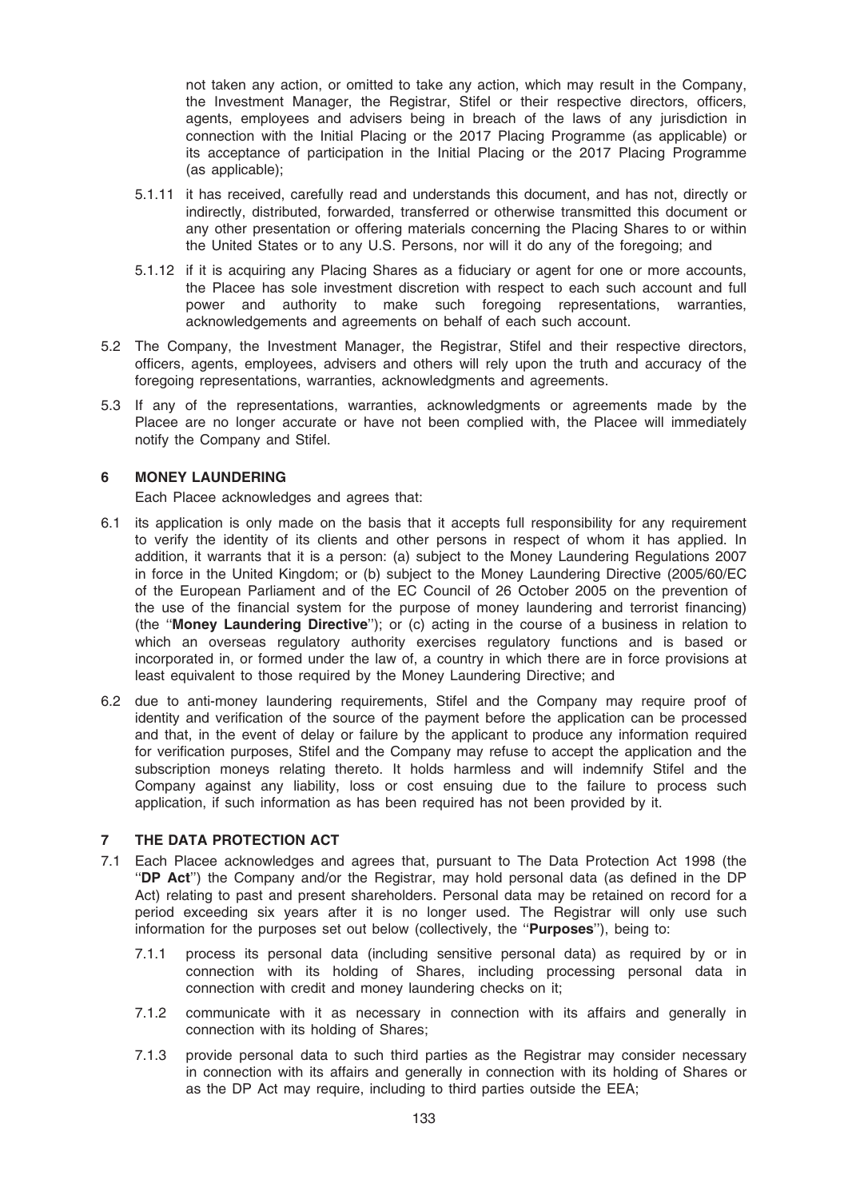not taken any action, or omitted to take any action, which may result in the Company, the Investment Manager, the Registrar, Stifel or their respective directors, officers, agents, employees and advisers being in breach of the laws of any jurisdiction in connection with the Initial Placing or the 2017 Placing Programme (as applicable) or its acceptance of participation in the Initial Placing or the 2017 Placing Programme (as applicable);

5.1.11 it has received, carefully read and understands this document, and has not, directly or indirectly, distributed, forwarded, transferred or otherwise transmitted this document or any other presentation or offering materials concerning the Placing Shares to or within the United States or to any U.S. Persons, nor will it do any of the foregoing; and

5.1.12 if it is acquiring any Placing Shares as a fiduciary or agent for one or more accounts, the Placee has sole investment discretion with respect to each such account and full power and authority to make such foregoing representations, warranties, acknowledgements and agreements on behalf of each such account.

5.2 The Company, the Investment Manager, the Registrar, Stifel and their respective directors, officers, agents, employees, advisers and others will rely upon the truth and accuracy of the foregoing representations, warranties, acknowledgments and agreements.

5.3 If any of the representations, warranties, acknowledgments or agreements made by the Placee are no longer accurate or have not been complied with, the Placee will immediately notify the Company and Stifel.

## 6 MONEY LAUNDERING

Each Placee acknowledges and agrees that:

6.1 its application is only made on the basis that it accepts full responsibility for any requirement to verify the identity of its clients and other persons in respect of whom it has applied. In addition, it warrants that it is a person: (a) subject to the Money Laundering Regulations 2007 in force in the United Kingdom; or (b) subject to the Money Laundering Directive (2005/60/EC of the European Parliament and of the EC Council of 26 October 2005 on the prevention of the use of the financial system for the purpose of money laundering and terrorist financing) (the ''**Money Laundering Directive**''); or (c) acting in the course of a business in relation to which an overseas regulatory authority exercises regulatory functions and is based or incorporated in, or formed under the law of, a country in which there are in force provisions at least equivalent to those required by the Money Laundering Directive; and

6.2 due to anti-money laundering requirements, Stifel and the Company may require proof of identity and verification of the source of the payment before the application can be processed and that, in the event of delay or failure by the applicant to produce any information required for verification purposes, Stifel and the Company may refuse to accept the application and the subscription moneys relating thereto. It holds harmless and will indemnify Stifel and the Company against any liability, loss or cost ensuing due to the failure to process such application, if such information as has been required has not been provided by it.

## 7 THE DATA PROTECTION ACT

7.1 Each Placee acknowledges and agrees that, pursuant to The Data Protection Act 1998 (the ''**DP Act**'') the Company and/or the Registrar, may hold personal data (as defined in the DP Act) relating to past and present shareholders. Personal data may be retained on record for a period exceeding six years after it is no longer used. The Registrar will only use such information for the purposes set out below (collectively, the ''**Purposes**''), being to:

7.1.1 process its personal data (including sensitive personal data) as required by or in connection with its holding of Shares, including processing personal data in connection with credit and money laundering checks on it;

7.1.2 communicate with it as necessary in connection with its affairs and generally in connection with its holding of Shares;

7.1.3 provide personal data to such third parties as the Registrar may consider necessary in connection with its affairs and generally in connection with its holding of Shares or as the DP Act may require, including to third parties outside the EEA;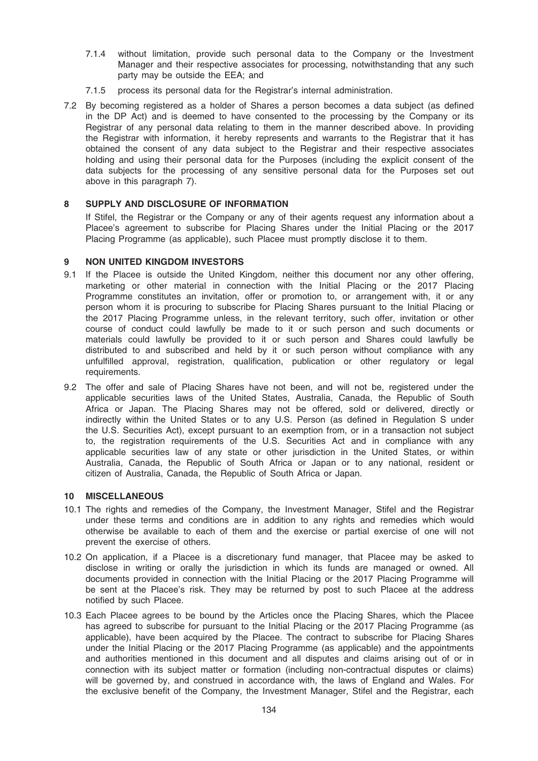7.1.4 without limitation, provide such personal data to the Company or the Investment Manager and their respective associates for processing, notwithstanding that any such party may be outside the EEA; and

7.1.5 process its personal data for the Registrar's internal administration.

7.2 By becoming registered as a holder of Shares a person becomes a data subject (as defined in the DP Act) and is deemed to have consented to the processing by the Company or its Registrar of any personal data relating to them in the manner described above. In providing the Registrar with information, it hereby represents and warrants to the Registrar that it has obtained the consent of any data subject to the Registrar and their respective associates holding and using their personal data for the Purposes (including the explicit consent of the data subjects for the processing of any sensitive personal data for the Purposes set out above in this paragraph 7).

## 8 SUPPLY AND DISCLOSURE OF INFORMATION

If Stifel, the Registrar or the Company or any of their agents request any information about a Placee's agreement to subscribe for Placing Shares under the Initial Placing or the 2017 Placing Programme (as applicable), such Placee must promptly disclose it to them.

## 9 NON UNITED KINGDOM INVESTORS

9.1 If the Placee is outside the United Kingdom, neither this document nor any other offering, marketing or other material in connection with the Initial Placing or the 2017 Placing Programme constitutes an invitation, offer or promotion to, or arrangement with, it or any person whom it is procuring to subscribe for Placing Shares pursuant to the Initial Placing or the 2017 Placing Programme unless, in the relevant territory, such offer, invitation or other course of conduct could lawfully be made to it or such person and such documents or materials could lawfully be provided to it or such person and Shares could lawfully be distributed to and subscribed and held by it or such person without compliance with any unfulfilled approval, registration, qualification, publication or other regulatory or legal requirements.

9.2 The offer and sale of Placing Shares have not been, and will not be, registered under the applicable securities laws of the United States, Australia, Canada, the Republic of South Africa or Japan. The Placing Shares may not be offered, sold or delivered, directly or indirectly within the United States or to any U.S. Person (as defined in Regulation S under the U.S. Securities Act), except pursuant to an exemption from, or in a transaction not subject to, the registration requirements of the U.S. Securities Act and in compliance with any applicable securities law of any state or other jurisdiction in the United States, or within Australia, Canada, the Republic of South Africa or Japan or to any national, resident or citizen of Australia, Canada, the Republic of South Africa or Japan.

## 10 MISCELLANEOUS

10.1 The rights and remedies of the Company, the Investment Manager, Stifel and the Registrar under these terms and conditions are in addition to any rights and remedies which would otherwise be available to each of them and the exercise or partial exercise of one will not prevent the exercise of others.

10.2 On application, if a Placee is a discretionary fund manager, that Placee may be asked to disclose in writing or orally the jurisdiction in which its funds are managed or owned. All documents provided in connection with the Initial Placing or the 2017 Placing Programme will be sent at the Placee's risk. They may be returned by post to such Placee at the address notified by such Placee.

10.3 Each Placee agrees to be bound by the Articles once the Placing Shares, which the Placee has agreed to subscribe for pursuant to the Initial Placing or the 2017 Placing Programme (as applicable), have been acquired by the Placee. The contract to subscribe for Placing Shares under the Initial Placing or the 2017 Placing Programme (as applicable) and the appointments and authorities mentioned in this document and all disputes and claims arising out of or in connection with its subject matter or formation (including non-contractual disputes or claims) will be governed by, and construed in accordance with, the laws of England and Wales. For the exclusive benefit of the Company, the Investment Manager, Stifel and the Registrar, each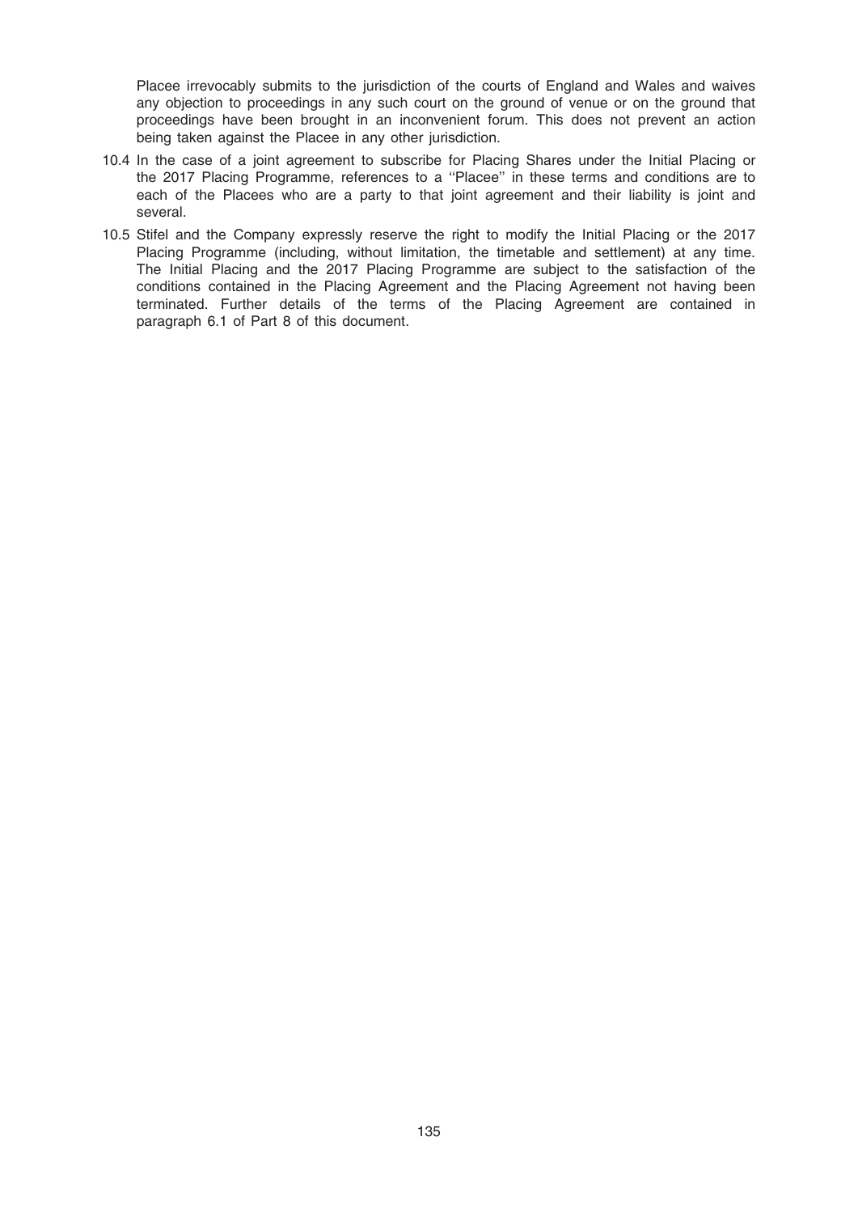Placee irrevocably submits to the jurisdiction of the courts of England and Wales and waives any objection to proceedings in any such court on the ground of venue or on the ground that proceedings have been brought in an inconvenient forum. This does not prevent an action being taken against the Placee in any other jurisdiction.

10.4 In the case of a joint agreement to subscribe for Placing Shares under the Initial Placing or the 2017 Placing Programme, references to a ''Placee'' in these terms and conditions are to each of the Placees who are a party to that joint agreement and their liability is joint and several.

10.5 Stifel and the Company expressly reserve the right to modify the Initial Placing or the 2017 Placing Programme (including, without limitation, the timetable and settlement) at any time. The Initial Placing and the 2017 Placing Programme are subject to the satisfaction of the conditions contained in the Placing Agreement and the Placing Agreement not having been terminated. Further details of the terms of the Placing Agreement are contained in paragraph 6.1 of Part 8 of this document.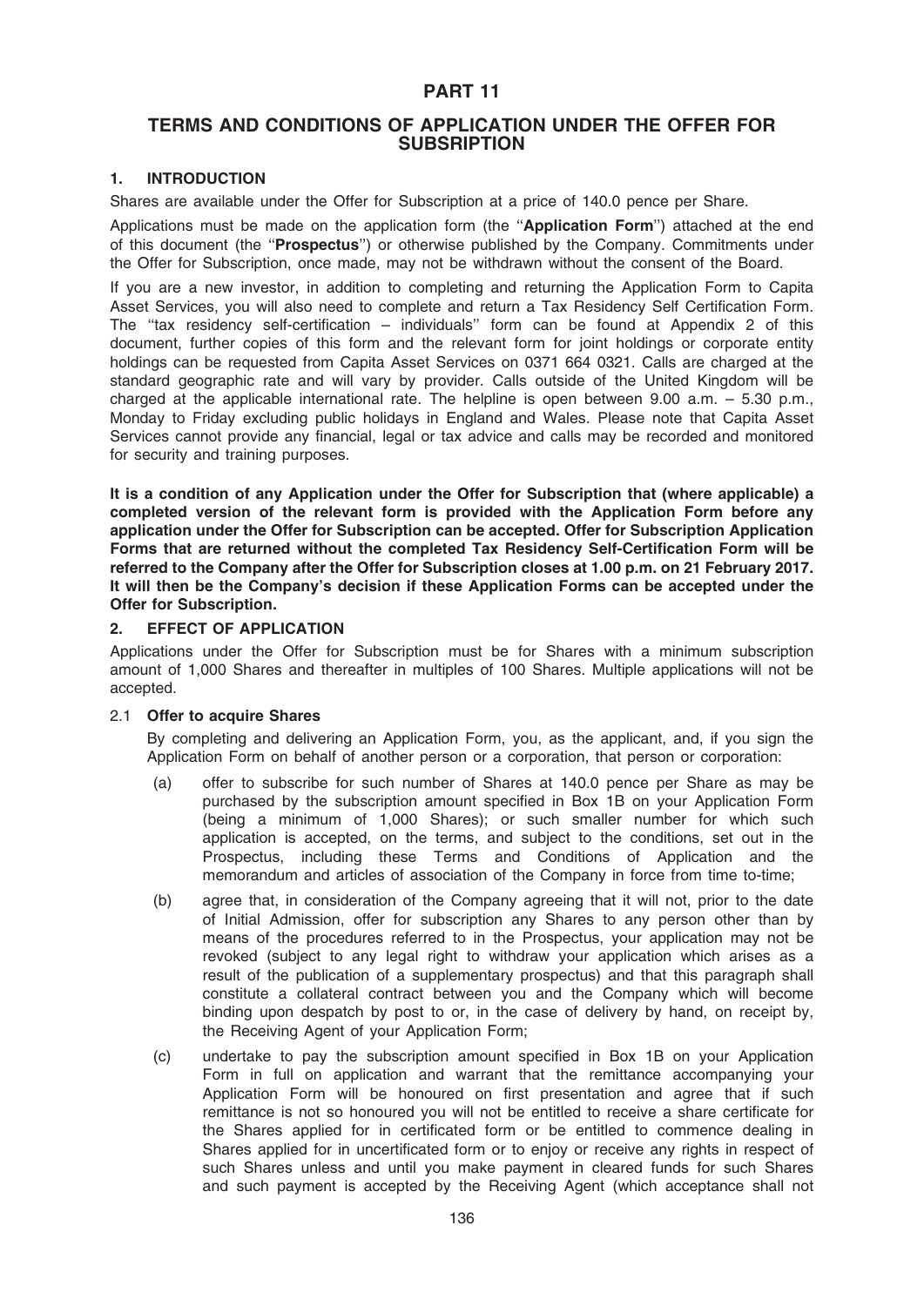# PART 11

## TERMS AND CONDITIONS OF APPLICATION UNDER THE OFFER FOR SUBSRIPTION

### 1. INTRODUCTION

Shares are available under the Offer for Subscription at a price of 140.0 pence per Share.

Applications must be made on the application form (the ''**Application Form**'') attached at the end of this document (the ''**Prospectus**'') or otherwise published by the Company. Commitments under the Offer for Subscription, once made, may not be withdrawn without the consent of the Board.

If you are a new investor, in addition to completing and returning the Application Form to Capita Asset Services, you will also need to complete and return a Tax Residency Self Certification Form. The ''tax residency self-certification – individuals'' form can be found at Appendix 2 of this document, further copies of this form and the relevant form for joint holdings or corporate entity holdings can be requested from Capita Asset Services on 0371 664 0321. Calls are charged at the standard geographic rate and will vary by provider. Calls outside of the United Kingdom will be charged at the applicable international rate. The helpline is open between 9.00 a.m. – 5.30 p.m., Monday to Friday excluding public holidays in England and Wales. Please note that Capita Asset Services cannot provide any financial, legal or tax advice and calls may be recorded and monitored for security and training purposes.

**It is a condition of any Application under the Offer for Subscription that (where applicable) a completed version of the relevant form is provided with the Application Form before any application under the Offer for Subscription can be accepted. Offer for Subscription Application Forms that are returned without the completed Tax Residency Self-Certification Form will be referred to the Company after the Offer for Subscription closes at 1.00 p.m. on 21 February 2017. It will then be the Company's decision if these Application Forms can be accepted under the Offer for Subscription.**

### 2. EFFECT OF APPLICATION

Applications under the Offer for Subscription must be for Shares with a minimum subscription amount of 1,000 Shares and thereafter in multiples of 100 Shares. Multiple applications will not be accepted.

#### 2.1 Offer to acquire Shares

By completing and delivering an Application Form, you, as the applicant, and, if you sign the Application Form on behalf of another person or a corporation, that person or corporation:

(a) offer to subscribe for such number of Shares at 140.0 pence per Share as may be purchased by the subscription amount specified in Box 1B on your Application Form (being a minimum of 1,000 Shares); or such smaller number for which such application is accepted, on the terms, and subject to the conditions, set out in the Prospectus, including these Terms and Conditions of Application and the memorandum and articles of association of the Company in force from time to-time;

(b) agree that, in consideration of the Company agreeing that it will not, prior to the date of Initial Admission, offer for subscription any Shares to any person other than by means of the procedures referred to in the Prospectus, your application may not be revoked (subject to any legal right to withdraw your application which arises as a result of the publication of a supplementary prospectus) and that this paragraph shall constitute a collateral contract between you and the Company which will become binding upon despatch by post to or, in the case of delivery by hand, on receipt by, the Receiving Agent of your Application Form;

(c) undertake to pay the subscription amount specified in Box 1B on your Application Form in full on application and warrant that the remittance accompanying your Application Form will be honoured on first presentation and agree that if such remittance is not so honoured you will not be entitled to receive a share certificate for the Shares applied for in certificated form or be entitled to commence dealing in Shares applied for in uncertificated form or to enjoy or receive any rights in respect of such Shares unless and until you make payment in cleared funds for such Shares and such payment is accepted by the Receiving Agent (which acceptance shall not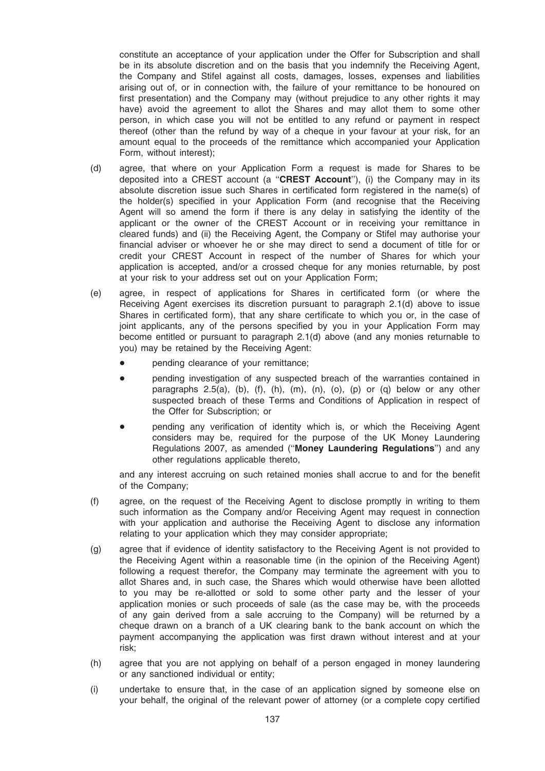constitute an acceptance of your application under the Offer for Subscription and shall be in its absolute discretion and on the basis that you indemnify the Receiving Agent, the Company and Stifel against all costs, damages, losses, expenses and liabilities arising out of, or in connection with, the failure of your remittance to be honoured on first presentation) and the Company may (without prejudice to any other rights it may have) avoid the agreement to allot the Shares and may allot them to some other person, in which case you will not be entitled to any refund or payment in respect thereof (other than the refund by way of a cheque in your favour at your risk, for an amount equal to the proceeds of the remittance which accompanied your Application Form, without interest);

(d) agree, that where on your Application Form a request is made for Shares to be deposited into a CREST account (a "**CREST Account**"), (i) the Company may in its absolute discretion issue such Shares in certificated form registered in the name(s) of the holder(s) specified in your Application Form (and recognise that the Receiving Agent will so amend the form if there is any delay in satisfying the identity of the applicant or the owner of the CREST Account or in receiving your remittance in cleared funds) and (ii) the Receiving Agent, the Company or Stifel may authorise your financial adviser or whoever he or she may direct to send a document of title for or credit your CREST Account in respect of the number of Shares for which your application is accepted, and/or a crossed cheque for any monies returnable, by post at your risk to your address set out on your Application Form;

(e) agree, in respect of applications for Shares in certificated form (or where the Receiving Agent exercises its discretion pursuant to paragraph 2.1(d) above to issue Shares in certificated form), that any share certificate to which you or, in the case of joint applicants, any of the persons specified by you in your Application Form may become entitled or pursuant to paragraph 2.1(d) above (and any monies returnable to you) may be retained by the Receiving Agent:

- pending clearance of your remittance;
- pending investigation of any suspected breach of the warranties contained in paragraphs 2.5(a), (b), (f), (h), (m), (n), (o), (p) or (q) below or any other suspected breach of these Terms and Conditions of Application in respect of the Offer for Subscription; or
- pending any verification of identity which is, or which the Receiving Agent considers may be, required for the purpose of the UK Money Laundering Regulations 2007, as amended ("**Money Laundering Regulations**") and any other regulations applicable thereto,

and any interest accruing on such retained monies shall accrue to and for the benefit of the Company;

(f) agree, on the request of the Receiving Agent to disclose promptly in writing to them such information as the Company and/or Receiving Agent may request in connection with your application and authorise the Receiving Agent to disclose any information relating to your application which they may consider appropriate;

(g) agree that if evidence of identity satisfactory to the Receiving Agent is not provided to the Receiving Agent within a reasonable time (in the opinion of the Receiving Agent) following a request therefor, the Company may terminate the agreement with you to allot Shares and, in such case, the Shares which would otherwise have been allotted to you may be re-allotted or sold to some other party and the lesser of your application monies or such proceeds of sale (as the case may be, with the proceeds of any gain derived from a sale accruing to the Company) will be returned by a cheque drawn on a branch of a UK clearing bank to the bank account on which the payment accompanying the application was first drawn without interest and at your risk;

(h) agree that you are not applying on behalf of a person engaged in money laundering or any sanctioned individual or entity;

(i) undertake to ensure that, in the case of an application signed by someone else on your behalf, the original of the relevant power of attorney (or a complete copy certified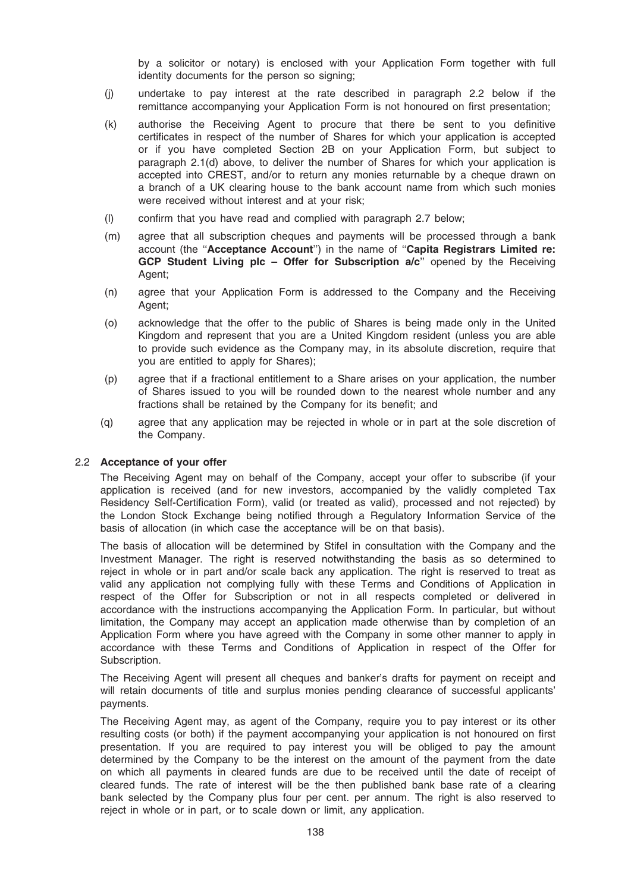by a solicitor or notary) is enclosed with your Application Form together with full identity documents for the person so signing;

(j) undertake to pay interest at the rate described in paragraph 2.2 below if the remittance accompanying your Application Form is not honoured on first presentation;

(k) authorise the Receiving Agent to procure that there be sent to you definitive certificates in respect of the number of Shares for which your application is accepted or if you have completed Section 2B on your Application Form, but subject to paragraph 2.1(d) above, to deliver the number of Shares for which your application is accepted into CREST, and/or to return any monies returnable by a cheque drawn on a branch of a UK clearing house to the bank account name from which such monies were received without interest and at your risk;

(l) confirm that you have read and complied with paragraph 2.7 below;

(m) agree that all subscription cheques and payments will be processed through a bank account (the "**Acceptance Account**") in the name of "**Capita Registrars Limited re: GCP Student Living plc – Offer for Subscription a/c**" opened by the Receiving Agent;

(n) agree that your Application Form is addressed to the Company and the Receiving Agent;

(o) acknowledge that the offer to the public of Shares is being made only in the United Kingdom and represent that you are a United Kingdom resident (unless you are able to provide such evidence as the Company may, in its absolute discretion, require that you are entitled to apply for Shares);

(p) agree that if a fractional entitlement to a Share arises on your application, the number of Shares issued to you will be rounded down to the nearest whole number and any fractions shall be retained by the Company for its benefit; and

(q) agree that any application may be rejected in whole or in part at the sole discretion of the Company.

### 2.2 Acceptance of your offer

The Receiving Agent may on behalf of the Company, accept your offer to subscribe (if your application is received (and for new investors, accompanied by the validly completed Tax Residency Self-Certification Form), valid (or treated as valid), processed and not rejected) by the London Stock Exchange being notified through a Regulatory Information Service of the basis of allocation (in which case the acceptance will be on that basis).

The basis of allocation will be determined by Stifel in consultation with the Company and the Investment Manager. The right is reserved notwithstanding the basis as so determined to reject in whole or in part and/or scale back any application. The right is reserved to treat as valid any application not complying fully with these Terms and Conditions of Application in respect of the Offer for Subscription or not in all respects completed or delivered in accordance with the instructions accompanying the Application Form. In particular, but without limitation, the Company may accept an application made otherwise than by completion of an Application Form where you have agreed with the Company in some other manner to apply in accordance with these Terms and Conditions of Application in respect of the Offer for Subscription.

The Receiving Agent will present all cheques and banker's drafts for payment on receipt and will retain documents of title and surplus monies pending clearance of successful applicants' payments.

The Receiving Agent may, as agent of the Company, require you to pay interest or its other resulting costs (or both) if the payment accompanying your application is not honoured on first presentation. If you are required to pay interest you will be obliged to pay the amount determined by the Company to be the interest on the amount of the payment from the date on which all payments in cleared funds are due to be received until the date of receipt of cleared funds. The rate of interest will be the then published bank base rate of a clearing bank selected by the Company plus four per cent. per annum. The right is also reserved to reject in whole or in part, or to scale down or limit, any application.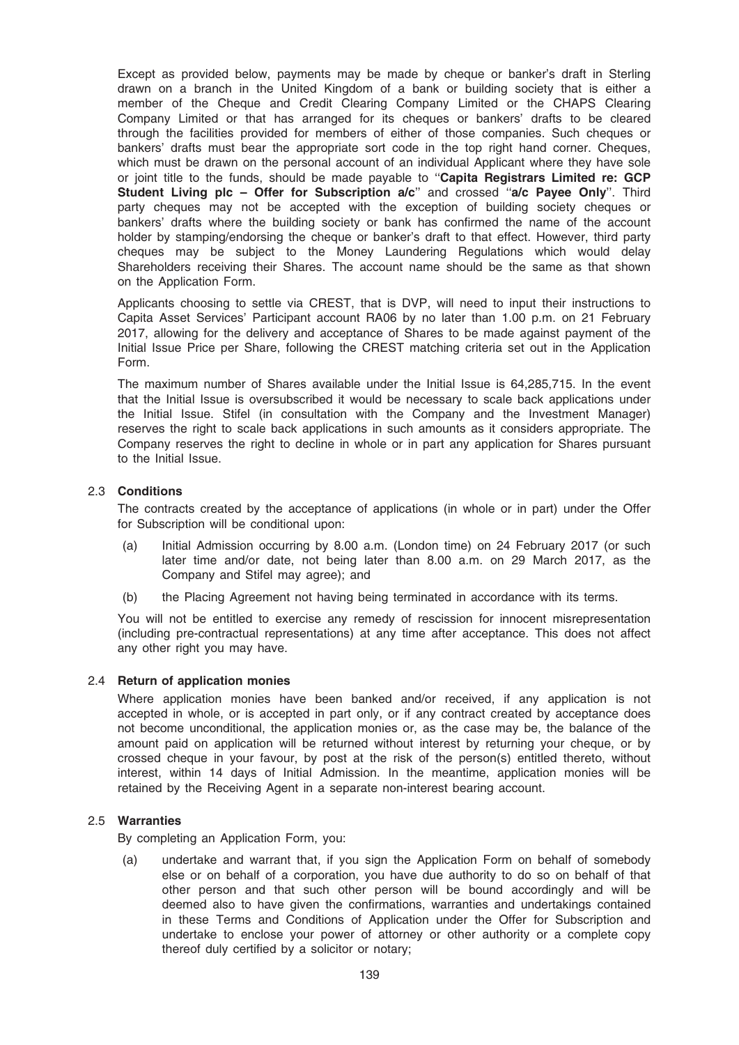Except as provided below, payments may be made by cheque or banker's draft in Sterling drawn on a branch in the United Kingdom of a bank or building society that is either a member of the Cheque and Credit Clearing Company Limited or the CHAPS Clearing Company Limited or that has arranged for its cheques or bankers' drafts to be cleared through the facilities provided for members of either of those companies. Such cheques or bankers' drafts must bear the appropriate sort code in the top right hand corner. Cheques, which must be drawn on the personal account of an individual Applicant where they have sole or joint title to the funds, should be made payable to "**Capita Registrars Limited re: GCP Student Living plc – Offer for Subscription a/c**" and crossed "**a/c Payee Only**". Third party cheques may not be accepted with the exception of building society cheques or bankers' drafts where the building society or bank has confirmed the name of the account holder by stamping/endorsing the cheque or banker's draft to that effect. However, third party cheques may be subject to the Money Laundering Regulations which would delay Shareholders receiving their Shares. The account name should be the same as that shown on the Application Form.

Applicants choosing to settle via CREST, that is DVP, will need to input their instructions to Capita Asset Services' Participant account RA06 by no later than 1.00 p.m. on 21 February 2017, allowing for the delivery and acceptance of Shares to be made against payment of the Initial Issue Price per Share, following the CREST matching criteria set out in the Application Form.

The maximum number of Shares available under the Initial Issue is 64,285,715. In the event that the Initial Issue is oversubscribed it would be necessary to scale back applications under the Initial Issue. Stifel (in consultation with the Company and the Investment Manager) reserves the right to scale back applications in such amounts as it considers appropriate. The Company reserves the right to decline in whole or in part any application for Shares pursuant to the Initial Issue.

### 2.3 Conditions

The contracts created by the acceptance of applications (in whole or in part) under the Offer for Subscription will be conditional upon:

(a) Initial Admission occurring by 8.00 a.m. (London time) on 24 February 2017 (or such later time and/or date, not being later than 8.00 a.m. on 29 March 2017, as the Company and Stifel may agree); and

(b) the Placing Agreement not having being terminated in accordance with its terms.

You will not be entitled to exercise any remedy of rescission for innocent misrepresentation (including pre-contractual representations) at any time after acceptance. This does not affect any other right you may have.

### 2.4 Return of application monies

Where application monies have been banked and/or received, if any application is not accepted in whole, or is accepted in part only, or if any contract created by acceptance does not become unconditional, the application monies or, as the case may be, the balance of the amount paid on application will be returned without interest by returning your cheque, or by crossed cheque in your favour, by post at the risk of the person(s) entitled thereto, without interest, within 14 days of Initial Admission. In the meantime, application monies will be retained by the Receiving Agent in a separate non-interest bearing account.

### 2.5 Warranties

By completing an Application Form, you:

(a) undertake and warrant that, if you sign the Application Form on behalf of somebody else or on behalf of a corporation, you have due authority to do so on behalf of that other person and that such other person will be bound accordingly and will be deemed also to have given the confirmations, warranties and undertakings contained in these Terms and Conditions of Application under the Offer for Subscription and undertake to enclose your power of attorney or other authority or a complete copy thereof duly certified by a solicitor or notary;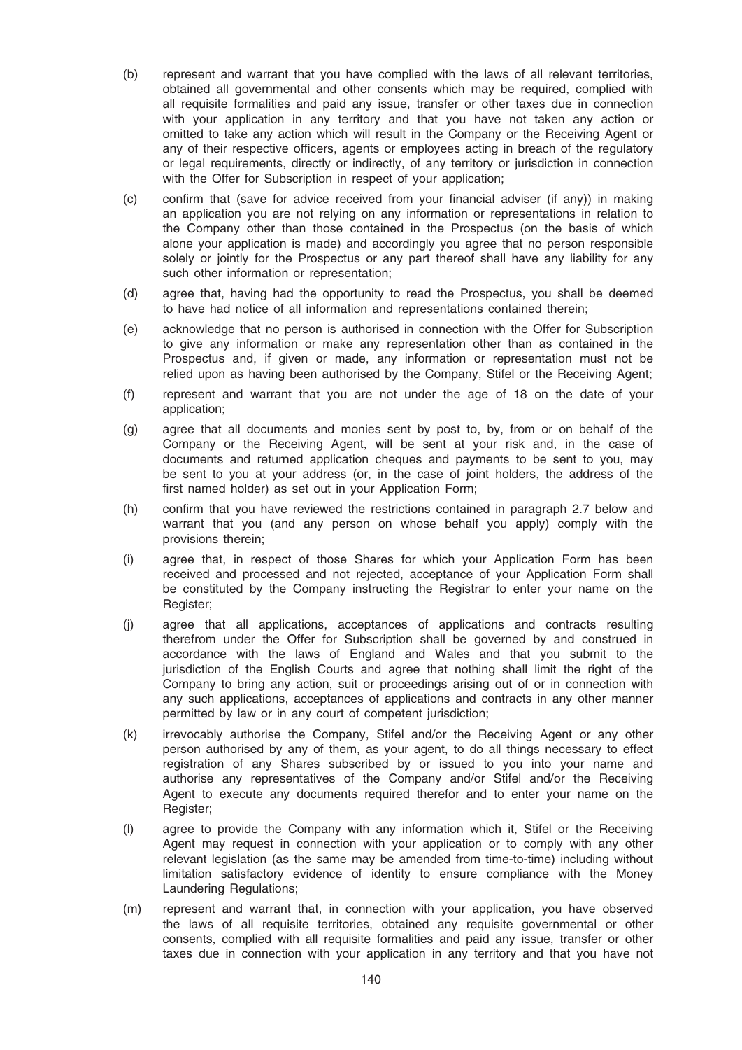(b) represent and warrant that you have complied with the laws of all relevant territories, obtained all governmental and other consents which may be required, complied with all requisite formalities and paid any issue, transfer or other taxes due in connection with your application in any territory and that you have not taken any action or omitted to take any action which will result in the Company or the Receiving Agent or any of their respective officers, agents or employees acting in breach of the regulatory or legal requirements, directly or indirectly, of any territory or jurisdiction in connection with the Offer for Subscription in respect of your application;

(c) confirm that (save for advice received from your financial adviser (if any)) in making an application you are not relying on any information or representations in relation to the Company other than those contained in the Prospectus (on the basis of which alone your application is made) and accordingly you agree that no person responsible solely or jointly for the Prospectus or any part thereof shall have any liability for any such other information or representation;

(d) agree that, having had the opportunity to read the Prospectus, you shall be deemed to have had notice of all information and representations contained therein;

(e) acknowledge that no person is authorised in connection with the Offer for Subscription to give any information or make any representation other than as contained in the Prospectus and, if given or made, any information or representation must not be relied upon as having been authorised by the Company, Stifel or the Receiving Agent;

(f) represent and warrant that you are not under the age of 18 on the date of your application;

(g) agree that all documents and monies sent by post to, by, from or on behalf of the Company or the Receiving Agent, will be sent at your risk and, in the case of documents and returned application cheques and payments to be sent to you, may be sent to you at your address (or, in the case of joint holders, the address of the first named holder) as set out in your Application Form;

(h) confirm that you have reviewed the restrictions contained in paragraph 2.7 below and warrant that you (and any person on whose behalf you apply) comply with the provisions therein;

(i) agree that, in respect of those Shares for which your Application Form has been received and processed and not rejected, acceptance of your Application Form shall be constituted by the Company instructing the Registrar to enter your name on the Register;

(j) agree that all applications, acceptances of applications and contracts resulting therefrom under the Offer for Subscription shall be governed by and construed in accordance with the laws of England and Wales and that you submit to the jurisdiction of the English Courts and agree that nothing shall limit the right of the Company to bring any action, suit or proceedings arising out of or in connection with any such applications, acceptances of applications and contracts in any other manner permitted by law or in any court of competent jurisdiction;

(k) irrevocably authorise the Company, Stifel and/or the Receiving Agent or any other person authorised by any of them, as your agent, to do all things necessary to effect registration of any Shares subscribed by or issued to you into your name and authorise any representatives of the Company and/or Stifel and/or the Receiving Agent to execute any documents required therefor and to enter your name on the Register;

(l) agree to provide the Company with any information which it, Stifel or the Receiving Agent may request in connection with your application or to comply with any other relevant legislation (as the same may be amended from time-to-time) including without limitation satisfactory evidence of identity to ensure compliance with the Money Laundering Regulations;

(m) represent and warrant that, in connection with your application, you have observed the laws of all requisite territories, obtained any requisite governmental or other consents, complied with all requisite formalities and paid any issue, transfer or other taxes due in connection with your application in any territory and that you have not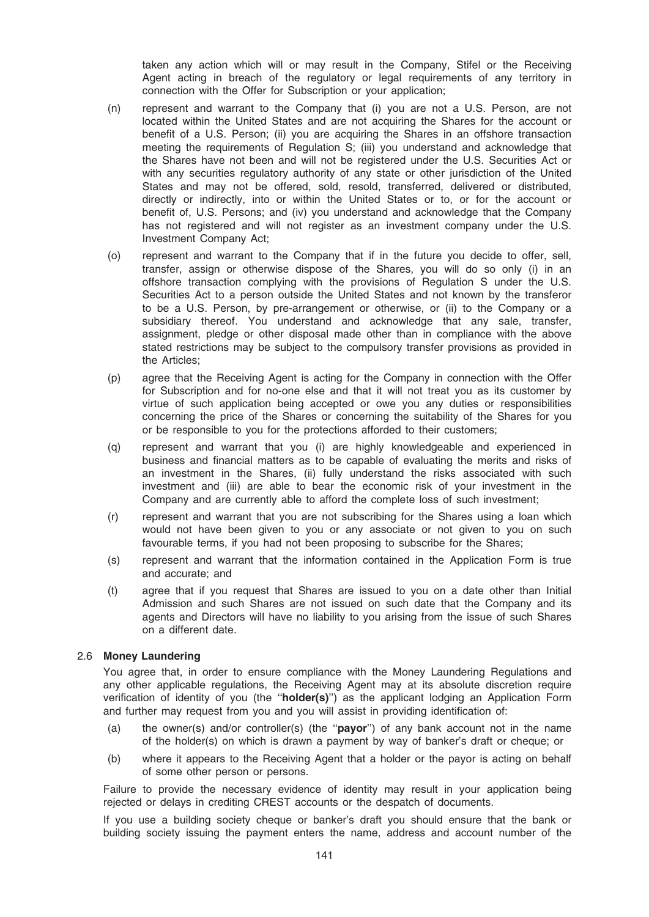taken any action which will or may result in the Company, Stifel or the Receiving Agent acting in breach of the regulatory or legal requirements of any territory in connection with the Offer for Subscription or your application;

(n) represent and warrant to the Company that (i) you are not a U.S. Person, are not located within the United States and are not acquiring the Shares for the account or benefit of a U.S. Person; (ii) you are acquiring the Shares in an offshore transaction meeting the requirements of Regulation S; (iii) you understand and acknowledge that the Shares have not been and will not be registered under the U.S. Securities Act or with any securities regulatory authority of any state or other jurisdiction of the United States and may not be offered, sold, resold, transferred, delivered or distributed, directly or indirectly, into or within the United States or to, or for the account or benefit of, U.S. Persons; and (iv) you understand and acknowledge that the Company has not registered and will not register as an investment company under the U.S. Investment Company Act;

(o) represent and warrant to the Company that if in the future you decide to offer, sell, transfer, assign or otherwise dispose of the Shares, you will do so only (i) in an offshore transaction complying with the provisions of Regulation S under the U.S. Securities Act to a person outside the United States and not known by the transferor to be a U.S. Person, by pre-arrangement or otherwise, or (ii) to the Company or a subsidiary thereof. You understand and acknowledge that any sale, transfer, assignment, pledge or other disposal made other than in compliance with the above stated restrictions may be subject to the compulsory transfer provisions as provided in the Articles;

(p) agree that the Receiving Agent is acting for the Company in connection with the Offer for Subscription and for no-one else and that it will not treat you as its customer by virtue of such application being accepted or owe you any duties or responsibilities concerning the price of the Shares or concerning the suitability of the Shares for you or be responsible to you for the protections afforded to their customers;

(q) represent and warrant that you (i) are highly knowledgeable and experienced in business and financial matters as to be capable of evaluating the merits and risks of an investment in the Shares, (ii) fully understand the risks associated with such investment and (iii) are able to bear the economic risk of your investment in the Company and are currently able to afford the complete loss of such investment;

(r) represent and warrant that you are not subscribing for the Shares using a loan which would not have been given to you or any associate or not given to you on such favourable terms, if you had not been proposing to subscribe for the Shares;

(s) represent and warrant that the information contained in the Application Form is true and accurate; and

(t) agree that if you request that Shares are issued to you on a date other than Initial Admission and such Shares are not issued on such date that the Company and its agents and Directors will have no liability to you arising from the issue of such Shares on a different date.

### 2.6 Money Laundering

You agree that, in order to ensure compliance with the Money Laundering Regulations and any other applicable regulations, the Receiving Agent may at its absolute discretion require verification of identity of you (the "**holder(s)**") as the applicant lodging an Application Form and further may request from you and you will assist in providing identification of:

(a) the owner(s) and/or controller(s) (the "**payor**") of any bank account not in the name of the holder(s) on which is drawn a payment by way of banker's draft or cheque; or

(b) where it appears to the Receiving Agent that a holder or the payor is acting on behalf of some other person or persons.

Failure to provide the necessary evidence of identity may result in your application being rejected or delays in crediting CREST accounts or the despatch of documents.

If you use a building society cheque or banker's draft you should ensure that the bank or building society issuing the payment enters the name, address and account number of the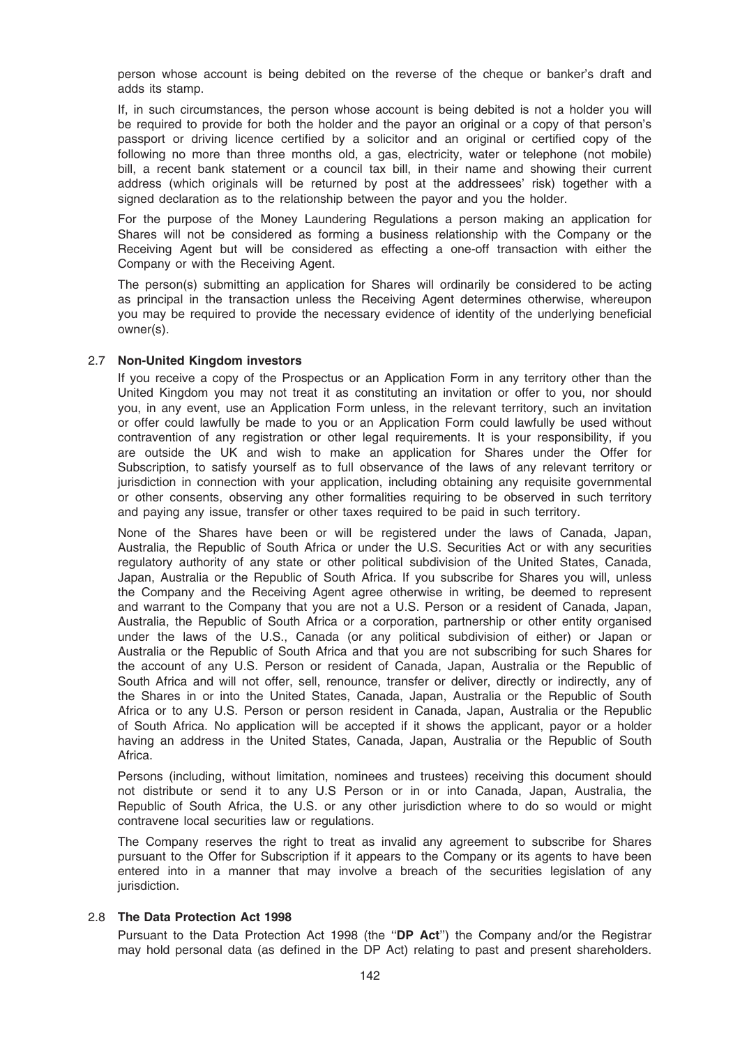person whose account is being debited on the reverse of the cheque or banker's draft and adds its stamp.

If, in such circumstances, the person whose account is being debited is not a holder you will be required to provide for both the holder and the payor an original or a copy of that person's passport or driving licence certified by a solicitor and an original or certified copy of the following no more than three months old, a gas, electricity, water or telephone (not mobile) bill, a recent bank statement or a council tax bill, in their name and showing their current address (which originals will be returned by post at the addressees' risk) together with a signed declaration as to the relationship between the payor and you the holder.

For the purpose of the Money Laundering Regulations a person making an application for Shares will not be considered as forming a business relationship with the Company or the Receiving Agent but will be considered as effecting a one-off transaction with either the Company or with the Receiving Agent.

The person(s) submitting an application for Shares will ordinarily be considered to be acting as principal in the transaction unless the Receiving Agent determines otherwise, whereupon you may be required to provide the necessary evidence of identity of the underlying beneficial owner(s).

### 2.7 Non-United Kingdom investors

If you receive a copy of the Prospectus or an Application Form in any territory other than the United Kingdom you may not treat it as constituting an invitation or offer to you, nor should you, in any event, use an Application Form unless, in the relevant territory, such an invitation or offer could lawfully be made to you or an Application Form could lawfully be used without contravention of any registration or other legal requirements. It is your responsibility, if you are outside the UK and wish to make an application for Shares under the Offer for Subscription, to satisfy yourself as to full observance of the laws of any relevant territory or jurisdiction in connection with your application, including obtaining any requisite governmental or other consents, observing any other formalities requiring to be observed in such territory and paying any issue, transfer or other taxes required to be paid in such territory.

None of the Shares have been or will be registered under the laws of Canada, Japan, Australia, the Republic of South Africa or under the U.S. Securities Act or with any securities regulatory authority of any state or other political subdivision of the United States, Canada, Japan, Australia or the Republic of South Africa. If you subscribe for Shares you will, unless the Company and the Receiving Agent agree otherwise in writing, be deemed to represent and warrant to the Company that you are not a U.S. Person or a resident of Canada, Japan, Australia, the Republic of South Africa or a corporation, partnership or other entity organised under the laws of the U.S., Canada (or any political subdivision of either) or Japan or Australia or the Republic of South Africa and that you are not subscribing for such Shares for the account of any U.S. Person or resident of Canada, Japan, Australia or the Republic of South Africa and will not offer, sell, renounce, transfer or deliver, directly or indirectly, any of the Shares in or into the United States, Canada, Japan, Australia or the Republic of South Africa or to any U.S. Person or person resident in Canada, Japan, Australia or the Republic of South Africa. No application will be accepted if it shows the applicant, payor or a holder having an address in the United States, Canada, Japan, Australia or the Republic of South Africa.

Persons (including, without limitation, nominees and trustees) receiving this document should not distribute or send it to any U.S Person or in or into Canada, Japan, Australia, the Republic of South Africa, the U.S. or any other jurisdiction where to do so would or might contravene local securities law or regulations.

The Company reserves the right to treat as invalid any agreement to subscribe for Shares pursuant to the Offer for Subscription if it appears to the Company or its agents to have been entered into in a manner that may involve a breach of the securities legislation of any jurisdiction.

### 2.8 The Data Protection Act 1998

Pursuant to the Data Protection Act 1998 (the "**DP Act**") the Company and/or the Registrar may hold personal data (as defined in the DP Act) relating to past and present shareholders.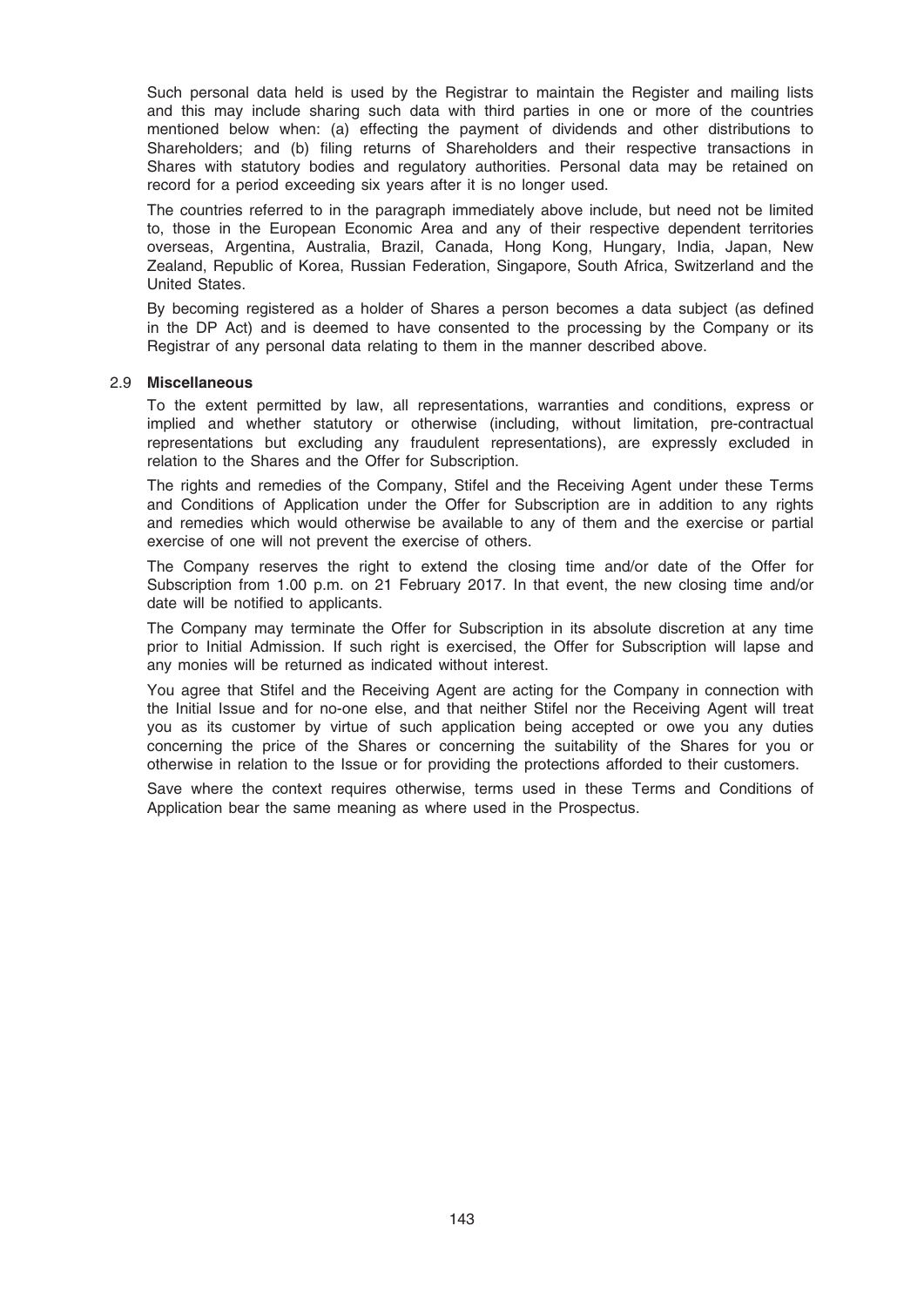Such personal data held is used by the Registrar to maintain the Register and mailing lists and this may include sharing such data with third parties in one or more of the countries mentioned below when: (a) effecting the payment of dividends and other distributions to Shareholders; and (b) filing returns of Shareholders and their respective transactions in Shares with statutory bodies and regulatory authorities. Personal data may be retained on record for a period exceeding six years after it is no longer used.

The countries referred to in the paragraph immediately above include, but need not be limited to, those in the European Economic Area and any of their respective dependent territories overseas, Argentina, Australia, Brazil, Canada, Hong Kong, Hungary, India, Japan, New Zealand, Republic of Korea, Russian Federation, Singapore, South Africa, Switzerland and the United States.

By becoming registered as a holder of Shares a person becomes a data subject (as defined in the DP Act) and is deemed to have consented to the processing by the Company or its Registrar of any personal data relating to them in the manner described above.

### 2.9 Miscellaneous

To the extent permitted by law, all representations, warranties and conditions, express or implied and whether statutory or otherwise (including, without limitation, pre-contractual representations but excluding any fraudulent representations), are expressly excluded in relation to the Shares and the Offer for Subscription.

The rights and remedies of the Company, Stifel and the Receiving Agent under these Terms and Conditions of Application under the Offer for Subscription are in addition to any rights and remedies which would otherwise be available to any of them and the exercise or partial exercise of one will not prevent the exercise of others.

The Company reserves the right to extend the closing time and/or date of the Offer for Subscription from 1.00 p.m. on 21 February 2017. In that event, the new closing time and/or date will be notified to applicants.

The Company may terminate the Offer for Subscription in its absolute discretion at any time prior to Initial Admission. If such right is exercised, the Offer for Subscription will lapse and any monies will be returned as indicated without interest.

You agree that Stifel and the Receiving Agent are acting for the Company in connection with the Initial Issue and for no-one else, and that neither Stifel nor the Receiving Agent will treat you as its customer by virtue of such application being accepted or owe you any duties concerning the price of the Shares or concerning the suitability of the Shares for you or otherwise in relation to the Issue or for providing the protections afforded to their customers.

Save where the context requires otherwise, terms used in these Terms and Conditions of Application bear the same meaning as where used in the Prospectus.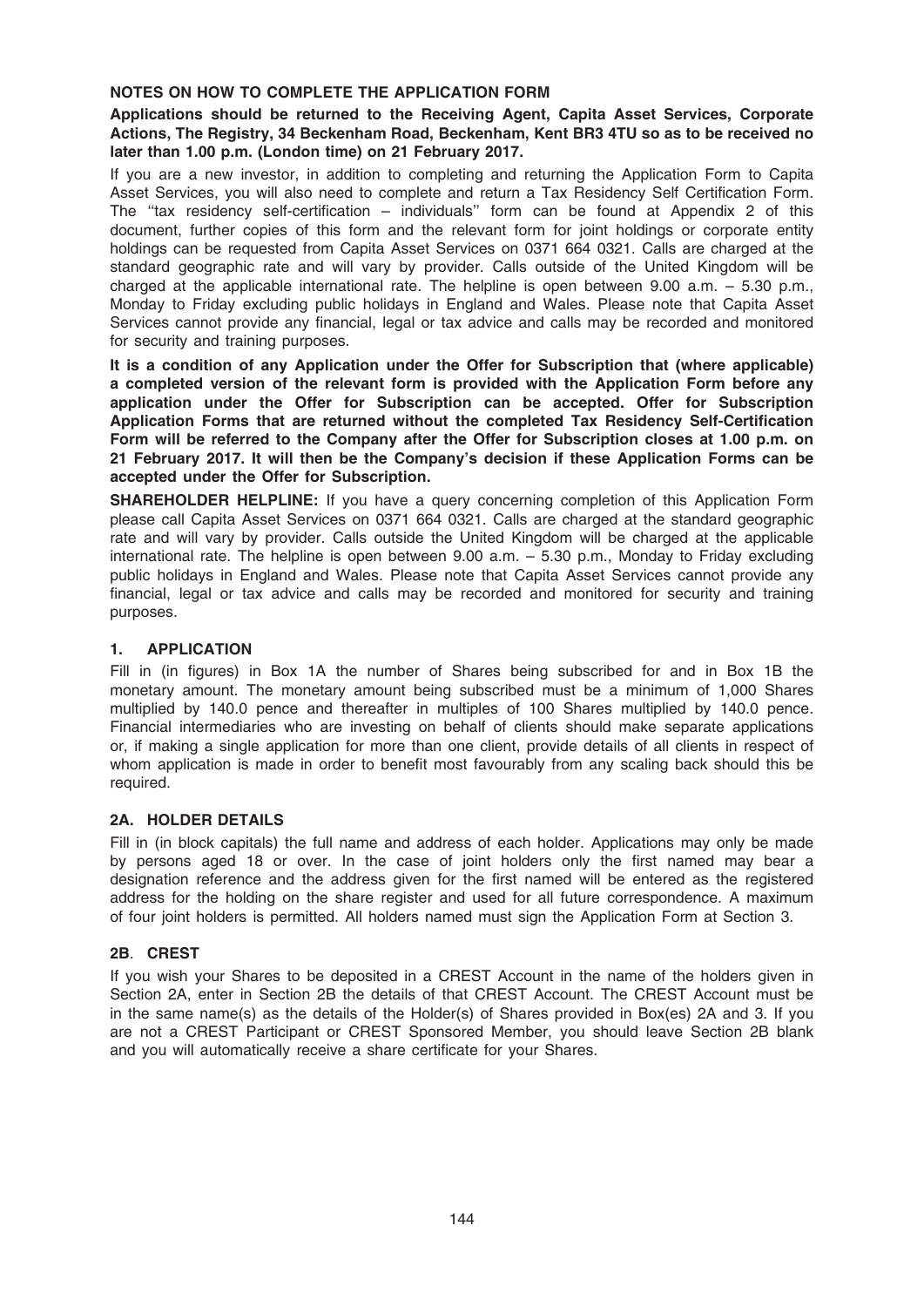## NOTES ON HOW TO COMPLETE THE APPLICATION FORM

**Applications should be returned to the Receiving Agent, Capita Asset Services, Corporate Actions, The Registry, 34 Beckenham Road, Beckenham, Kent BR3 4TU so as to be received no later than 1.00 p.m. (London time) on 21 February 2017.**

If you are a new investor, in addition to completing and returning the Application Form to Capita Asset Services, you will also need to complete and return a Tax Residency Self Certification Form. The ''tax residency self-certification – individuals'' form can be found at Appendix 2 of this document, further copies of this form and the relevant form for joint holdings or corporate entity holdings can be requested from Capita Asset Services on 0371 664 0321. Calls are charged at the standard geographic rate and will vary by provider. Calls outside of the United Kingdom will be charged at the applicable international rate. The helpline is open between 9.00 a.m. – 5.30 p.m., Monday to Friday excluding public holidays in England and Wales. Please note that Capita Asset Services cannot provide any financial, legal or tax advice and calls may be recorded and monitored for security and training purposes.

**It is a condition of any Application under the Offer for Subscription that (where applicable) a completed version of the relevant form is provided with the Application Form before any application under the Offer for Subscription can be accepted. Offer for Subscription Application Forms that are returned without the completed Tax Residency Self-Certification Form will be referred to the Company after the Offer for Subscription closes at 1.00 p.m. on 21 February 2017. It will then be the Company's decision if these Application Forms can be accepted under the Offer for Subscription.**

**SHAREHOLDER HELPLINE:** If you have a query concerning completion of this Application Form please call Capita Asset Services on 0371 664 0321. Calls are charged at the standard geographic rate and will vary by provider. Calls outside the United Kingdom will be charged at the applicable international rate. The helpline is open between 9.00 a.m. – 5.30 p.m., Monday to Friday excluding public holidays in England and Wales. Please note that Capita Asset Services cannot provide any financial, legal or tax advice and calls may be recorded and monitored for security and training purposes.

### 1. APPLICATION

Fill in (in figures) in Box 1A the number of Shares being subscribed for and in Box 1B the monetary amount. The monetary amount being subscribed must be a minimum of 1,000 Shares multiplied by 140.0 pence and thereafter in multiples of 100 Shares multiplied by 140.0 pence. Financial intermediaries who are investing on behalf of clients should make separate applications or, if making a single application for more than one client, provide details of all clients in respect of whom application is made in order to benefit most favourably from any scaling back should this be required.

### 2A. HOLDER DETAILS

Fill in (in block capitals) the full name and address of each holder. Applications may only be made by persons aged 18 or over. In the case of joint holders only the first named may bear a designation reference and the address given for the first named will be entered as the registered address for the holding on the share register and used for all future correspondence. A maximum of four joint holders is permitted. All holders named must sign the Application Form at Section 3.

### 2B. CREST

If you wish your Shares to be deposited in a CREST Account in the name of the holders given in Section 2A, enter in Section 2B the details of that CREST Account. The CREST Account must be in the same name(s) as the details of the Holder(s) of Shares provided in Box(es) 2A and 3. If you are not a CREST Participant or CREST Sponsored Member, you should leave Section 2B blank and you will automatically receive a share certificate for your Shares.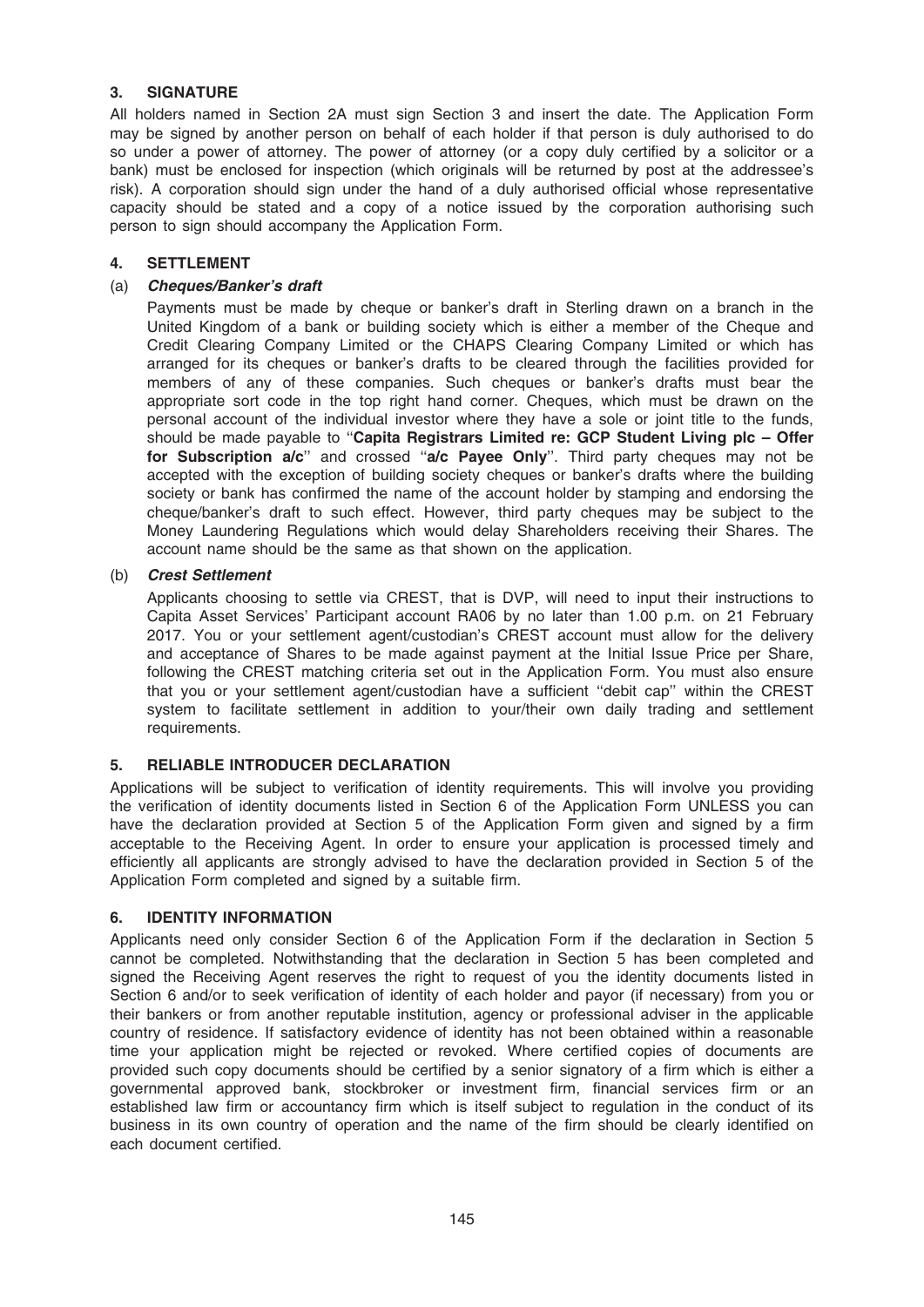## 3. SIGNATURE

All holders named in Section 2A must sign Section 3 and insert the date. The Application Form may be signed by another person on behalf of each holder if that person is duly authorised to do so under a power of attorney. The power of attorney (or a copy duly certified by a solicitor or a bank) must be enclosed for inspection (which originals will be returned by post at the addressee's risk). A corporation should sign under the hand of a duly authorised official whose representative capacity should be stated and a copy of a notice issued by the corporation authorising such person to sign should accompany the Application Form.

## 4. SETTLEMENT

### (a) *Cheques/Banker's draft*

Payments must be made by cheque or banker's draft in Sterling drawn on a branch in the United Kingdom of a bank or building society which is either a member of the Cheque and Credit Clearing Company Limited or the CHAPS Clearing Company Limited or which has arranged for its cheques or banker's drafts to be cleared through the facilities provided for members of any of these companies. Such cheques or banker's drafts must bear the appropriate sort code in the top right hand corner. Cheques, which must be drawn on the personal account of the individual investor where they have a sole or joint title to the funds, should be made payable to ''**Capita Registrars Limited re: GCP Student Living plc – Offer for Subscription a/c**'' and crossed ''**a/c Payee Only**''. Third party cheques may not be accepted with the exception of building society cheques or banker's drafts where the building society or bank has confirmed the name of the account holder by stamping and endorsing the cheque/banker's draft to such effect. However, third party cheques may be subject to the Money Laundering Regulations which would delay Shareholders receiving their Shares. The account name should be the same as that shown on the application.

### (b) *Crest Settlement*

Applicants choosing to settle via CREST, that is DVP, will need to input their instructions to Capita Asset Services' Participant account RA06 by no later than 1.00 p.m. on 21 February 2017. You or your settlement agent/custodian's CREST account must allow for the delivery and acceptance of Shares to be made against payment at the Initial Issue Price per Share, following the CREST matching criteria set out in the Application Form. You must also ensure that you or your settlement agent/custodian have a sufficient ''debit cap'' within the CREST system to facilitate settlement in addition to your/their own daily trading and settlement requirements.

## 5. RELIABLE INTRODUCER DECLARATION

Applications will be subject to verification of identity requirements. This will involve you providing the verification of identity documents listed in Section 6 of the Application Form UNLESS you can have the declaration provided at Section 5 of the Application Form given and signed by a firm acceptable to the Receiving Agent. In order to ensure your application is processed timely and efficiently all applicants are strongly advised to have the declaration provided in Section 5 of the Application Form completed and signed by a suitable firm.

## 6. IDENTITY INFORMATION

Applicants need only consider Section 6 of the Application Form if the declaration in Section 5 cannot be completed. Notwithstanding that the declaration in Section 5 has been completed and signed the Receiving Agent reserves the right to request of you the identity documents listed in Section 6 and/or to seek verification of identity of each holder and payor (if necessary) from you or their bankers or from another reputable institution, agency or professional adviser in the applicable country of residence. If satisfactory evidence of identity has not been obtained within a reasonable time your application might be rejected or revoked. Where certified copies of documents are provided such copy documents should be certified by a senior signatory of a firm which is either a governmental approved bank, stockbroker or investment firm, financial services firm or an established law firm or accountancy firm which is itself subject to regulation in the conduct of its business in its own country of operation and the name of the firm should be clearly identified on each document certified.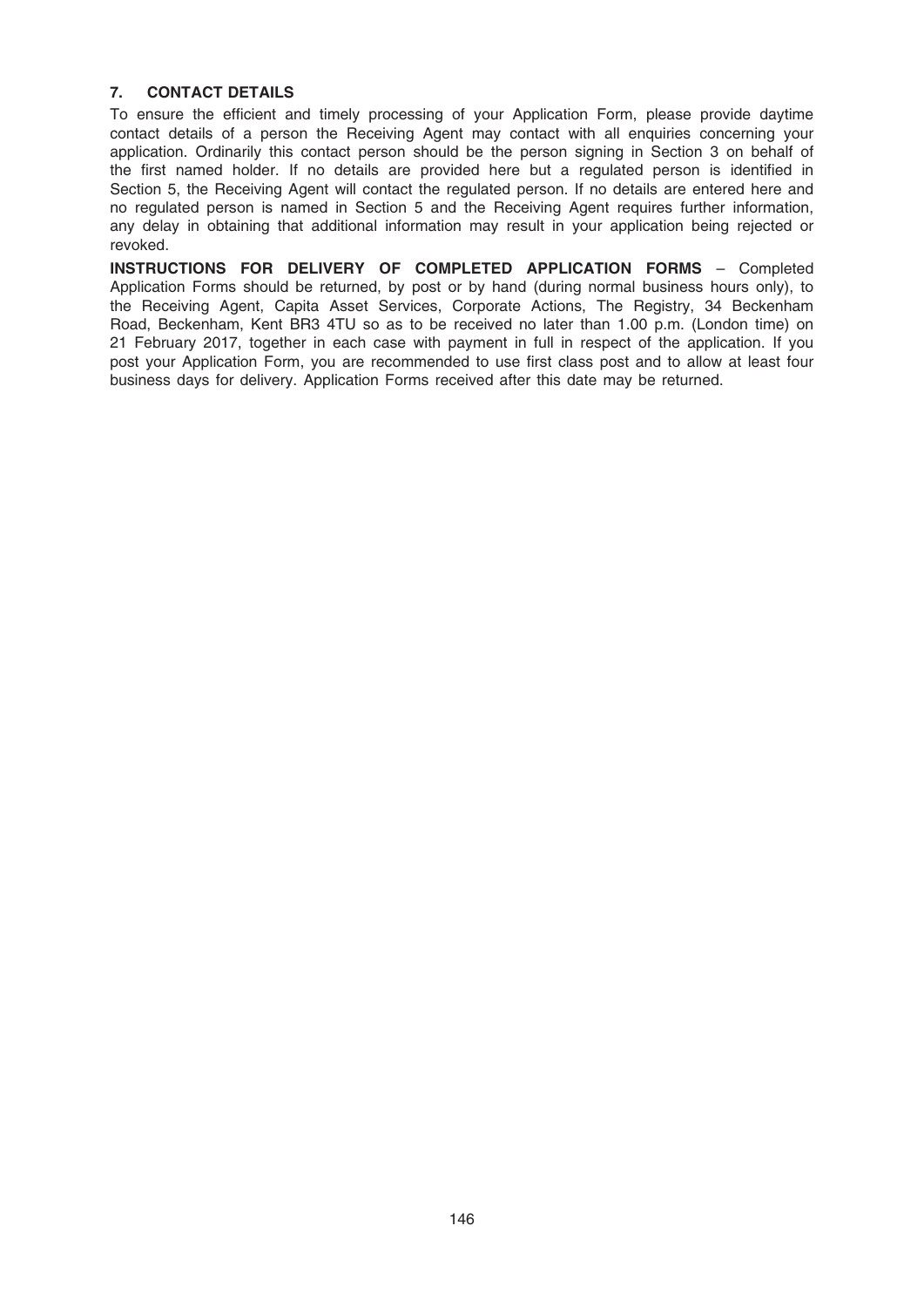## 7. CONTACT DETAILS

To ensure the efficient and timely processing of your Application Form, please provide daytime contact details of a person the Receiving Agent may contact with all enquiries concerning your application. Ordinarily this contact person should be the person signing in Section 3 on behalf of the first named holder. If no details are provided here but a regulated person is identified in Section 5, the Receiving Agent will contact the regulated person. If no details are entered here and no regulated person is named in Section 5 and the Receiving Agent requires further information, any delay in obtaining that additional information may result in your application being rejected or revoked.

**INSTRUCTIONS FOR DELIVERY OF COMPLETED APPLICATION FORMS** – Completed Application Forms should be returned, by post or by hand (during normal business hours only), to the Receiving Agent, Capita Asset Services, Corporate Actions, The Registry, 34 Beckenham Road, Beckenham, Kent BR3 4TU so as to be received no later than 1.00 p.m. (London time) on 21 February 2017, together in each case with payment in full in respect of the application. If you post your Application Form, you are recommended to use first class post and to allow at least four business days for delivery. Application Forms received after this date may be returned.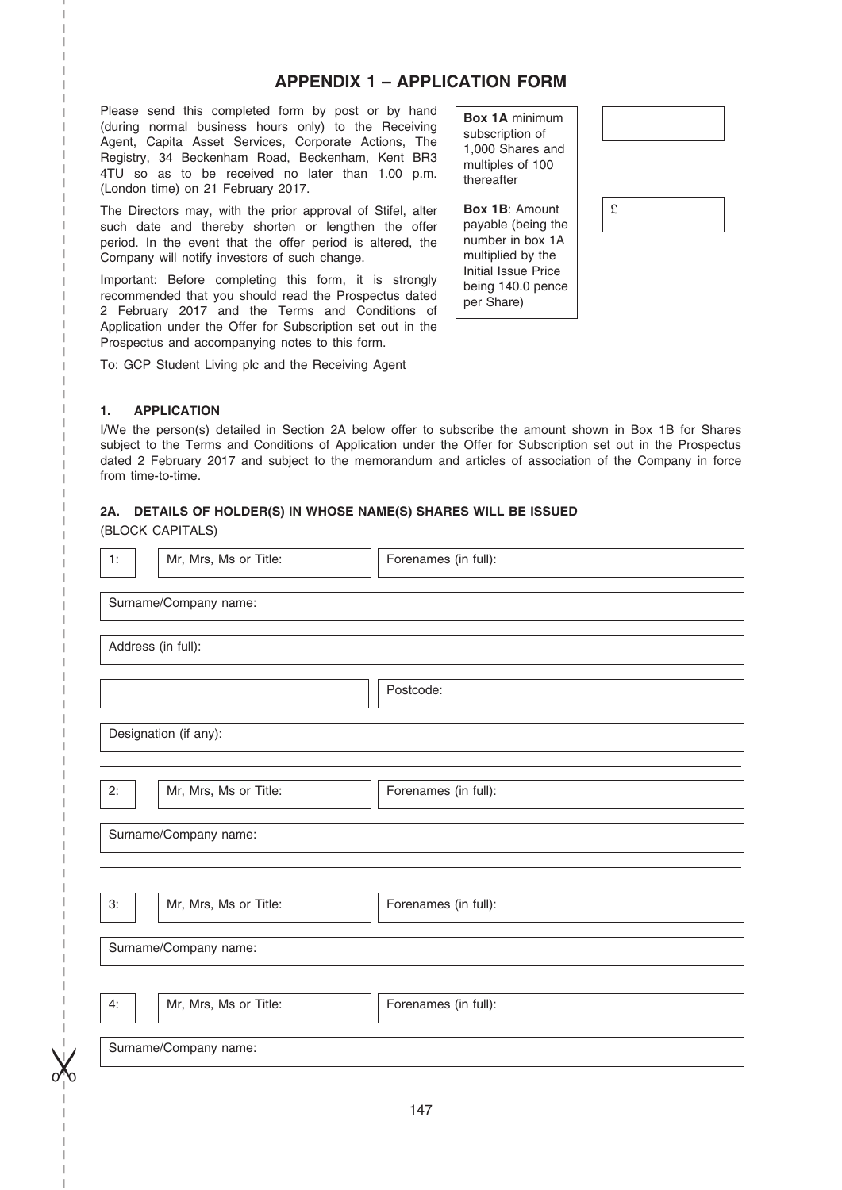# APPENDIX 1 – APPLICATION FORM

Please send this completed form by post or by hand (during normal business hours only) to the Receiving Agent, Capita Asset Services, Corporate Actions, The Registry, 34 Beckenham Road, Beckenham, Kent BR3 4TU so as to be received no later than 1.00 p.m. (London time) on 21 February 2017.

The Directors may, with the prior approval of Stifel, alter such date and thereby shorten or lengthen the offer period. In the event that the offer period is altered, the Company will notify investors of such change.

Important: Before completing this form, it is strongly recommended that you should read the Prospectus dated 2 February 2017 and the Terms and Conditions of Application under the Offer for Subscription set out in the Prospectus and accompanying notes to this form.

| | |
|---|---|
| **Box 1A** minimum subscription of 1,000 Shares and multiples of 100 thereafter | |
| **Box 1B**: Amount payable (being the number in box 1A multiplied by the Initial Issue Price being 140.0 pence per Share) | £ |

To: GCP Student Living plc and the Receiving Agent

## 1. APPLICATION

I/We the person(s) detailed in Section 2A below offer to subscribe the amount shown in Box 1B for Shares subject to the Terms and Conditions of Application under the Offer for Subscription set out in the Prospectus dated 2 February 2017 and subject to the memorandum and articles of association of the Company in force from time-to-time.

## 2A. DETAILS OF HOLDER(S) IN WHOSE NAME(S) SHARES WILL BE ISSUED

(BLOCK CAPITALS)

1: Mr, Mrs, Ms or Title: Forenames (in full):

Surname/Company name:

Address (in full):

Postcode:

Designation (if any):

2: Mr, Mrs, Ms or Title: Forenames (in full):

Surname/Company name:

3: Mr, Mrs, Ms or Title: Forenames (in full):

Surname/Company name:

4: Mr, Mrs, Ms or Title: Forenames (in full):

Surname/Company name: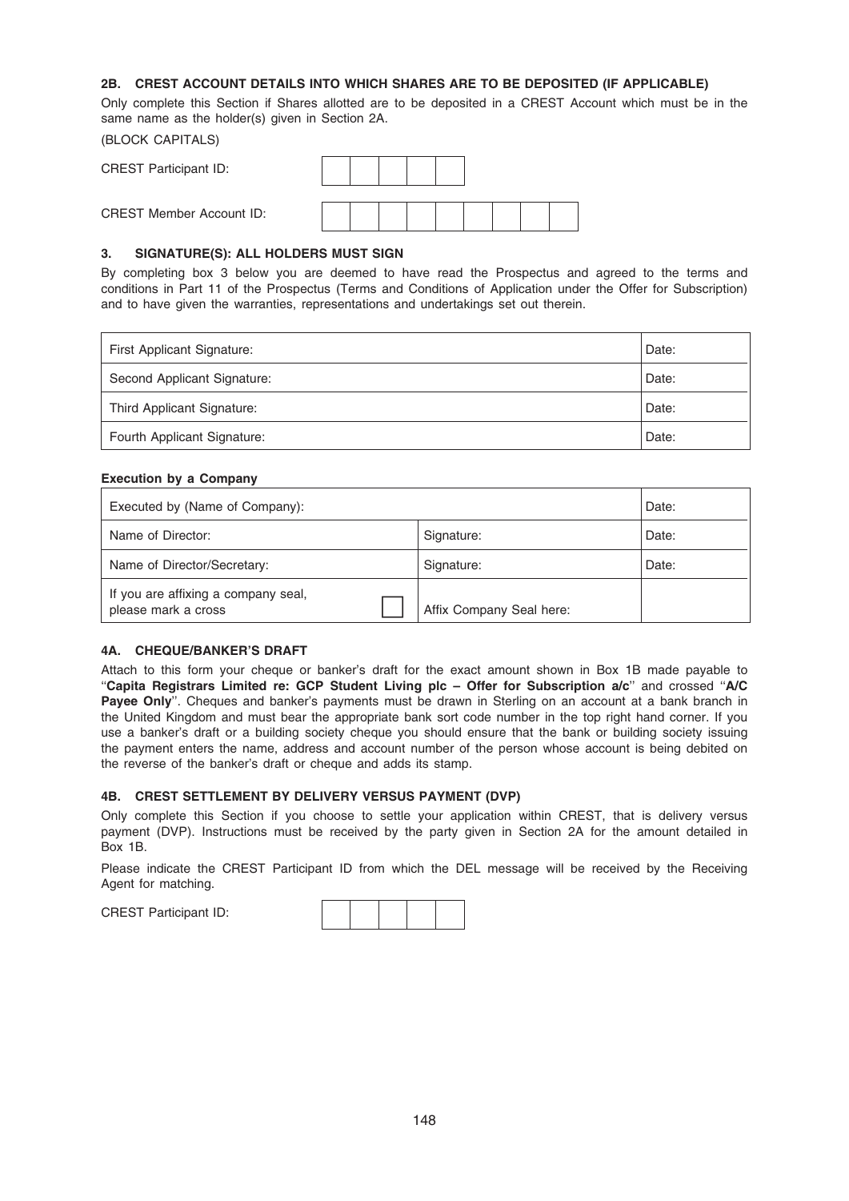### 2B. CREST ACCOUNT DETAILS INTO WHICH SHARES ARE TO BE DEPOSITED (IF APPLICABLE)

Only complete this Section if Shares allotted are to be deposited in a CREST Account which must be in the same name as the holder(s) given in Section 2A.

(BLOCK CAPITALS)

| CREST Participant ID: | | | | | |
|---|---|---|---|---|---|

| CREST Member Account ID: | | | | | | | | |
|---|---|---|---|---|---|---|---|---|

### 3. SIGNATURE(S): ALL HOLDERS MUST SIGN

By completing box 3 below you are deemed to have read the Prospectus and agreed to the terms and conditions in Part 11 of the Prospectus (Terms and Conditions of Application under the Offer for Subscription) and to have given the warranties, representations and undertakings set out therein.

| | |
|---|---|
| First Applicant Signature: | Date: |
| Second Applicant Signature: | Date: |
| Third Applicant Signature: | Date: |
| Fourth Applicant Signature: | Date: |

**Execution by a Company**

| | | |
|---|---|---|
| Executed by (Name of Company): | | Date: |
| Name of Director: | Signature: | Date: |
| Name of Director/Secretary: | Signature: | Date: |
| If you are affixing a company seal, please mark a cross ☐ | Affix Company Seal here: | |

### 4A. CHEQUE/BANKER'S DRAFT

Attach to this form your cheque or banker's draft for the exact amount shown in Box 1B made payable to "**Capita Registrars Limited re: GCP Student Living plc – Offer for Subscription a/c**" and crossed "**A/C Payee Only**". Cheques and banker's payments must be drawn in Sterling on an account at a bank branch in the United Kingdom and must bear the appropriate bank sort code number in the top right hand corner. If you use a banker's draft or a building society cheque you should ensure that the bank or building society issuing the payment enters the name, address and account number of the person whose account is being debited on the reverse of the banker's draft or cheque and adds its stamp.

### 4B. CREST SETTLEMENT BY DELIVERY VERSUS PAYMENT (DVP)

Only complete this Section if you choose to settle your application within CREST, that is delivery versus payment (DVP). Instructions must be received by the party given in Section 2A for the amount detailed in Box 1B.

Please indicate the CREST Participant ID from which the DEL message will be received by the Receiving Agent for matching.

| CREST Participant ID: | | | | | |
|---|---|---|---|---|---|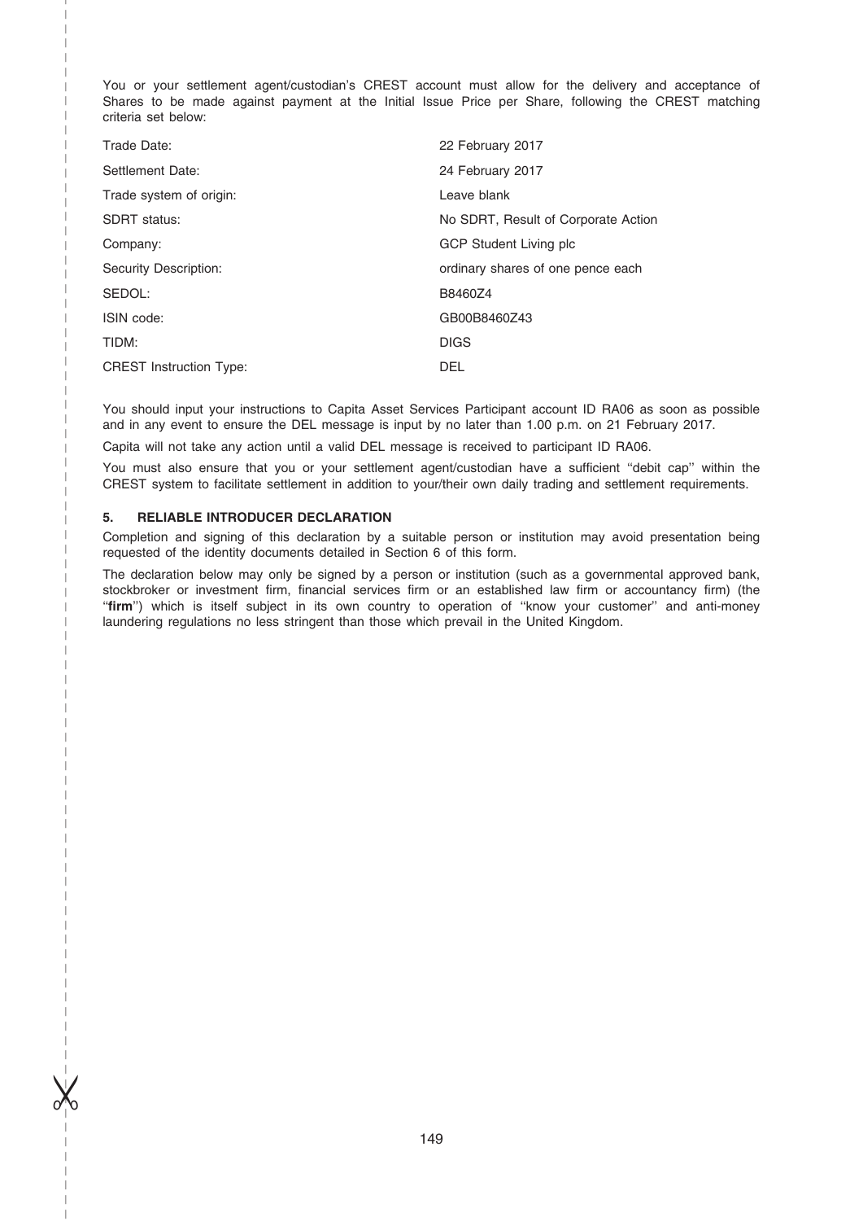You or your settlement agent/custodian's CREST account must allow for the delivery and acceptance of Shares to be made against payment at the Initial Issue Price per Share, following the CREST matching criteria set below:

| | |
|---|---|
| Trade Date: | 22 February 2017 |
| Settlement Date: | 24 February 2017 |
| Trade system of origin: | Leave blank |
| SDRT status: | No SDRT, Result of Corporate Action |
| Company: | GCP Student Living plc |
| Security Description: | ordinary shares of one pence each |
| SEDOL: | B8460Z4 |
| ISIN code: | GB00B8460Z43 |
| TIDM: | DIGS |
| CREST Instruction Type: | DEL |

You should input your instructions to Capita Asset Services Participant account ID RA06 as soon as possible and in any event to ensure the DEL message is input by no later than 1.00 p.m. on 21 February 2017.

Capita will not take any action until a valid DEL message is received to participant ID RA06.

You must also ensure that you or your settlement agent/custodian have a sufficient ''debit cap'' within the CREST system to facilitate settlement in addition to your/their own daily trading and settlement requirements.

### 5. RELIABLE INTRODUCER DECLARATION

Completion and signing of this declaration by a suitable person or institution may avoid presentation being requested of the identity documents detailed in Section 6 of this form.

The declaration below may only be signed by a person or institution (such as a governmental approved bank, stockbroker or investment firm, financial services firm or an established law firm or accountancy firm) (the ''**firm**'') which is itself subject in its own country to operation of ''know your customer'' and anti-money laundering regulations no less stringent than those which prevail in the United Kingdom.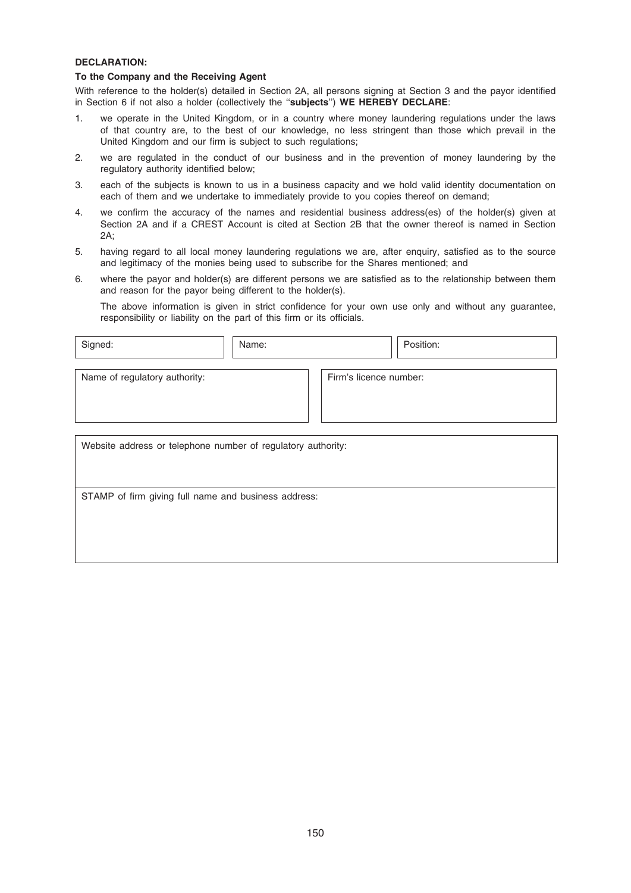**DECLARATION:**

**To the Company and the Receiving Agent**

With reference to the holder(s) detailed in Section 2A, all persons signing at Section 3 and the payor identified in Section 6 if not also a holder (collectively the "**subjects**") **WE HEREBY DECLARE**:

1. we operate in the United Kingdom, or in a country where money laundering regulations under the laws of that country are, to the best of our knowledge, no less stringent than those which prevail in the United Kingdom and our firm is subject to such regulations;
2. we are regulated in the conduct of our business and in the prevention of money laundering by the regulatory authority identified below;
3. each of the subjects is known to us in a business capacity and we hold valid identity documentation on each of them and we undertake to immediately provide to you copies thereof on demand;
4. we confirm the accuracy of the names and residential business address(es) of the holder(s) given at Section 2A and if a CREST Account is cited at Section 2B that the owner thereof is named in Section 2A;
5. having regard to all local money laundering regulations we are, after enquiry, satisfied as to the source and legitimacy of the monies being used to subscribe for the Shares mentioned; and
6. where the payor and holder(s) are different persons we are satisfied as to the relationship between them and reason for the payor being different to the holder(s).

   The above information is given in strict confidence for your own use only and without any guarantee, responsibility or liability on the part of this firm or its officials.

| Signed: | Name: | Position: |
|---|---|---|

| Name of regulatory authority: | Firm's licence number: |
|---|---|

| Website address or telephone number of regulatory authority: |
|---|
| STAMP of firm giving full name and business address: |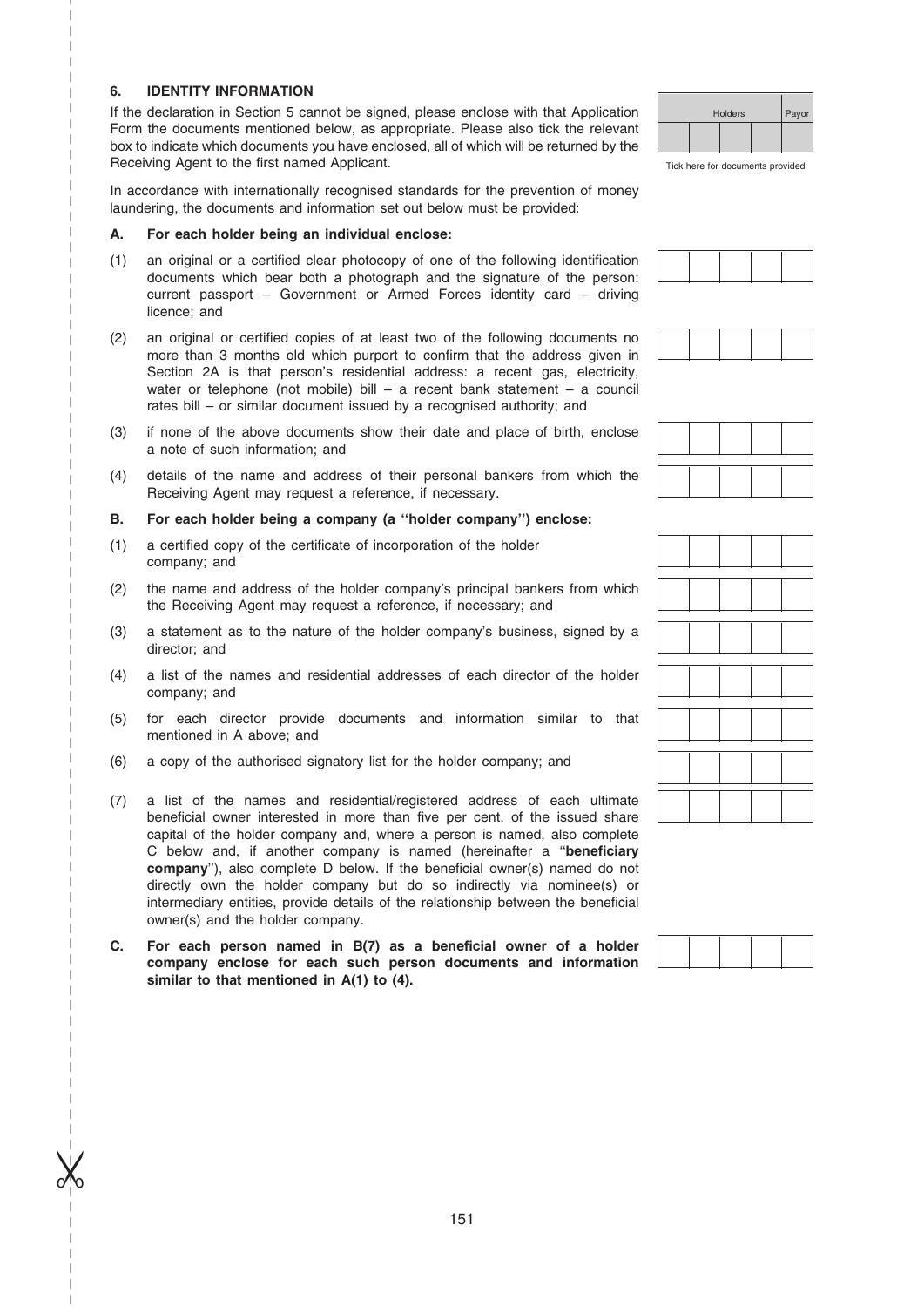### 6. IDENTITY INFORMATION

If the declaration in Section 5 cannot be signed, please enclose with that Application Form the documents mentioned below, as appropriate. Please also tick the relevant box to indicate which documents you have enclosed, all of which will be returned by the Receiving Agent to the first named Applicant.

| Holders | | | | Payor |
|---|---|---|---|---|
| | | | | |

Tick here for documents provided

In accordance with internationally recognised standards for the prevention of money laundering, the documents and information set out below must be provided:

**A. For each holder being an individual enclose:**

(1) an original or a certified clear photocopy of one of the following identification documents which bear both a photograph and the signature of the person: current passport – Government or Armed Forces identity card – driving licence; and

(2) an original or certified copies of at least two of the following documents no more than 3 months old which purport to confirm that the address given in Section 2A is that person's residential address: a recent gas, electricity, water or telephone (not mobile) bill – a recent bank statement – a council rates bill – or similar document issued by a recognised authority; and

(3) if none of the above documents show their date and place of birth, enclose a note of such information; and

(4) details of the name and address of their personal bankers from which the Receiving Agent may request a reference, if necessary.

**B. For each holder being a company (a "holder company") enclose:**

(1) a certified copy of the certificate of incorporation of the holder company; and

(2) the name and address of the holder company's principal bankers from which the Receiving Agent may request a reference, if necessary; and

(3) a statement as to the nature of the holder company's business, signed by a director; and

(4) a list of the names and residential addresses of each director of the holder company; and

(5) for each director provide documents and information similar to that mentioned in A above; and

(6) a copy of the authorised signatory list for the holder company; and

(7) a list of the names and residential/registered address of each ultimate beneficial owner interested in more than five per cent. of the issued share capital of the holder company and, where a person is named, also complete C below and, if another company is named (hereinafter a "**beneficiary company**"), also complete D below. If the beneficial owner(s) named do not directly own the holder company but do so indirectly via nominee(s) or intermediary entities, provide details of the relationship between the beneficial owner(s) and the holder company.

**C. For each person named in B(7) as a beneficial owner of a holder company enclose for each such person documents and information similar to that mentioned in A(1) to (4).**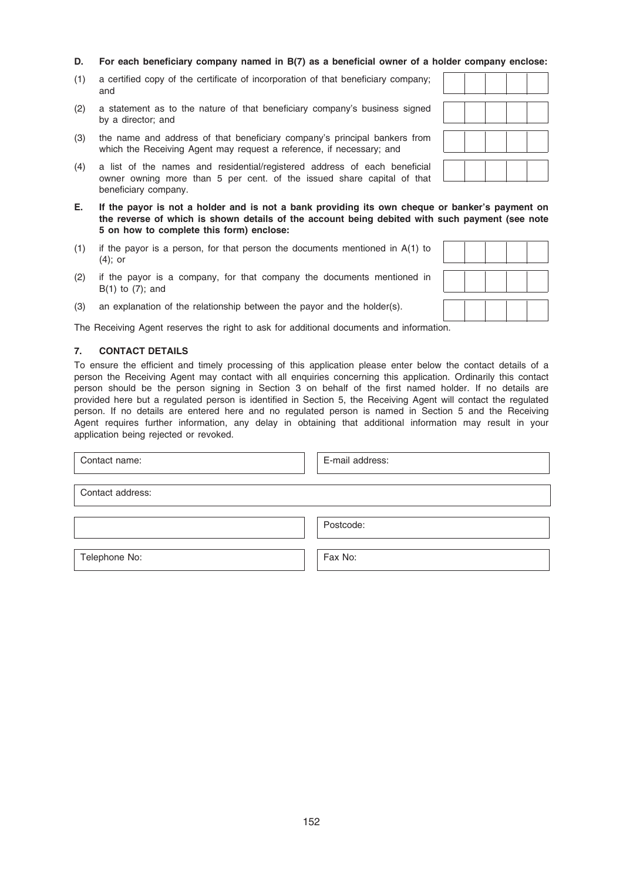**D. For each beneficiary company named in B(7) as a beneficial owner of a holder company enclose:**

(1) a certified copy of the certificate of incorporation of that beneficiary company; and

(2) a statement as to the nature of that beneficiary company's business signed by a director; and

(3) the name and address of that beneficiary company's principal bankers from which the Receiving Agent may request a reference, if necessary; and

(4) a list of the names and residential/registered address of each beneficial owner owning more than 5 per cent. of the issued share capital of that beneficiary company.

**E. If the payor is not a holder and is not a bank providing its own cheque or banker's payment on the reverse of which is shown details of the account being debited with such payment (see note 5 on how to complete this form) enclose:**

(1) if the payor is a person, for that person the documents mentioned in A(1) to (4); or

(2) if the payor is a company, for that company the documents mentioned in B(1) to (7); and

(3) an explanation of the relationship between the payor and the holder(s).

The Receiving Agent reserves the right to ask for additional documents and information.

### 7. CONTACT DETAILS

To ensure the efficient and timely processing of this application please enter below the contact details of a person the Receiving Agent may contact with all enquiries concerning this application. Ordinarily this contact person should be the person signing in Section 3 on behalf of the first named holder. If no details are provided here but a regulated person is identified in Section 5, the Receiving Agent will contact the regulated person. If no details are entered here and no regulated person is named in Section 5 and the Receiving Agent requires further information, any delay in obtaining that additional information may result in your application being rejected or revoked.

| Contact name: | E-mail address: |
|---|---|
| Contact address: | |
| | Postcode: |
| Telephone No: | Fax No: |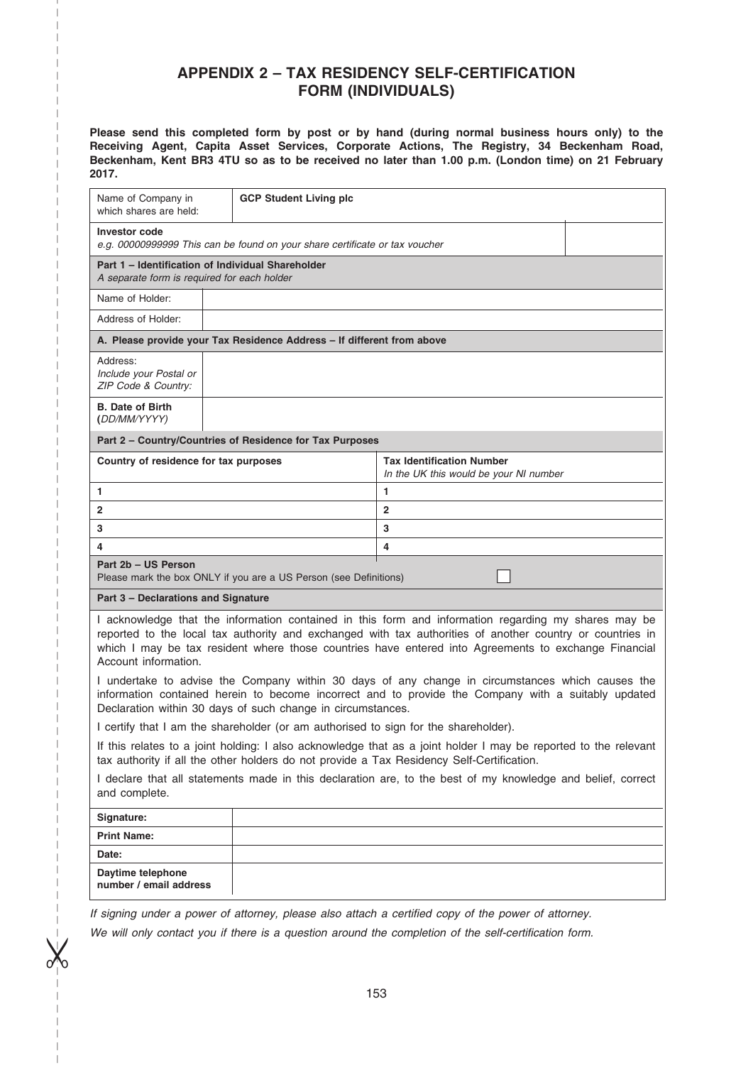# APPENDIX 2 – TAX RESIDENCY SELF-CERTIFICATION FORM (INDIVIDUALS)

**Please send this completed form by post or by hand (during normal business hours only) to the Receiving Agent, Capita Asset Services, Corporate Actions, The Registry, 34 Beckenham Road, Beckenham, Kent BR3 4TU so as to be received no later than 1.00 p.m. (London time) on 21 February 2017.**

| Name of Company in which shares are held: | **GCP Student Living plc** |
|---|---|
| **Investor code** *e.g. 00000999999 This can be found on your share certificate or tax voucher* | |

| **Part 1 – Identification of Individual Shareholder** *A separate form is required for each holder* | |
|---|---|
| Name of Holder: | |
| Address of Holder: | |
| **A. Please provide your Tax Residence Address – If different from above** | |
| Address: *Include your Postal or ZIP Code & Country:* | |
| **B. Date of Birth (***DD/MM/YYYY***)** | |

**Part 2 – Country/Countries of Residence for Tax Purposes**

| Country of residence for tax purposes | Tax Identification Number *In the UK this would be your NI number* |
|---|---|
| 1 | 1 |
| 2 | 2 |
| 3 | 3 |
| 4 | 4 |

**Part 2b – US Person**
Please mark the box ONLY if you are a US Person (see Definitions) ☐

**Part 3 – Declarations and Signature**

I acknowledge that the information contained in this form and information regarding my shares may be reported to the local tax authority and exchanged with tax authorities of another country or countries in which I may be tax resident where those countries have entered into Agreements to exchange Financial Account information.

I undertake to advise the Company within 30 days of any change in circumstances which causes the information contained herein to become incorrect and to provide the Company with a suitably updated Declaration within 30 days of such change in circumstances.

I certify that I am the shareholder (or am authorised to sign for the shareholder).

If this relates to a joint holding: I also acknowledge that as a joint holder I may be reported to the relevant tax authority if all the other holders do not provide a Tax Residency Self-Certification.

I declare that all statements made in this declaration are, to the best of my knowledge and belief, correct and complete.

| **Signature:** | |
|---|---|
| **Print Name:** | |
| **Date:** | |
| **Daytime telephone number / email address** | |

*If signing under a power of attorney, please also attach a certified copy of the power of attorney.*

*We will only contact you if there is a question around the completion of the self-certification form.*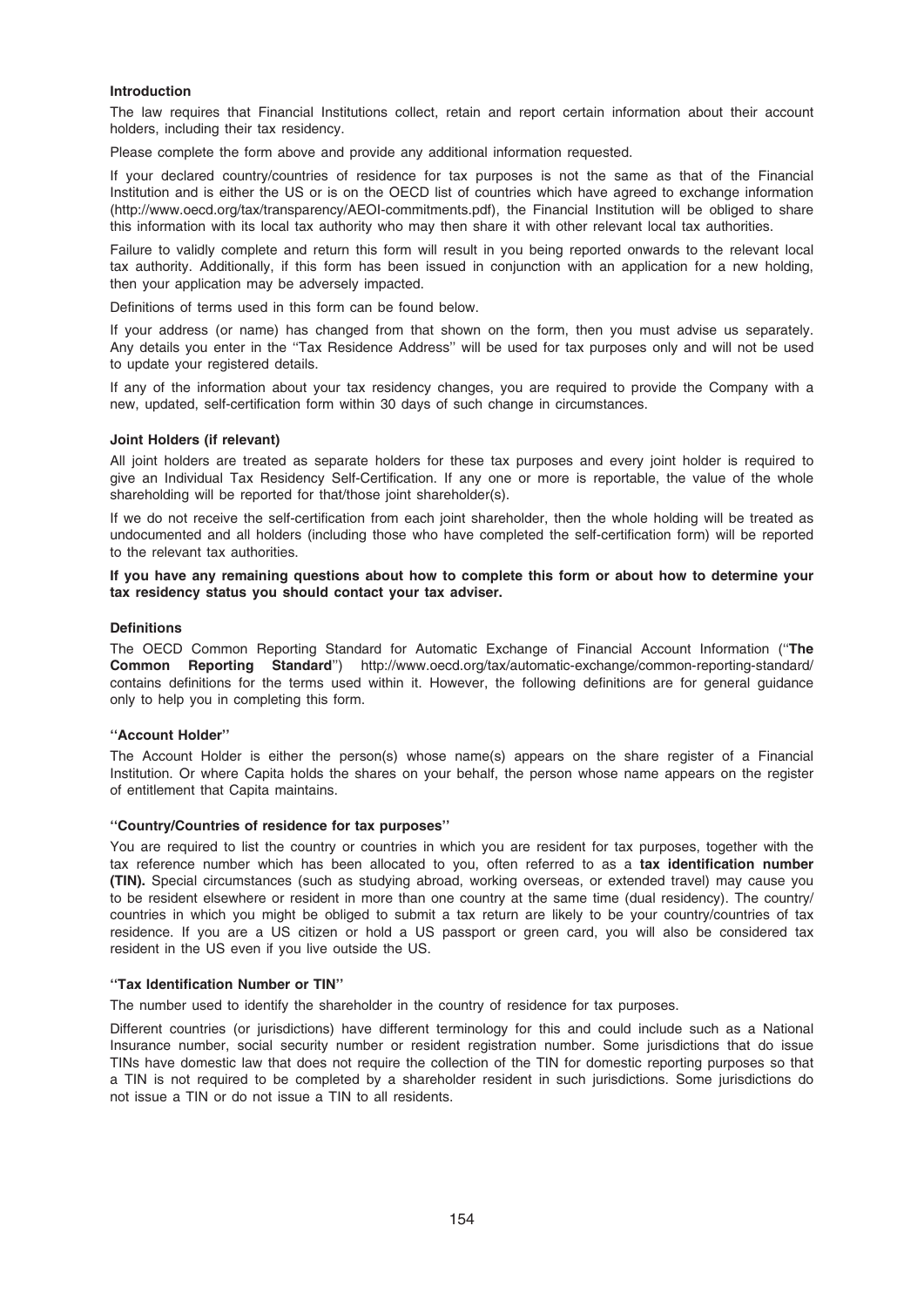### Introduction

The law requires that Financial Institutions collect, retain and report certain information about their account holders, including their tax residency.

Please complete the form above and provide any additional information requested.

If your declared country/countries of residence for tax purposes is not the same as that of the Financial Institution and is either the US or is on the OECD list of countries which have agreed to exchange information (http://www.oecd.org/tax/transparency/AEOI-commitments.pdf), the Financial Institution will be obliged to share this information with its local tax authority who may then share it with other relevant local tax authorities.

Failure to validly complete and return this form will result in you being reported onwards to the relevant local tax authority. Additionally, if this form has been issued in conjunction with an application for a new holding, then your application may be adversely impacted.

Definitions of terms used in this form can be found below.

If your address (or name) has changed from that shown on the form, then you must advise us separately. Any details you enter in the ''Tax Residence Address'' will be used for tax purposes only and will not be used to update your registered details.

If any of the information about your tax residency changes, you are required to provide the Company with a new, updated, self-certification form within 30 days of such change in circumstances.

### Joint Holders (if relevant)

All joint holders are treated as separate holders for these tax purposes and every joint holder is required to give an Individual Tax Residency Self-Certification. If any one or more is reportable, the value of the whole shareholding will be reported for that/those joint shareholder(s).

If we do not receive the self-certification from each joint shareholder, then the whole holding will be treated as undocumented and all holders (including those who have completed the self-certification form) will be reported to the relevant tax authorities.

**If you have any remaining questions about how to complete this form or about how to determine your tax residency status you should contact your tax adviser.**

### Definitions

The OECD Common Reporting Standard for Automatic Exchange of Financial Account Information (''**The Common Reporting Standard**'') http://www.oecd.org/tax/automatic-exchange/common-reporting-standard/ contains definitions for the terms used within it. However, the following definitions are for general guidance only to help you in completing this form.

#### ''Account Holder''

The Account Holder is either the person(s) whose name(s) appears on the share register of a Financial Institution. Or where Capita holds the shares on your behalf, the person whose name appears on the register of entitlement that Capita maintains.

#### ''Country/Countries of residence for tax purposes''

You are required to list the country or countries in which you are resident for tax purposes, together with the tax reference number which has been allocated to you, often referred to as a **tax identification number (TIN).** Special circumstances (such as studying abroad, working overseas, or extended travel) may cause you to be resident elsewhere or resident in more than one country at the same time (dual residency). The country/countries in which you might be obliged to submit a tax return are likely to be your country/countries of tax residence. If you are a US citizen or hold a US passport or green card, you will also be considered tax resident in the US even if you live outside the US.

#### ''Tax Identification Number or TIN''

The number used to identify the shareholder in the country of residence for tax purposes.

Different countries (or jurisdictions) have different terminology for this and could include such as a National Insurance number, social security number or resident registration number. Some jurisdictions that do issue TINs have domestic law that does not require the collection of the TIN for domestic reporting purposes so that a TIN is not required to be completed by a shareholder resident in such jurisdictions. Some jurisdictions do not issue a TIN or do not issue a TIN to all residents.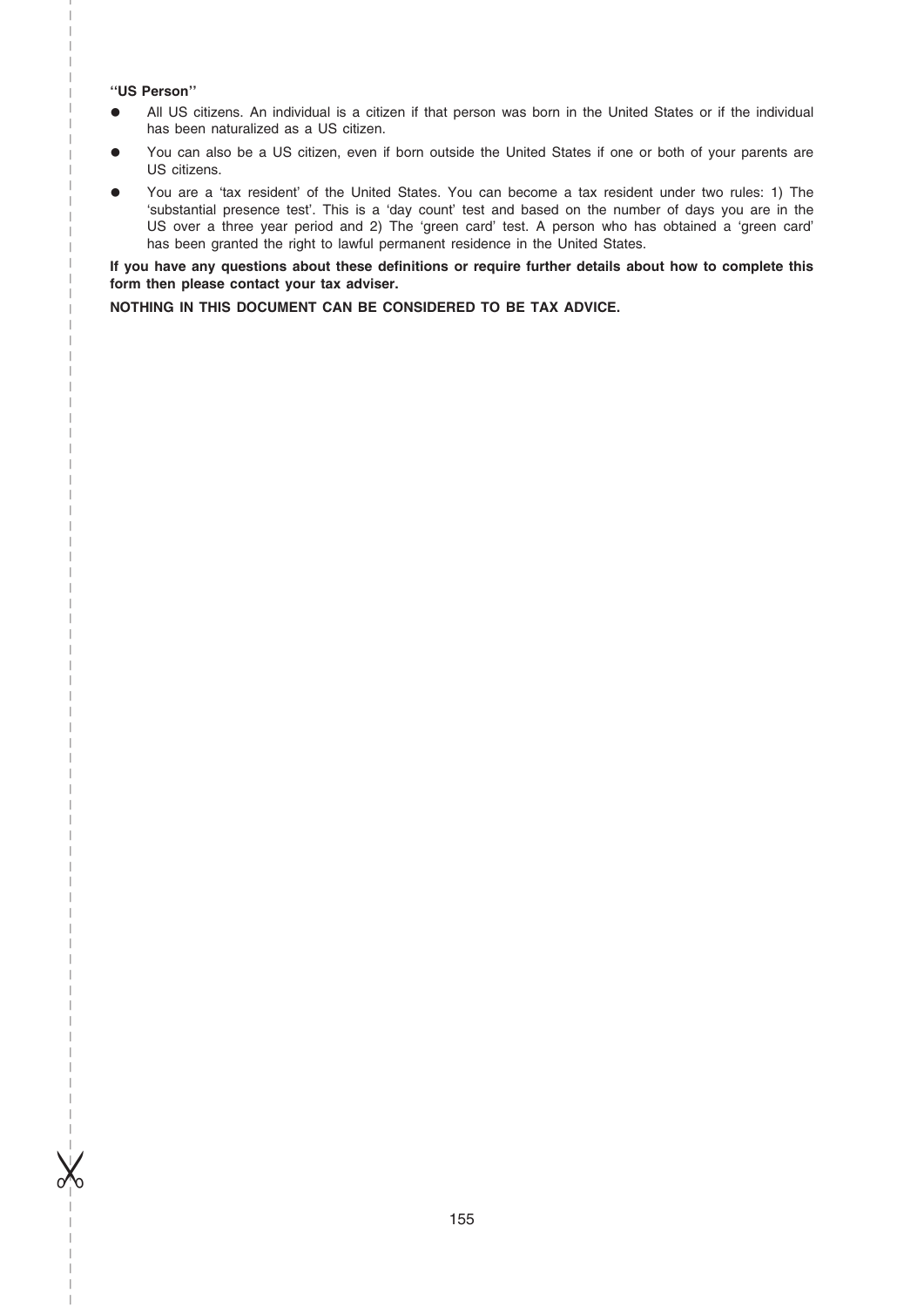**"US Person"**

- All US citizens. An individual is a citizen if that person was born in the United States or if the individual has been naturalized as a US citizen.
- You can also be a US citizen, even if born outside the United States if one or both of your parents are US citizens.
- You are a 'tax resident' of the United States. You can become a tax resident under two rules: 1) The 'substantial presence test'. This is a 'day count' test and based on the number of days you are in the US over a three year period and 2) The 'green card' test. A person who has obtained a 'green card' has been granted the right to lawful permanent residence in the United States.

**If you have any questions about these definitions or require further details about how to complete this form then please contact your tax adviser.**

**NOTHING IN THIS DOCUMENT CAN BE CONSIDERED TO BE TAX ADVICE.**